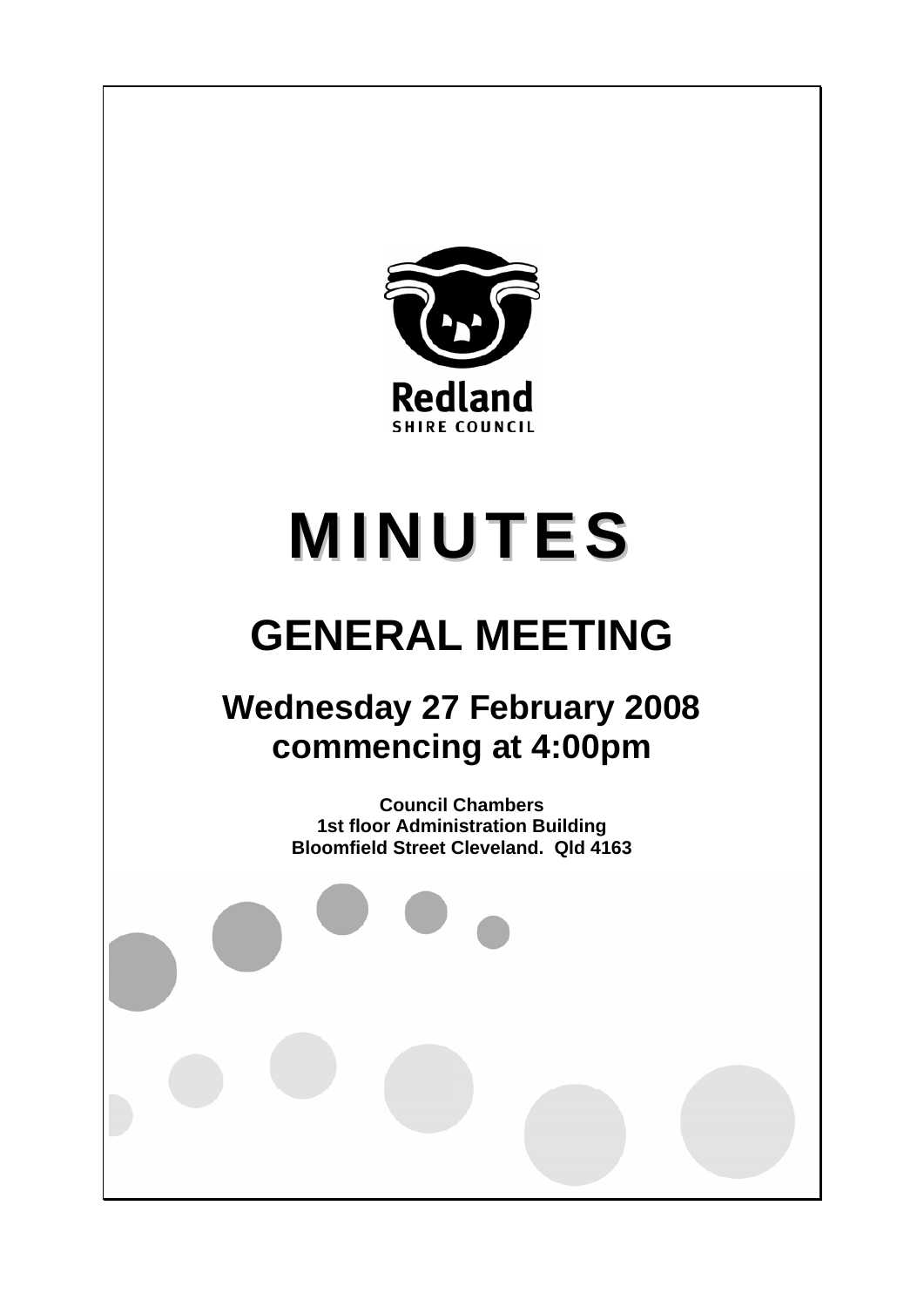Redland

SHIRE COUNCIL

# MINUTES

# GENERAL MEETING

## Wednesday 27 February 2008 commencing at 4:00pm

**Council Chambers**
**1st floor Administration Building**
**Bloomfield Street Cleveland. Qld 4163**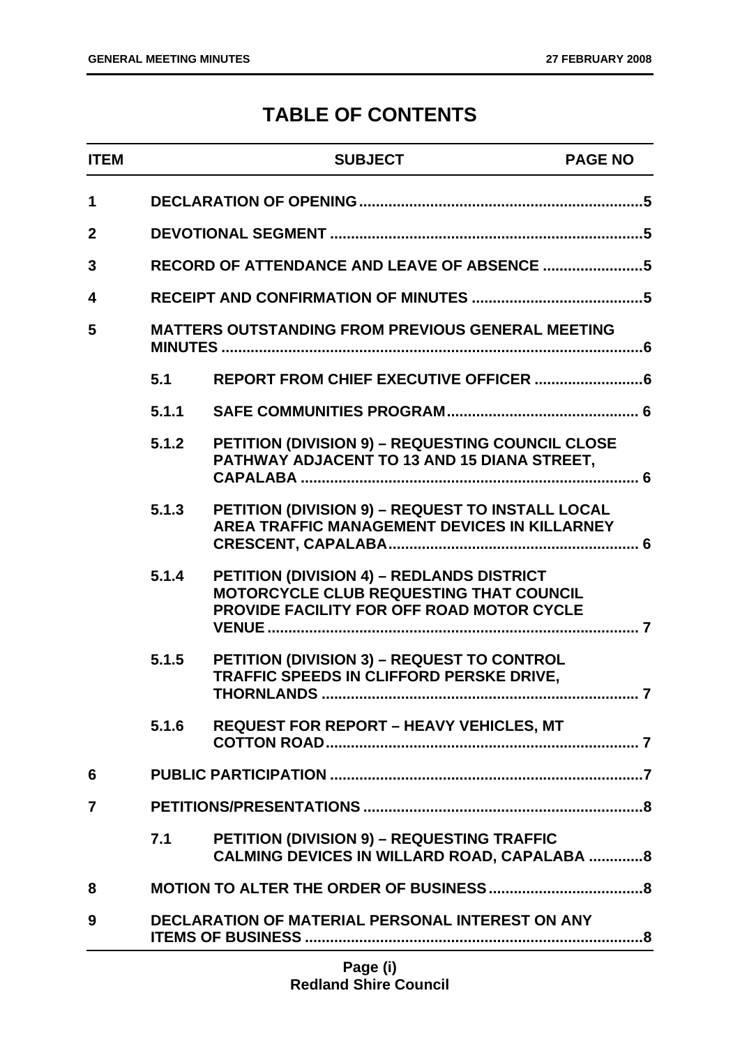# TABLE OF CONTENTS

| ITEM | | SUBJECT | PAGE NO |
|---|---|---|---|
| 1 | | DECLARATION OF OPENING | 5 |
| 2 | | DEVOTIONAL SEGMENT | 5 |
| 3 | | RECORD OF ATTENDANCE AND LEAVE OF ABSENCE | 5 |
| 4 | | RECEIPT AND CONFIRMATION OF MINUTES | 5 |
| 5 | | MATTERS OUTSTANDING FROM PREVIOUS GENERAL MEETING MINUTES | 6 |
| | 5.1 | REPORT FROM CHIEF EXECUTIVE OFFICER | 6 |
| | 5.1.1 | SAFE COMMUNITIES PROGRAM | 6 |
| | 5.1.2 | PETITION (DIVISION 9) – REQUESTING COUNCIL CLOSE PATHWAY ADJACENT TO 13 AND 15 DIANA STREET, CAPALABA | 6 |
| | 5.1.3 | PETITION (DIVISION 9) – REQUEST TO INSTALL LOCAL AREA TRAFFIC MANAGEMENT DEVICES IN KILLARNEY CRESCENT, CAPALABA | 6 |
| | 5.1.4 | PETITION (DIVISION 4) – REDLANDS DISTRICT MOTORCYCLE CLUB REQUESTING THAT COUNCIL PROVIDE FACILITY FOR OFF ROAD MOTOR CYCLE VENUE | 7 |
| | 5.1.5 | PETITION (DIVISION 3) – REQUEST TO CONTROL TRAFFIC SPEEDS IN CLIFFORD PERSKE DRIVE, THORNLANDS | 7 |
| | 5.1.6 | REQUEST FOR REPORT – HEAVY VEHICLES, MT COTTON ROAD | 7 |
| 6 | | PUBLIC PARTICIPATION | 7 |
| 7 | | PETITIONS/PRESENTATIONS | 8 |
| | 7.1 | PETITION (DIVISION 9) – REQUESTING TRAFFIC CALMING DEVICES IN WILLARD ROAD, CAPALABA | 8 |
| 8 | | MOTION TO ALTER THE ORDER OF BUSINESS | 8 |
| 9 | | DECLARATION OF MATERIAL PERSONAL INTEREST ON ANY ITEMS OF BUSINESS | 8 |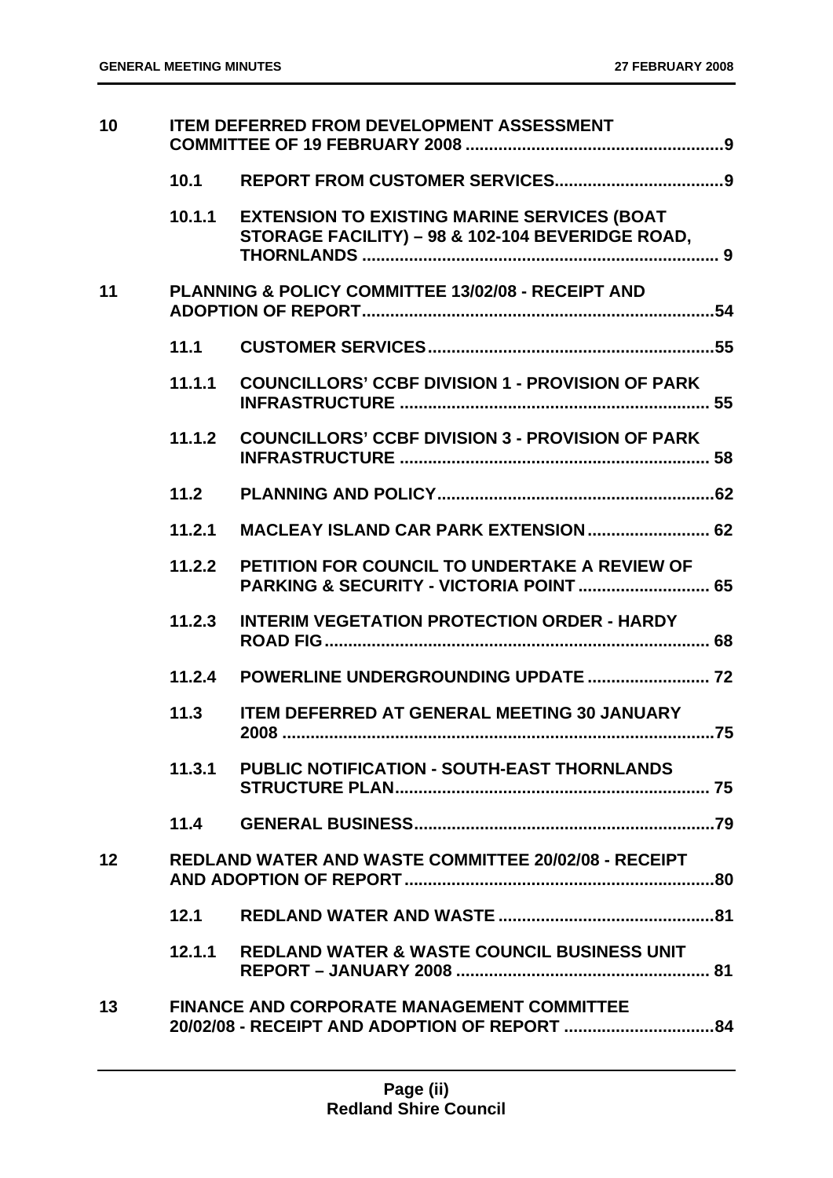| | | | |
|---|---|---|---|
| **10** | **ITEM DEFERRED FROM DEVELOPMENT ASSESSMENT COMMITTEE OF 19 FEBRUARY 2008** | | **9** |
| | **10.1** | **REPORT FROM CUSTOMER SERVICES** | **9** |
| | **10.1.1** | **EXTENSION TO EXISTING MARINE SERVICES (BOAT STORAGE FACILITY) – 98 & 102-104 BEVERIDGE ROAD, THORNLANDS** | **9** |
| **11** | **PLANNING & POLICY COMMITTEE 13/02/08 - RECEIPT AND ADOPTION OF REPORT** | | **54** |
| | **11.1** | **CUSTOMER SERVICES** | **55** |
| | **11.1.1** | **COUNCILLORS' CCBF DIVISION 1 - PROVISION OF PARK INFRASTRUCTURE** | **55** |
| | **11.1.2** | **COUNCILLORS' CCBF DIVISION 3 - PROVISION OF PARK INFRASTRUCTURE** | **58** |
| | **11.2** | **PLANNING AND POLICY** | **62** |
| | **11.2.1** | **MACLEAY ISLAND CAR PARK EXTENSION** | **62** |
| | **11.2.2** | **PETITION FOR COUNCIL TO UNDERTAKE A REVIEW OF PARKING & SECURITY - VICTORIA POINT** | **65** |
| | **11.2.3** | **INTERIM VEGETATION PROTECTION ORDER - HARDY ROAD FIG** | **68** |
| | **11.2.4** | **POWERLINE UNDERGROUNDING UPDATE** | **72** |
| | **11.3** | **ITEM DEFERRED AT GENERAL MEETING 30 JANUARY 2008** | **75** |
| | **11.3.1** | **PUBLIC NOTIFICATION - SOUTH-EAST THORNLANDS STRUCTURE PLAN** | **75** |
| | **11.4** | **GENERAL BUSINESS** | **79** |
| **12** | **REDLAND WATER AND WASTE COMMITTEE 20/02/08 - RECEIPT AND ADOPTION OF REPORT** | | **80** |
| | **12.1** | **REDLAND WATER AND WASTE** | **81** |
| | **12.1.1** | **REDLAND WATER & WASTE COUNCIL BUSINESS UNIT REPORT – JANUARY 2008** | **81** |
| **13** | **FINANCE AND CORPORATE MANAGEMENT COMMITTEE 20/02/08 - RECEIPT AND ADOPTION OF REPORT** | | **84** |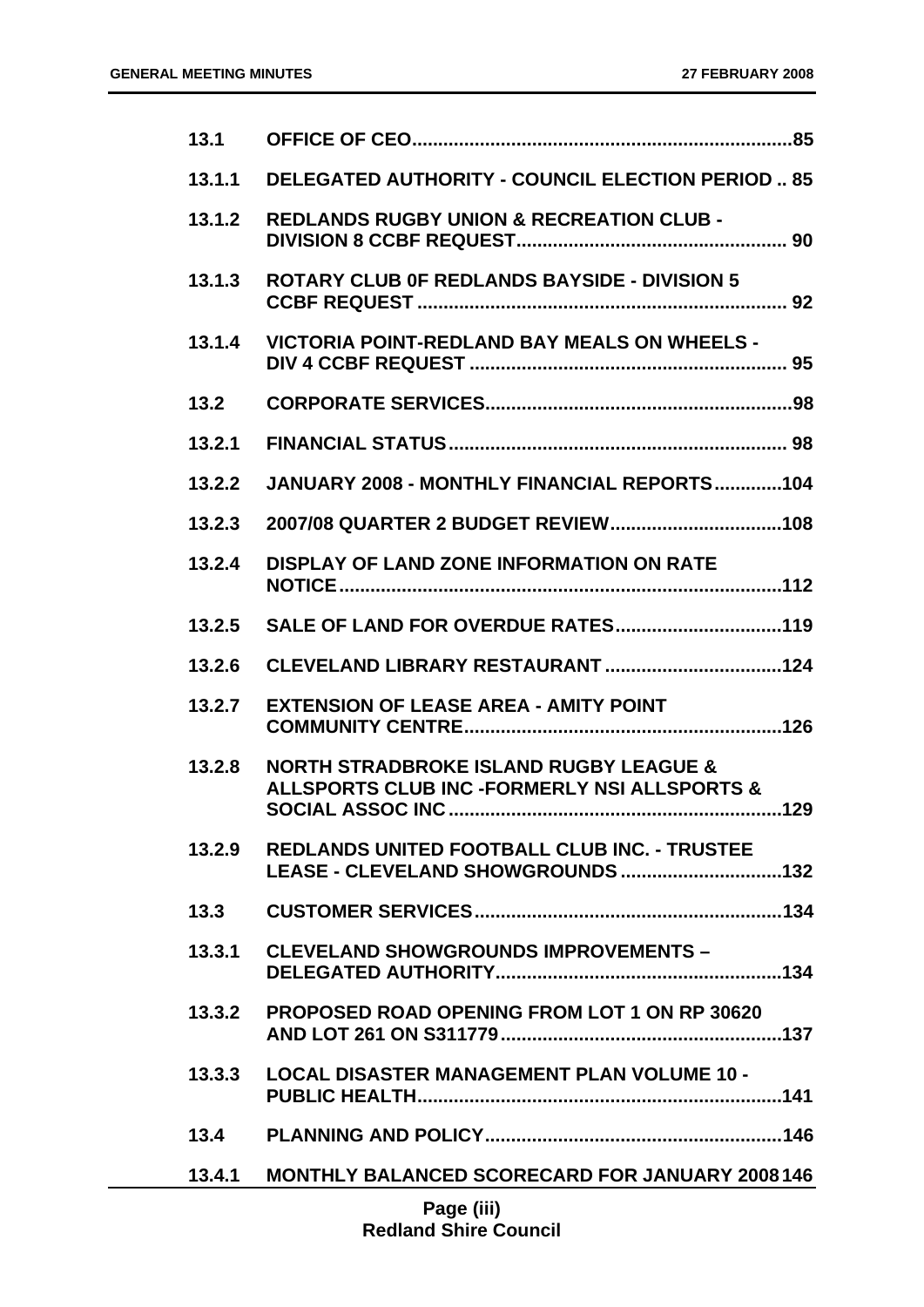| | | |
|---|---|---|
| 13.1 | OFFICE OF CEO | 85 |
| 13.1.1 | DELEGATED AUTHORITY - COUNCIL ELECTION PERIOD | 85 |
| 13.1.2 | REDLANDS RUGBY UNION & RECREATION CLUB - DIVISION 8 CCBF REQUEST | 90 |
| 13.1.3 | ROTARY CLUB 0F REDLANDS BAYSIDE - DIVISION 5 CCBF REQUEST | 92 |
| 13.1.4 | VICTORIA POINT-REDLAND BAY MEALS ON WHEELS - DIV 4 CCBF REQUEST | 95 |
| 13.2 | CORPORATE SERVICES | 98 |
| 13.2.1 | FINANCIAL STATUS | 98 |
| 13.2.2 | JANUARY 2008 - MONTHLY FINANCIAL REPORTS | 104 |
| 13.2.3 | 2007/08 QUARTER 2 BUDGET REVIEW | 108 |
| 13.2.4 | DISPLAY OF LAND ZONE INFORMATION ON RATE NOTICE | 112 |
| 13.2.5 | SALE OF LAND FOR OVERDUE RATES | 119 |
| 13.2.6 | CLEVELAND LIBRARY RESTAURANT | 124 |
| 13.2.7 | EXTENSION OF LEASE AREA - AMITY POINT COMMUNITY CENTRE | 126 |
| 13.2.8 | NORTH STRADBROKE ISLAND RUGBY LEAGUE & ALLSPORTS CLUB INC -FORMERLY NSI ALLSPORTS & SOCIAL ASSOC INC | 129 |
| 13.2.9 | REDLANDS UNITED FOOTBALL CLUB INC. - TRUSTEE LEASE - CLEVELAND SHOWGROUNDS | 132 |
| 13.3 | CUSTOMER SERVICES | 134 |
| 13.3.1 | CLEVELAND SHOWGROUNDS IMPROVEMENTS – DELEGATED AUTHORITY | 134 |
| 13.3.2 | PROPOSED ROAD OPENING FROM LOT 1 ON RP 30620 AND LOT 261 ON S311779 | 137 |
| 13.3.3 | LOCAL DISASTER MANAGEMENT PLAN VOLUME 10 - PUBLIC HEALTH | 141 |
| 13.4 | PLANNING AND POLICY | 146 |
| 13.4.1 | MONTHLY BALANCED SCORECARD FOR JANUARY 2008 | 146 |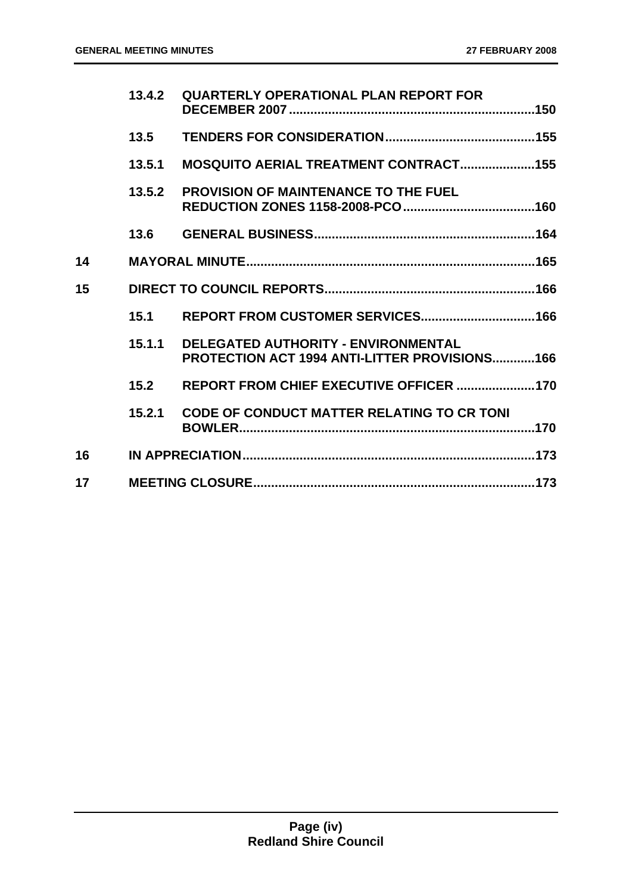| | | | |
|---|---|---|---|
| | 13.4.2 | QUARTERLY OPERATIONAL PLAN REPORT FOR DECEMBER 2007 | 150 |
| | 13.5 | TENDERS FOR CONSIDERATION | 155 |
| | 13.5.1 | MOSQUITO AERIAL TREATMENT CONTRACT | 155 |
| | 13.5.2 | PROVISION OF MAINTENANCE TO THE FUEL REDUCTION ZONES 1158-2008-PCO | 160 |
| | 13.6 | GENERAL BUSINESS | 164 |
| 14 | | MAYORAL MINUTE | 165 |
| 15 | | DIRECT TO COUNCIL REPORTS | 166 |
| | 15.1 | REPORT FROM CUSTOMER SERVICES | 166 |
| | 15.1.1 | DELEGATED AUTHORITY - ENVIRONMENTAL PROTECTION ACT 1994 ANTI-LITTER PROVISIONS | 166 |
| | 15.2 | REPORT FROM CHIEF EXECUTIVE OFFICER | 170 |
| | 15.2.1 | CODE OF CONDUCT MATTER RELATING TO CR TONI BOWLER | 170 |
| 16 | | IN APPRECIATION | 173 |
| 17 | | MEETING CLOSURE | 173 |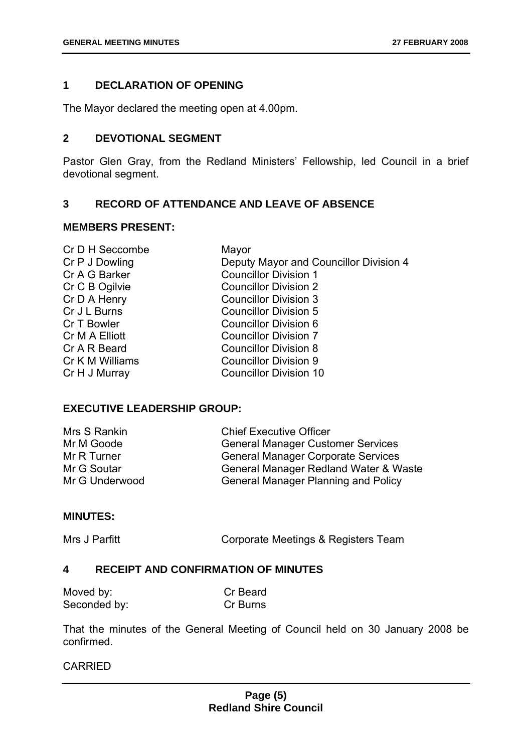## 1 DECLARATION OF OPENING

The Mayor declared the meeting open at 4.00pm.

## 2 DEVOTIONAL SEGMENT

Pastor Glen Gray, from the Redland Ministers' Fellowship, led Council in a brief devotional segment.

## 3 RECORD OF ATTENDANCE AND LEAVE OF ABSENCE

### MEMBERS PRESENT:

| | |
|---|---|
| Cr D H Seccombe | Mayor |
| Cr P J Dowling | Deputy Mayor and Councillor Division 4 |
| Cr A G Barker | Councillor Division 1 |
| Cr C B Ogilvie | Councillor Division 2 |
| Cr D A Henry | Councillor Division 3 |
| Cr J L Burns | Councillor Division 5 |
| Cr T Bowler | Councillor Division 6 |
| Cr M A Elliott | Councillor Division 7 |
| Cr A R Beard | Councillor Division 8 |
| Cr K M Williams | Councillor Division 9 |
| Cr H J Murray | Councillor Division 10 |

### EXECUTIVE LEADERSHIP GROUP:

| | |
|---|---|
| Mrs S Rankin | Chief Executive Officer |
| Mr M Goode | General Manager Customer Services |
| Mr R Turner | General Manager Corporate Services |
| Mr G Soutar | General Manager Redland Water & Waste |
| Mr G Underwood | General Manager Planning and Policy |

### MINUTES:

| | |
|---|---|
| Mrs J Parfitt | Corporate Meetings & Registers Team |

## 4 RECEIPT AND CONFIRMATION OF MINUTES

| | |
|---|---|
| Moved by: | Cr Beard |
| Seconded by: | Cr Burns |

That the minutes of the General Meeting of Council held on 30 January 2008 be confirmed.

CARRIED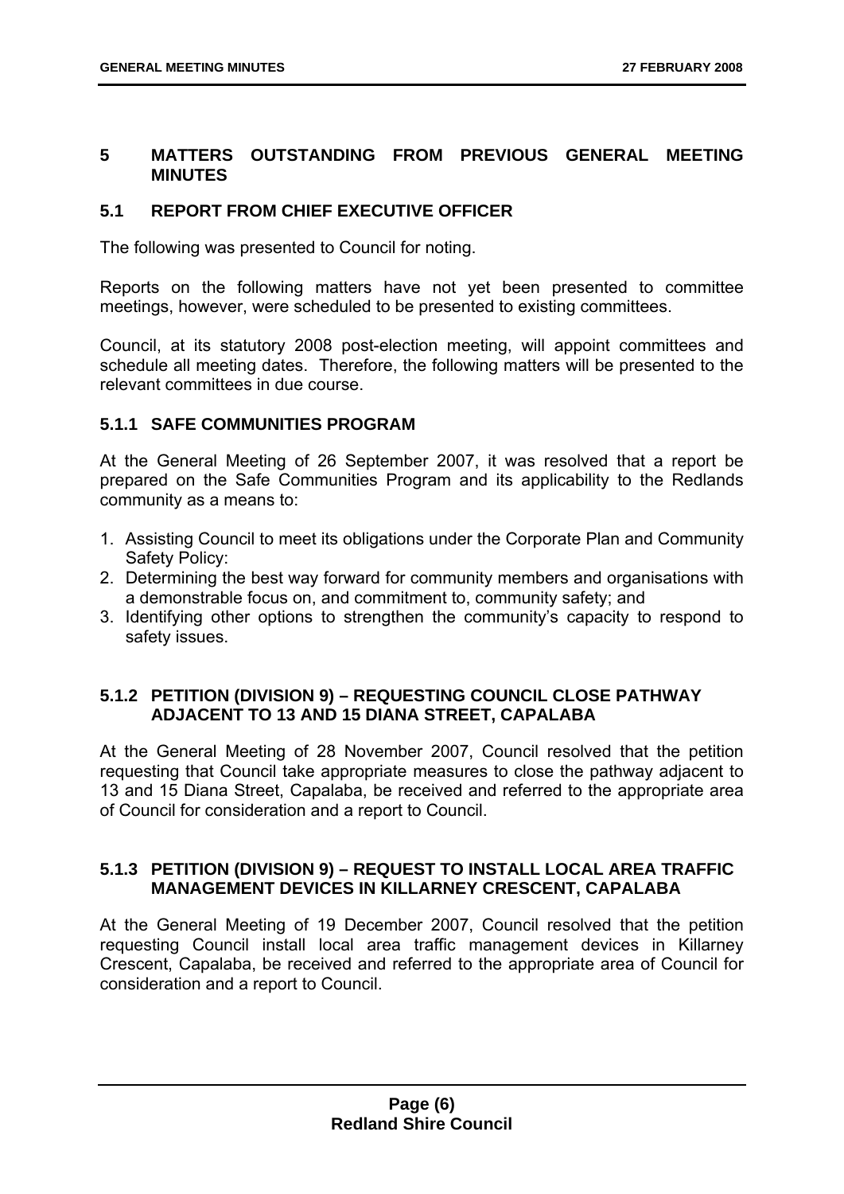## 5 MATTERS OUTSTANDING FROM PREVIOUS GENERAL MEETING MINUTES

### 5.1 REPORT FROM CHIEF EXECUTIVE OFFICER

The following was presented to Council for noting.

Reports on the following matters have not yet been presented to committee meetings, however, were scheduled to be presented to existing committees.

Council, at its statutory 2008 post-election meeting, will appoint committees and schedule all meeting dates. Therefore, the following matters will be presented to the relevant committees in due course.

#### 5.1.1 SAFE COMMUNITIES PROGRAM

At the General Meeting of 26 September 2007, it was resolved that a report be prepared on the Safe Communities Program and its applicability to the Redlands community as a means to:

1. Assisting Council to meet its obligations under the Corporate Plan and Community Safety Policy:
2. Determining the best way forward for community members and organisations with a demonstrable focus on, and commitment to, community safety; and
3. Identifying other options to strengthen the community's capacity to respond to safety issues.

#### 5.1.2 PETITION (DIVISION 9) – REQUESTING COUNCIL CLOSE PATHWAY ADJACENT TO 13 AND 15 DIANA STREET, CAPALABA

At the General Meeting of 28 November 2007, Council resolved that the petition requesting that Council take appropriate measures to close the pathway adjacent to 13 and 15 Diana Street, Capalaba, be received and referred to the appropriate area of Council for consideration and a report to Council.

#### 5.1.3 PETITION (DIVISION 9) – REQUEST TO INSTALL LOCAL AREA TRAFFIC MANAGEMENT DEVICES IN KILLARNEY CRESCENT, CAPALABA

At the General Meeting of 19 December 2007, Council resolved that the petition requesting Council install local area traffic management devices in Killarney Crescent, Capalaba, be received and referred to the appropriate area of Council for consideration and a report to Council.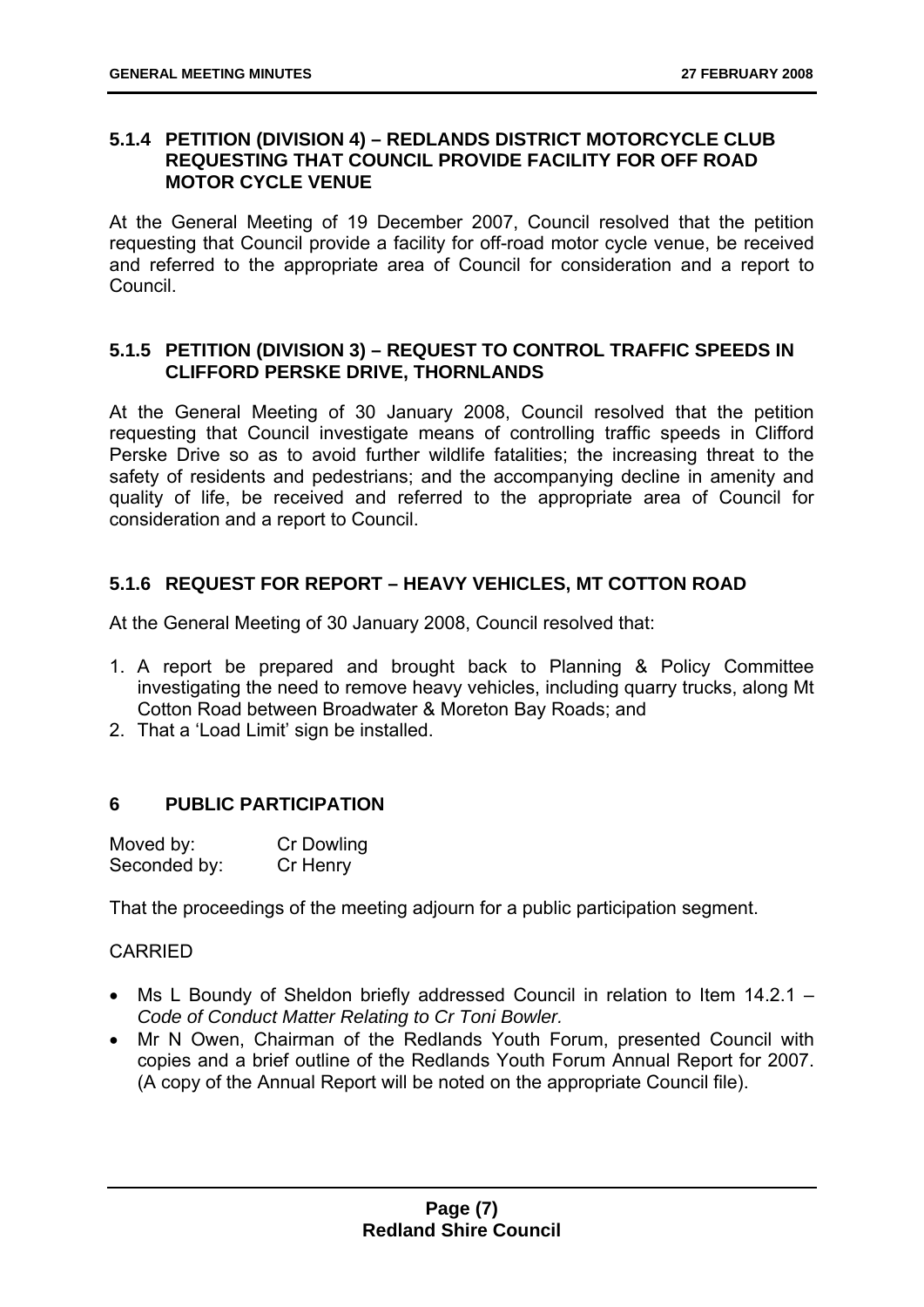#### 5.1.4 PETITION (DIVISION 4) – REDLANDS DISTRICT MOTORCYCLE CLUB REQUESTING THAT COUNCIL PROVIDE FACILITY FOR OFF ROAD MOTOR CYCLE VENUE

At the General Meeting of 19 December 2007, Council resolved that the petition requesting that Council provide a facility for off-road motor cycle venue, be received and referred to the appropriate area of Council for consideration and a report to Council.

#### 5.1.5 PETITION (DIVISION 3) – REQUEST TO CONTROL TRAFFIC SPEEDS IN CLIFFORD PERSKE DRIVE, THORNLANDS

At the General Meeting of 30 January 2008, Council resolved that the petition requesting that Council investigate means of controlling traffic speeds in Clifford Perske Drive so as to avoid further wildlife fatalities; the increasing threat to the safety of residents and pedestrians; and the accompanying decline in amenity and quality of life, be received and referred to the appropriate area of Council for consideration and a report to Council.

#### 5.1.6 REQUEST FOR REPORT – HEAVY VEHICLES, MT COTTON ROAD

At the General Meeting of 30 January 2008, Council resolved that:

1. A report be prepared and brought back to Planning & Policy Committee investigating the need to remove heavy vehicles, including quarry trucks, along Mt Cotton Road between Broadwater & Moreton Bay Roads; and
2. That a 'Load Limit' sign be installed.

## 6 PUBLIC PARTICIPATION

Moved by: Cr Dowling
Seconded by: Cr Henry

That the proceedings of the meeting adjourn for a public participation segment.

CARRIED

- Ms L Boundy of Sheldon briefly addressed Council in relation to Item 14.2.1 – *Code of Conduct Matter Relating to Cr Toni Bowler.*
- Mr N Owen, Chairman of the Redlands Youth Forum, presented Council with copies and a brief outline of the Redlands Youth Forum Annual Report for 2007. (A copy of the Annual Report will be noted on the appropriate Council file).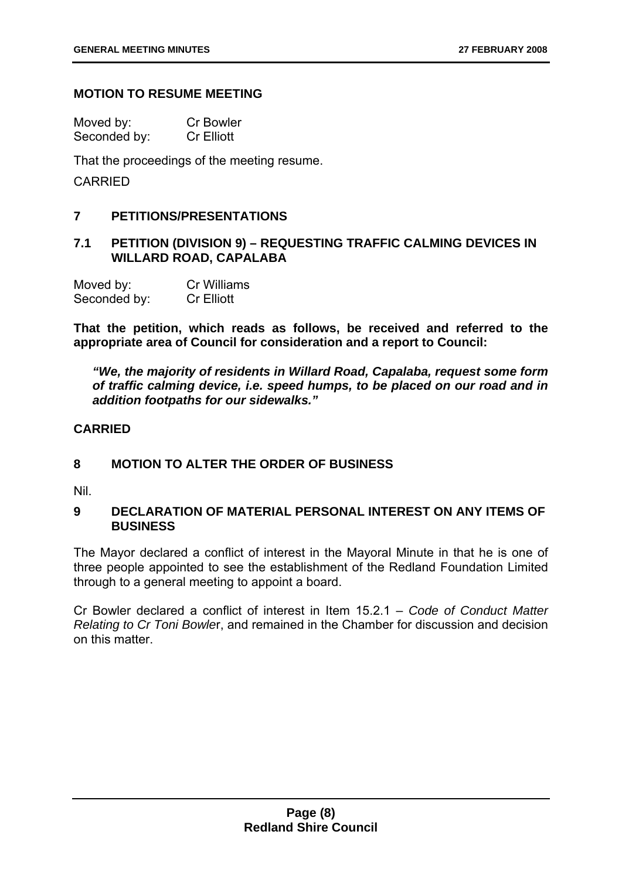**MOTION TO RESUME MEETING**

Moved by: Cr Bowler
Seconded by: Cr Elliott

That the proceedings of the meeting resume.

CARRIED

## 7 PETITIONS/PRESENTATIONS

### 7.1 PETITION (DIVISION 9) – REQUESTING TRAFFIC CALMING DEVICES IN WILLARD ROAD, CAPALABA

Moved by: Cr Williams
Seconded by: Cr Elliott

**That the petition, which reads as follows, be received and referred to the appropriate area of Council for consideration and a report to Council:**

> ***"We, the majority of residents in Willard Road, Capalaba, request some form of traffic calming device, i.e. speed humps, to be placed on our road and in addition footpaths for our sidewalks."***

**CARRIED**

## 8 MOTION TO ALTER THE ORDER OF BUSINESS

Nil.

## 9 DECLARATION OF MATERIAL PERSONAL INTEREST ON ANY ITEMS OF BUSINESS

The Mayor declared a conflict of interest in the Mayoral Minute in that he is one of three people appointed to see the establishment of the Redland Foundation Limited through to a general meeting to appoint a board.

Cr Bowler declared a conflict of interest in Item 15.2.1 – *Code of Conduct Matter Relating to Cr Toni Bowle*r, and remained in the Chamber for discussion and decision on this matter.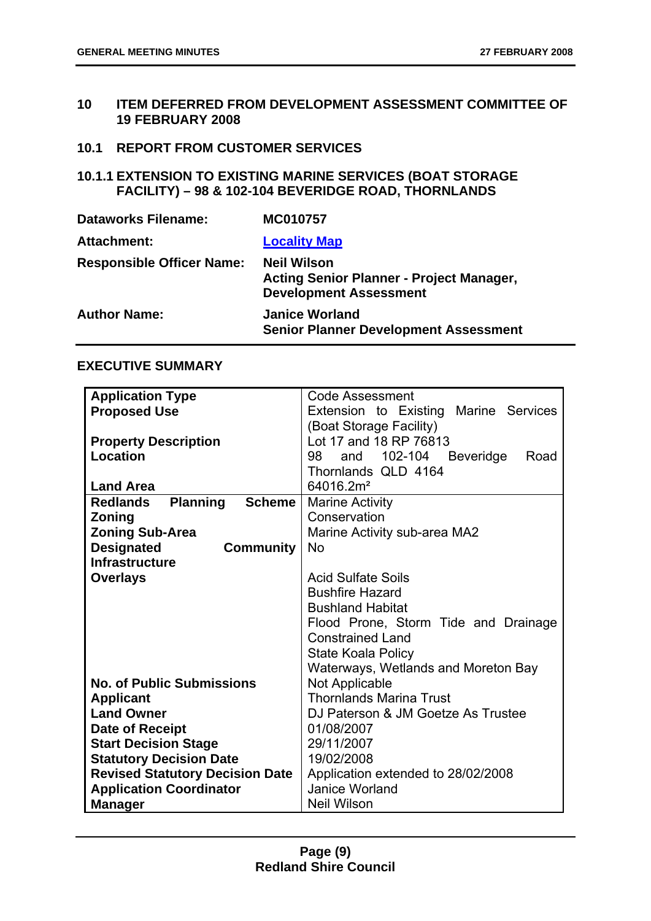## 10 ITEM DEFERRED FROM DEVELOPMENT ASSESSMENT COMMITTEE OF 19 FEBRUARY 2008

### 10.1 REPORT FROM CUSTOMER SERVICES

#### 10.1.1 EXTENSION TO EXISTING MARINE SERVICES (BOAT STORAGE FACILITY) – 98 & 102-104 BEVERIDGE ROAD, THORNLANDS

| | |
|---|---|
| **Dataworks Filename:** | **MC010757** |
| **Attachment:** | **Locality Map** |
| **Responsible Officer Name:** | **Neil Wilson**<br>**Acting Senior Planner - Project Manager, Development Assessment** |
| **Author Name:** | **Janice Worland**<br>**Senior Planner Development Assessment** |

**EXECUTIVE SUMMARY**

| | |
|---|---|
| **Application Type** | Code Assessment |
| **Proposed Use** | Extension to Existing Marine Services (Boat Storage Facility) |
| **Property Description** | Lot 17 and 18 RP 76813 |
| **Location** | 98 and 102-104 Beveridge Road Thornlands QLD 4164 |
| **Land Area** | 64016.2m² |
| **Redlands Planning Scheme Zoning** | Marine Activity |
| | Conservation |
| **Zoning Sub-Area** | Marine Activity sub-area MA2 |
| **Designated Community Infrastructure** | No |
| **Overlays** | Acid Sulfate Soils<br>Bushfire Hazard<br>Bushland Habitat<br>Flood Prone, Storm Tide and Drainage Constrained Land<br>State Koala Policy<br>Waterways, Wetlands and Moreton Bay |
| **No. of Public Submissions** | Not Applicable |
| **Applicant** | Thornlands Marina Trust |
| **Land Owner** | DJ Paterson & JM Goetze As Trustee |
| **Date of Receipt** | 01/08/2007 |
| **Start Decision Stage** | 29/11/2007 |
| **Statutory Decision Date** | 19/02/2008 |
| **Revised Statutory Decision Date** | Application extended to 28/02/2008 |
| **Application Coordinator** | Janice Worland |
| **Manager** | Neil Wilson |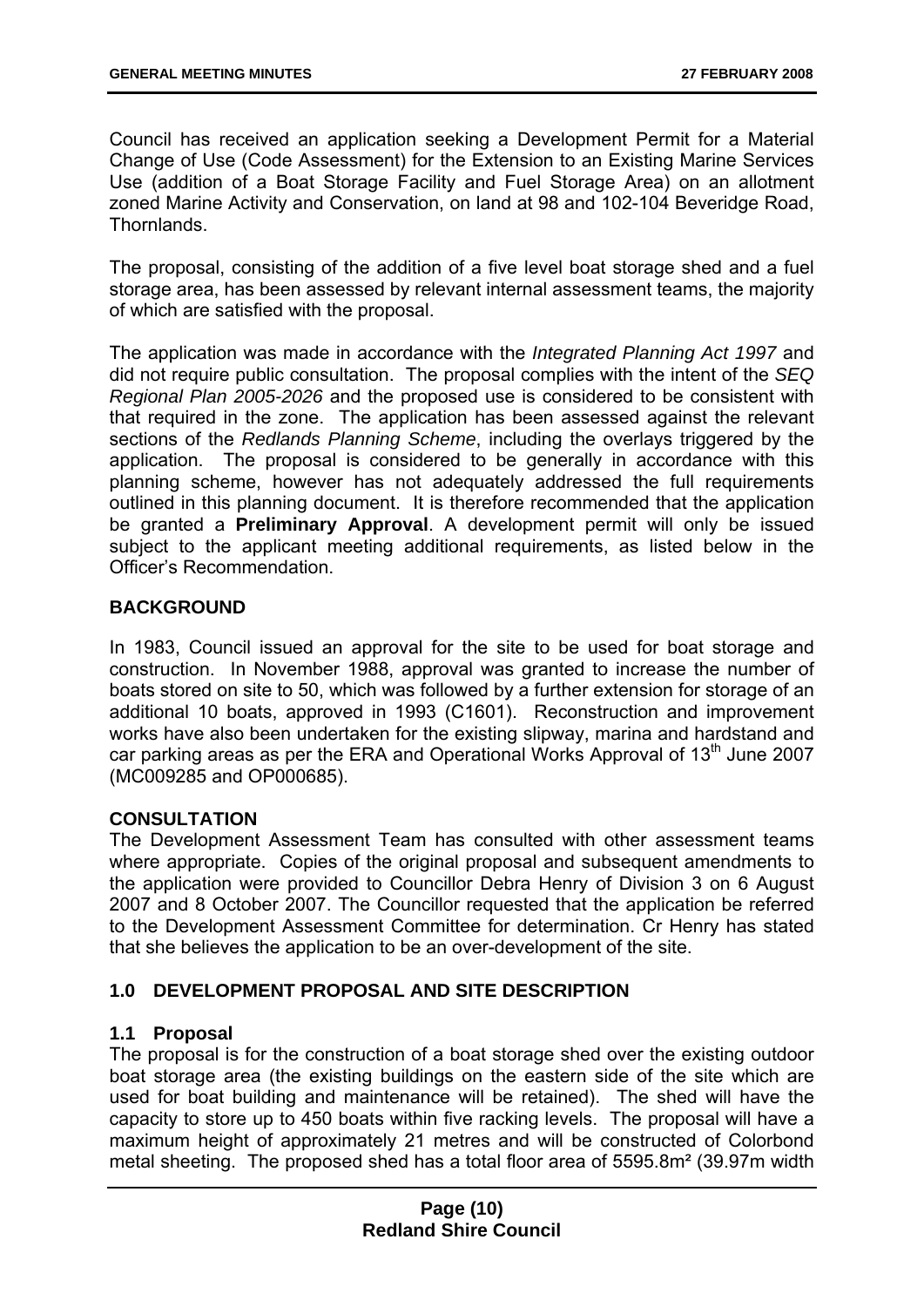Council has received an application seeking a Development Permit for a Material Change of Use (Code Assessment) for the Extension to an Existing Marine Services Use (addition of a Boat Storage Facility and Fuel Storage Area) on an allotment zoned Marine Activity and Conservation, on land at 98 and 102-104 Beveridge Road, Thornlands.

The proposal, consisting of the addition of a five level boat storage shed and a fuel storage area, has been assessed by relevant internal assessment teams, the majority of which are satisfied with the proposal.

The application was made in accordance with the *Integrated Planning Act 1997* and did not require public consultation. The proposal complies with the intent of the *SEQ Regional Plan 2005-2026* and the proposed use is considered to be consistent with that required in the zone. The application has been assessed against the relevant sections of the *Redlands Planning Scheme*, including the overlays triggered by the application. The proposal is considered to be generally in accordance with this planning scheme, however has not adequately addressed the full requirements outlined in this planning document. It is therefore recommended that the application be granted a **Preliminary Approval**. A development permit will only be issued subject to the applicant meeting additional requirements, as listed below in the Officer's Recommendation.

## BACKGROUND

In 1983, Council issued an approval for the site to be used for boat storage and construction. In November 1988, approval was granted to increase the number of boats stored on site to 50, which was followed by a further extension for storage of an additional 10 boats, approved in 1993 (C1601). Reconstruction and improvement works have also been undertaken for the existing slipway, marina and hardstand and car parking areas as per the ERA and Operational Works Approval of 13th June 2007 (MC009285 and OP000685).

## CONSULTATION

The Development Assessment Team has consulted with other assessment teams where appropriate. Copies of the original proposal and subsequent amendments to the application were provided to Councillor Debra Henry of Division 3 on 6 August 2007 and 8 October 2007. The Councillor requested that the application be referred to the Development Assessment Committee for determination. Cr Henry has stated that she believes the application to be an over-development of the site.

## 1.0 DEVELOPMENT PROPOSAL AND SITE DESCRIPTION

### 1.1 Proposal

The proposal is for the construction of a boat storage shed over the existing outdoor boat storage area (the existing buildings on the eastern side of the site which are used for boat building and maintenance will be retained). The shed will have the capacity to store up to 450 boats within five racking levels. The proposal will have a maximum height of approximately 21 metres and will be constructed of Colorbond metal sheeting. The proposed shed has a total floor area of 5595.8m² (39.97m width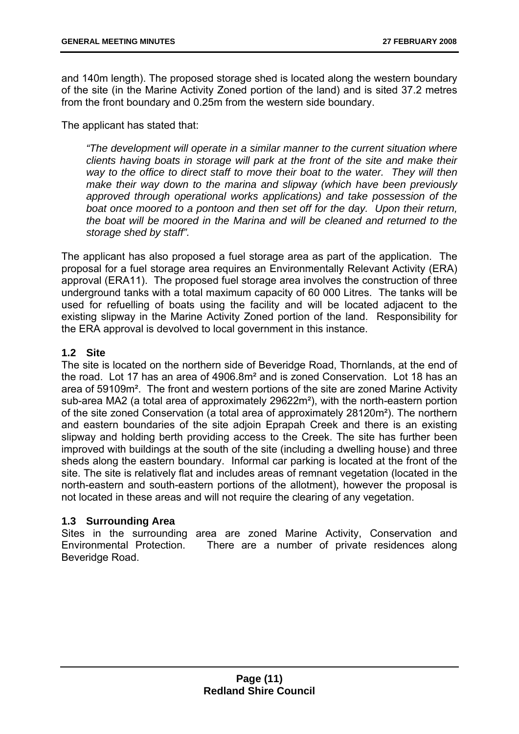and 140m length). The proposed storage shed is located along the western boundary of the site (in the Marine Activity Zoned portion of the land) and is sited 37.2 metres from the front boundary and 0.25m from the western side boundary.

The applicant has stated that:

> *"The development will operate in a similar manner to the current situation where clients having boats in storage will park at the front of the site and make their way to the office to direct staff to move their boat to the water. They will then make their way down to the marina and slipway (which have been previously approved through operational works applications) and take possession of the boat once moored to a pontoon and then set off for the day. Upon their return, the boat will be moored in the Marina and will be cleaned and returned to the storage shed by staff".*

The applicant has also proposed a fuel storage area as part of the application. The proposal for a fuel storage area requires an Environmentally Relevant Activity (ERA) approval (ERA11). The proposed fuel storage area involves the construction of three underground tanks with a total maximum capacity of 60 000 Litres. The tanks will be used for refuelling of boats using the facility and will be located adjacent to the existing slipway in the Marine Activity Zoned portion of the land. Responsibility for the ERA approval is devolved to local government in this instance.

### 1.2 Site

The site is located on the northern side of Beveridge Road, Thornlands, at the end of the road. Lot 17 has an area of 4906.8m² and is zoned Conservation. Lot 18 has an area of 59109m². The front and western portions of the site are zoned Marine Activity sub-area MA2 (a total area of approximately 29622m²), with the north-eastern portion of the site zoned Conservation (a total area of approximately 28120m²). The northern and eastern boundaries of the site adjoin Eprapah Creek and there is an existing slipway and holding berth providing access to the Creek. The site has further been improved with buildings at the south of the site (including a dwelling house) and three sheds along the eastern boundary. Informal car parking is located at the front of the site. The site is relatively flat and includes areas of remnant vegetation (located in the north-eastern and south-eastern portions of the allotment), however the proposal is not located in these areas and will not require the clearing of any vegetation.

### 1.3 Surrounding Area

Sites in the surrounding area are zoned Marine Activity, Conservation and Environmental Protection. There are a number of private residences along Beveridge Road.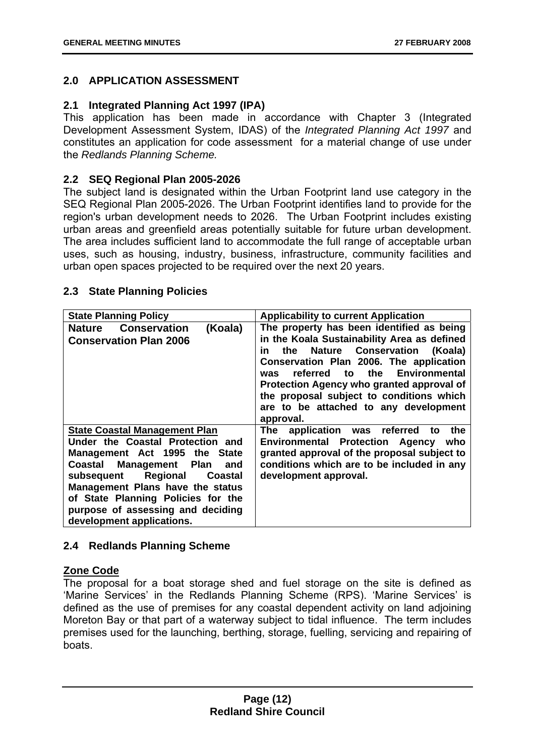## 2.0 APPLICATION ASSESSMENT

### 2.1 Integrated Planning Act 1997 (IPA)

This application has been made in accordance with Chapter 3 (Integrated Development Assessment System, IDAS) of the *Integrated Planning Act 1997* and constitutes an application for code assessment for a material change of use under the *Redlands Planning Scheme.*

### 2.2 SEQ Regional Plan 2005-2026

The subject land is designated within the Urban Footprint land use category in the SEQ Regional Plan 2005-2026. The Urban Footprint identifies land to provide for the region's urban development needs to 2026. The Urban Footprint includes existing urban areas and greenfield areas potentially suitable for future urban development. The area includes sufficient land to accommodate the full range of acceptable urban uses, such as housing, industry, business, infrastructure, community facilities and urban open spaces projected to be required over the next 20 years.

### 2.3 State Planning Policies

| State Planning Policy | Applicability to current Application |
|---|---|
| **Nature Conservation (Koala) Conservation Plan 2006** | **The property has been identified as being in the Koala Sustainability Area as defined in the Nature Conservation (Koala) Conservation Plan 2006. The application was referred to the Environmental Protection Agency who granted approval of the proposal subject to conditions which are to be attached to any development approval.** |
| **State Coastal Management Plan** **Under the Coastal Protection and Management Act 1995 the State Coastal Management Plan and subsequent Regional Coastal Management Plans have the status of State Planning Policies for the purpose of assessing and deciding development applications.** | **The application was referred to the Environmental Protection Agency who granted approval of the proposal subject to conditions which are to be included in any development approval.** |

### 2.4 Redlands Planning Scheme

**Zone Code**

The proposal for a boat storage shed and fuel storage on the site is defined as 'Marine Services' in the Redlands Planning Scheme (RPS). 'Marine Services' is defined as the use of premises for any coastal dependent activity on land adjoining Moreton Bay or that part of a waterway subject to tidal influence. The term includes premises used for the launching, berthing, storage, fuelling, servicing and repairing of boats.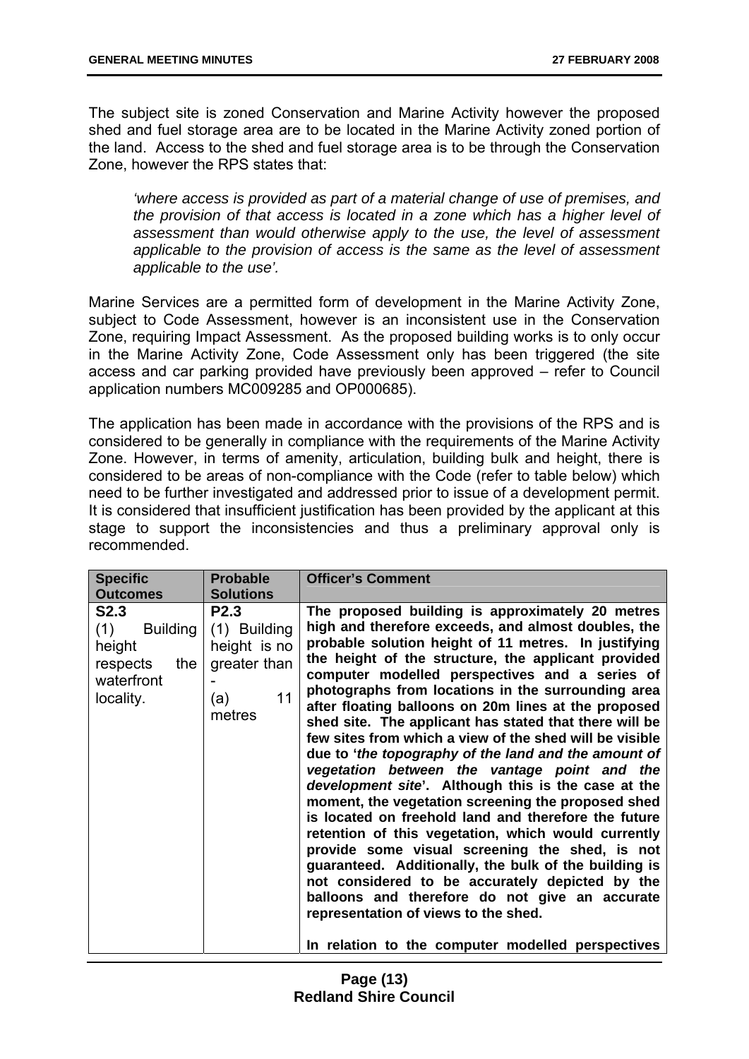The subject site is zoned Conservation and Marine Activity however the proposed shed and fuel storage area are to be located in the Marine Activity zoned portion of the land. Access to the shed and fuel storage area is to be through the Conservation Zone, however the RPS states that:

> *'where access is provided as part of a material change of use of premises, and the provision of that access is located in a zone which has a higher level of assessment than would otherwise apply to the use, the level of assessment applicable to the provision of access is the same as the level of assessment applicable to the use'.*

Marine Services are a permitted form of development in the Marine Activity Zone, subject to Code Assessment, however is an inconsistent use in the Conservation Zone, requiring Impact Assessment. As the proposed building works is to only occur in the Marine Activity Zone, Code Assessment only has been triggered (the site access and car parking provided have previously been approved – refer to Council application numbers MC009285 and OP000685).

The application has been made in accordance with the provisions of the RPS and is considered to be generally in compliance with the requirements of the Marine Activity Zone. However, in terms of amenity, articulation, building bulk and height, there is considered to be areas of non-compliance with the Code (refer to table below) which need to be further investigated and addressed prior to issue of a development permit. It is considered that insufficient justification has been provided by the applicant at this stage to support the inconsistencies and thus a preliminary approval only is recommended.

| Specific Outcomes | Probable Solutions | Officer's Comment |
|---|---|---|
| **S2.3**<br>(1) Building height respects the waterfront locality. | **P2.3**<br>(1) Building height is no greater than -<br>(a) 11 metres | **The proposed building is approximately 20 metres high and therefore exceeds, and almost doubles, the probable solution height of 11 metres. In justifying the height of the structure, the applicant provided computer modelled perspectives and a series of photographs from locations in the surrounding area after floating balloons on 20m lines at the proposed shed site. The applicant has stated that there will be few sites from which a view of the shed will be visible due to '*the topography of the land and the amount of vegetation between the vantage point and the development site*'. Although this is the case at the moment, the vegetation screening the proposed shed is located on freehold land and therefore the future retention of this vegetation, which would currently provide some visual screening the shed, is not guaranteed. Additionally, the bulk of the building is not considered to be accurately depicted by the balloons and therefore do not give an accurate representation of views to the shed.**<br><br>**In relation to the computer modelled perspectives** |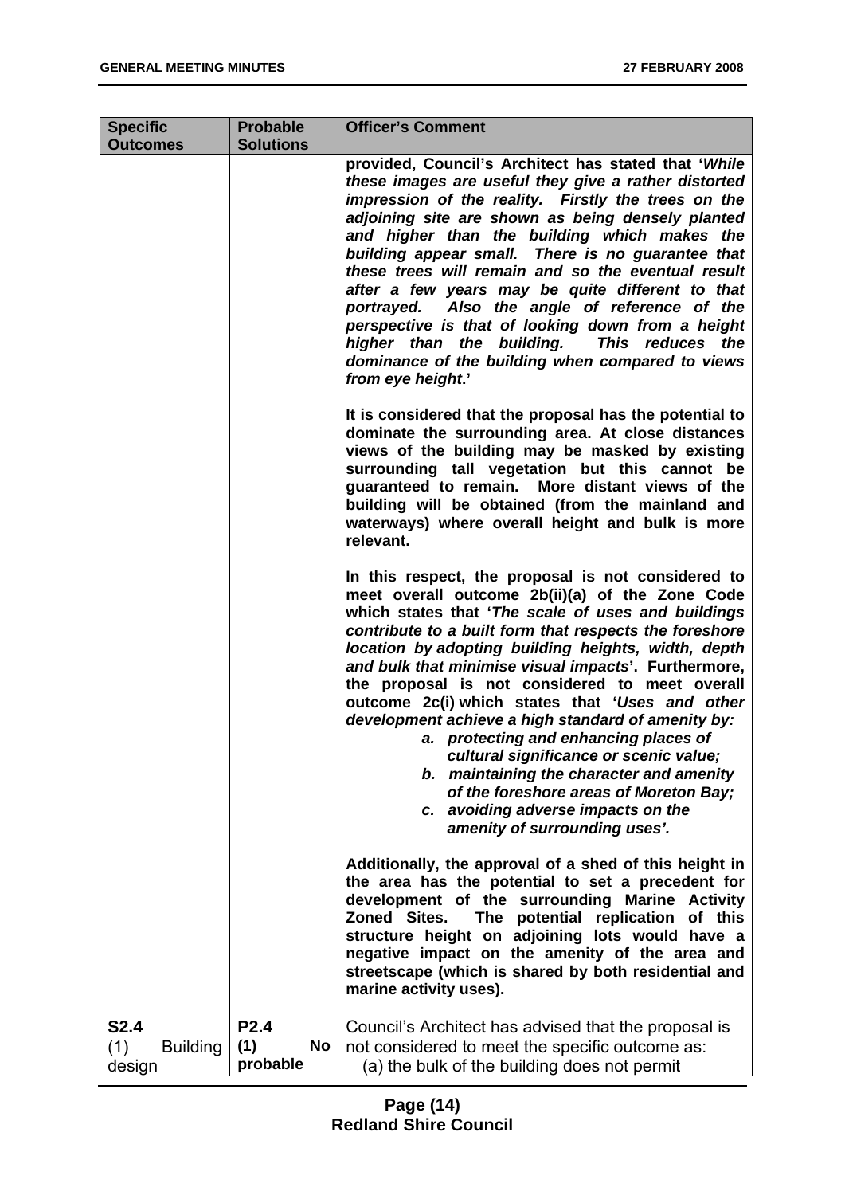| Specific Outcomes | Probable Solutions | Officer's Comment |
|---|---|---|
| | | **provided, Council's Architect has stated that '*While these images are useful they give a rather distorted impression of the reality. Firstly the trees on the adjoining site are shown as being densely planted and higher than the building which makes the building appear small. There is no guarantee that these trees will remain and so the eventual result after a few years may be quite different to that portrayed. Also the angle of reference of the perspective is that of looking down from a height higher than the building. This reduces the dominance of the building when compared to views from eye height*.'**<br><br>**It is considered that the proposal has the potential to dominate the surrounding area. At close distances views of the building may be masked by existing surrounding tall vegetation but this cannot be guaranteed to remain. More distant views of the building will be obtained (from the mainland and waterways) where overall height and bulk is more relevant.**<br><br>**In this respect, the proposal is not considered to meet overall outcome 2b(ii)(a) of the Zone Code which states that '*The scale of uses and buildings contribute to a built form that respects the foreshore location by adopting building heights, width, depth and bulk that minimise visual impacts*'. Furthermore, the proposal is not considered to meet overall outcome 2c(i) which states that '*Uses and other development achieve a high standard of amenity by:*<br>*a. protecting and enhancing places of cultural significance or scenic value;*<br>*b. maintaining the character and amenity of the foreshore areas of Moreton Bay;*<br>*c. avoiding adverse impacts on the amenity of surrounding uses'.***<br><br>**Additionally, the approval of a shed of this height in the area has the potential to set a precedent for development of the surrounding Marine Activity Zoned Sites. The potential replication of this structure height on adjoining lots would have a negative impact on the amenity of the area and streetscape (which is shared by both residential and marine activity uses).** |
| **S2.4**<br>(1) Building design | **P2.4**<br>**(1) No probable** | Council's Architect has advised that the proposal is not considered to meet the specific outcome as:<br>(a) the bulk of the building does not permit |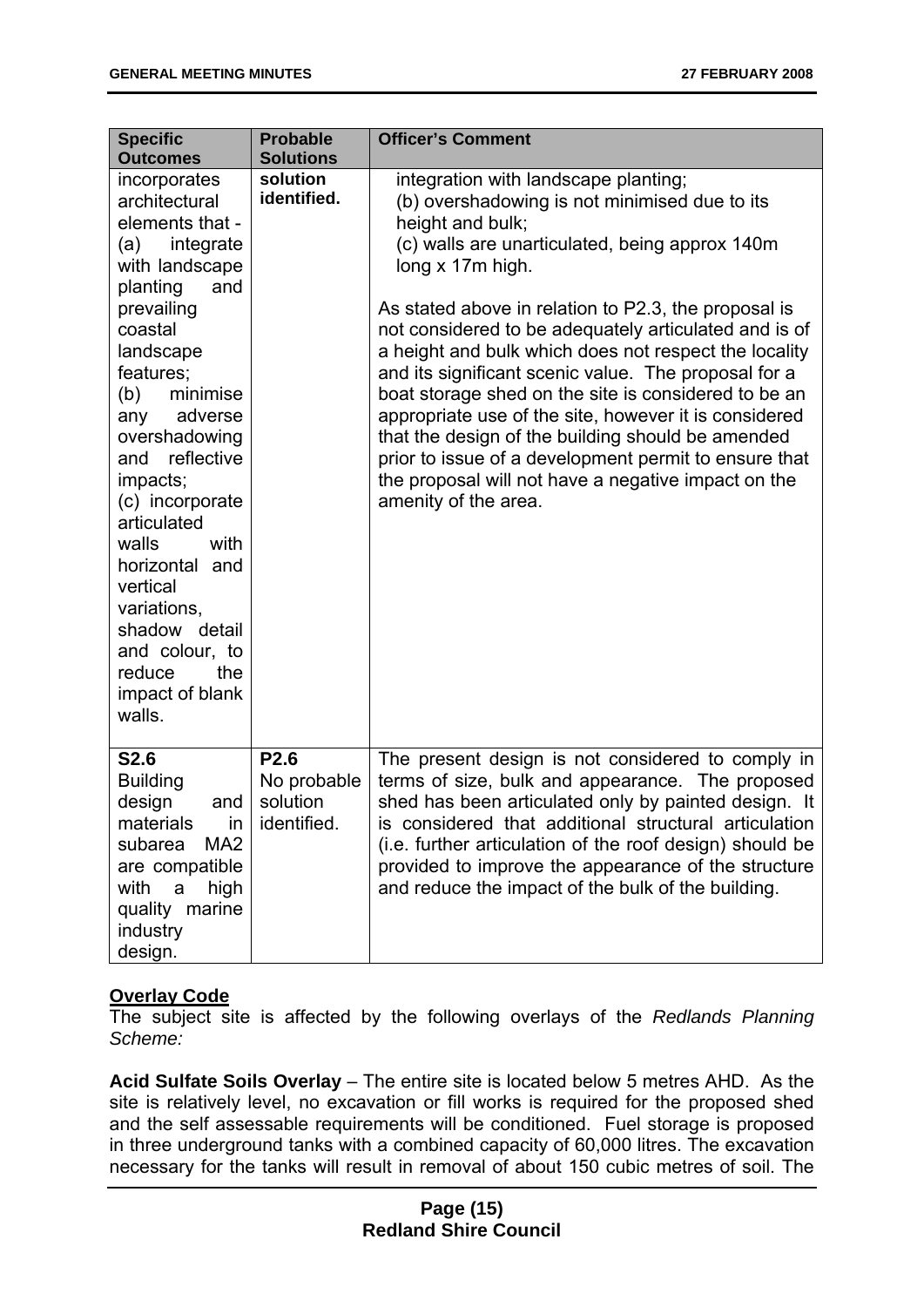| Specific Outcomes | Probable Solutions | Officer's Comment |
|---|---|---|
| incorporates architectural elements that - (a) integrate with landscape planting and prevailing coastal landscape features; (b) minimise any adverse overshadowing and reflective impacts; (c) incorporate articulated walls with horizontal and vertical variations, shadow detail and colour, to reduce the impact of blank walls. | **solution identified.** | integration with landscape planting; (b) overshadowing is not minimised due to its height and bulk; (c) walls are unarticulated, being approx 140m long x 17m high. <br><br> As stated above in relation to P2.3, the proposal is not considered to be adequately articulated and is of a height and bulk which does not respect the locality and its significant scenic value. The proposal for a boat storage shed on the site is considered to be an appropriate use of the site, however it is considered that the design of the building should be amended prior to issue of a development permit to ensure that the proposal will not have a negative impact on the amenity of the area. |
| **S2.6** Building design and materials in subarea MA2 are compatible with a high quality marine industry design. | **P2.6** No probable solution identified. | The present design is not considered to comply in terms of size, bulk and appearance. The proposed shed has been articulated only by painted design. It is considered that additional structural articulation (i.e. further articulation of the roof design) should be provided to improve the appearance of the structure and reduce the impact of the bulk of the building. |

**Overlay Code**

The subject site is affected by the following overlays of the *Redlands Planning Scheme:*

**Acid Sulfate Soils Overlay** – The entire site is located below 5 metres AHD. As the site is relatively level, no excavation or fill works is required for the proposed shed and the self assessable requirements will be conditioned. Fuel storage is proposed in three underground tanks with a combined capacity of 60,000 litres. The excavation necessary for the tanks will result in removal of about 150 cubic metres of soil. The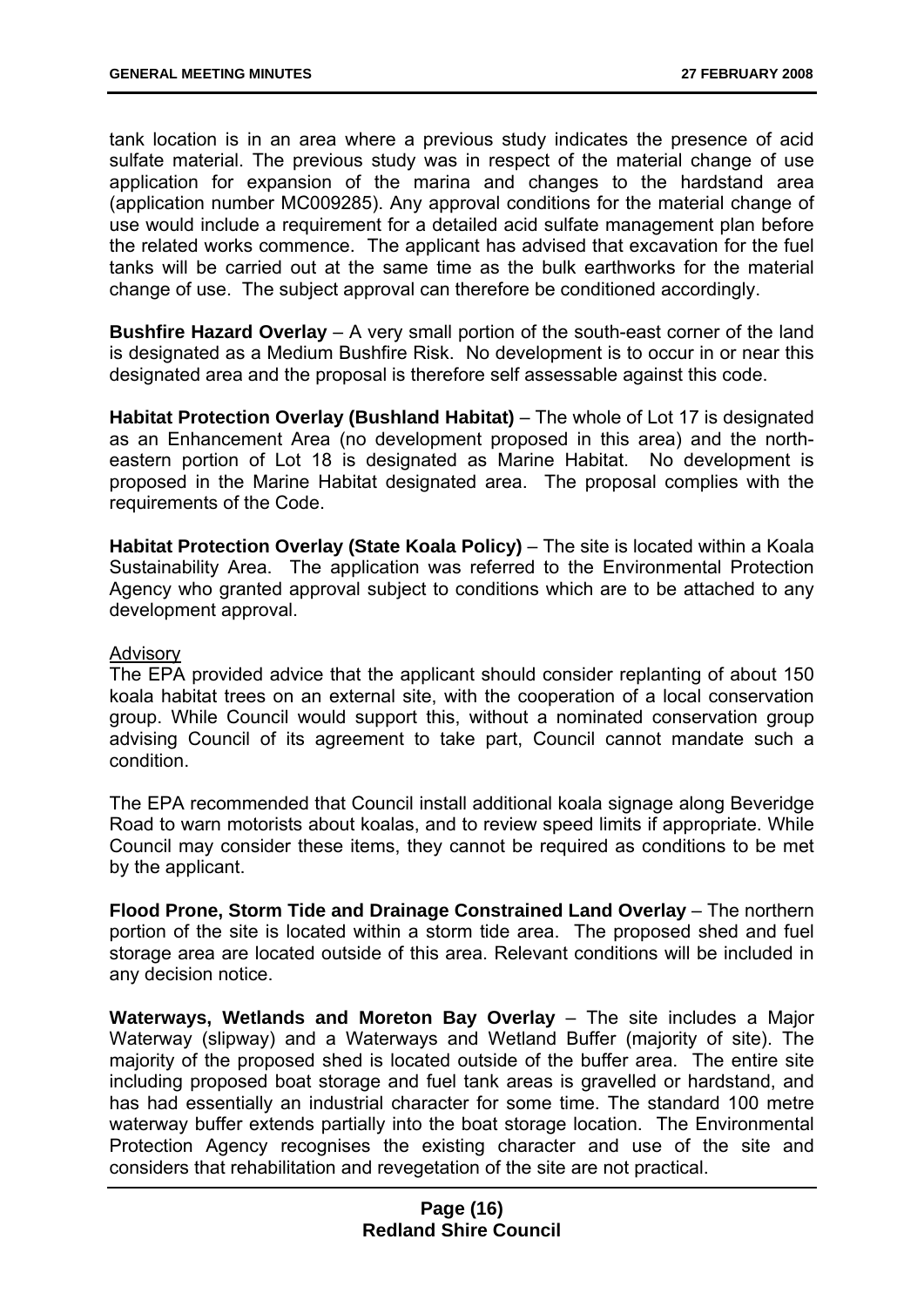tank location is in an area where a previous study indicates the presence of acid sulfate material. The previous study was in respect of the material change of use application for expansion of the marina and changes to the hardstand area (application number MC009285). Any approval conditions for the material change of use would include a requirement for a detailed acid sulfate management plan before the related works commence. The applicant has advised that excavation for the fuel tanks will be carried out at the same time as the bulk earthworks for the material change of use. The subject approval can therefore be conditioned accordingly.

**Bushfire Hazard Overlay** – A very small portion of the south-east corner of the land is designated as a Medium Bushfire Risk. No development is to occur in or near this designated area and the proposal is therefore self assessable against this code.

**Habitat Protection Overlay (Bushland Habitat)** – The whole of Lot 17 is designated as an Enhancement Area (no development proposed in this area) and the north-eastern portion of Lot 18 is designated as Marine Habitat. No development is proposed in the Marine Habitat designated area. The proposal complies with the requirements of the Code.

**Habitat Protection Overlay (State Koala Policy)** – The site is located within a Koala Sustainability Area. The application was referred to the Environmental Protection Agency who granted approval subject to conditions which are to be attached to any development approval.

Advisory

The EPA provided advice that the applicant should consider replanting of about 150 koala habitat trees on an external site, with the cooperation of a local conservation group. While Council would support this, without a nominated conservation group advising Council of its agreement to take part, Council cannot mandate such a condition.

The EPA recommended that Council install additional koala signage along Beveridge Road to warn motorists about koalas, and to review speed limits if appropriate. While Council may consider these items, they cannot be required as conditions to be met by the applicant.

**Flood Prone, Storm Tide and Drainage Constrained Land Overlay** – The northern portion of the site is located within a storm tide area. The proposed shed and fuel storage area are located outside of this area. Relevant conditions will be included in any decision notice.

**Waterways, Wetlands and Moreton Bay Overlay** – The site includes a Major Waterway (slipway) and a Waterways and Wetland Buffer (majority of site). The majority of the proposed shed is located outside of the buffer area. The entire site including proposed boat storage and fuel tank areas is gravelled or hardstand, and has had essentially an industrial character for some time. The standard 100 metre waterway buffer extends partially into the boat storage location. The Environmental Protection Agency recognises the existing character and use of the site and considers that rehabilitation and revegetation of the site are not practical.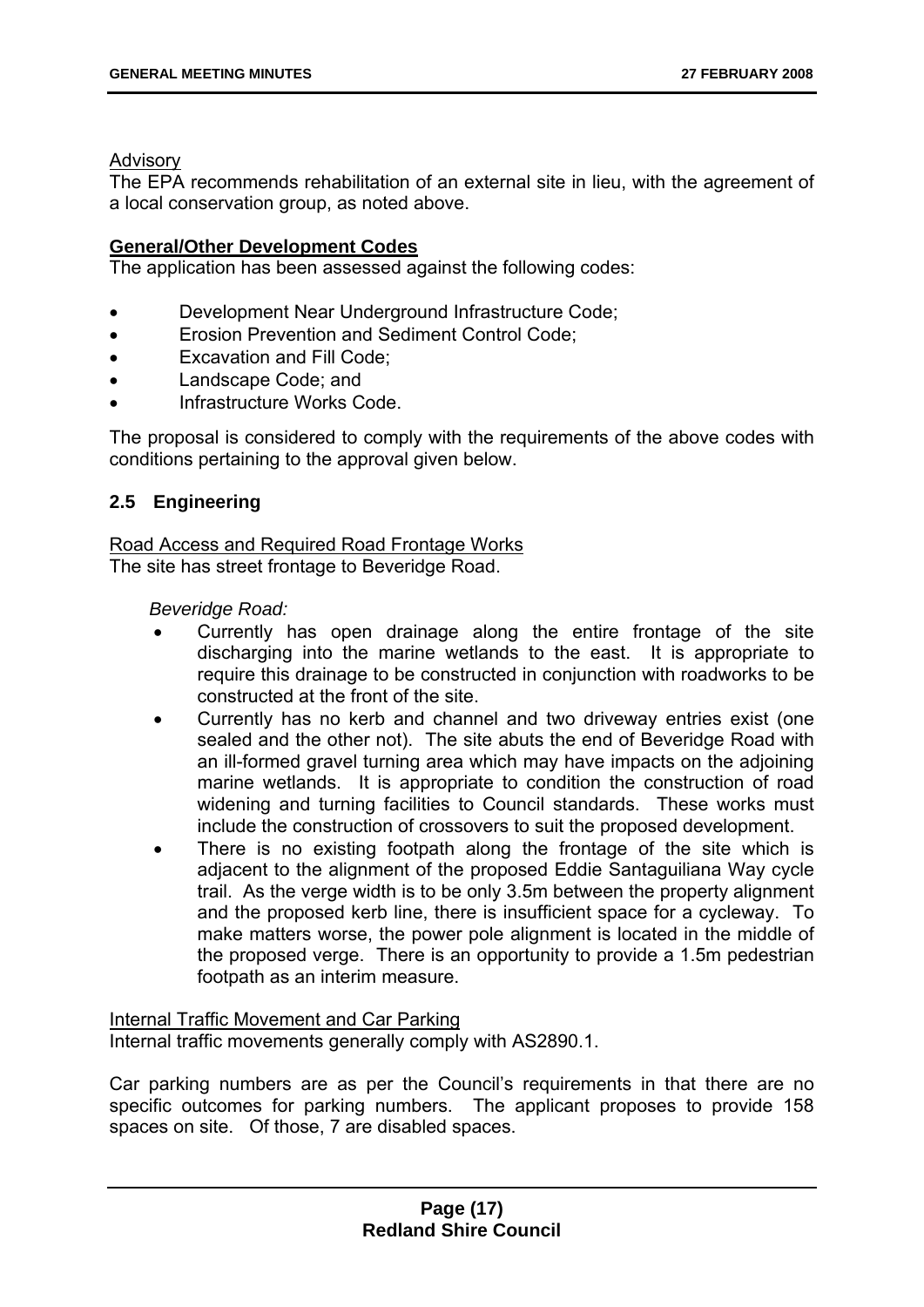Advisory

The EPA recommends rehabilitation of an external site in lieu, with the agreement of a local conservation group, as noted above.

**General/Other Development Codes**

The application has been assessed against the following codes:

- Development Near Underground Infrastructure Code;
- Erosion Prevention and Sediment Control Code;
- Excavation and Fill Code;
- Landscape Code; and
- Infrastructure Works Code.

The proposal is considered to comply with the requirements of the above codes with conditions pertaining to the approval given below.

## 2.5 Engineering

Road Access and Required Road Frontage Works

The site has street frontage to Beveridge Road.

*Beveridge Road:*

- Currently has open drainage along the entire frontage of the site discharging into the marine wetlands to the east. It is appropriate to require this drainage to be constructed in conjunction with roadworks to be constructed at the front of the site.
- Currently has no kerb and channel and two driveway entries exist (one sealed and the other not). The site abuts the end of Beveridge Road with an ill-formed gravel turning area which may have impacts on the adjoining marine wetlands. It is appropriate to condition the construction of road widening and turning facilities to Council standards. These works must include the construction of crossovers to suit the proposed development.
- There is no existing footpath along the frontage of the site which is adjacent to the alignment of the proposed Eddie Santaguiliana Way cycle trail. As the verge width is to be only 3.5m between the property alignment and the proposed kerb line, there is insufficient space for a cycleway. To make matters worse, the power pole alignment is located in the middle of the proposed verge. There is an opportunity to provide a 1.5m pedestrian footpath as an interim measure.

Internal Traffic Movement and Car Parking

Internal traffic movements generally comply with AS2890.1.

Car parking numbers are as per the Council's requirements in that there are no specific outcomes for parking numbers. The applicant proposes to provide 158 spaces on site. Of those, 7 are disabled spaces.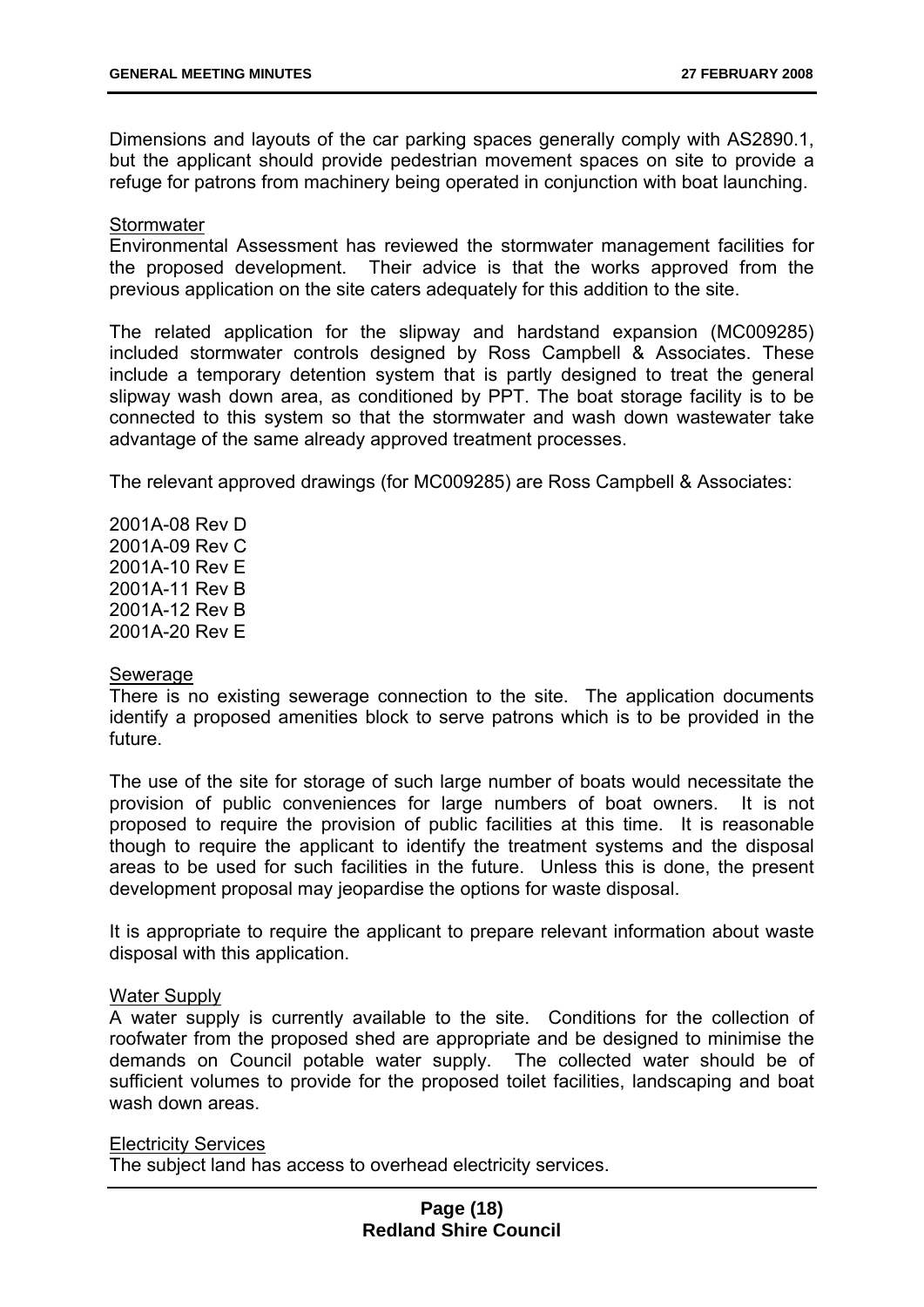Dimensions and layouts of the car parking spaces generally comply with AS2890.1, but the applicant should provide pedestrian movement spaces on site to provide a refuge for patrons from machinery being operated in conjunction with boat launching.

Stormwater

Environmental Assessment has reviewed the stormwater management facilities for the proposed development. Their advice is that the works approved from the previous application on the site caters adequately for this addition to the site.

The related application for the slipway and hardstand expansion (MC009285) included stormwater controls designed by Ross Campbell & Associates. These include a temporary detention system that is partly designed to treat the general slipway wash down area, as conditioned by PPT. The boat storage facility is to be connected to this system so that the stormwater and wash down wastewater take advantage of the same already approved treatment processes.

The relevant approved drawings (for MC009285) are Ross Campbell & Associates:

2001A-08 Rev D
2001A-09 Rev C
2001A-10 Rev E
2001A-11 Rev B
2001A-12 Rev B
2001A-20 Rev E

Sewerage

There is no existing sewerage connection to the site. The application documents identify a proposed amenities block to serve patrons which is to be provided in the future.

The use of the site for storage of such large number of boats would necessitate the provision of public conveniences for large numbers of boat owners. It is not proposed to require the provision of public facilities at this time. It is reasonable though to require the applicant to identify the treatment systems and the disposal areas to be used for such facilities in the future. Unless this is done, the present development proposal may jeopardise the options for waste disposal.

It is appropriate to require the applicant to prepare relevant information about waste disposal with this application.

Water Supply

A water supply is currently available to the site. Conditions for the collection of roofwater from the proposed shed are appropriate and be designed to minimise the demands on Council potable water supply. The collected water should be of sufficient volumes to provide for the proposed toilet facilities, landscaping and boat wash down areas.

Electricity Services

The subject land has access to overhead electricity services.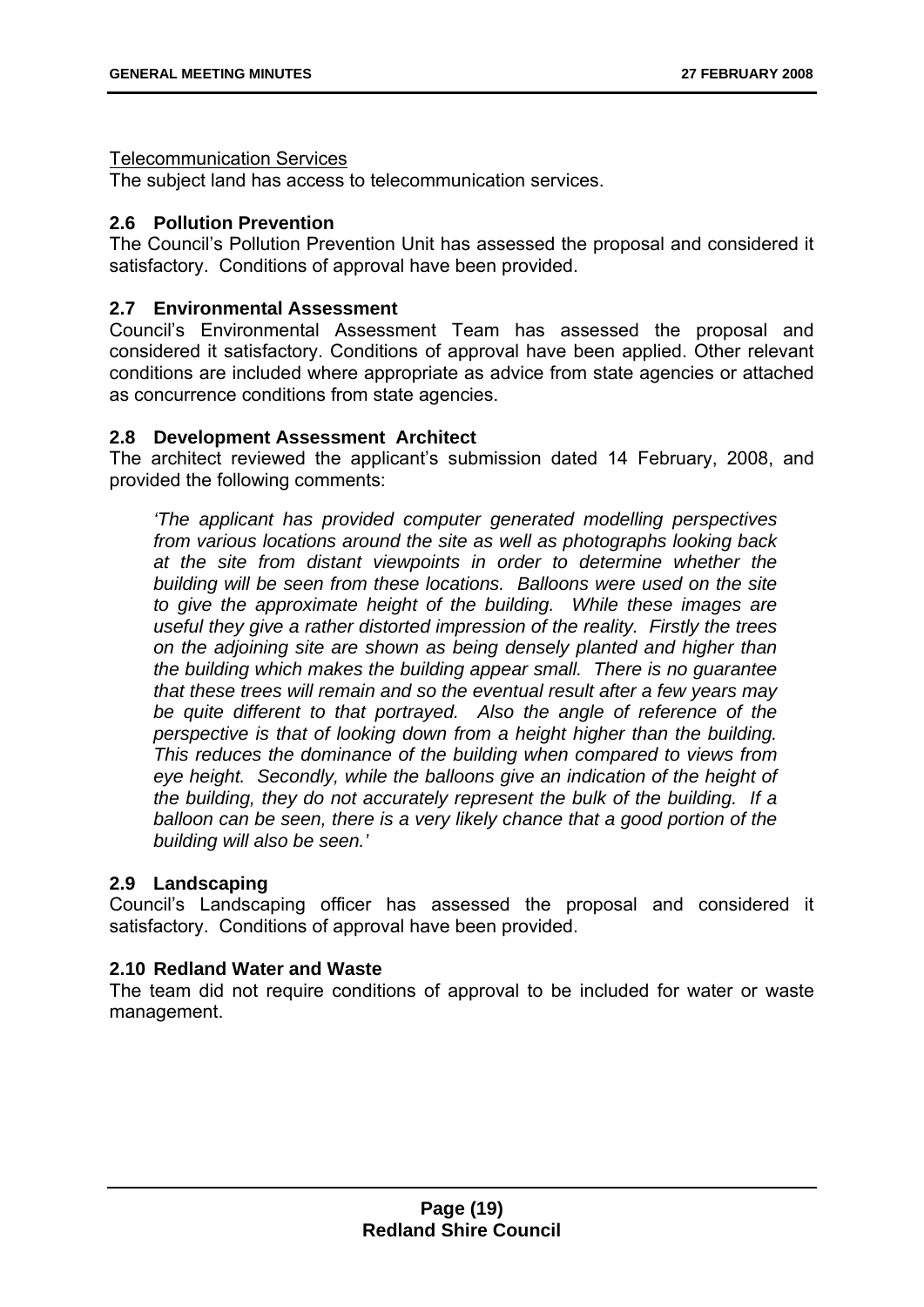Telecommunication Services

The subject land has access to telecommunication services.

### 2.6 Pollution Prevention

The Council's Pollution Prevention Unit has assessed the proposal and considered it satisfactory. Conditions of approval have been provided.

### 2.7 Environmental Assessment

Council's Environmental Assessment Team has assessed the proposal and considered it satisfactory. Conditions of approval have been applied. Other relevant conditions are included where appropriate as advice from state agencies or attached as concurrence conditions from state agencies.

### 2.8 Development Assessment Architect

The architect reviewed the applicant's submission dated 14 February, 2008, and provided the following comments:

> *'The applicant has provided computer generated modelling perspectives from various locations around the site as well as photographs looking back at the site from distant viewpoints in order to determine whether the building will be seen from these locations. Balloons were used on the site to give the approximate height of the building. While these images are useful they give a rather distorted impression of the reality. Firstly the trees on the adjoining site are shown as being densely planted and higher than the building which makes the building appear small. There is no guarantee that these trees will remain and so the eventual result after a few years may be quite different to that portrayed. Also the angle of reference of the perspective is that of looking down from a height higher than the building. This reduces the dominance of the building when compared to views from eye height. Secondly, while the balloons give an indication of the height of the building, they do not accurately represent the bulk of the building. If a balloon can be seen, there is a very likely chance that a good portion of the building will also be seen.'*

### 2.9 Landscaping

Council's Landscaping officer has assessed the proposal and considered it satisfactory. Conditions of approval have been provided.

### 2.10 Redland Water and Waste

The team did not require conditions of approval to be included for water or waste management.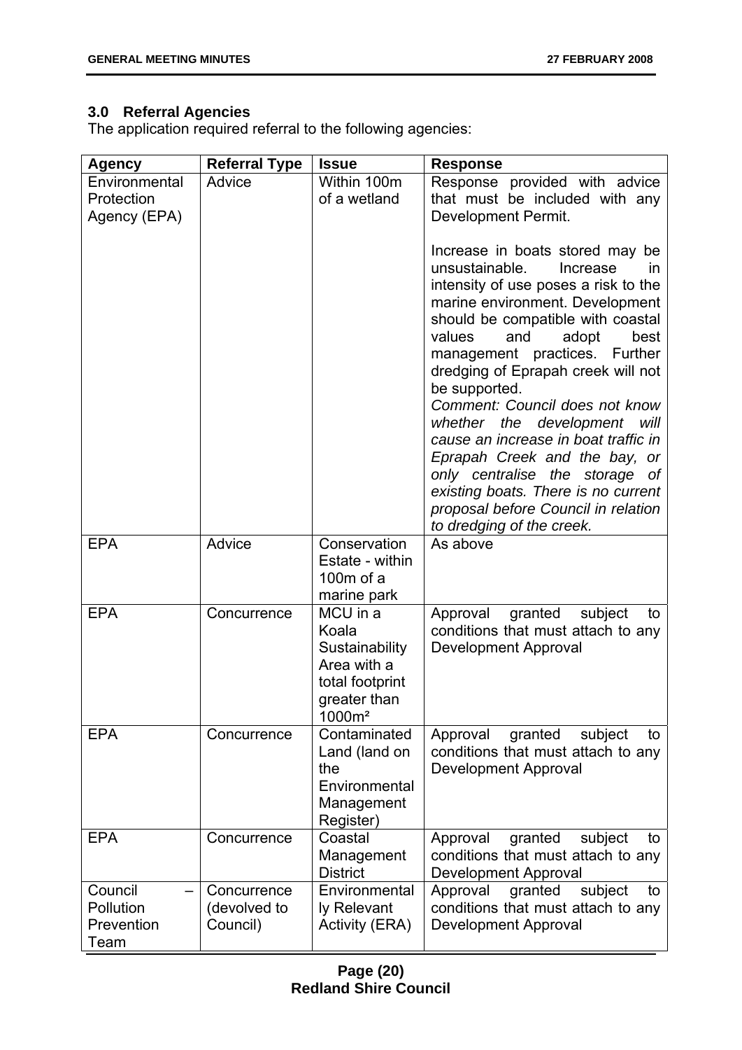### 3.0 Referral Agencies

The application required referral to the following agencies:

| Agency | Referral Type | Issue | Response |
|---|---|---|---|
| Environmental Protection Agency (EPA) | Advice | Within 100m of a wetland | Response provided with advice that must be included with any Development Permit.<br><br>Increase in boats stored may be unsustainable. Increase in intensity of use poses a risk to the marine environment. Development should be compatible with coastal values and adopt best management practices. Further dredging of Eprapah creek will not be supported.<br>*Comment: Council does not know whether the development will cause an increase in boat traffic in Eprapah Creek and the bay, or only centralise the storage of existing boats. There is no current proposal before Council in relation to dredging of the creek.* |
| EPA | Advice | Conservation Estate - within 100m of a marine park | As above |
| EPA | Concurrence | MCU in a Koala Sustainability Area with a total footprint greater than 1000m² | Approval granted subject to conditions that must attach to any Development Approval |
| EPA | Concurrence | Contaminated Land (land on the Environmental Management Register) | Approval granted subject to conditions that must attach to any Development Approval |
| EPA | Concurrence | Coastal Management District | Approval granted subject to conditions that must attach to any Development Approval |
| Council – Pollution Prevention Team | Concurrence (devolved to Council) | Environmentally Relevant Activity (ERA) | Approval granted subject to conditions that must attach to any Development Approval |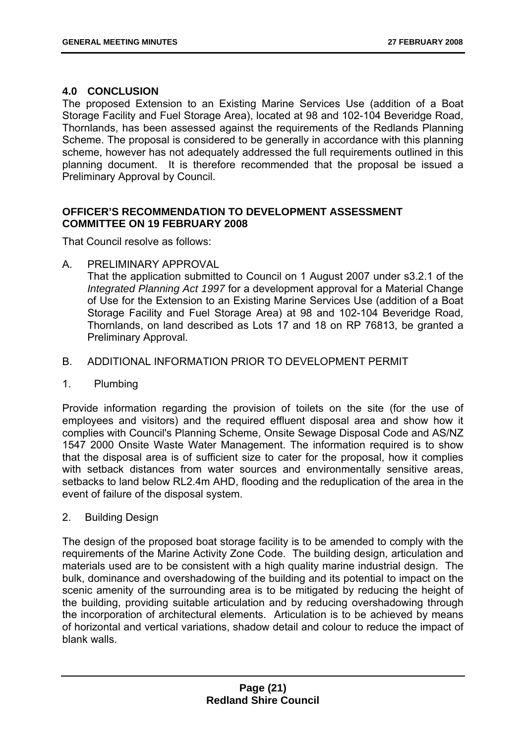## 4.0 CONCLUSION

The proposed Extension to an Existing Marine Services Use (addition of a Boat Storage Facility and Fuel Storage Area), located at 98 and 102-104 Beveridge Road, Thornlands, has been assessed against the requirements of the Redlands Planning Scheme. The proposal is considered to be generally in accordance with this planning scheme, however has not adequately addressed the full requirements outlined in this planning document. It is therefore recommended that the proposal be issued a Preliminary Approval by Council.

**OFFICER'S RECOMMENDATION TO DEVELOPMENT ASSESSMENT COMMITTEE ON 19 FEBRUARY 2008**

That Council resolve as follows:

A. PRELIMINARY APPROVAL

That the application submitted to Council on 1 August 2007 under s3.2.1 of the *Integrated Planning Act 1997* for a development approval for a Material Change of Use for the Extension to an Existing Marine Services Use (addition of a Boat Storage Facility and Fuel Storage Area) at 98 and 102-104 Beveridge Road, Thornlands, on land described as Lots 17 and 18 on RP 76813, be granted a Preliminary Approval.

B. ADDITIONAL INFORMATION PRIOR TO DEVELOPMENT PERMIT

1. Plumbing

Provide information regarding the provision of toilets on the site (for the use of employees and visitors) and the required effluent disposal area and show how it complies with Council's Planning Scheme, Onsite Sewage Disposal Code and AS/NZ 1547 2000 Onsite Waste Water Management. The information required is to show that the disposal area is of sufficient size to cater for the proposal, how it complies with setback distances from water sources and environmentally sensitive areas, setbacks to land below RL2.4m AHD, flooding and the reduplication of the area in the event of failure of the disposal system.

2. Building Design

The design of the proposed boat storage facility is to be amended to comply with the requirements of the Marine Activity Zone Code. The building design, articulation and materials used are to be consistent with a high quality marine industrial design. The bulk, dominance and overshadowing of the building and its potential to impact on the scenic amenity of the surrounding area is to be mitigated by reducing the height of the building, providing suitable articulation and by reducing overshadowing through the incorporation of architectural elements. Articulation is to be achieved by means of horizontal and vertical variations, shadow detail and colour to reduce the impact of blank walls.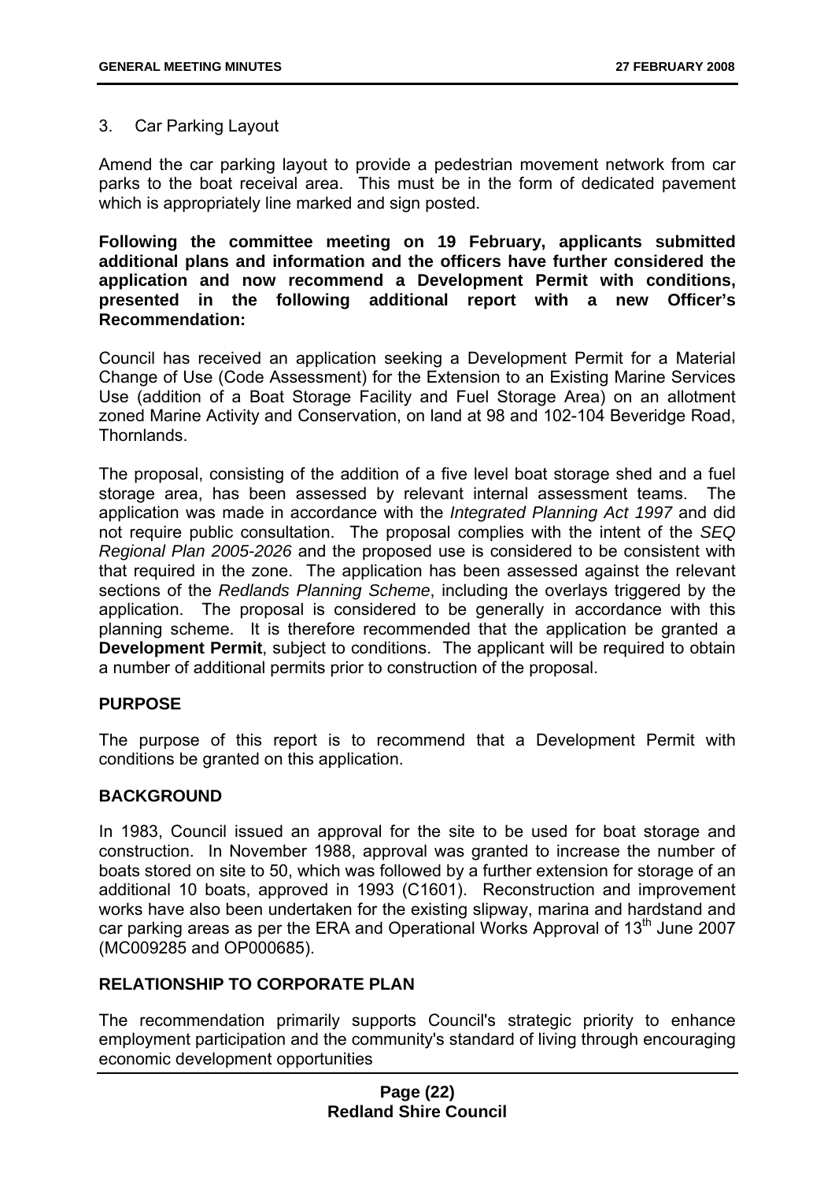3. Car Parking Layout

Amend the car parking layout to provide a pedestrian movement network from car parks to the boat receival area. This must be in the form of dedicated pavement which is appropriately line marked and sign posted.

**Following the committee meeting on 19 February, applicants submitted additional plans and information and the officers have further considered the application and now recommend a Development Permit with conditions, presented in the following additional report with a new Officer's Recommendation:**

Council has received an application seeking a Development Permit for a Material Change of Use (Code Assessment) for the Extension to an Existing Marine Services Use (addition of a Boat Storage Facility and Fuel Storage Area) on an allotment zoned Marine Activity and Conservation, on land at 98 and 102-104 Beveridge Road, Thornlands.

The proposal, consisting of the addition of a five level boat storage shed and a fuel storage area, has been assessed by relevant internal assessment teams. The application was made in accordance with the *Integrated Planning Act 1997* and did not require public consultation. The proposal complies with the intent of the *SEQ Regional Plan 2005-2026* and the proposed use is considered to be consistent with that required in the zone. The application has been assessed against the relevant sections of the *Redlands Planning Scheme*, including the overlays triggered by the application. The proposal is considered to be generally in accordance with this planning scheme. It is therefore recommended that the application be granted a **Development Permit**, subject to conditions. The applicant will be required to obtain a number of additional permits prior to construction of the proposal.

## PURPOSE

The purpose of this report is to recommend that a Development Permit with conditions be granted on this application.

## BACKGROUND

In 1983, Council issued an approval for the site to be used for boat storage and construction. In November 1988, approval was granted to increase the number of boats stored on site to 50, which was followed by a further extension for storage of an additional 10 boats, approved in 1993 (C1601). Reconstruction and improvement works have also been undertaken for the existing slipway, marina and hardstand and car parking areas as per the ERA and Operational Works Approval of 13th June 2007 (MC009285 and OP000685).

## RELATIONSHIP TO CORPORATE PLAN

The recommendation primarily supports Council's strategic priority to enhance employment participation and the community's standard of living through encouraging economic development opportunities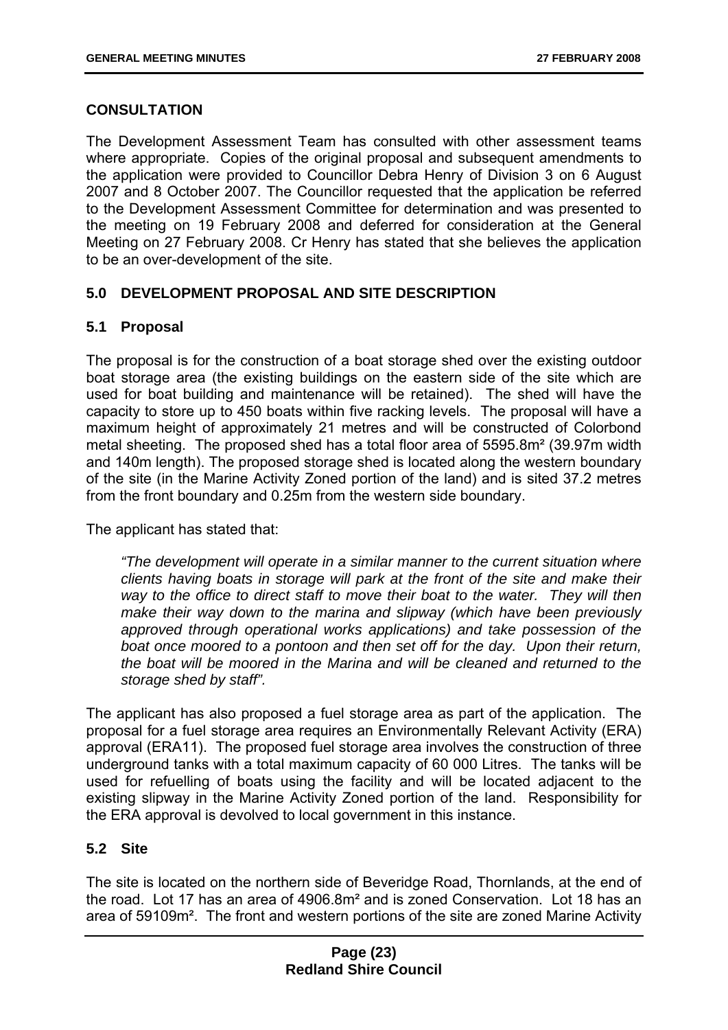## CONSULTATION

The Development Assessment Team has consulted with other assessment teams where appropriate. Copies of the original proposal and subsequent amendments to the application were provided to Councillor Debra Henry of Division 3 on 6 August 2007 and 8 October 2007. The Councillor requested that the application be referred to the Development Assessment Committee for determination and was presented to the meeting on 19 February 2008 and deferred for consideration at the General Meeting on 27 February 2008. Cr Henry has stated that she believes the application to be an over-development of the site.

## 5.0 DEVELOPMENT PROPOSAL AND SITE DESCRIPTION

### 5.1 Proposal

The proposal is for the construction of a boat storage shed over the existing outdoor boat storage area (the existing buildings on the eastern side of the site which are used for boat building and maintenance will be retained). The shed will have the capacity to store up to 450 boats within five racking levels. The proposal will have a maximum height of approximately 21 metres and will be constructed of Colorbond metal sheeting. The proposed shed has a total floor area of 5595.8m² (39.97m width and 140m length). The proposed storage shed is located along the western boundary of the site (in the Marine Activity Zoned portion of the land) and is sited 37.2 metres from the front boundary and 0.25m from the western side boundary.

The applicant has stated that:

> *"The development will operate in a similar manner to the current situation where clients having boats in storage will park at the front of the site and make their way to the office to direct staff to move their boat to the water. They will then make their way down to the marina and slipway (which have been previously approved through operational works applications) and take possession of the boat once moored to a pontoon and then set off for the day. Upon their return, the boat will be moored in the Marina and will be cleaned and returned to the storage shed by staff".*

The applicant has also proposed a fuel storage area as part of the application. The proposal for a fuel storage area requires an Environmentally Relevant Activity (ERA) approval (ERA11). The proposed fuel storage area involves the construction of three underground tanks with a total maximum capacity of 60 000 Litres. The tanks will be used for refuelling of boats using the facility and will be located adjacent to the existing slipway in the Marine Activity Zoned portion of the land. Responsibility for the ERA approval is devolved to local government in this instance.

### 5.2 Site

The site is located on the northern side of Beveridge Road, Thornlands, at the end of the road. Lot 17 has an area of 4906.8m² and is zoned Conservation. Lot 18 has an area of 59109m². The front and western portions of the site are zoned Marine Activity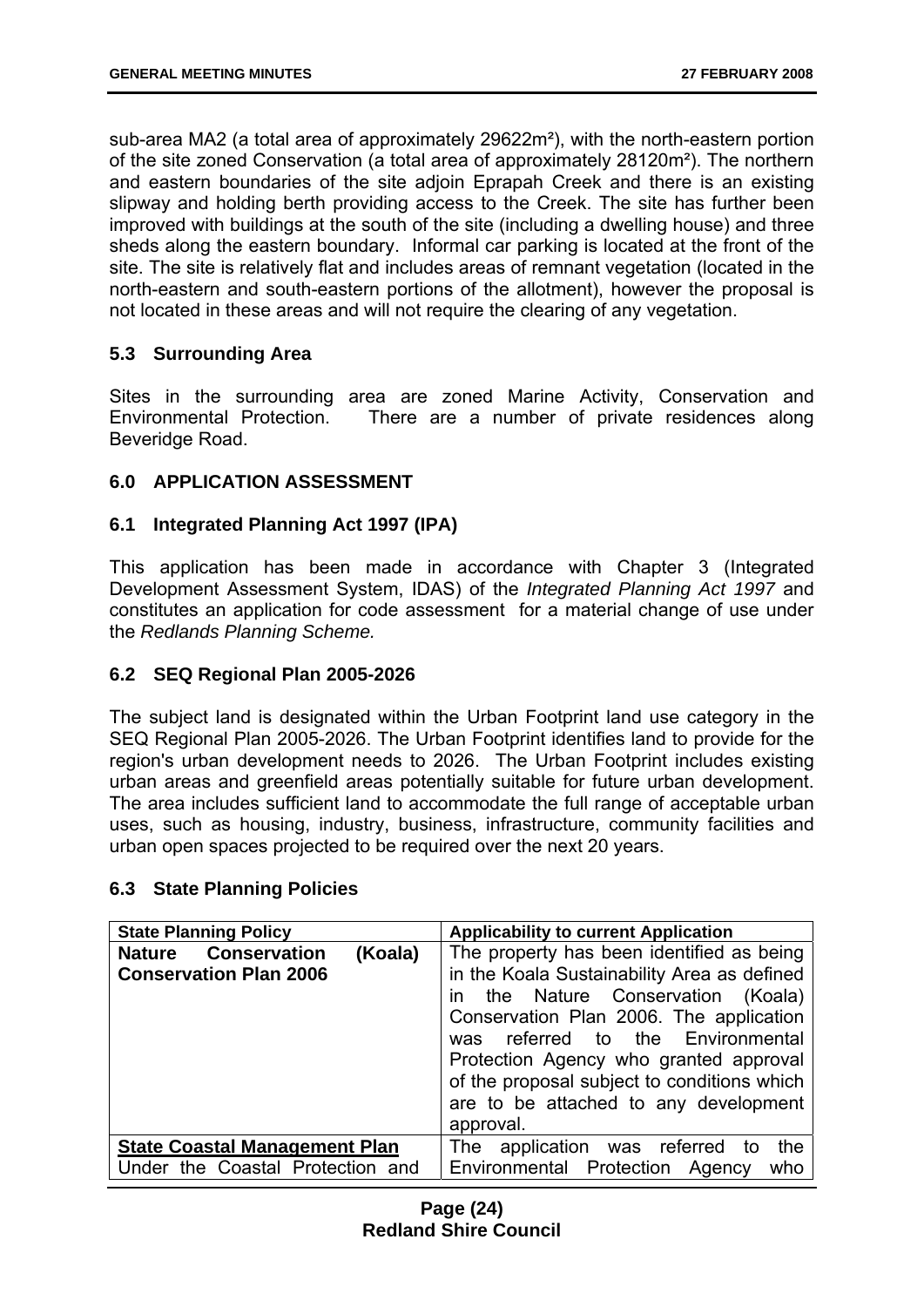sub-area MA2 (a total area of approximately 29622m²), with the north-eastern portion of the site zoned Conservation (a total area of approximately 28120m²). The northern and eastern boundaries of the site adjoin Eprapah Creek and there is an existing slipway and holding berth providing access to the Creek. The site has further been improved with buildings at the south of the site (including a dwelling house) and three sheds along the eastern boundary. Informal car parking is located at the front of the site. The site is relatively flat and includes areas of remnant vegetation (located in the north-eastern and south-eastern portions of the allotment), however the proposal is not located in these areas and will not require the clearing of any vegetation.

### 5.3 Surrounding Area

Sites in the surrounding area are zoned Marine Activity, Conservation and Environmental Protection. There are a number of private residences along Beveridge Road.

## 6.0 APPLICATION ASSESSMENT

### 6.1 Integrated Planning Act 1997 (IPA)

This application has been made in accordance with Chapter 3 (Integrated Development Assessment System, IDAS) of the *Integrated Planning Act 1997* and constitutes an application for code assessment for a material change of use under the *Redlands Planning Scheme.*

### 6.2 SEQ Regional Plan 2005-2026

The subject land is designated within the Urban Footprint land use category in the SEQ Regional Plan 2005-2026. The Urban Footprint identifies land to provide for the region's urban development needs to 2026. The Urban Footprint includes existing urban areas and greenfield areas potentially suitable for future urban development. The area includes sufficient land to accommodate the full range of acceptable urban uses, such as housing, industry, business, infrastructure, community facilities and urban open spaces projected to be required over the next 20 years.

### 6.3 State Planning Policies

| State Planning Policy | Applicability to current Application |
|---|---|
| **Nature Conservation (Koala) Conservation Plan 2006** | The property has been identified as being in the Koala Sustainability Area as defined in the Nature Conservation (Koala) Conservation Plan 2006. The application was referred to the Environmental Protection Agency who granted approval of the proposal subject to conditions which are to be attached to any development approval. |
| **<u>State Coastal Management Plan</u>** Under the Coastal Protection and | The application was referred to the Environmental Protection Agency who |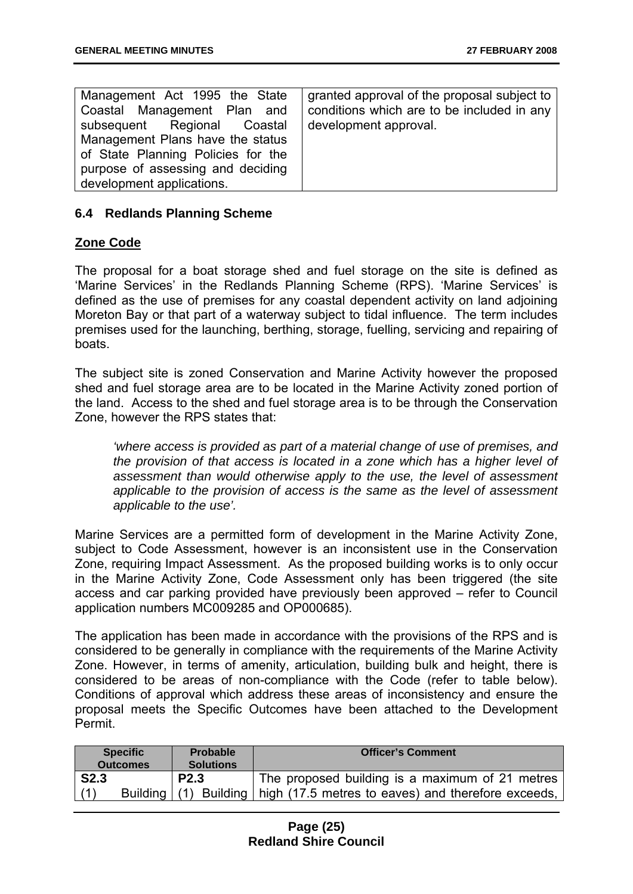| | |
|---|---|
| Management Act 1995 the State Coastal Management Plan and subsequent Regional Coastal Management Plans have the status of State Planning Policies for the purpose of assessing and deciding development applications. | granted approval of the proposal subject to conditions which are to be included in any development approval. |

### 6.4 Redlands Planning Scheme

**Zone Code**

The proposal for a boat storage shed and fuel storage on the site is defined as 'Marine Services' in the Redlands Planning Scheme (RPS). 'Marine Services' is defined as the use of premises for any coastal dependent activity on land adjoining Moreton Bay or that part of a waterway subject to tidal influence. The term includes premises used for the launching, berthing, storage, fuelling, servicing and repairing of boats.

The subject site is zoned Conservation and Marine Activity however the proposed shed and fuel storage area are to be located in the Marine Activity zoned portion of the land. Access to the shed and fuel storage area is to be through the Conservation Zone, however the RPS states that:

> *'where access is provided as part of a material change of use of premises, and the provision of that access is located in a zone which has a higher level of assessment than would otherwise apply to the use, the level of assessment applicable to the provision of access is the same as the level of assessment applicable to the use'.*

Marine Services are a permitted form of development in the Marine Activity Zone, subject to Code Assessment, however is an inconsistent use in the Conservation Zone, requiring Impact Assessment. As the proposed building works is to only occur in the Marine Activity Zone, Code Assessment only has been triggered (the site access and car parking provided have previously been approved – refer to Council application numbers MC009285 and OP000685).

The application has been made in accordance with the provisions of the RPS and is considered to be generally in compliance with the requirements of the Marine Activity Zone. However, in terms of amenity, articulation, building bulk and height, there is considered to be areas of non-compliance with the Code (refer to table below). Conditions of approval which address these areas of inconsistency and ensure the proposal meets the Specific Outcomes have been attached to the Development Permit.

| Specific Outcomes | Probable Solutions | Officer's Comment |
|---|---|---|
| **S2.3**<br>(1) Building | **P2.3**<br>(1) Building | The proposed building is a maximum of 21 metres high (17.5 metres to eaves) and therefore exceeds, |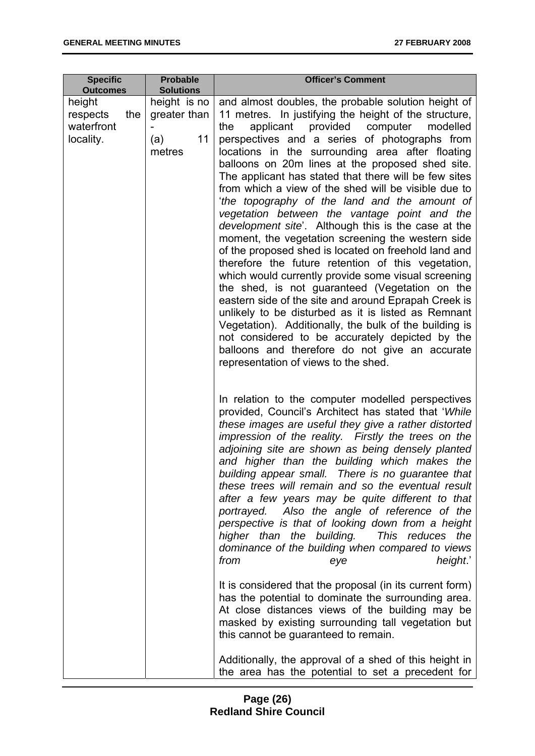| Specific Outcomes | Probable Solutions | Officer's Comment |
|---|---|---|
| height respects the waterfront locality. | height is no greater than - (a) 11 metres | and almost doubles, the probable solution height of 11 metres. In justifying the height of the structure, the applicant provided computer modelled perspectives and a series of photographs from locations in the surrounding area after floating balloons on 20m lines at the proposed shed site. The applicant has stated that there will be few sites from which a view of the shed will be visible due to '*the topography of the land and the amount of vegetation between the vantage point and the development site*'. Although this is the case at the moment, the vegetation screening the western side of the proposed shed is located on freehold land and therefore the future retention of this vegetation, which would currently provide some visual screening the shed, is not guaranteed (Vegetation on the eastern side of the site and around Eprapah Creek is unlikely to be disturbed as it is listed as Remnant Vegetation). Additionally, the bulk of the building is not considered to be accurately depicted by the balloons and therefore do not give an accurate representation of views to the shed.<br><br>In relation to the computer modelled perspectives provided, Council's Architect has stated that '*While these images are useful they give a rather distorted impression of the reality. Firstly the trees on the adjoining site are shown as being densely planted and higher than the building which makes the building appear small. There is no guarantee that these trees will remain and so the eventual result after a few years may be quite different to that portrayed. Also the angle of reference of the perspective is that of looking down from a height higher than the building. This reduces the dominance of the building when compared to views from eye height*.'<br><br>It is considered that the proposal (in its current form) has the potential to dominate the surrounding area. At close distances views of the building may be masked by existing surrounding tall vegetation but this cannot be guaranteed to remain.<br><br>Additionally, the approval of a shed of this height in the area has the potential to set a precedent for |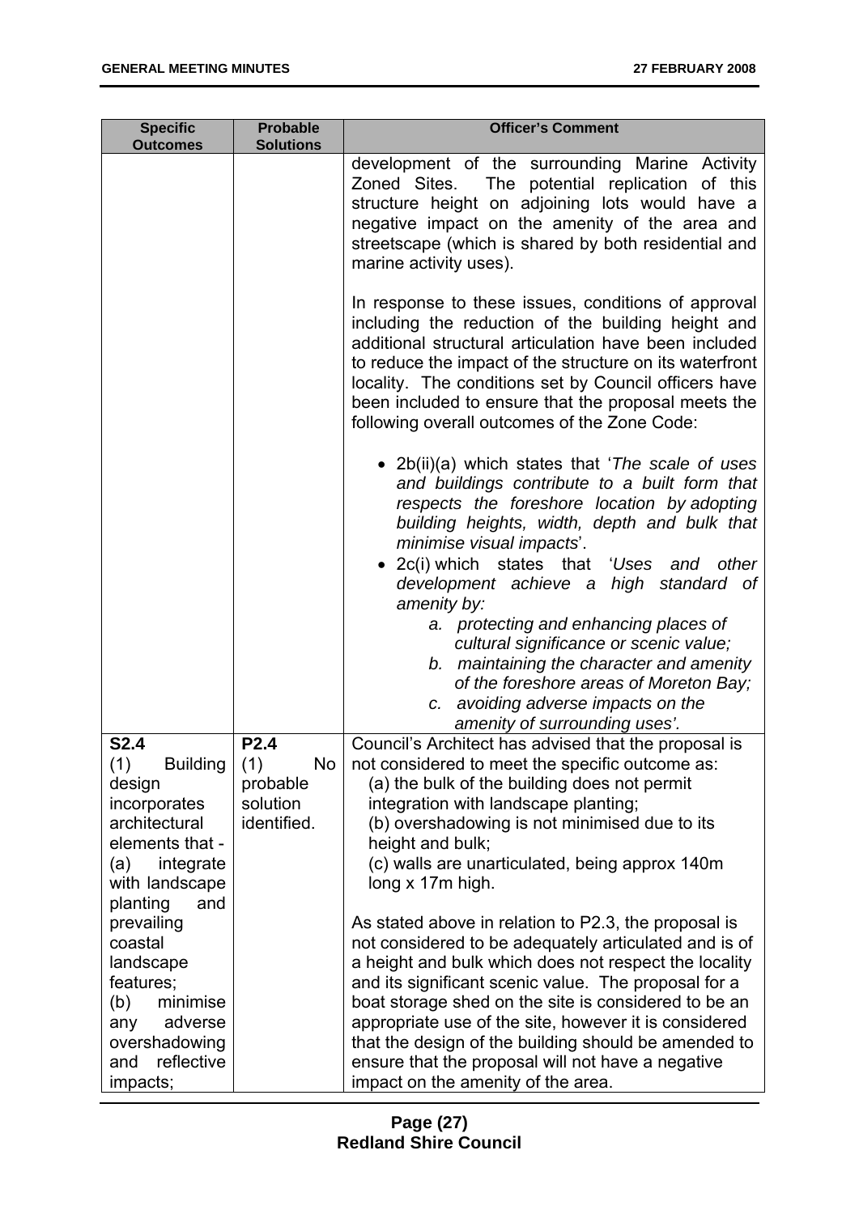| Specific Outcomes | Probable Solutions | Officer's Comment |
|---|---|---|
| | | development of the surrounding Marine Activity Zoned Sites. The potential replication of this structure height on adjoining lots would have a negative impact on the amenity of the area and streetscape (which is shared by both residential and marine activity uses).<br><br>In response to these issues, conditions of approval including the reduction of the building height and additional structural articulation have been included to reduce the impact of the structure on its waterfront locality. The conditions set by Council officers have been included to ensure that the proposal meets the following overall outcomes of the Zone Code:<br><br>• 2b(ii)(a) which states that '*The scale of uses and buildings contribute to a built form that respects the foreshore location by adopting building heights, width, depth and bulk that minimise visual impacts*'.<br>• 2c(i) which states that '*Uses and other development achieve a high standard of amenity by:*<br>*a. protecting and enhancing places of cultural significance or scenic value;*<br>*b. maintaining the character and amenity of the foreshore areas of Moreton Bay;*<br>*c. avoiding adverse impacts on the amenity of surrounding uses'.* |
| **S2.4**<br>(1) Building design incorporates architectural elements that -<br>(a) integrate with landscape planting and prevailing coastal landscape features;<br>(b) minimise any adverse overshadowing and reflective impacts; | **P2.4**<br>(1) No probable solution identified. | Council's Architect has advised that the proposal is not considered to meet the specific outcome as:<br>(a) the bulk of the building does not permit integration with landscape planting;<br>(b) overshadowing is not minimised due to its height and bulk;<br>(c) walls are unarticulated, being approx 140m long x 17m high.<br><br>As stated above in relation to P2.3, the proposal is not considered to be adequately articulated and is of a height and bulk which does not respect the locality and its significant scenic value. The proposal for a boat storage shed on the site is considered to be an appropriate use of the site, however it is considered that the design of the building should be amended to ensure that the proposal will not have a negative impact on the amenity of the area. |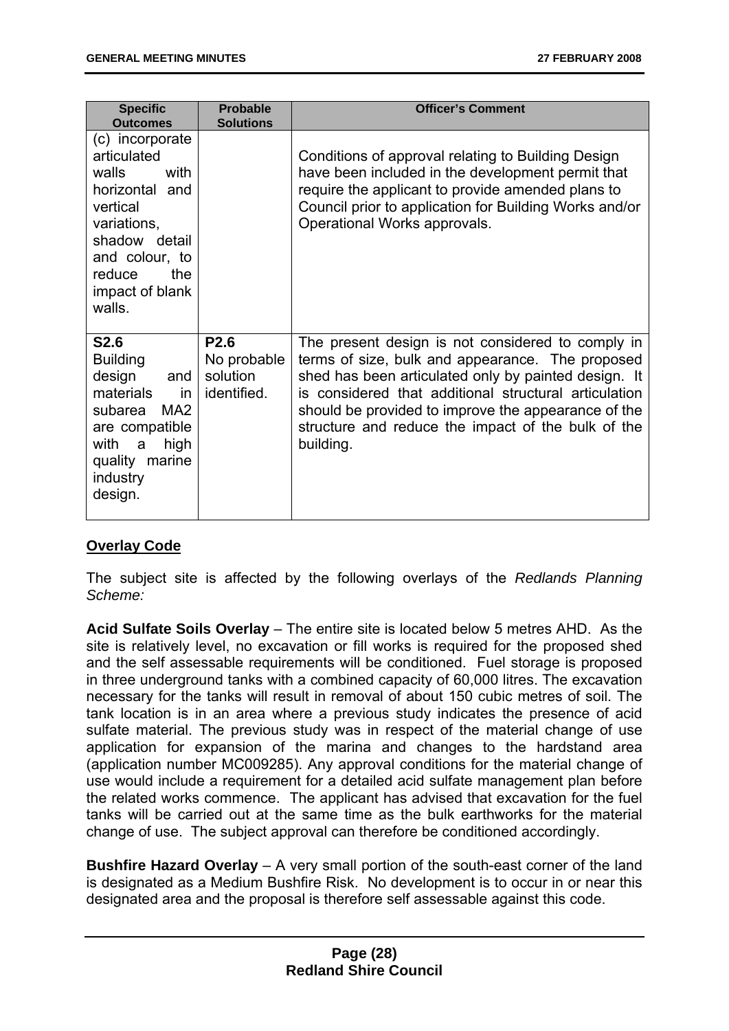| Specific Outcomes | Probable Solutions | Officer's Comment |
| --- | --- | --- |
| (c) incorporate articulated walls with horizontal and vertical variations, shadow detail and colour, to reduce the impact of blank walls. | | Conditions of approval relating to Building Design have been included in the development permit that require the applicant to provide amended plans to Council prior to application for Building Works and/or Operational Works approvals. |
| **S2.6** Building design and materials in subarea MA2 are compatible with a high quality marine industry design. | **P2.6** No probable solution identified. | The present design is not considered to comply in terms of size, bulk and appearance. The proposed shed has been articulated only by painted design. It is considered that additional structural articulation should be provided to improve the appearance of the structure and reduce the impact of the bulk of the building. |

**<u>Overlay Code</u>**

The subject site is affected by the following overlays of the *Redlands Planning Scheme:*

**Acid Sulfate Soils Overlay** – The entire site is located below 5 metres AHD. As the site is relatively level, no excavation or fill works is required for the proposed shed and the self assessable requirements will be conditioned. Fuel storage is proposed in three underground tanks with a combined capacity of 60,000 litres. The excavation necessary for the tanks will result in removal of about 150 cubic metres of soil. The tank location is in an area where a previous study indicates the presence of acid sulfate material. The previous study was in respect of the material change of use application for expansion of the marina and changes to the hardstand area (application number MC009285). Any approval conditions for the material change of use would include a requirement for a detailed acid sulfate management plan before the related works commence. The applicant has advised that excavation for the fuel tanks will be carried out at the same time as the bulk earthworks for the material change of use. The subject approval can therefore be conditioned accordingly.

**Bushfire Hazard Overlay** – A very small portion of the south-east corner of the land is designated as a Medium Bushfire Risk. No development is to occur in or near this designated area and the proposal is therefore self assessable against this code.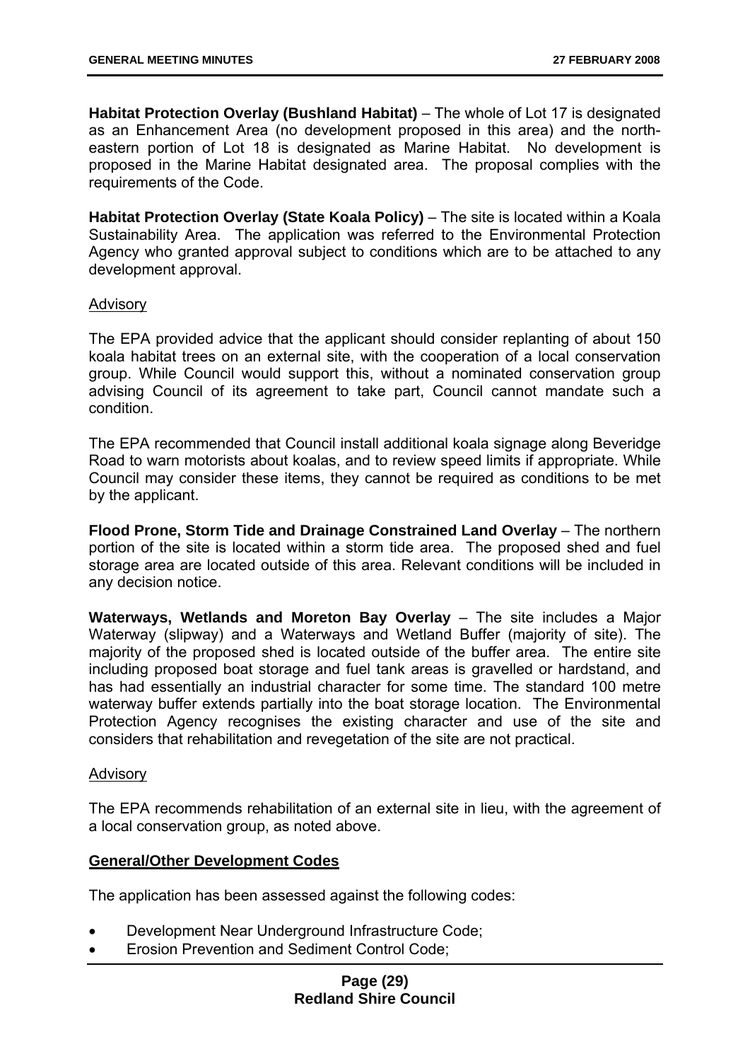**Habitat Protection Overlay (Bushland Habitat)** – The whole of Lot 17 is designated as an Enhancement Area (no development proposed in this area) and the north-eastern portion of Lot 18 is designated as Marine Habitat. No development is proposed in the Marine Habitat designated area. The proposal complies with the requirements of the Code.

**Habitat Protection Overlay (State Koala Policy)** – The site is located within a Koala Sustainability Area. The application was referred to the Environmental Protection Agency who granted approval subject to conditions which are to be attached to any development approval.

<u>Advisory</u>

The EPA provided advice that the applicant should consider replanting of about 150 koala habitat trees on an external site, with the cooperation of a local conservation group. While Council would support this, without a nominated conservation group advising Council of its agreement to take part, Council cannot mandate such a condition.

The EPA recommended that Council install additional koala signage along Beveridge Road to warn motorists about koalas, and to review speed limits if appropriate. While Council may consider these items, they cannot be required as conditions to be met by the applicant.

**Flood Prone, Storm Tide and Drainage Constrained Land Overlay** – The northern portion of the site is located within a storm tide area. The proposed shed and fuel storage area are located outside of this area. Relevant conditions will be included in any decision notice.

**Waterways, Wetlands and Moreton Bay Overlay** – The site includes a Major Waterway (slipway) and a Waterways and Wetland Buffer (majority of site). The majority of the proposed shed is located outside of the buffer area. The entire site including proposed boat storage and fuel tank areas is gravelled or hardstand, and has had essentially an industrial character for some time. The standard 100 metre waterway buffer extends partially into the boat storage location. The Environmental Protection Agency recognises the existing character and use of the site and considers that rehabilitation and revegetation of the site are not practical.

<u>Advisory</u>

The EPA recommends rehabilitation of an external site in lieu, with the agreement of a local conservation group, as noted above.

**<u>General/Other Development Codes</u>**

The application has been assessed against the following codes:

- Development Near Underground Infrastructure Code;
- Erosion Prevention and Sediment Control Code;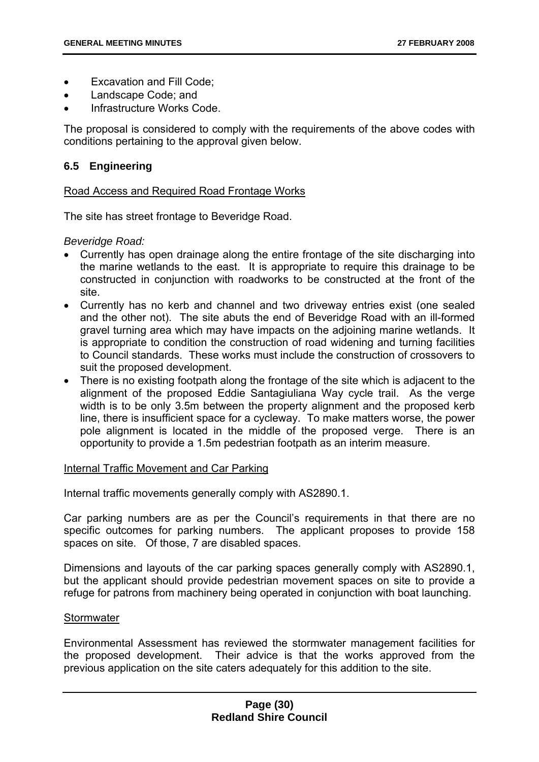- Excavation and Fill Code;
- Landscape Code; and
- Infrastructure Works Code.

The proposal is considered to comply with the requirements of the above codes with conditions pertaining to the approval given below.

### 6.5 Engineering

Road Access and Required Road Frontage Works

The site has street frontage to Beveridge Road.

*Beveridge Road:*

- Currently has open drainage along the entire frontage of the site discharging into the marine wetlands to the east. It is appropriate to require this drainage to be constructed in conjunction with roadworks to be constructed at the front of the site.
- Currently has no kerb and channel and two driveway entries exist (one sealed and the other not). The site abuts the end of Beveridge Road with an ill-formed gravel turning area which may have impacts on the adjoining marine wetlands. It is appropriate to condition the construction of road widening and turning facilities to Council standards. These works must include the construction of crossovers to suit the proposed development.
- There is no existing footpath along the frontage of the site which is adjacent to the alignment of the proposed Eddie Santagiuliana Way cycle trail. As the verge width is to be only 3.5m between the property alignment and the proposed kerb line, there is insufficient space for a cycleway. To make matters worse, the power pole alignment is located in the middle of the proposed verge. There is an opportunity to provide a 1.5m pedestrian footpath as an interim measure.

Internal Traffic Movement and Car Parking

Internal traffic movements generally comply with AS2890.1.

Car parking numbers are as per the Council's requirements in that there are no specific outcomes for parking numbers. The applicant proposes to provide 158 spaces on site. Of those, 7 are disabled spaces.

Dimensions and layouts of the car parking spaces generally comply with AS2890.1, but the applicant should provide pedestrian movement spaces on site to provide a refuge for patrons from machinery being operated in conjunction with boat launching.

Stormwater

Environmental Assessment has reviewed the stormwater management facilities for the proposed development. Their advice is that the works approved from the previous application on the site caters adequately for this addition to the site.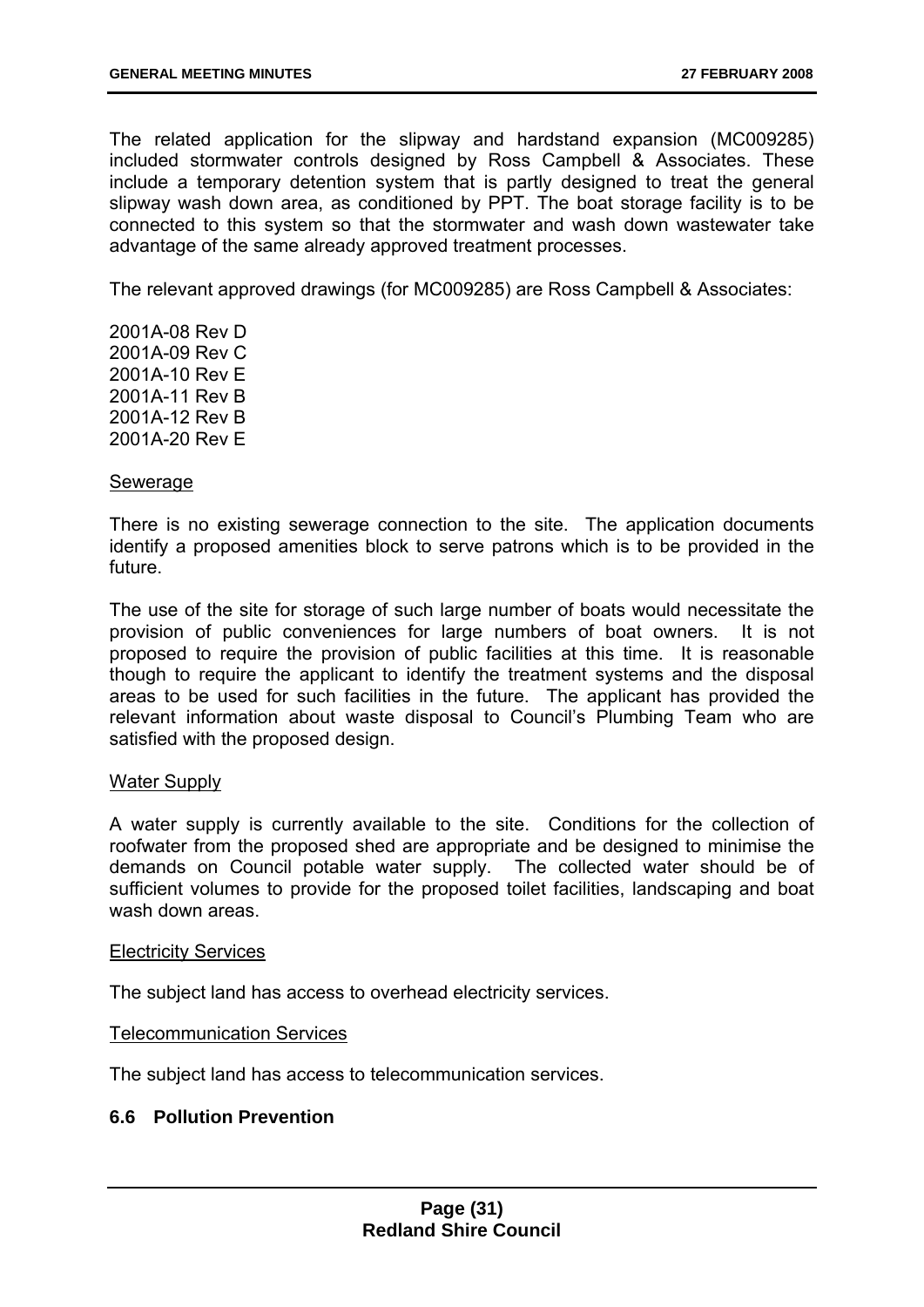The related application for the slipway and hardstand expansion (MC009285) included stormwater controls designed by Ross Campbell & Associates. These include a temporary detention system that is partly designed to treat the general slipway wash down area, as conditioned by PPT. The boat storage facility is to be connected to this system so that the stormwater and wash down wastewater take advantage of the same already approved treatment processes.

The relevant approved drawings (for MC009285) are Ross Campbell & Associates:

2001A-08 Rev D
2001A-09 Rev C
2001A-10 Rev E
2001A-11 Rev B
2001A-12 Rev B
2001A-20 Rev E

Sewerage

There is no existing sewerage connection to the site. The application documents identify a proposed amenities block to serve patrons which is to be provided in the future.

The use of the site for storage of such large number of boats would necessitate the provision of public conveniences for large numbers of boat owners. It is not proposed to require the provision of public facilities at this time. It is reasonable though to require the applicant to identify the treatment systems and the disposal areas to be used for such facilities in the future. The applicant has provided the relevant information about waste disposal to Council's Plumbing Team who are satisfied with the proposed design.

Water Supply

A water supply is currently available to the site. Conditions for the collection of roofwater from the proposed shed are appropriate and be designed to minimise the demands on Council potable water supply. The collected water should be of sufficient volumes to provide for the proposed toilet facilities, landscaping and boat wash down areas.

Electricity Services

The subject land has access to overhead electricity services.

Telecommunication Services

The subject land has access to telecommunication services.

### 6.6 Pollution Prevention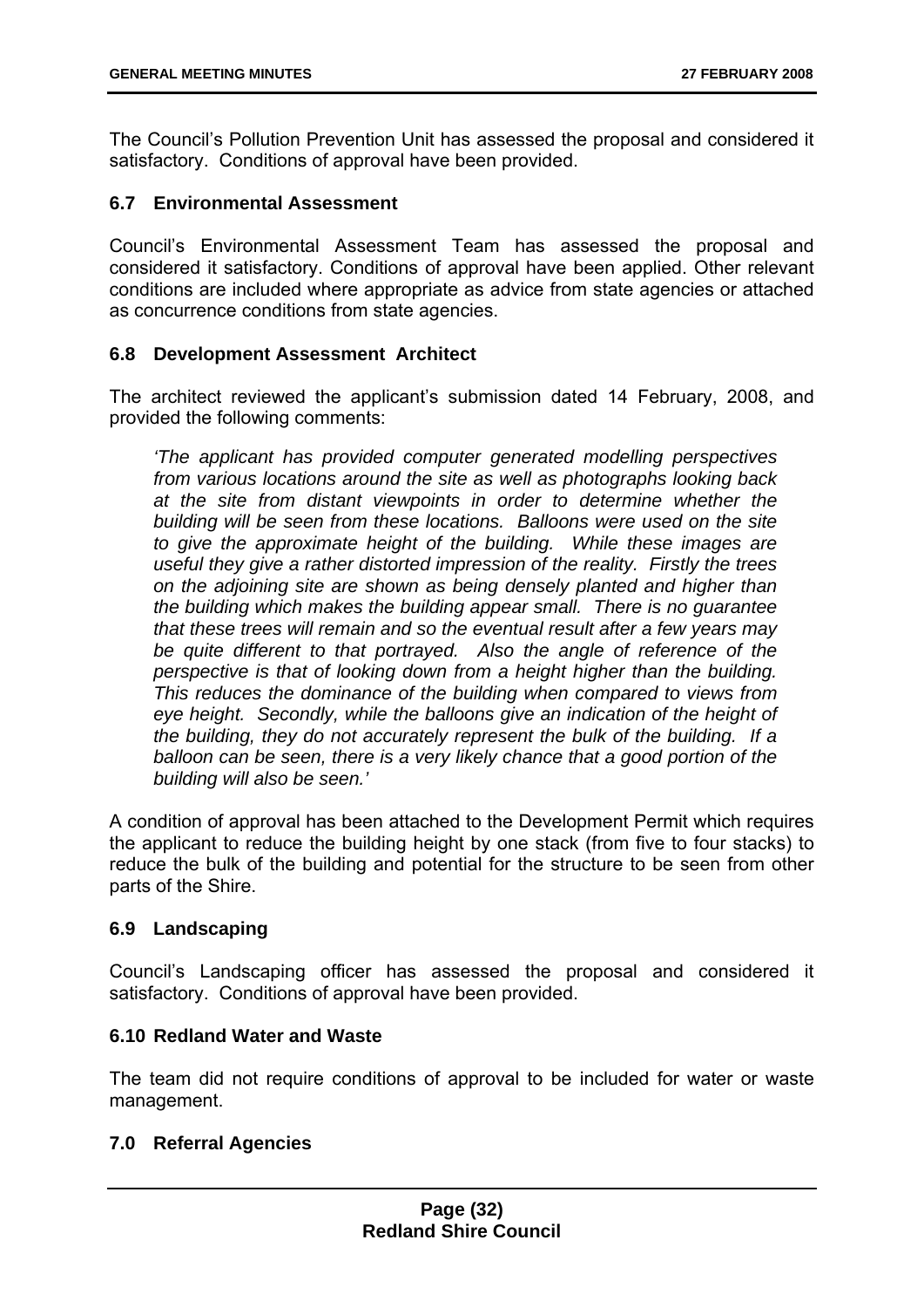The Council's Pollution Prevention Unit has assessed the proposal and considered it satisfactory. Conditions of approval have been provided.

### 6.7 Environmental Assessment

Council's Environmental Assessment Team has assessed the proposal and considered it satisfactory. Conditions of approval have been applied. Other relevant conditions are included where appropriate as advice from state agencies or attached as concurrence conditions from state agencies.

### 6.8 Development Assessment Architect

The architect reviewed the applicant's submission dated 14 February, 2008, and provided the following comments:

> *'The applicant has provided computer generated modelling perspectives from various locations around the site as well as photographs looking back at the site from distant viewpoints in order to determine whether the building will be seen from these locations. Balloons were used on the site to give the approximate height of the building. While these images are useful they give a rather distorted impression of the reality. Firstly the trees on the adjoining site are shown as being densely planted and higher than the building which makes the building appear small. There is no guarantee that these trees will remain and so the eventual result after a few years may be quite different to that portrayed. Also the angle of reference of the perspective is that of looking down from a height higher than the building. This reduces the dominance of the building when compared to views from eye height. Secondly, while the balloons give an indication of the height of the building, they do not accurately represent the bulk of the building. If a balloon can be seen, there is a very likely chance that a good portion of the building will also be seen.'*

A condition of approval has been attached to the Development Permit which requires the applicant to reduce the building height by one stack (from five to four stacks) to reduce the bulk of the building and potential for the structure to be seen from other parts of the Shire.

### 6.9 Landscaping

Council's Landscaping officer has assessed the proposal and considered it satisfactory. Conditions of approval have been provided.

### 6.10 Redland Water and Waste

The team did not require conditions of approval to be included for water or waste management.

## 7.0 Referral Agencies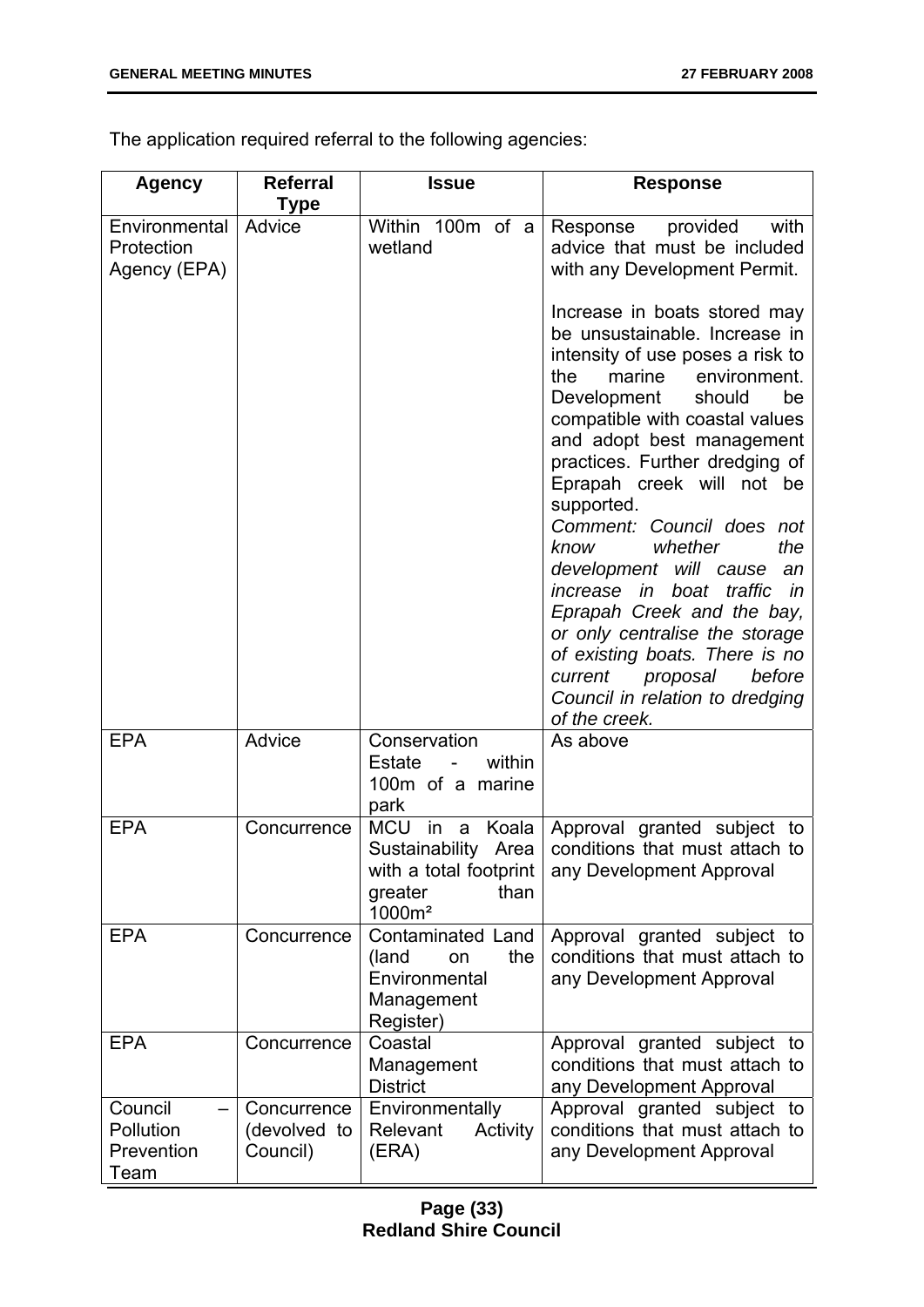The application required referral to the following agencies:

| Agency | Referral Type | Issue | Response |
| --- | --- | --- | --- |
| Environmental Protection Agency (EPA) | Advice | Within 100m of a wetland | Response provided with advice that must be included with any Development Permit.<br><br>Increase in boats stored may be unsustainable. Increase in intensity of use poses a risk to the marine environment. Development should be compatible with coastal values and adopt best management practices. Further dredging of Eprapah creek will not be supported.<br>*Comment: Council does not know whether the development will cause an increase in boat traffic in Eprapah Creek and the bay, or only centralise the storage of existing boats. There is no current proposal before Council in relation to dredging of the creek.* |
| EPA | Advice | Conservation Estate - within 100m of a marine park | As above |
| EPA | Concurrence | MCU in a Koala Sustainability Area with a total footprint greater than 1000m² | Approval granted subject to conditions that must attach to any Development Approval |
| EPA | Concurrence | Contaminated Land (land on the Environmental Management Register) | Approval granted subject to conditions that must attach to any Development Approval |
| EPA | Concurrence | Coastal Management District | Approval granted subject to conditions that must attach to any Development Approval |
| Council – Pollution Prevention Team | Concurrence (devolved to Council) | Environmentally Relevant Activity (ERA) | Approval granted subject to conditions that must attach to any Development Approval |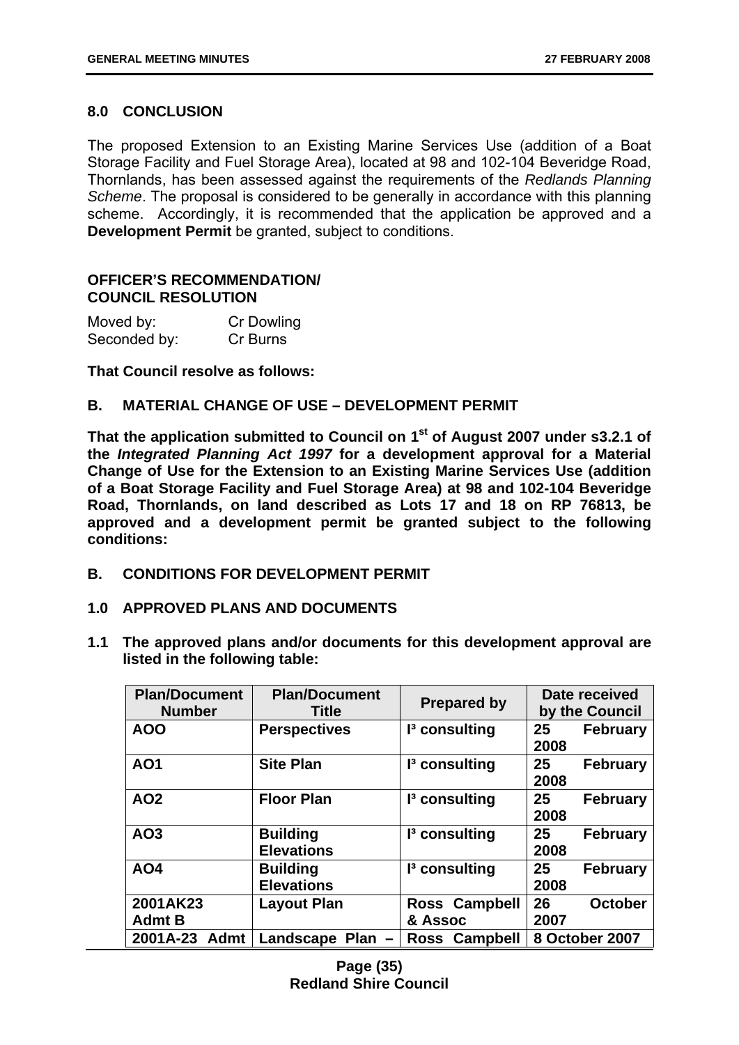## 8.0 CONCLUSION

The proposed Extension to an Existing Marine Services Use (addition of a Boat Storage Facility and Fuel Storage Area), located at 98 and 102-104 Beveridge Road, Thornlands, has been assessed against the requirements of the *Redlands Planning Scheme*. The proposal is considered to be generally in accordance with this planning scheme. Accordingly, it is recommended that the application be approved and a **Development Permit** be granted, subject to conditions.

**OFFICER'S RECOMMENDATION/ COUNCIL RESOLUTION**

Moved by: Cr Dowling
Seconded by: Cr Burns

**That Council resolve as follows:**

**B. MATERIAL CHANGE OF USE – DEVELOPMENT PERMIT**

**That the application submitted to Council on 1st of August 2007 under s3.2.1 of the *Integrated Planning Act 1997* for a development approval for a Material Change of Use for the Extension to an Existing Marine Services Use (addition of a Boat Storage Facility and Fuel Storage Area) at 98 and 102-104 Beveridge Road, Thornlands, on land described as Lots 17 and 18 on RP 76813, be approved and a development permit be granted subject to the following conditions:**

**B. CONDITIONS FOR DEVELOPMENT PERMIT**

**1.0 APPROVED PLANS AND DOCUMENTS**

**1.1 The approved plans and/or documents for this development approval are listed in the following table:**

| Plan/Document Number | Plan/Document Title | Prepared by | Date received by the Council |
|---|---|---|---|
| **AOO** | **Perspectives** | **I³ consulting** | **25 February 2008** |
| **AO1** | **Site Plan** | **I³ consulting** | **25 February 2008** |
| **AO2** | **Floor Plan** | **I³ consulting** | **25 February 2008** |
| **AO3** | **Building Elevations** | **I³ consulting** | **25 February 2008** |
| **AO4** | **Building Elevations** | **I³ consulting** | **25 February 2008** |
| **2001AK23 Admt B** | **Layout Plan** | **Ross Campbell & Assoc** | **26 October 2007** |
| **2001A-23 Admt** | **Landscape Plan –** | **Ross Campbell** | **8 October 2007** |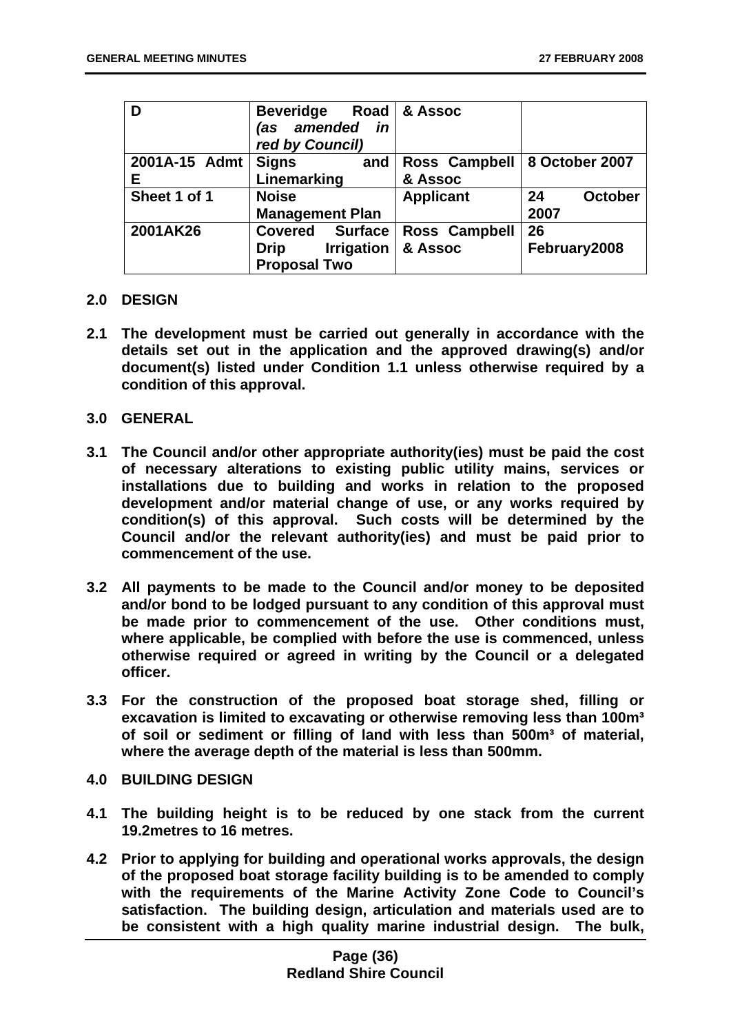| **D** | **Beveridge Road** ***(as amended in red by Council)*** | **& Assoc** | |
|---|---|---|---|
| **2001A-15 Admt E** | **Signs and Linemarking** | **Ross Campbell & Assoc** | **8 October 2007** |
| **Sheet 1 of 1** | **Noise Management Plan** | **Applicant** | **24 October 2007** |
| **2001AK26** | **Covered Surface Drip Irrigation Proposal Two** | **Ross Campbell & Assoc** | **26 February2008** |

**2.0 DESIGN**

**2.1 The development must be carried out generally in accordance with the details set out in the application and the approved drawing(s) and/or document(s) listed under Condition 1.1 unless otherwise required by a condition of this approval.**

**3.0 GENERAL**

**3.1 The Council and/or other appropriate authority(ies) must be paid the cost of necessary alterations to existing public utility mains, services or installations due to building and works in relation to the proposed development and/or material change of use, or any works required by condition(s) of this approval. Such costs will be determined by the Council and/or the relevant authority(ies) and must be paid prior to commencement of the use.**

**3.2 All payments to be made to the Council and/or money to be deposited and/or bond to be lodged pursuant to any condition of this approval must be made prior to commencement of the use. Other conditions must, where applicable, be complied with before the use is commenced, unless otherwise required or agreed in writing by the Council or a delegated officer.**

**3.3 For the construction of the proposed boat storage shed, filling or excavation is limited to excavating or otherwise removing less than 100m³ of soil or sediment or filling of land with less than 500m³ of material, where the average depth of the material is less than 500mm.**

**4.0 BUILDING DESIGN**

**4.1 The building height is to be reduced by one stack from the current 19.2metres to 16 metres.**

**4.2 Prior to applying for building and operational works approvals, the design of the proposed boat storage facility building is to be amended to comply with the requirements of the Marine Activity Zone Code to Council's satisfaction. The building design, articulation and materials used are to be consistent with a high quality marine industrial design. The bulk,**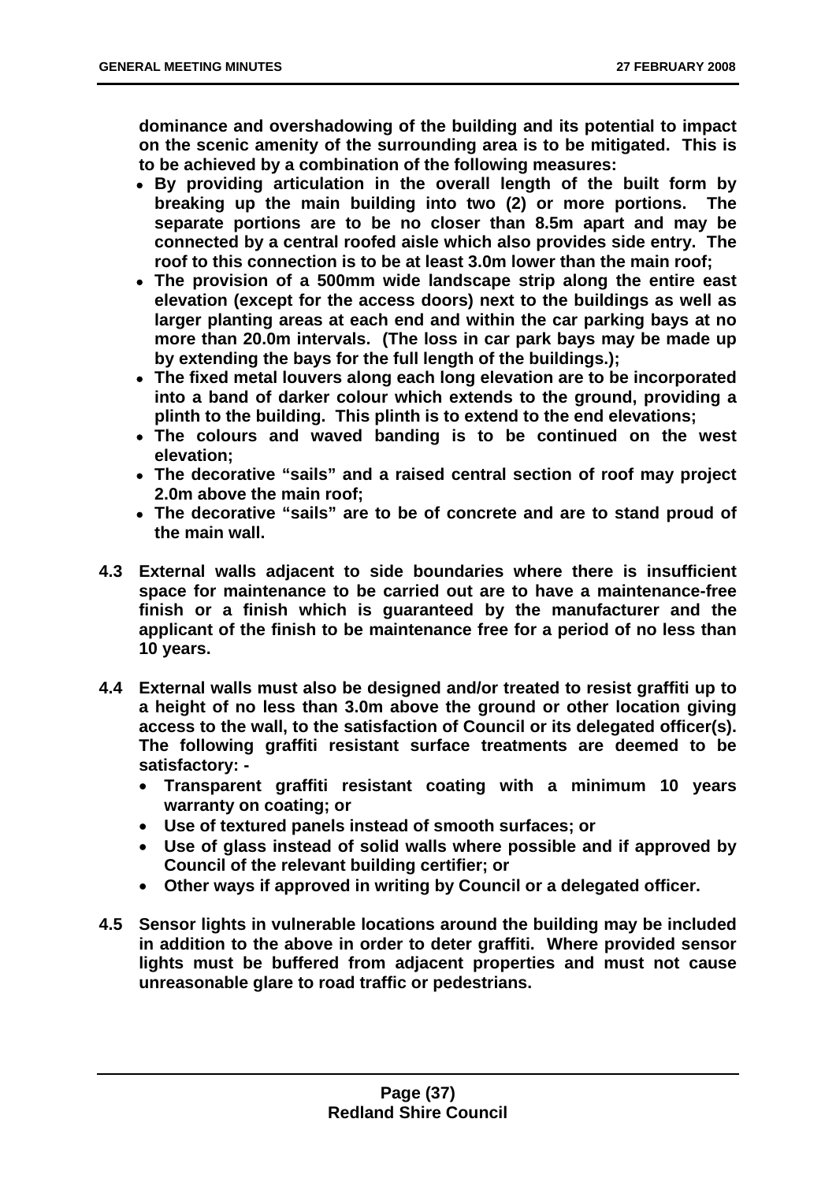**dominance and overshadowing of the building and its potential to impact on the scenic amenity of the surrounding area is to be mitigated. This is to be achieved by a combination of the following measures:**

- **By providing articulation in the overall length of the built form by breaking up the main building into two (2) or more portions. The separate portions are to be no closer than 8.5m apart and may be connected by a central roofed aisle which also provides side entry. The roof to this connection is to be at least 3.0m lower than the main roof;**
- **The provision of a 500mm wide landscape strip along the entire east elevation (except for the access doors) next to the buildings as well as larger planting areas at each end and within the car parking bays at no more than 20.0m intervals. (The loss in car park bays may be made up by extending the bays for the full length of the buildings.);**
- **The fixed metal louvers along each long elevation are to be incorporated into a band of darker colour which extends to the ground, providing a plinth to the building. This plinth is to extend to the end elevations;**
- **The colours and waved banding is to be continued on the west elevation;**
- **The decorative "sails" and a raised central section of roof may project 2.0m above the main roof;**
- **The decorative "sails" are to be of concrete and are to stand proud of the main wall.**

**4.3 External walls adjacent to side boundaries where there is insufficient space for maintenance to be carried out are to have a maintenance-free finish or a finish which is guaranteed by the manufacturer and the applicant of the finish to be maintenance free for a period of no less than 10 years.**

**4.4 External walls must also be designed and/or treated to resist graffiti up to a height of no less than 3.0m above the ground or other location giving access to the wall, to the satisfaction of Council or its delegated officer(s). The following graffiti resistant surface treatments are deemed to be satisfactory: -**

- **Transparent graffiti resistant coating with a minimum 10 years warranty on coating; or**
- **Use of textured panels instead of smooth surfaces; or**
- **Use of glass instead of solid walls where possible and if approved by Council of the relevant building certifier; or**
- **Other ways if approved in writing by Council or a delegated officer.**

**4.5 Sensor lights in vulnerable locations around the building may be included in addition to the above in order to deter graffiti. Where provided sensor lights must be buffered from adjacent properties and must not cause unreasonable glare to road traffic or pedestrians.**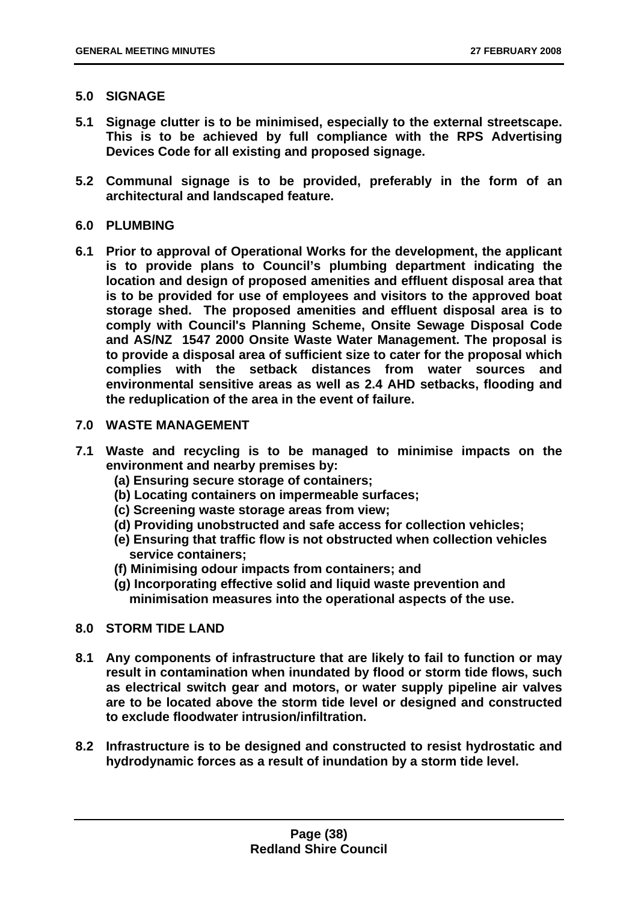**5.0 SIGNAGE**

**5.1 Signage clutter is to be minimised, especially to the external streetscape. This is to be achieved by full compliance with the RPS Advertising Devices Code for all existing and proposed signage.**

**5.2 Communal signage is to be provided, preferably in the form of an architectural and landscaped feature.**

**6.0 PLUMBING**

**6.1 Prior to approval of Operational Works for the development, the applicant is to provide plans to Council's plumbing department indicating the location and design of proposed amenities and effluent disposal area that is to be provided for use of employees and visitors to the approved boat storage shed. The proposed amenities and effluent disposal area is to comply with Council's Planning Scheme, Onsite Sewage Disposal Code and AS/NZ 1547 2000 Onsite Waste Water Management. The proposal is to provide a disposal area of sufficient size to cater for the proposal which complies with the setback distances from water sources and environmental sensitive areas as well as 2.4 AHD setbacks, flooding and the reduplication of the area in the event of failure.**

**7.0 WASTE MANAGEMENT**

**7.1 Waste and recycling is to be managed to minimise impacts on the environment and nearby premises by:**
- **(a) Ensuring secure storage of containers;**
- **(b) Locating containers on impermeable surfaces;**
- **(c) Screening waste storage areas from view;**
- **(d) Providing unobstructed and safe access for collection vehicles;**
- **(e) Ensuring that traffic flow is not obstructed when collection vehicles service containers;**
- **(f) Minimising odour impacts from containers; and**
- **(g) Incorporating effective solid and liquid waste prevention and minimisation measures into the operational aspects of the use.**

**8.0 STORM TIDE LAND**

**8.1 Any components of infrastructure that are likely to fail to function or may result in contamination when inundated by flood or storm tide flows, such as electrical switch gear and motors, or water supply pipeline air valves are to be located above the storm tide level or designed and constructed to exclude floodwater intrusion/infiltration.**

**8.2 Infrastructure is to be designed and constructed to resist hydrostatic and hydrodynamic forces as a result of inundation by a storm tide level.**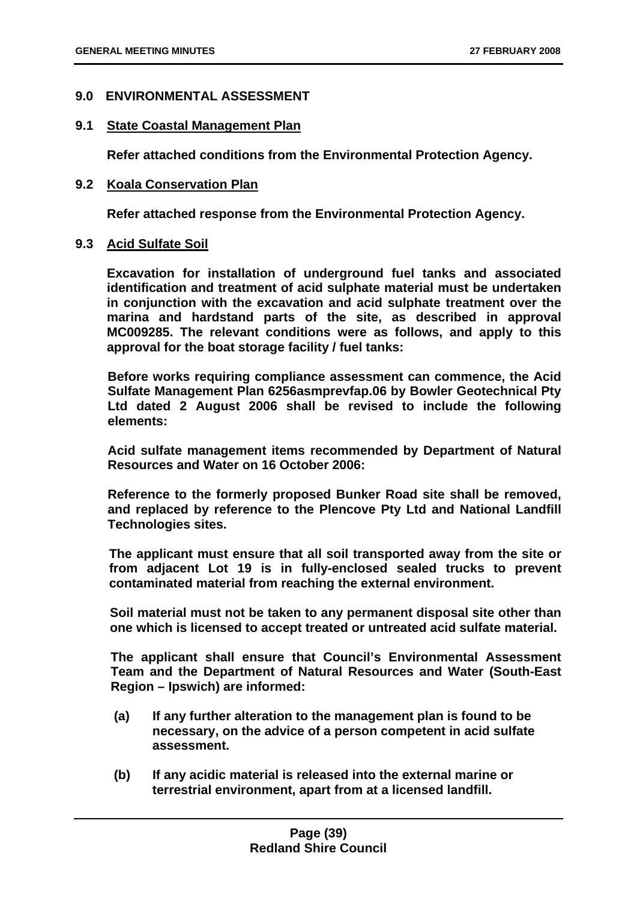## 9.0 ENVIRONMENTAL ASSESSMENT

### 9.1 State Coastal Management Plan

**Refer attached conditions from the Environmental Protection Agency.**

### 9.2 Koala Conservation Plan

**Refer attached response from the Environmental Protection Agency.**

### 9.3 Acid Sulfate Soil

**Excavation for installation of underground fuel tanks and associated identification and treatment of acid sulphate material must be undertaken in conjunction with the excavation and acid sulphate treatment over the marina and hardstand parts of the site, as described in approval MC009285. The relevant conditions were as follows, and apply to this approval for the boat storage facility / fuel tanks:**

**Before works requiring compliance assessment can commence, the Acid Sulfate Management Plan 6256asmprevfap.06 by Bowler Geotechnical Pty Ltd dated 2 August 2006 shall be revised to include the following elements:**

**Acid sulfate management items recommended by Department of Natural Resources and Water on 16 October 2006:**

**Reference to the formerly proposed Bunker Road site shall be removed, and replaced by reference to the Plencove Pty Ltd and National Landfill Technologies sites.**

**The applicant must ensure that all soil transported away from the site or from adjacent Lot 19 is in fully-enclosed sealed trucks to prevent contaminated material from reaching the external environment.**

**Soil material must not be taken to any permanent disposal site other than one which is licensed to accept treated or untreated acid sulfate material.**

**The applicant shall ensure that Council's Environmental Assessment Team and the Department of Natural Resources and Water (South-East Region – Ipswich) are informed:**

**(a) If any further alteration to the management plan is found to be necessary, on the advice of a person competent in acid sulfate assessment.**

**(b) If any acidic material is released into the external marine or terrestrial environment, apart from at a licensed landfill.**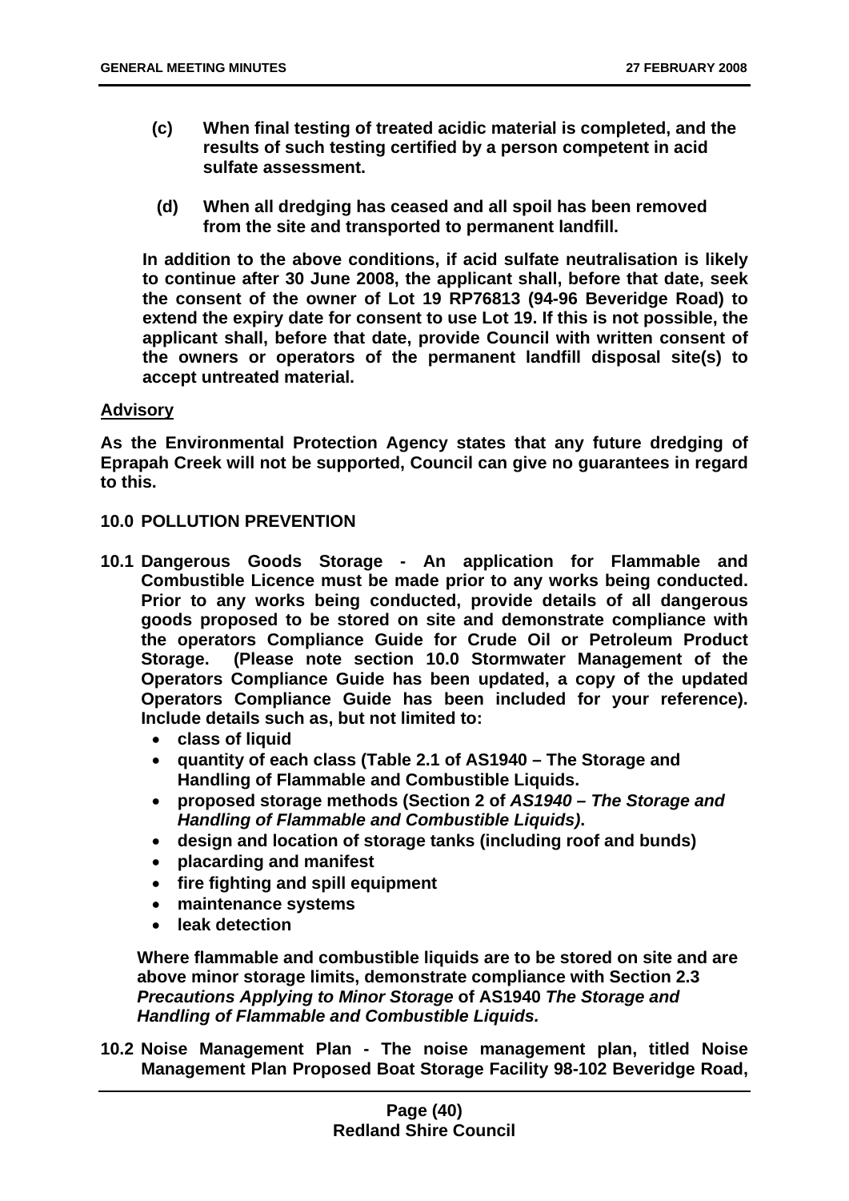**(c) When final testing of treated acidic material is completed, and the results of such testing certified by a person competent in acid sulfate assessment.**

**(d) When all dredging has ceased and all spoil has been removed from the site and transported to permanent landfill.**

**In addition to the above conditions, if acid sulfate neutralisation is likely to continue after 30 June 2008, the applicant shall, before that date, seek the consent of the owner of Lot 19 RP76813 (94-96 Beveridge Road) to extend the expiry date for consent to use Lot 19. If this is not possible, the applicant shall, before that date, provide Council with written consent of the owners or operators of the permanent landfill disposal site(s) to accept untreated material.**

**Advisory**

**As the Environmental Protection Agency states that any future dredging of Eprapah Creek will not be supported, Council can give no guarantees in regard to this.**

**10.0 POLLUTION PREVENTION**

**10.1 Dangerous Goods Storage - An application for Flammable and Combustible Licence must be made prior to any works being conducted. Prior to any works being conducted, provide details of all dangerous goods proposed to be stored on site and demonstrate compliance with the operators Compliance Guide for Crude Oil or Petroleum Product Storage. (Please note section 10.0 Stormwater Management of the Operators Compliance Guide has been updated, a copy of the updated Operators Compliance Guide has been included for your reference). Include details such as, but not limited to:**

- **class of liquid**
- **quantity of each class (Table 2.1 of AS1940 – The Storage and Handling of Flammable and Combustible Liquids.**
- **proposed storage methods (Section 2 of *AS1940 – The Storage and Handling of Flammable and Combustible Liquids)*.**
- **design and location of storage tanks (including roof and bunds)**
- **placarding and manifest**
- **fire fighting and spill equipment**
- **maintenance systems**
- **leak detection**

**Where flammable and combustible liquids are to be stored on site and are above minor storage limits, demonstrate compliance with Section 2.3 *Precautions Applying to Minor Storage* of AS1940 *The Storage and Handling of Flammable and Combustible Liquids.***

**10.2 Noise Management Plan - The noise management plan, titled Noise Management Plan Proposed Boat Storage Facility 98-102 Beveridge Road,**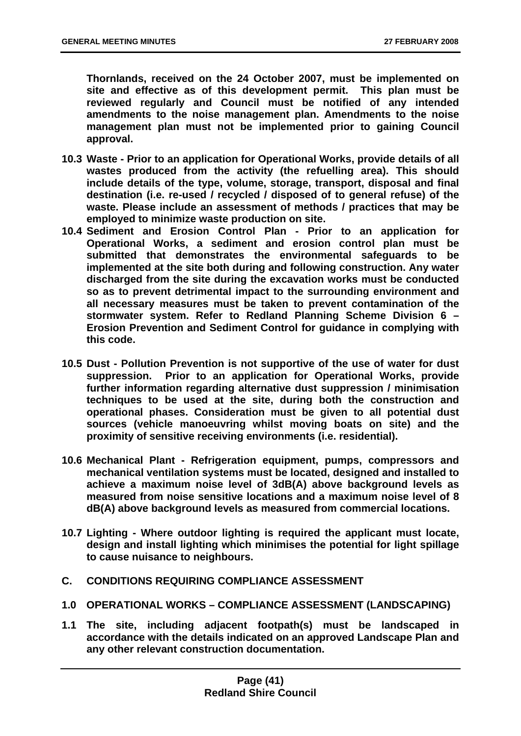**Thornlands, received on the 24 October 2007, must be implemented on site and effective as of this development permit. This plan must be reviewed regularly and Council must be notified of any intended amendments to the noise management plan. Amendments to the noise management plan must not be implemented prior to gaining Council approval.**

**10.3 Waste - Prior to an application for Operational Works, provide details of all wastes produced from the activity (the refuelling area). This should include details of the type, volume, storage, transport, disposal and final destination (i.e. re-used / recycled / disposed of to general refuse) of the waste. Please include an assessment of methods / practices that may be employed to minimize waste production on site.**

**10.4 Sediment and Erosion Control Plan - Prior to an application for Operational Works, a sediment and erosion control plan must be submitted that demonstrates the environmental safeguards to be implemented at the site both during and following construction. Any water discharged from the site during the excavation works must be conducted so as to prevent detrimental impact to the surrounding environment and all necessary measures must be taken to prevent contamination of the stormwater system. Refer to Redland Planning Scheme Division 6 – Erosion Prevention and Sediment Control for guidance in complying with this code.**

**10.5 Dust - Pollution Prevention is not supportive of the use of water for dust suppression. Prior to an application for Operational Works, provide further information regarding alternative dust suppression / minimisation techniques to be used at the site, during both the construction and operational phases. Consideration must be given to all potential dust sources (vehicle manoeuvring whilst moving boats on site) and the proximity of sensitive receiving environments (i.e. residential).**

**10.6 Mechanical Plant - Refrigeration equipment, pumps, compressors and mechanical ventilation systems must be located, designed and installed to achieve a maximum noise level of 3dB(A) above background levels as measured from noise sensitive locations and a maximum noise level of 8 dB(A) above background levels as measured from commercial locations.**

**10.7 Lighting - Where outdoor lighting is required the applicant must locate, design and install lighting which minimises the potential for light spillage to cause nuisance to neighbours.**

**C. CONDITIONS REQUIRING COMPLIANCE ASSESSMENT**

**1.0 OPERATIONAL WORKS – COMPLIANCE ASSESSMENT (LANDSCAPING)**

**1.1 The site, including adjacent footpath(s) must be landscaped in accordance with the details indicated on an approved Landscape Plan and any other relevant construction documentation.**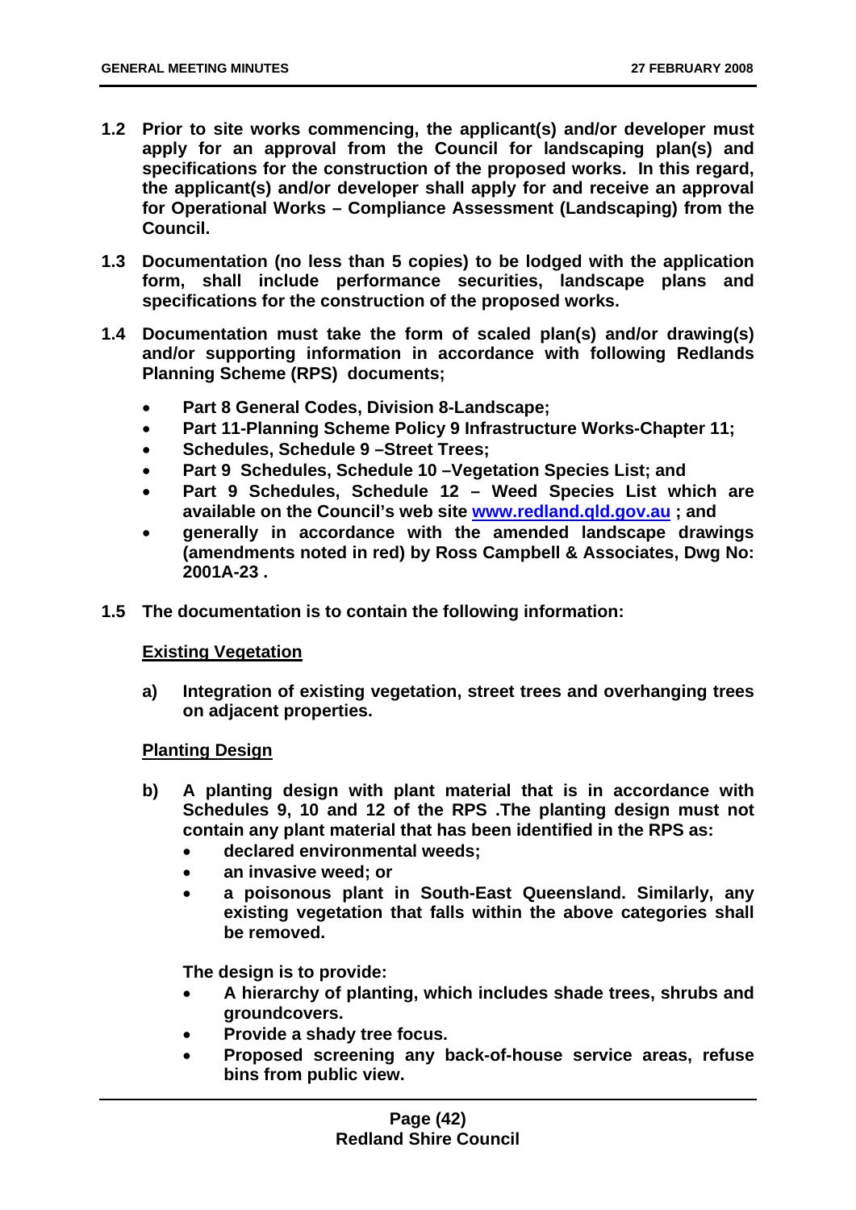**1.2 Prior to site works commencing, the applicant(s) and/or developer must apply for an approval from the Council for landscaping plan(s) and specifications for the construction of the proposed works. In this regard, the applicant(s) and/or developer shall apply for and receive an approval for Operational Works – Compliance Assessment (Landscaping) from the Council.**

**1.3 Documentation (no less than 5 copies) to be lodged with the application form, shall include performance securities, landscape plans and specifications for the construction of the proposed works.**

**1.4 Documentation must take the form of scaled plan(s) and/or drawing(s) and/or supporting information in accordance with following Redlands Planning Scheme (RPS) documents;**

- **Part 8 General Codes, Division 8-Landscape;**
- **Part 11-Planning Scheme Policy 9 Infrastructure Works-Chapter 11;**
- **Schedules, Schedule 9 –Street Trees;**
- **Part 9 Schedules, Schedule 10 –Vegetation Species List; and**
- **Part 9 Schedules, Schedule 12 – Weed Species List which are available on the Council's web site [www.redland.qld.gov.au](http://www.redland.qld.gov.au) ; and**
- **generally in accordance with the amended landscape drawings (amendments noted in red) by Ross Campbell & Associates, Dwg No: 2001A-23 .**

**1.5 The documentation is to contain the following information:**

**Existing Vegetation**

**a) Integration of existing vegetation, street trees and overhanging trees on adjacent properties.**

**Planting Design**

**b) A planting design with plant material that is in accordance with Schedules 9, 10 and 12 of the RPS .The planting design must not contain any plant material that has been identified in the RPS as:**

- **declared environmental weeds;**
- **an invasive weed; or**
- **a poisonous plant in South-East Queensland. Similarly, any existing vegetation that falls within the above categories shall be removed.**

**The design is to provide:**

- **A hierarchy of planting, which includes shade trees, shrubs and groundcovers.**
- **Provide a shady tree focus.**
- **Proposed screening any back-of-house service areas, refuse bins from public view.**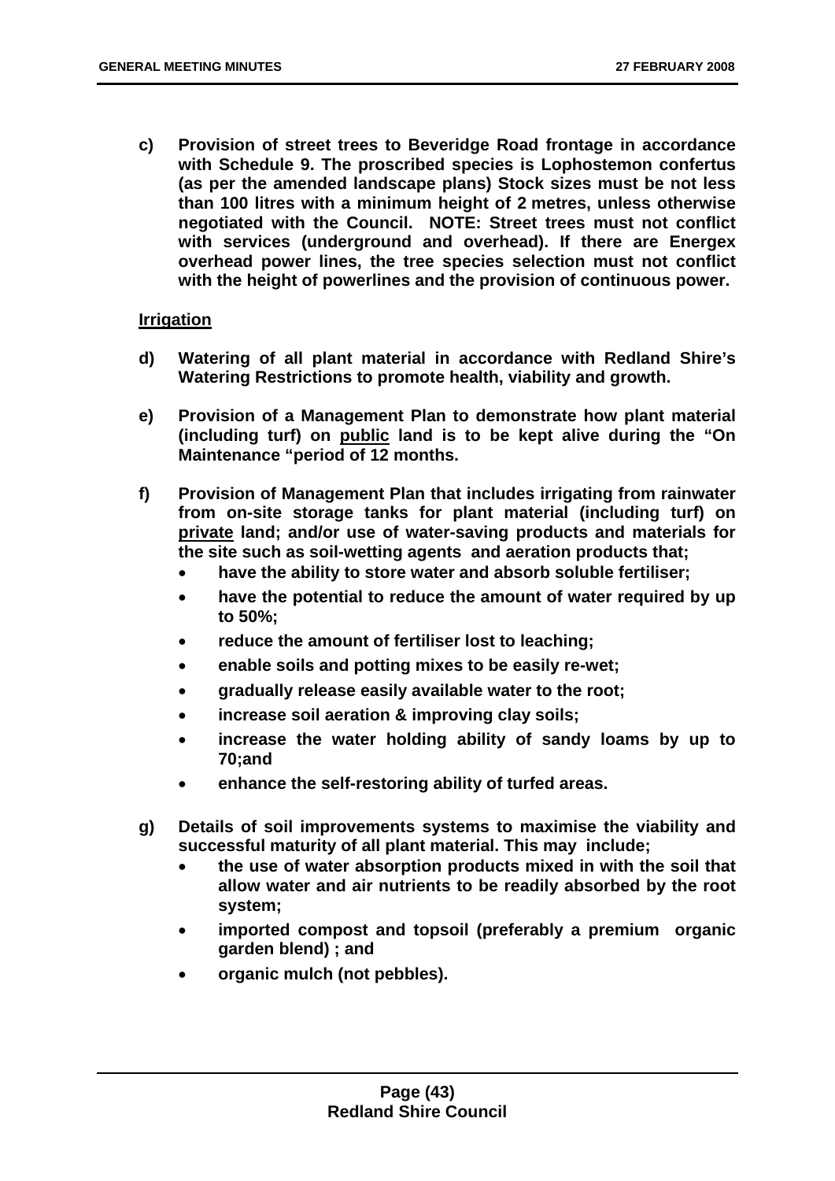**c) Provision of street trees to Beveridge Road frontage in accordance with Schedule 9. The proscribed species is Lophostemon confertus (as per the amended landscape plans) Stock sizes must be not less than 100 litres with a minimum height of 2 metres, unless otherwise negotiated with the Council. NOTE: Street trees must not conflict with services (underground and overhead). If there are Energex overhead power lines, the tree species selection must not conflict with the height of powerlines and the provision of continuous power.**

**<u>Irrigation</u>**

**d) Watering of all plant material in accordance with Redland Shire's Watering Restrictions to promote health, viability and growth.**

**e) Provision of a Management Plan to demonstrate how plant material (including turf) on <u>public</u> land is to be kept alive during the "On Maintenance "period of 12 months.**

**f) Provision of Management Plan that includes irrigating from rainwater from on-site storage tanks for plant material (including turf) on <u>private</u> land; and/or use of water-saving products and materials for the site such as soil-wetting agents and aeration products that;**

- **have the ability to store water and absorb soluble fertiliser;**
- **have the potential to reduce the amount of water required by up to 50%;**
- **reduce the amount of fertiliser lost to leaching;**
- **enable soils and potting mixes to be easily re-wet;**
- **gradually release easily available water to the root;**
- **increase soil aeration & improving clay soils;**
- **increase the water holding ability of sandy loams by up to 70;and**
- **enhance the self-restoring ability of turfed areas.**

**g) Details of soil improvements systems to maximise the viability and successful maturity of all plant material. This may include;**

- **the use of water absorption products mixed in with the soil that allow water and air nutrients to be readily absorbed by the root system;**
- **imported compost and topsoil (preferably a premium organic garden blend) ; and**
- **organic mulch (not pebbles).**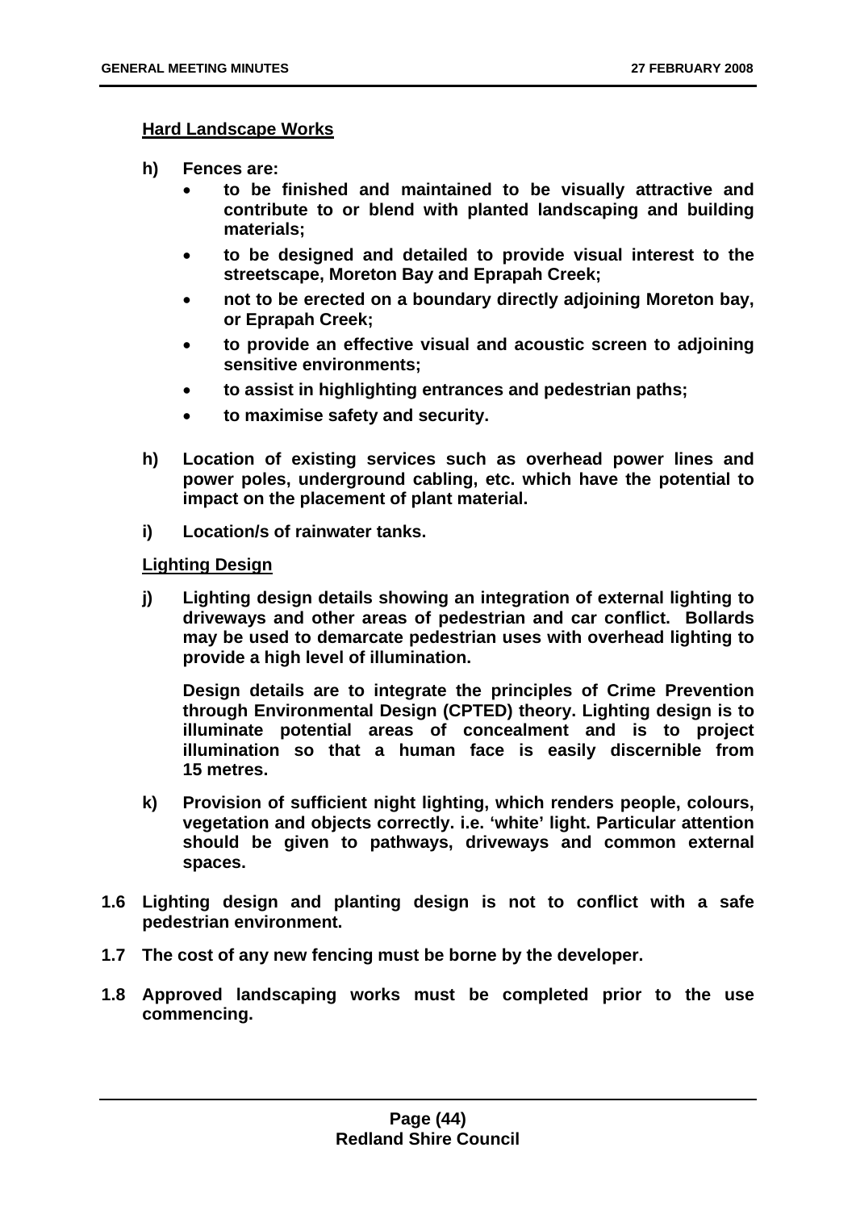**Hard Landscape Works**

**h) Fences are:**

- **to be finished and maintained to be visually attractive and contribute to or blend with planted landscaping and building materials;**
- **to be designed and detailed to provide visual interest to the streetscape, Moreton Bay and Eprapah Creek;**
- **not to be erected on a boundary directly adjoining Moreton bay, or Eprapah Creek;**
- **to provide an effective visual and acoustic screen to adjoining sensitive environments;**
- **to assist in highlighting entrances and pedestrian paths;**
- **to maximise safety and security.**

**h) Location of existing services such as overhead power lines and power poles, underground cabling, etc. which have the potential to impact on the placement of plant material.**

**i) Location/s of rainwater tanks.**

**Lighting Design**

**j) Lighting design details showing an integration of external lighting to driveways and other areas of pedestrian and car conflict. Bollards may be used to demarcate pedestrian uses with overhead lighting to provide a high level of illumination.**

**Design details are to integrate the principles of Crime Prevention through Environmental Design (CPTED) theory. Lighting design is to illuminate potential areas of concealment and is to project illumination so that a human face is easily discernible from 15 metres.**

**k) Provision of sufficient night lighting, which renders people, colours, vegetation and objects correctly. i.e. 'white' light. Particular attention should be given to pathways, driveways and common external spaces.**

**1.6 Lighting design and planting design is not to conflict with a safe pedestrian environment.**

**1.7 The cost of any new fencing must be borne by the developer.**

**1.8 Approved landscaping works must be completed prior to the use commencing.**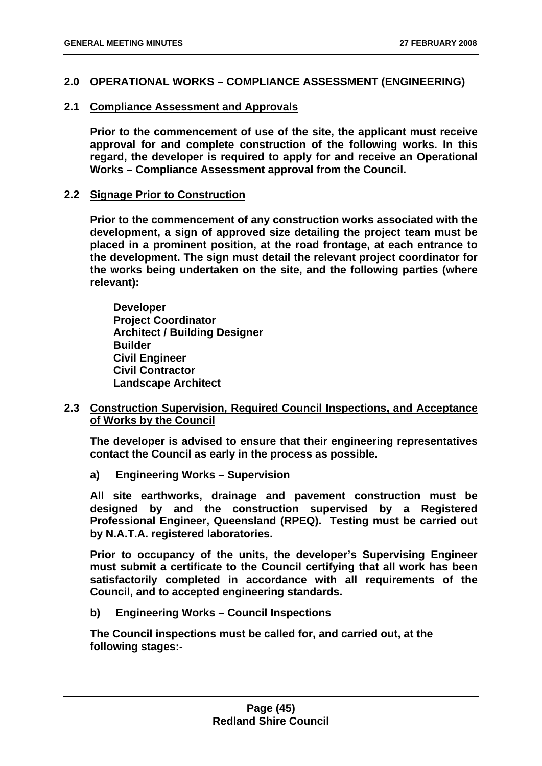## 2.0 OPERATIONAL WORKS – COMPLIANCE ASSESSMENT (ENGINEERING)

### 2.1 Compliance Assessment and Approvals

**Prior to the commencement of use of the site, the applicant must receive approval for and complete construction of the following works. In this regard, the developer is required to apply for and receive an Operational Works – Compliance Assessment approval from the Council.**

### 2.2 Signage Prior to Construction

**Prior to the commencement of any construction works associated with the development, a sign of approved size detailing the project team must be placed in a prominent position, at the road frontage, at each entrance to the development. The sign must detail the relevant project coordinator for the works being undertaken on the site, and the following parties (where relevant):**

**Developer**
**Project Coordinator**
**Architect / Building Designer**
**Builder**
**Civil Engineer**
**Civil Contractor**
**Landscape Architect**

### 2.3 Construction Supervision, Required Council Inspections, and Acceptance of Works by the Council

**The developer is advised to ensure that their engineering representatives contact the Council as early in the process as possible.**

**a) Engineering Works – Supervision**

**All site earthworks, drainage and pavement construction must be designed by and the construction supervised by a Registered Professional Engineer, Queensland (RPEQ). Testing must be carried out by N.A.T.A. registered laboratories.**

**Prior to occupancy of the units, the developer's Supervising Engineer must submit a certificate to the Council certifying that all work has been satisfactorily completed in accordance with all requirements of the Council, and to accepted engineering standards.**

**b) Engineering Works – Council Inspections**

**The Council inspections must be called for, and carried out, at the following stages:-**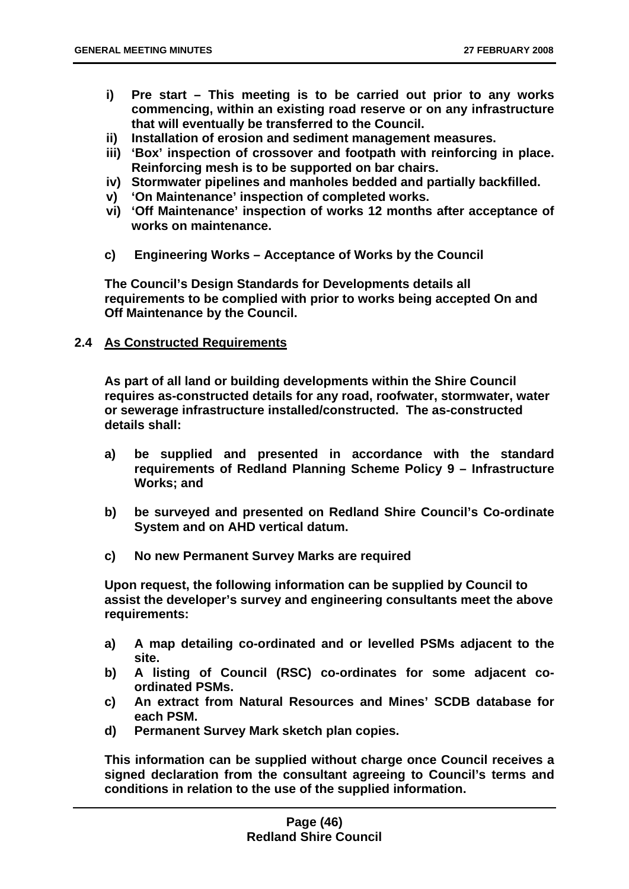**i) Pre start – This meeting is to be carried out prior to any works commencing, within an existing road reserve or on any infrastructure that will eventually be transferred to the Council.**

**ii) Installation of erosion and sediment management measures.**

**iii) 'Box' inspection of crossover and footpath with reinforcing in place. Reinforcing mesh is to be supported on bar chairs.**

**iv) Stormwater pipelines and manholes bedded and partially backfilled.**

**v) 'On Maintenance' inspection of completed works.**

**vi) 'Off Maintenance' inspection of works 12 months after acceptance of works on maintenance.**

**c) Engineering Works – Acceptance of Works by the Council**

**The Council's Design Standards for Developments details all requirements to be complied with prior to works being accepted On and Off Maintenance by the Council.**

**2.4 <u>As Constructed Requirements</u>**

**As part of all land or building developments within the Shire Council requires as-constructed details for any road, roofwater, stormwater, water or sewerage infrastructure installed/constructed. The as-constructed details shall:**

**a) be supplied and presented in accordance with the standard requirements of Redland Planning Scheme Policy 9 – Infrastructure Works; and**

**b) be surveyed and presented on Redland Shire Council's Co-ordinate System and on AHD vertical datum.**

**c) No new Permanent Survey Marks are required**

**Upon request, the following information can be supplied by Council to assist the developer's survey and engineering consultants meet the above requirements:**

**a) A map detailing co-ordinated and or levelled PSMs adjacent to the site.**

**b) A listing of Council (RSC) co-ordinates for some adjacent co-ordinated PSMs.**

**c) An extract from Natural Resources and Mines' SCDB database for each PSM.**

**d) Permanent Survey Mark sketch plan copies.**

**This information can be supplied without charge once Council receives a signed declaration from the consultant agreeing to Council's terms and conditions in relation to the use of the supplied information.**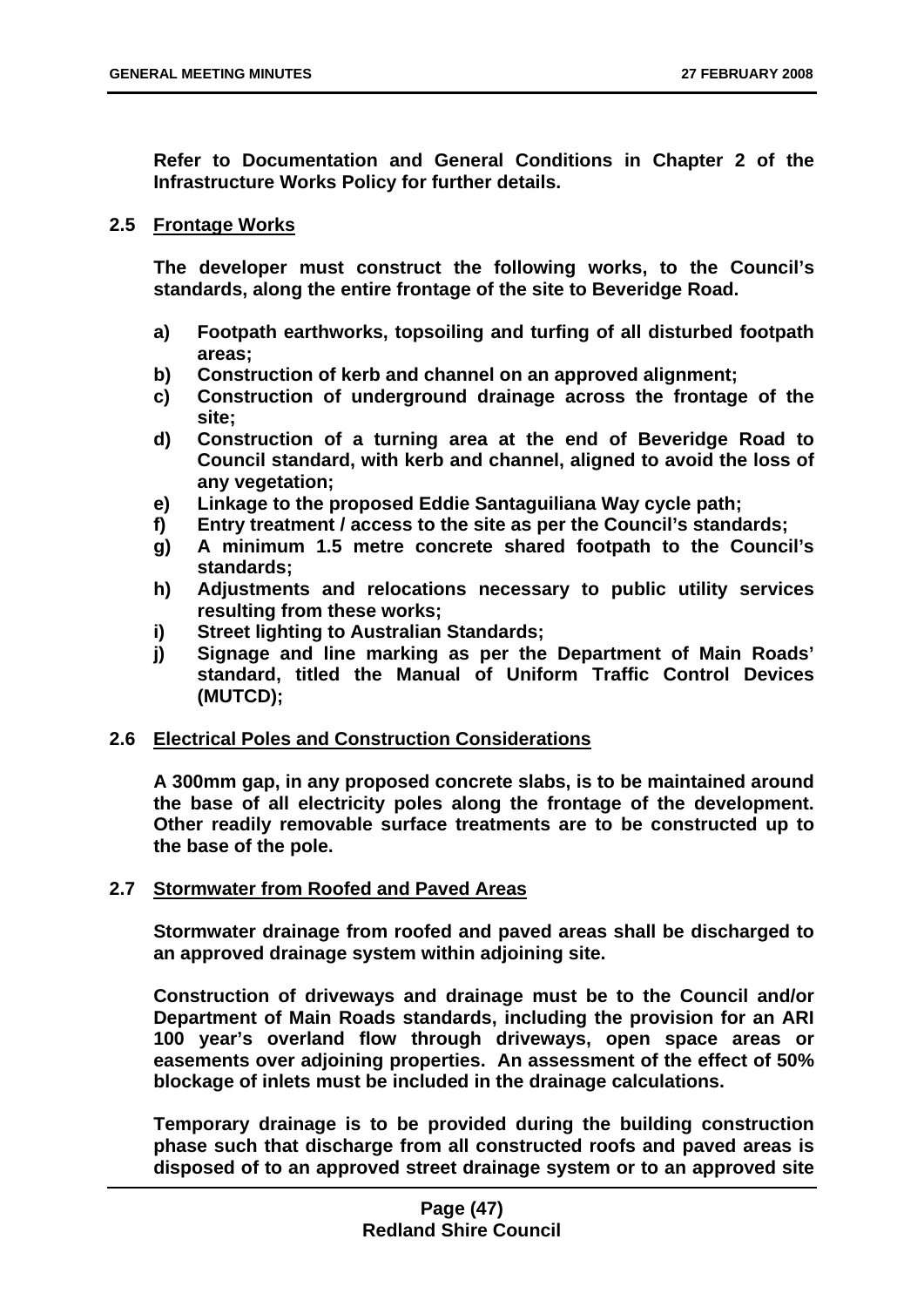**Refer to Documentation and General Conditions in Chapter 2 of the Infrastructure Works Policy for further details.**

**2.5 <u>Frontage Works</u>**

**The developer must construct the following works, to the Council's standards, along the entire frontage of the site to Beveridge Road.**

- **a) Footpath earthworks, topsoiling and turfing of all disturbed footpath areas;**
- **b) Construction of kerb and channel on an approved alignment;**
- **c) Construction of underground drainage across the frontage of the site;**
- **d) Construction of a turning area at the end of Beveridge Road to Council standard, with kerb and channel, aligned to avoid the loss of any vegetation;**
- **e) Linkage to the proposed Eddie Santaguiliana Way cycle path;**
- **f) Entry treatment / access to the site as per the Council's standards;**
- **g) A minimum 1.5 metre concrete shared footpath to the Council's standards;**
- **h) Adjustments and relocations necessary to public utility services resulting from these works;**
- **i) Street lighting to Australian Standards;**
- **j) Signage and line marking as per the Department of Main Roads' standard, titled the Manual of Uniform Traffic Control Devices (MUTCD);**

**2.6 <u>Electrical Poles and Construction Considerations</u>**

**A 300mm gap, in any proposed concrete slabs, is to be maintained around the base of all electricity poles along the frontage of the development. Other readily removable surface treatments are to be constructed up to the base of the pole.**

**2.7 <u>Stormwater from Roofed and Paved Areas</u>**

**Stormwater drainage from roofed and paved areas shall be discharged to an approved drainage system within adjoining site.**

**Construction of driveways and drainage must be to the Council and/or Department of Main Roads standards, including the provision for an ARI 100 year's overland flow through driveways, open space areas or easements over adjoining properties. An assessment of the effect of 50% blockage of inlets must be included in the drainage calculations.**

**Temporary drainage is to be provided during the building construction phase such that discharge from all constructed roofs and paved areas is disposed of to an approved street drainage system or to an approved site**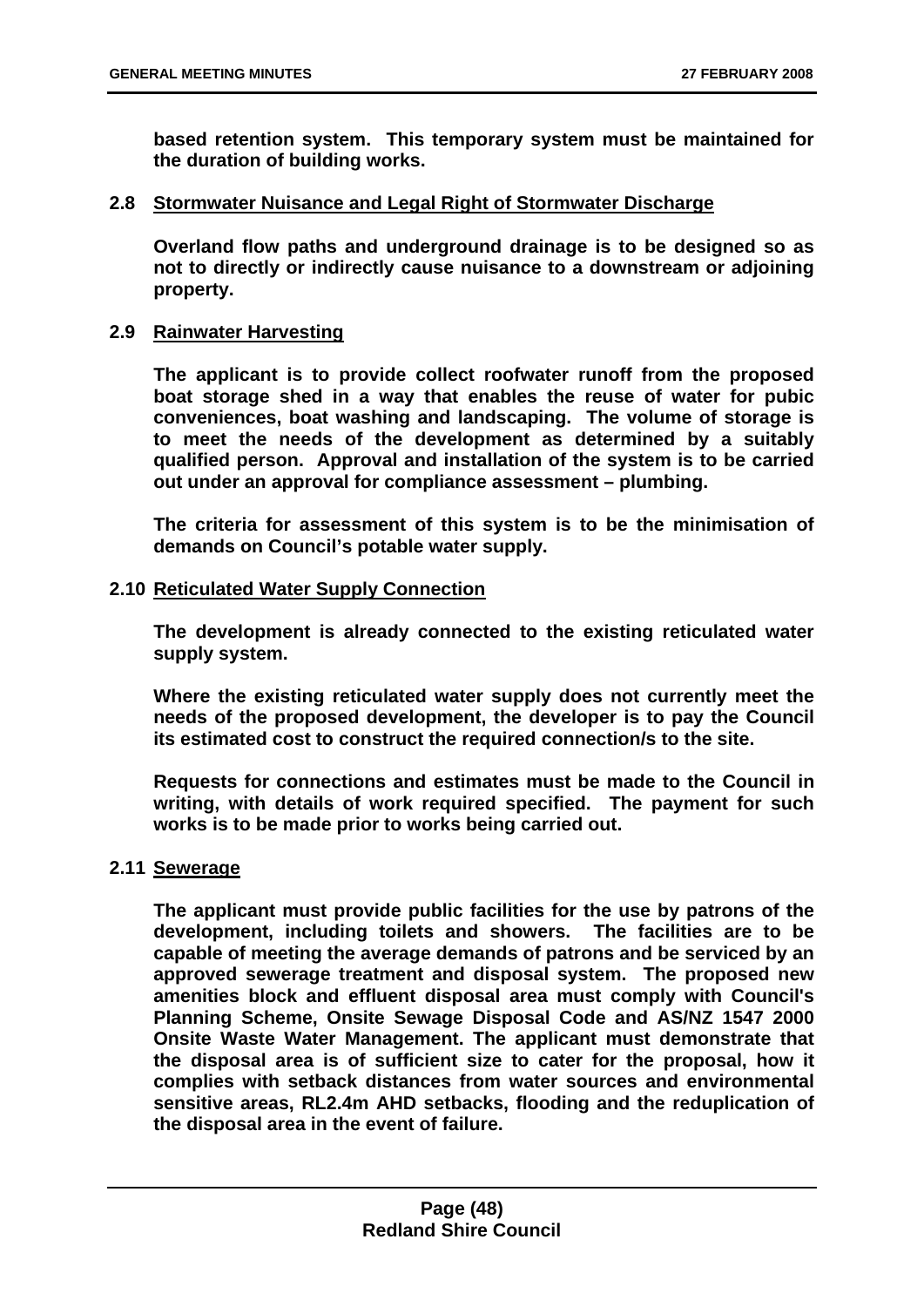**based retention system. This temporary system must be maintained for the duration of building works.**

**2.8 Stormwater Nuisance and Legal Right of Stormwater Discharge**

**Overland flow paths and underground drainage is to be designed so as not to directly or indirectly cause nuisance to a downstream or adjoining property.**

**2.9 Rainwater Harvesting**

**The applicant is to provide collect roofwater runoff from the proposed boat storage shed in a way that enables the reuse of water for pubic conveniences, boat washing and landscaping. The volume of storage is to meet the needs of the development as determined by a suitably qualified person. Approval and installation of the system is to be carried out under an approval for compliance assessment – plumbing.**

**The criteria for assessment of this system is to be the minimisation of demands on Council's potable water supply.**

**2.10 Reticulated Water Supply Connection**

**The development is already connected to the existing reticulated water supply system.**

**Where the existing reticulated water supply does not currently meet the needs of the proposed development, the developer is to pay the Council its estimated cost to construct the required connection/s to the site.**

**Requests for connections and estimates must be made to the Council in writing, with details of work required specified. The payment for such works is to be made prior to works being carried out.**

**2.11 Sewerage**

**The applicant must provide public facilities for the use by patrons of the development, including toilets and showers. The facilities are to be capable of meeting the average demands of patrons and be serviced by an approved sewerage treatment and disposal system. The proposed new amenities block and effluent disposal area must comply with Council's Planning Scheme, Onsite Sewage Disposal Code and AS/NZ 1547 2000 Onsite Waste Water Management. The applicant must demonstrate that the disposal area is of sufficient size to cater for the proposal, how it complies with setback distances from water sources and environmental sensitive areas, RL2.4m AHD setbacks, flooding and the reduplication of the disposal area in the event of failure.**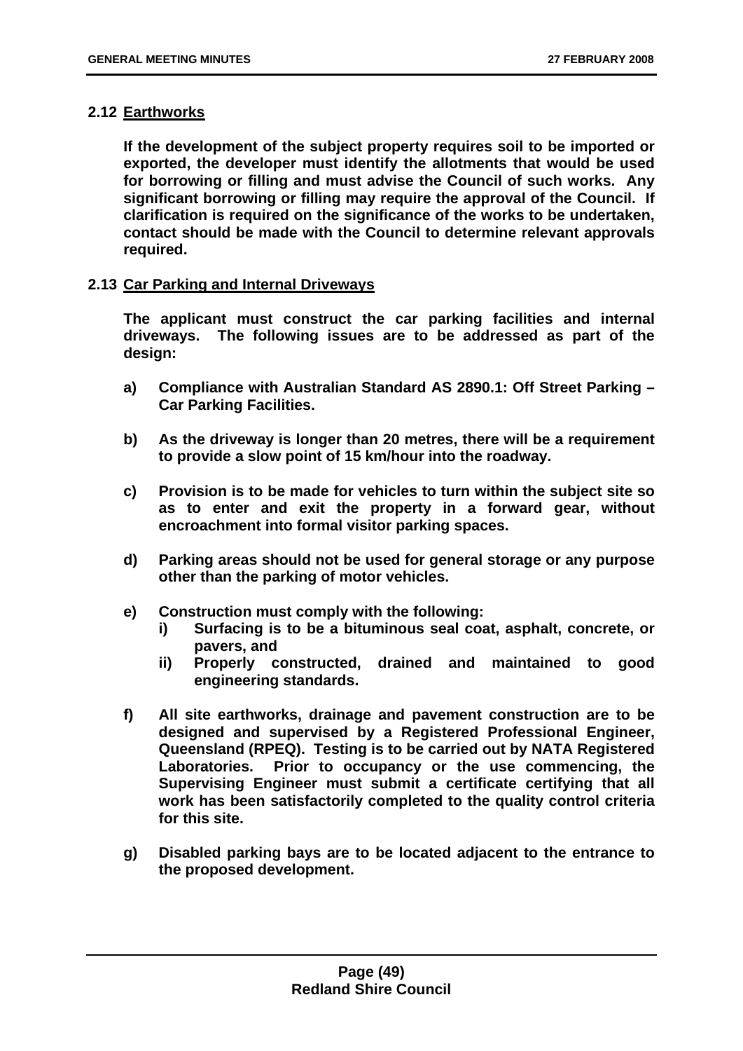**2.12 Earthworks**

**If the development of the subject property requires soil to be imported or exported, the developer must identify the allotments that would be used for borrowing or filling and must advise the Council of such works. Any significant borrowing or filling may require the approval of the Council. If clarification is required on the significance of the works to be undertaken, contact should be made with the Council to determine relevant approvals required.**

**2.13 Car Parking and Internal Driveways**

**The applicant must construct the car parking facilities and internal driveways. The following issues are to be addressed as part of the design:**

**a) Compliance with Australian Standard AS 2890.1: Off Street Parking – Car Parking Facilities.**

**b) As the driveway is longer than 20 metres, there will be a requirement to provide a slow point of 15 km/hour into the roadway.**

**c) Provision is to be made for vehicles to turn within the subject site so as to enter and exit the property in a forward gear, without encroachment into formal visitor parking spaces.**

**d) Parking areas should not be used for general storage or any purpose other than the parking of motor vehicles.**

**e) Construction must comply with the following:**
   **i) Surfacing is to be a bituminous seal coat, asphalt, concrete, or pavers, and**
   **ii) Properly constructed, drained and maintained to good engineering standards.**

**f) All site earthworks, drainage and pavement construction are to be designed and supervised by a Registered Professional Engineer, Queensland (RPEQ). Testing is to be carried out by NATA Registered Laboratories. Prior to occupancy or the use commencing, the Supervising Engineer must submit a certificate certifying that all work has been satisfactorily completed to the quality control criteria for this site.**

**g) Disabled parking bays are to be located adjacent to the entrance to the proposed development.**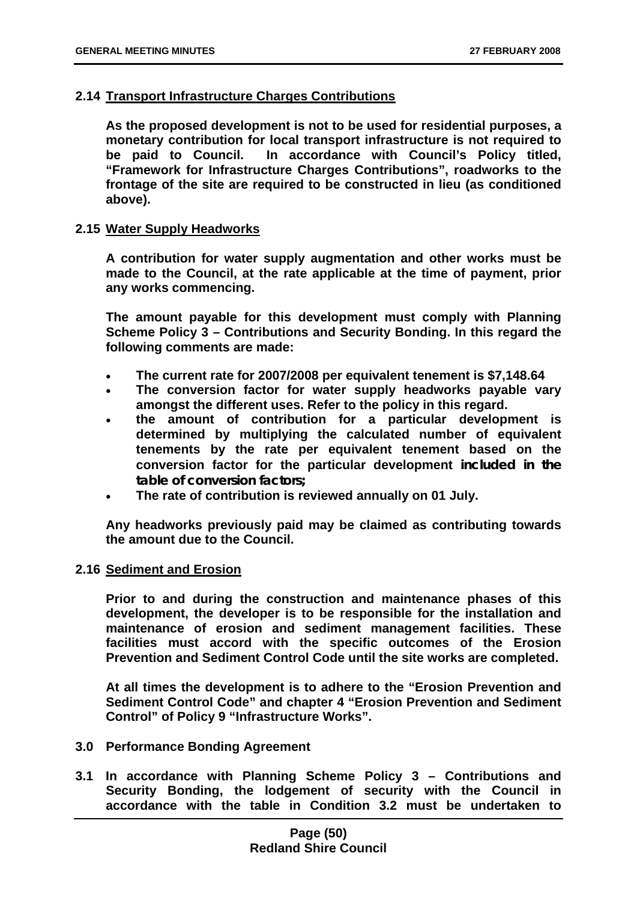**2.14 <u>Transport Infrastructure Charges Contributions</u>**

**As the proposed development is not to be used for residential purposes, a monetary contribution for local transport infrastructure is not required to be paid to Council. In accordance with Council's Policy titled, "Framework for Infrastructure Charges Contributions", roadworks to the frontage of the site are required to be constructed in lieu (as conditioned above).**

**2.15 <u>Water Supply Headworks</u>**

**A contribution for water supply augmentation and other works must be made to the Council, at the rate applicable at the time of payment, prior any works commencing.**

**The amount payable for this development must comply with Planning Scheme Policy 3 – Contributions and Security Bonding. In this regard the following comments are made:**

- **The current rate for 2007/2008 per equivalent tenement is $7,148.64**
- **The conversion factor for water supply headworks payable vary amongst the different uses. Refer to the policy in this regard.**
- **the amount of contribution for a particular development is determined by multiplying the calculated number of equivalent tenements by the rate per equivalent tenement based on the conversion factor for the particular development *included in the table of conversion factors;***
- **The rate of contribution is reviewed annually on 01 July.**

**Any headworks previously paid may be claimed as contributing towards the amount due to the Council.**

**2.16 <u>Sediment and Erosion</u>**

**Prior to and during the construction and maintenance phases of this development, the developer is to be responsible for the installation and maintenance of erosion and sediment management facilities. These facilities must accord with the specific outcomes of the Erosion Prevention and Sediment Control Code until the site works are completed.**

**At all times the development is to adhere to the "Erosion Prevention and Sediment Control Code" and chapter 4 "Erosion Prevention and Sediment Control" of Policy 9 "Infrastructure Works".**

**3.0 Performance Bonding Agreement**

**3.1 In accordance with Planning Scheme Policy 3 – Contributions and Security Bonding, the lodgement of security with the Council in accordance with the table in Condition 3.2 must be undertaken to**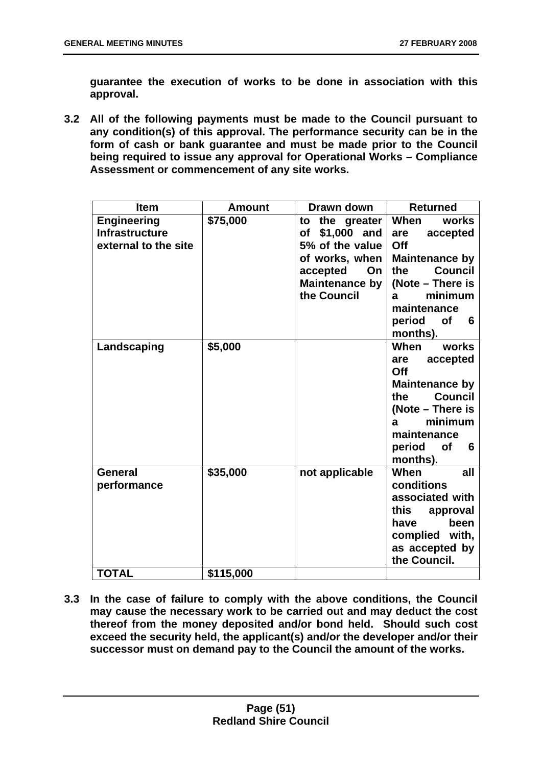**guarantee the execution of works to be done in association with this approval.**

**3.2 All of the following payments must be made to the Council pursuant to any condition(s) of this approval. The performance security can be in the form of cash or bank guarantee and must be made prior to the Council being required to issue any approval for Operational Works – Compliance Assessment or commencement of any site works.**

| Item | Amount | Drawn down | Returned |
|---|---|---|---|
| **Engineering Infrastructure external to the site** | **$75,000** | **to the greater of $1,000 and 5% of the value of works, when accepted On Maintenance by the Council** | **When works are accepted Off Maintenance by the Council (Note – There is a minimum maintenance period of 6 months).** |
| **Landscaping** | **$5,000** | | **When works are accepted Off Maintenance by the Council (Note – There is a minimum maintenance period of 6 months).** |
| **General performance** | **$35,000** | **not applicable** | **When all conditions associated with this approval have been complied with, as accepted by the Council.** |
| **TOTAL** | **$115,000** | | |

**3.3 In the case of failure to comply with the above conditions, the Council may cause the necessary work to be carried out and may deduct the cost thereof from the money deposited and/or bond held. Should such cost exceed the security held, the applicant(s) and/or the developer and/or their successor must on demand pay to the Council the amount of the works.**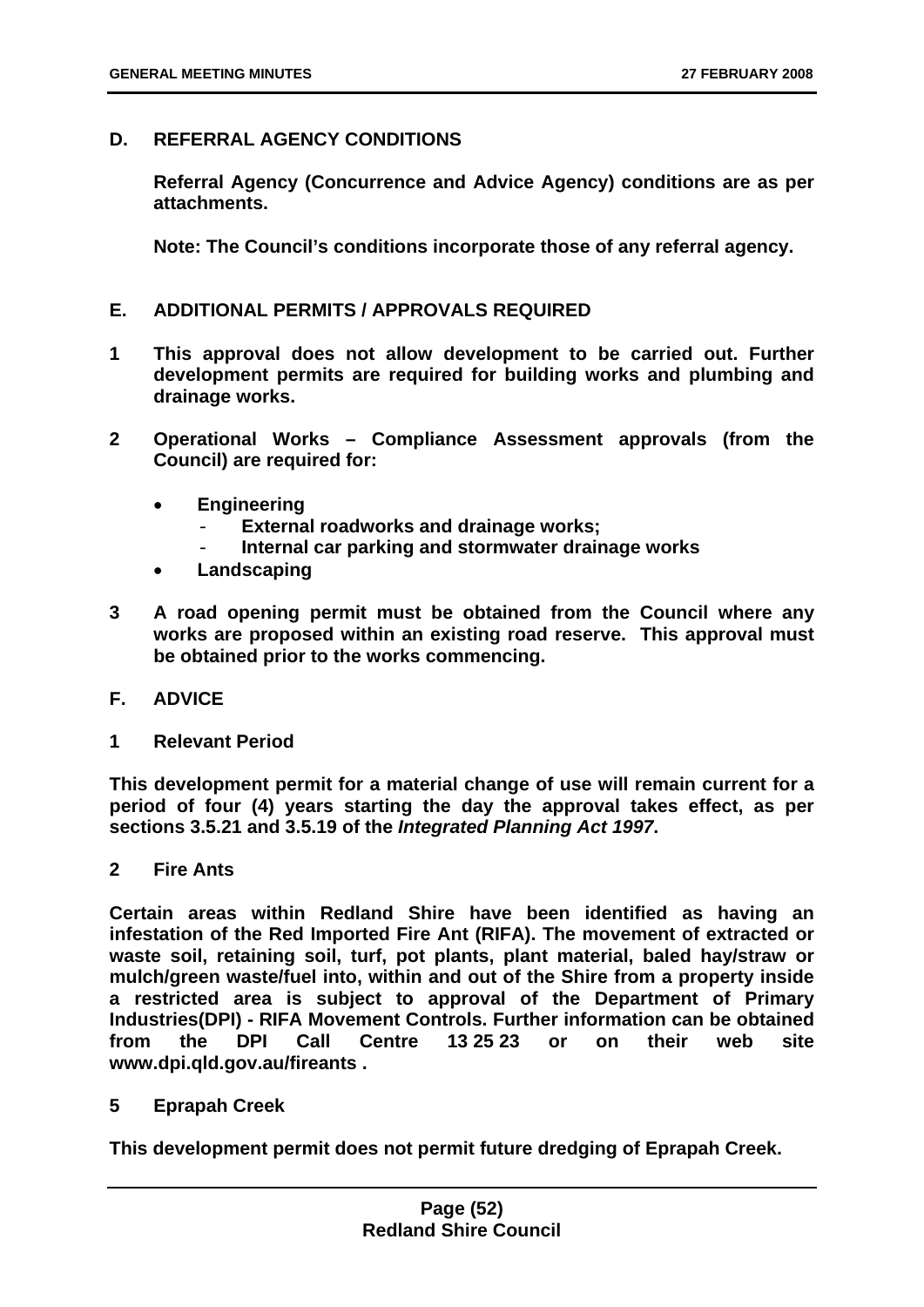## D. REFERRAL AGENCY CONDITIONS

**Referral Agency (Concurrence and Advice Agency) conditions are as per attachments.**

**Note: The Council's conditions incorporate those of any referral agency.**

## E. ADDITIONAL PERMITS / APPROVALS REQUIRED

**1 This approval does not allow development to be carried out. Further development permits are required for building works and plumbing and drainage works.**

**2 Operational Works – Compliance Assessment approvals (from the Council) are required for:**

- **Engineering**
  - **External roadworks and drainage works;**
  - **Internal car parking and stormwater drainage works**
- **Landscaping**

**3 A road opening permit must be obtained from the Council where any works are proposed within an existing road reserve. This approval must be obtained prior to the works commencing.**

## F. ADVICE

**1 Relevant Period**

**This development permit for a material change of use will remain current for a period of four (4) years starting the day the approval takes effect, as per sections 3.5.21 and 3.5.19 of the *Integrated Planning Act 1997*.**

**2 Fire Ants**

**Certain areas within Redland Shire have been identified as having an infestation of the Red Imported Fire Ant (RIFA). The movement of extracted or waste soil, retaining soil, turf, pot plants, plant material, baled hay/straw or mulch/green waste/fuel into, within and out of the Shire from a property inside a restricted area is subject to approval of the Department of Primary Industries(DPI) - RIFA Movement Controls. Further information can be obtained from the DPI Call Centre 13 25 23 or on their web site www.dpi.qld.gov.au/fireants .**

**5 Eprapah Creek**

**This development permit does not permit future dredging of Eprapah Creek.**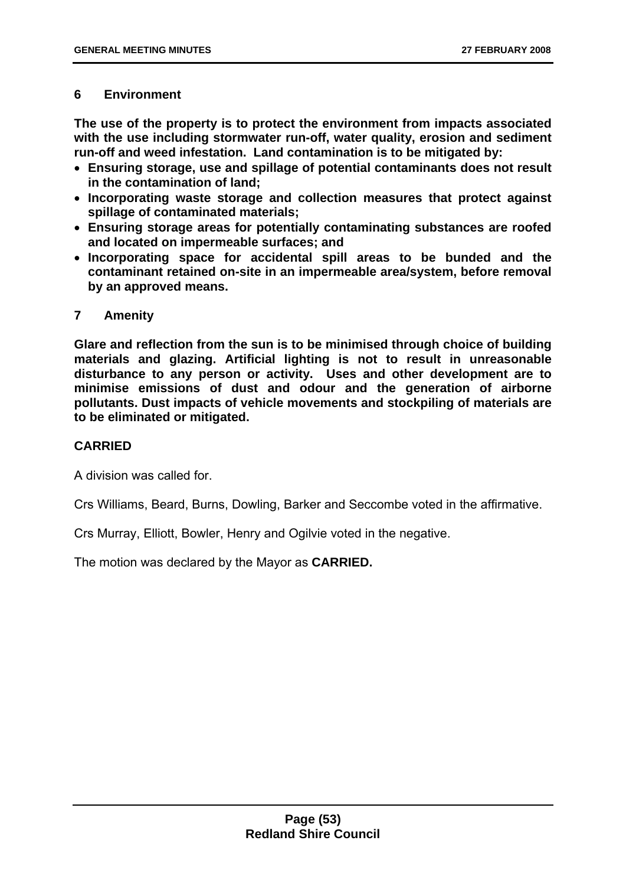**6 Environment**

**The use of the property is to protect the environment from impacts associated with the use including stormwater run-off, water quality, erosion and sediment run-off and weed infestation. Land contamination is to be mitigated by:**

- **Ensuring storage, use and spillage of potential contaminants does not result in the contamination of land;**
- **Incorporating waste storage and collection measures that protect against spillage of contaminated materials;**
- **Ensuring storage areas for potentially contaminating substances are roofed and located on impermeable surfaces; and**
- **Incorporating space for accidental spill areas to be bunded and the contaminant retained on-site in an impermeable area/system, before removal by an approved means.**

**7 Amenity**

**Glare and reflection from the sun is to be minimised through choice of building materials and glazing. Artificial lighting is not to result in unreasonable disturbance to any person or activity. Uses and other development are to minimise emissions of dust and odour and the generation of airborne pollutants. Dust impacts of vehicle movements and stockpiling of materials are to be eliminated or mitigated.**

**CARRIED**

A division was called for.

Crs Williams, Beard, Burns, Dowling, Barker and Seccombe voted in the affirmative.

Crs Murray, Elliott, Bowler, Henry and Ogilvie voted in the negative.

The motion was declared by the Mayor as **CARRIED.**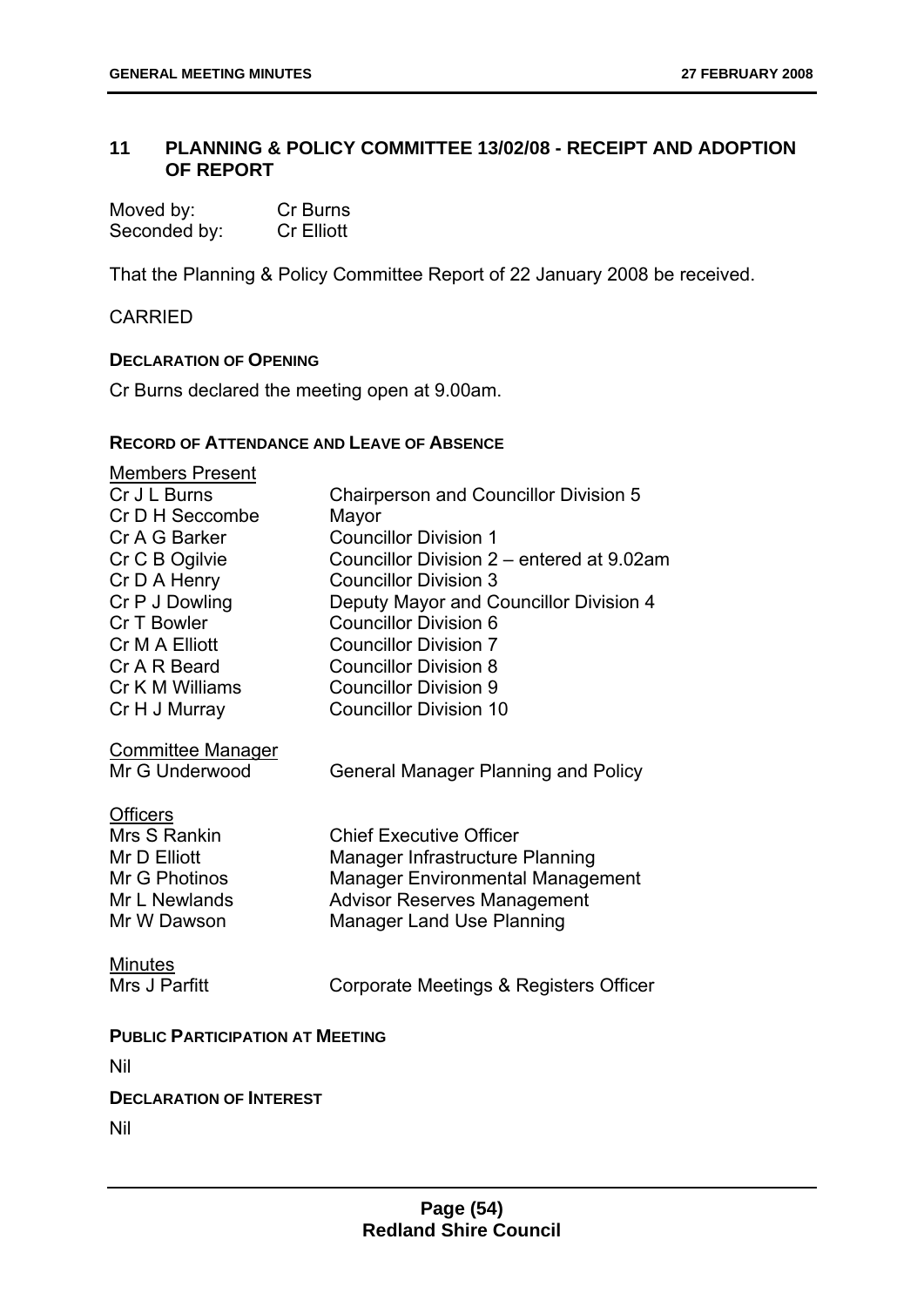## 11 PLANNING & POLICY COMMITTEE 13/02/08 - RECEIPT AND ADOPTION OF REPORT

| | |
|---|---|
| Moved by: | Cr Burns |
| Seconded by: | Cr Elliott |

That the Planning & Policy Committee Report of 22 January 2008 be received.

CARRIED

**DECLARATION OF OPENING**

Cr Burns declared the meeting open at 9.00am.

**RECORD OF ATTENDANCE AND LEAVE OF ABSENCE**

Members Present

| | |
|---|---|
| Cr J L Burns | Chairperson and Councillor Division 5 |
| Cr D H Seccombe | Mayor |
| Cr A G Barker | Councillor Division 1 |
| Cr C B Ogilvie | Councillor Division 2 – entered at 9.02am |
| Cr D A Henry | Councillor Division 3 |
| Cr P J Dowling | Deputy Mayor and Councillor Division 4 |
| Cr T Bowler | Councillor Division 6 |
| Cr M A Elliott | Councillor Division 7 |
| Cr A R Beard | Councillor Division 8 |
| Cr K M Williams | Councillor Division 9 |
| Cr H J Murray | Councillor Division 10 |

Committee Manager

| | |
|---|---|
| Mr G Underwood | General Manager Planning and Policy |

Officers

| | |
|---|---|
| Mrs S Rankin | Chief Executive Officer |
| Mr D Elliott | Manager Infrastructure Planning |
| Mr G Photinos | Manager Environmental Management |
| Mr L Newlands | Advisor Reserves Management |
| Mr W Dawson | Manager Land Use Planning |

Minutes

| | |
|---|---|
| Mrs J Parfitt | Corporate Meetings & Registers Officer |

**PUBLIC PARTICIPATION AT MEETING**

Nil

**DECLARATION OF INTEREST**

Nil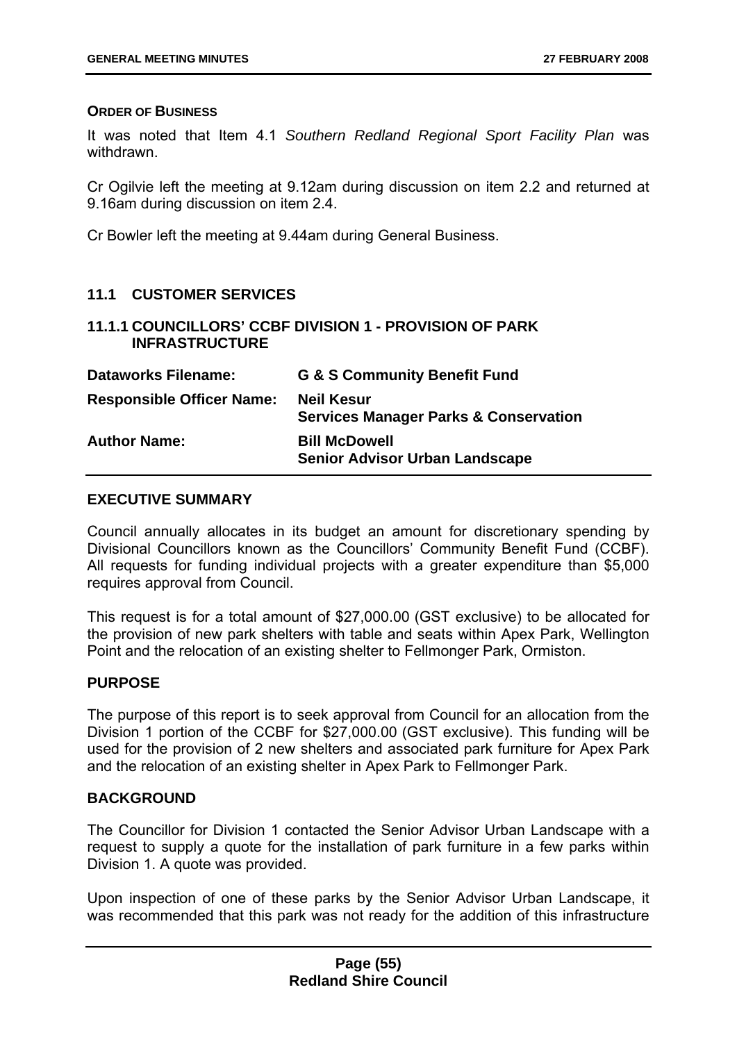**ORDER OF BUSINESS**

It was noted that Item 4.1 *Southern Redland Regional Sport Facility Plan* was withdrawn.

Cr Ogilvie left the meeting at 9.12am during discussion on item 2.2 and returned at 9.16am during discussion on item 2.4.

Cr Bowler left the meeting at 9.44am during General Business.

## 11.1 CUSTOMER SERVICES

### 11.1.1 COUNCILLORS' CCBF DIVISION 1 - PROVISION OF PARK INFRASTRUCTURE

| | |
|---|---|
| **Dataworks Filename:** | **G & S Community Benefit Fund** |
| **Responsible Officer Name:** | **Neil Kesur**<br>**Services Manager Parks & Conservation** |
| **Author Name:** | **Bill McDowell**<br>**Senior Advisor Urban Landscape** |

**EXECUTIVE SUMMARY**

Council annually allocates in its budget an amount for discretionary spending by Divisional Councillors known as the Councillors' Community Benefit Fund (CCBF). All requests for funding individual projects with a greater expenditure than $5,000 requires approval from Council.

This request is for a total amount of $27,000.00 (GST exclusive) to be allocated for the provision of new park shelters with table and seats within Apex Park, Wellington Point and the relocation of an existing shelter to Fellmonger Park, Ormiston.

**PURPOSE**

The purpose of this report is to seek approval from Council for an allocation from the Division 1 portion of the CCBF for $27,000.00 (GST exclusive). This funding will be used for the provision of 2 new shelters and associated park furniture for Apex Park and the relocation of an existing shelter in Apex Park to Fellmonger Park.

**BACKGROUND**

The Councillor for Division 1 contacted the Senior Advisor Urban Landscape with a request to supply a quote for the installation of park furniture in a few parks within Division 1. A quote was provided.

Upon inspection of one of these parks by the Senior Advisor Urban Landscape, it was recommended that this park was not ready for the addition of this infrastructure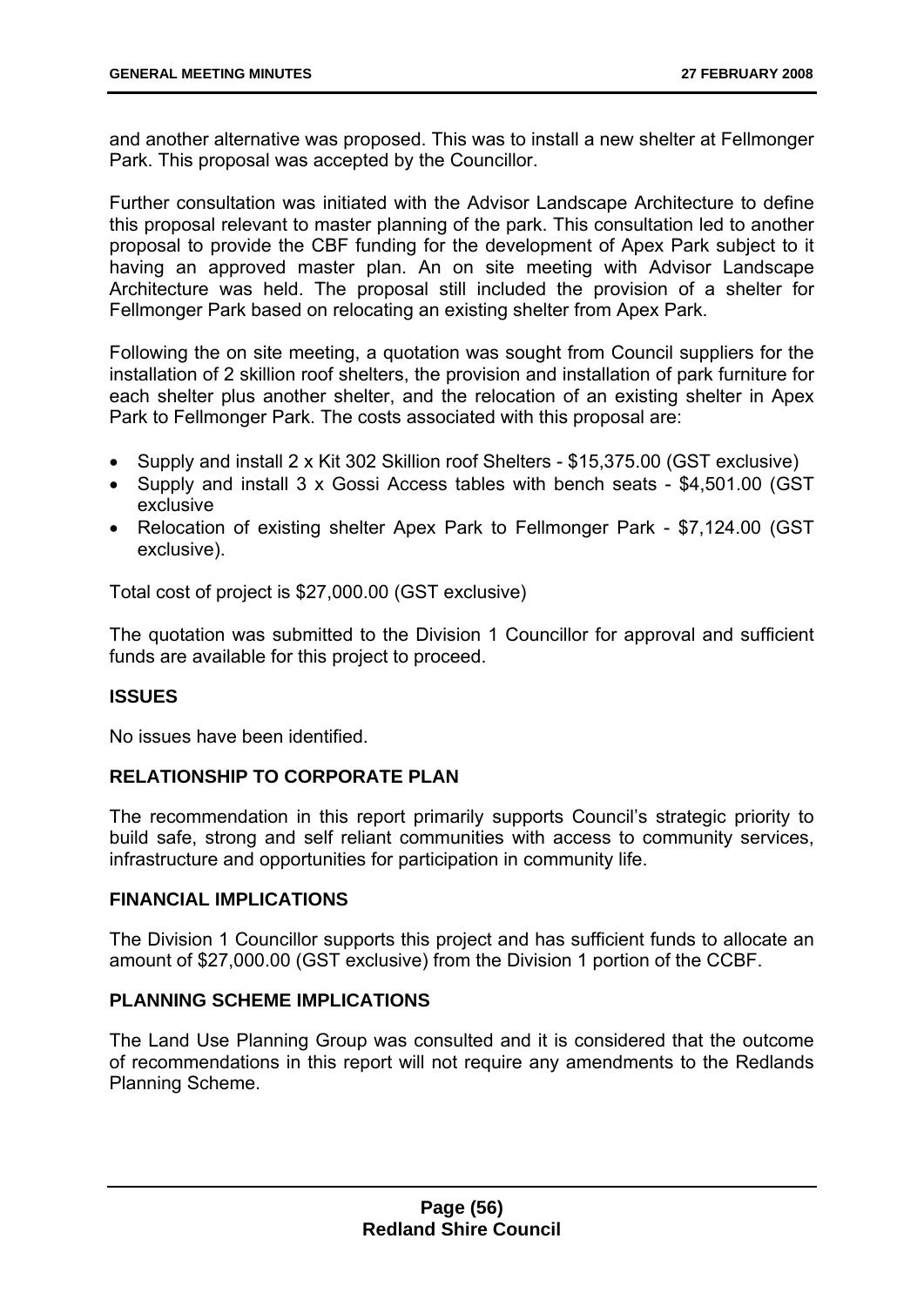and another alternative was proposed. This was to install a new shelter at Fellmonger Park. This proposal was accepted by the Councillor.

Further consultation was initiated with the Advisor Landscape Architecture to define this proposal relevant to master planning of the park. This consultation led to another proposal to provide the CBF funding for the development of Apex Park subject to it having an approved master plan. An on site meeting with Advisor Landscape Architecture was held. The proposal still included the provision of a shelter for Fellmonger Park based on relocating an existing shelter from Apex Park.

Following the on site meeting, a quotation was sought from Council suppliers for the installation of 2 skillion roof shelters, the provision and installation of park furniture for each shelter plus another shelter, and the relocation of an existing shelter in Apex Park to Fellmonger Park. The costs associated with this proposal are:

- Supply and install 2 x Kit 302 Skillion roof Shelters - $15,375.00 (GST exclusive)
- Supply and install 3 x Gossi Access tables with bench seats - $4,501.00 (GST exclusive
- Relocation of existing shelter Apex Park to Fellmonger Park - $7,124.00 (GST exclusive).

Total cost of project is $27,000.00 (GST exclusive)

The quotation was submitted to the Division 1 Councillor for approval and sufficient funds are available for this project to proceed.

## ISSUES

No issues have been identified.

## RELATIONSHIP TO CORPORATE PLAN

The recommendation in this report primarily supports Council's strategic priority to build safe, strong and self reliant communities with access to community services, infrastructure and opportunities for participation in community life.

## FINANCIAL IMPLICATIONS

The Division 1 Councillor supports this project and has sufficient funds to allocate an amount of $27,000.00 (GST exclusive) from the Division 1 portion of the CCBF.

## PLANNING SCHEME IMPLICATIONS

The Land Use Planning Group was consulted and it is considered that the outcome of recommendations in this report will not require any amendments to the Redlands Planning Scheme.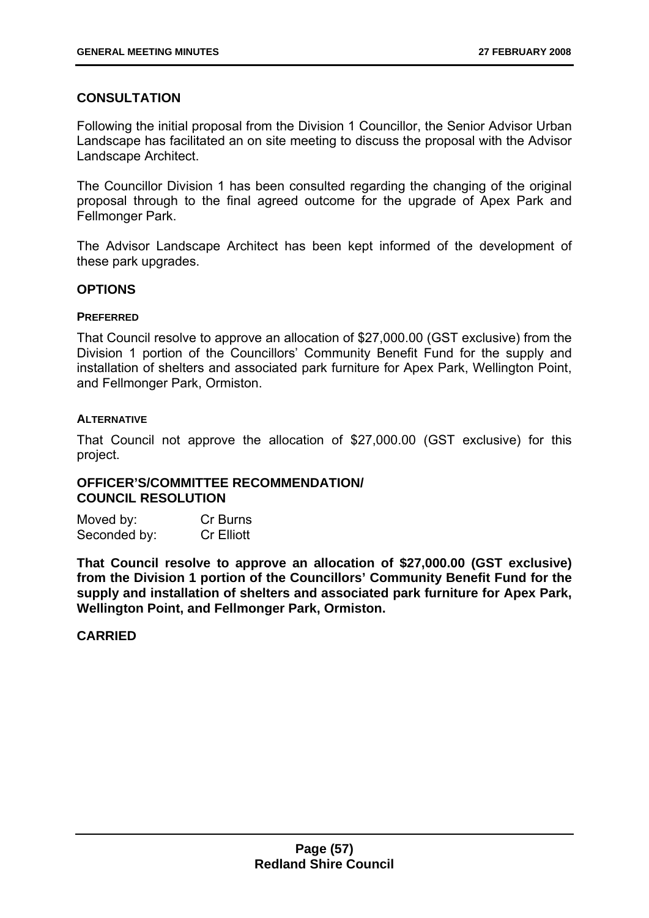## CONSULTATION

Following the initial proposal from the Division 1 Councillor, the Senior Advisor Urban Landscape has facilitated an on site meeting to discuss the proposal with the Advisor Landscape Architect.

The Councillor Division 1 has been consulted regarding the changing of the original proposal through to the final agreed outcome for the upgrade of Apex Park and Fellmonger Park.

The Advisor Landscape Architect has been kept informed of the development of these park upgrades.

## OPTIONS

### PREFERRED

That Council resolve to approve an allocation of $27,000.00 (GST exclusive) from the Division 1 portion of the Councillors' Community Benefit Fund for the supply and installation of shelters and associated park furniture for Apex Park, Wellington Point, and Fellmonger Park, Ormiston.

### ALTERNATIVE

That Council not approve the allocation of $27,000.00 (GST exclusive) for this project.

## OFFICER'S/COMMITTEE RECOMMENDATION/ COUNCIL RESOLUTION

Moved by: Cr Burns
Seconded by: Cr Elliott

**That Council resolve to approve an allocation of $27,000.00 (GST exclusive) from the Division 1 portion of the Councillors' Community Benefit Fund for the supply and installation of shelters and associated park furniture for Apex Park, Wellington Point, and Fellmonger Park, Ormiston.**

**CARRIED**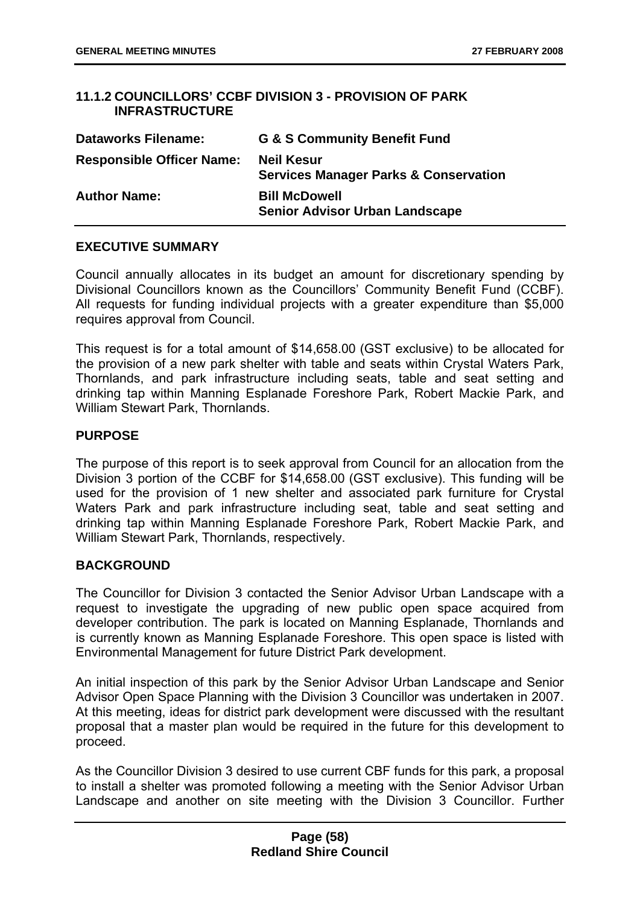### 11.1.2 COUNCILLORS' CCBF DIVISION 3 - PROVISION OF PARK INFRASTRUCTURE

| | |
|---|---|
| **Dataworks Filename:** | **G & S Community Benefit Fund** |
| **Responsible Officer Name:** | **Neil Kesur**<br>**Services Manager Parks & Conservation** |
| **Author Name:** | **Bill McDowell**<br>**Senior Advisor Urban Landscape** |

#### EXECUTIVE SUMMARY

Council annually allocates in its budget an amount for discretionary spending by Divisional Councillors known as the Councillors' Community Benefit Fund (CCBF). All requests for funding individual projects with a greater expenditure than $5,000 requires approval from Council.

This request is for a total amount of $14,658.00 (GST exclusive) to be allocated for the provision of a new park shelter with table and seats within Crystal Waters Park, Thornlands, and park infrastructure including seats, table and seat setting and drinking tap within Manning Esplanade Foreshore Park, Robert Mackie Park, and William Stewart Park, Thornlands.

#### PURPOSE

The purpose of this report is to seek approval from Council for an allocation from the Division 3 portion of the CCBF for $14,658.00 (GST exclusive). This funding will be used for the provision of 1 new shelter and associated park furniture for Crystal Waters Park and park infrastructure including seat, table and seat setting and drinking tap within Manning Esplanade Foreshore Park, Robert Mackie Park, and William Stewart Park, Thornlands, respectively.

#### BACKGROUND

The Councillor for Division 3 contacted the Senior Advisor Urban Landscape with a request to investigate the upgrading of new public open space acquired from developer contribution. The park is located on Manning Esplanade, Thornlands and is currently known as Manning Esplanade Foreshore. This open space is listed with Environmental Management for future District Park development.

An initial inspection of this park by the Senior Advisor Urban Landscape and Senior Advisor Open Space Planning with the Division 3 Councillor was undertaken in 2007. At this meeting, ideas for district park development were discussed with the resultant proposal that a master plan would be required in the future for this development to proceed.

As the Councillor Division 3 desired to use current CBF funds for this park, a proposal to install a shelter was promoted following a meeting with the Senior Advisor Urban Landscape and another on site meeting with the Division 3 Councillor. Further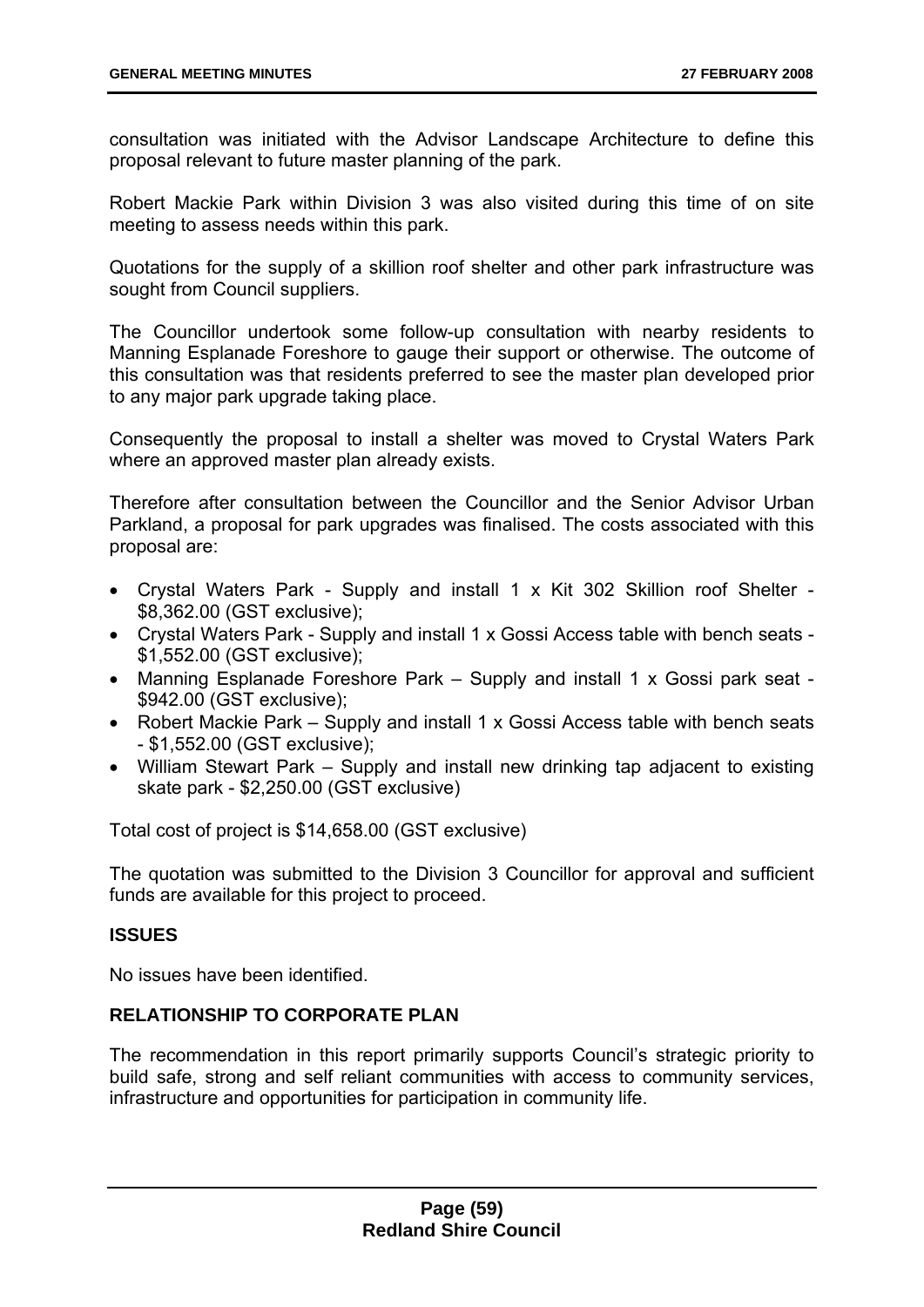consultation was initiated with the Advisor Landscape Architecture to define this proposal relevant to future master planning of the park.

Robert Mackie Park within Division 3 was also visited during this time of on site meeting to assess needs within this park.

Quotations for the supply of a skillion roof shelter and other park infrastructure was sought from Council suppliers.

The Councillor undertook some follow-up consultation with nearby residents to Manning Esplanade Foreshore to gauge their support or otherwise. The outcome of this consultation was that residents preferred to see the master plan developed prior to any major park upgrade taking place.

Consequently the proposal to install a shelter was moved to Crystal Waters Park where an approved master plan already exists.

Therefore after consultation between the Councillor and the Senior Advisor Urban Parkland, a proposal for park upgrades was finalised. The costs associated with this proposal are:

- Crystal Waters Park - Supply and install 1 x Kit 302 Skillion roof Shelter - $8,362.00 (GST exclusive);
- Crystal Waters Park - Supply and install 1 x Gossi Access table with bench seats - $1,552.00 (GST exclusive);
- Manning Esplanade Foreshore Park – Supply and install 1 x Gossi park seat - $942.00 (GST exclusive);
- Robert Mackie Park – Supply and install 1 x Gossi Access table with bench seats - $1,552.00 (GST exclusive);
- William Stewart Park – Supply and install new drinking tap adjacent to existing skate park - $2,250.00 (GST exclusive)

Total cost of project is $14,658.00 (GST exclusive)

The quotation was submitted to the Division 3 Councillor for approval and sufficient funds are available for this project to proceed.

## ISSUES

No issues have been identified.

## RELATIONSHIP TO CORPORATE PLAN

The recommendation in this report primarily supports Council's strategic priority to build safe, strong and self reliant communities with access to community services, infrastructure and opportunities for participation in community life.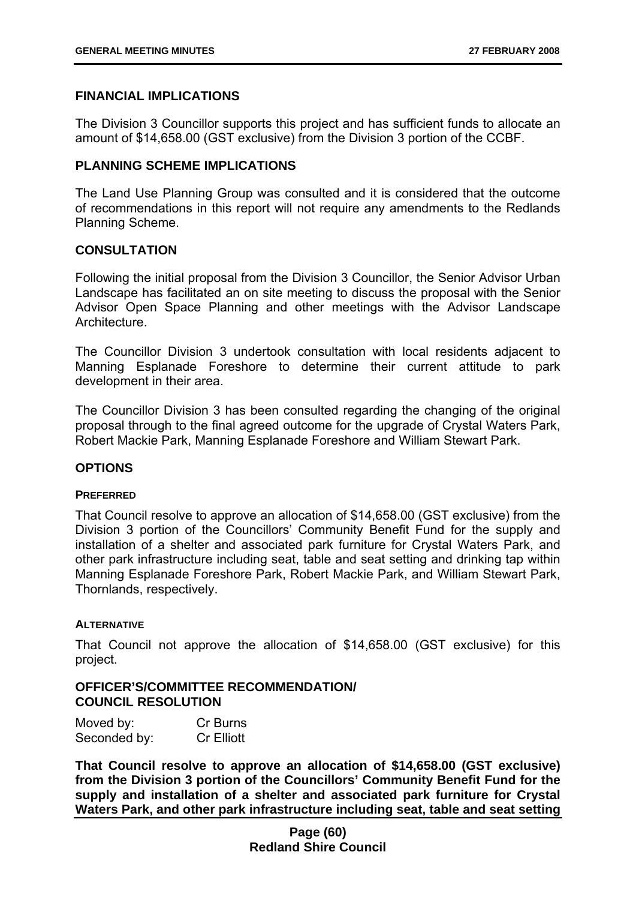### FINANCIAL IMPLICATIONS

The Division 3 Councillor supports this project and has sufficient funds to allocate an amount of $14,658.00 (GST exclusive) from the Division 3 portion of the CCBF.

### PLANNING SCHEME IMPLICATIONS

The Land Use Planning Group was consulted and it is considered that the outcome of recommendations in this report will not require any amendments to the Redlands Planning Scheme.

### CONSULTATION

Following the initial proposal from the Division 3 Councillor, the Senior Advisor Urban Landscape has facilitated an on site meeting to discuss the proposal with the Senior Advisor Open Space Planning and other meetings with the Advisor Landscape Architecture.

The Councillor Division 3 undertook consultation with local residents adjacent to Manning Esplanade Foreshore to determine their current attitude to park development in their area.

The Councillor Division 3 has been consulted regarding the changing of the original proposal through to the final agreed outcome for the upgrade of Crystal Waters Park, Robert Mackie Park, Manning Esplanade Foreshore and William Stewart Park.

### OPTIONS

#### PREFERRED

That Council resolve to approve an allocation of $14,658.00 (GST exclusive) from the Division 3 portion of the Councillors' Community Benefit Fund for the supply and installation of a shelter and associated park furniture for Crystal Waters Park, and other park infrastructure including seat, table and seat setting and drinking tap within Manning Esplanade Foreshore Park, Robert Mackie Park, and William Stewart Park, Thornlands, respectively.

#### ALTERNATIVE

That Council not approve the allocation of $14,658.00 (GST exclusive) for this project.

### OFFICER'S/COMMITTEE RECOMMENDATION/ COUNCIL RESOLUTION

Moved by: Cr Burns
Seconded by: Cr Elliott

**That Council resolve to approve an allocation of $14,658.00 (GST exclusive) from the Division 3 portion of the Councillors' Community Benefit Fund for the supply and installation of a shelter and associated park furniture for Crystal Waters Park, and other park infrastructure including seat, table and seat setting**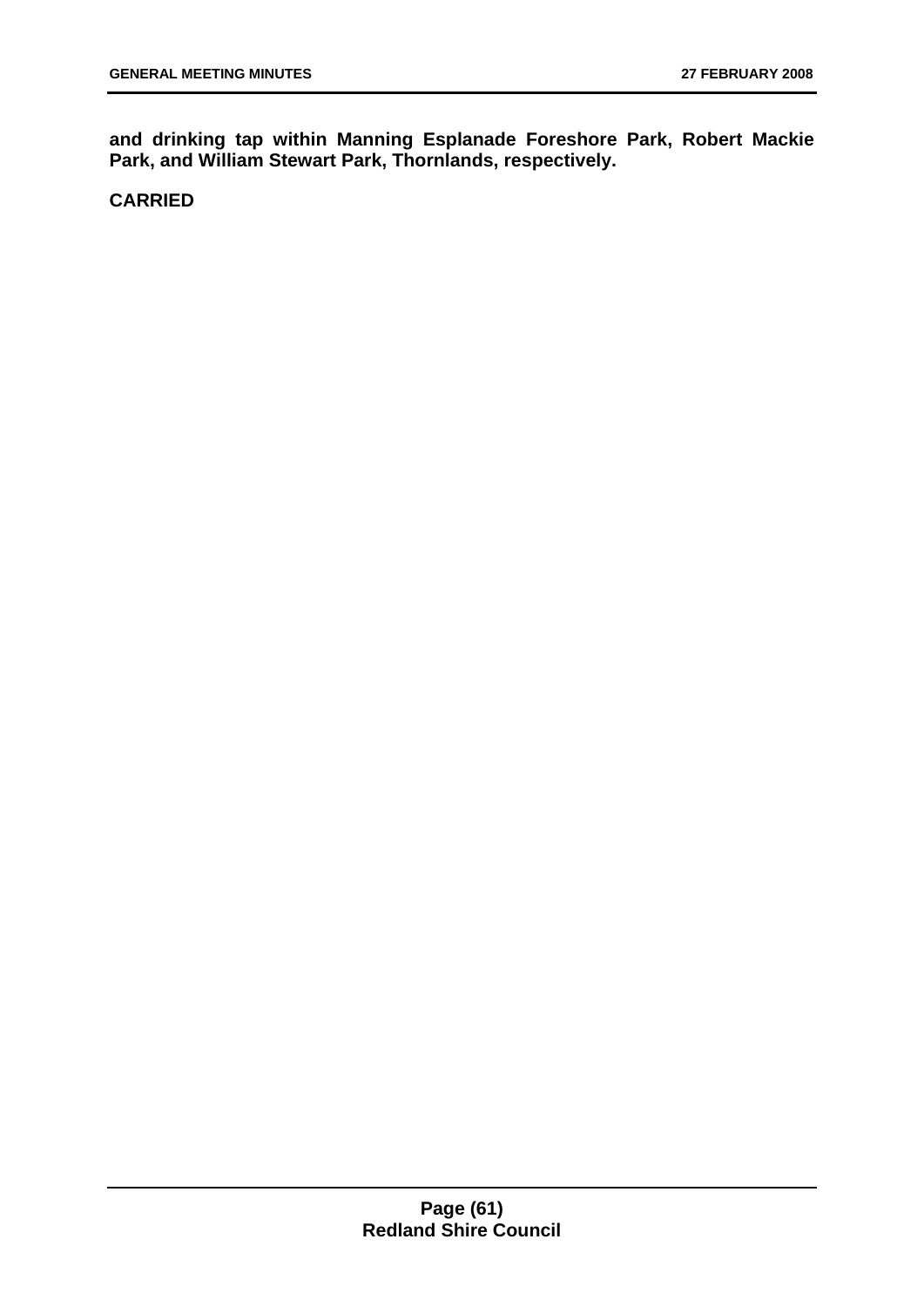**and drinking tap within Manning Esplanade Foreshore Park, Robert Mackie Park, and William Stewart Park, Thornlands, respectively.**

**CARRIED**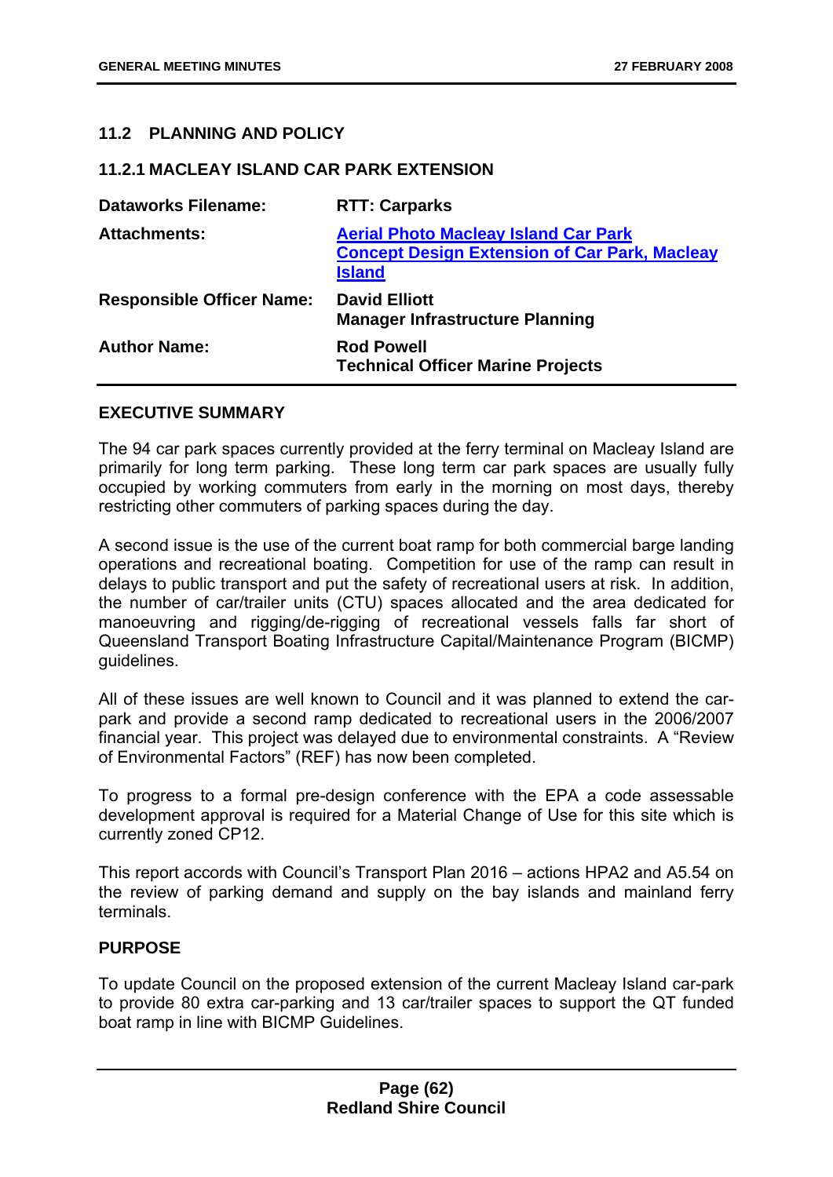## 11.2 PLANNING AND POLICY

### 11.2.1 MACLEAY ISLAND CAR PARK EXTENSION

| | |
|---|---|
| **Dataworks Filename:** | **RTT: Carparks** |
| **Attachments:** | **Aerial Photo Macleay Island Car Park**<br>**Concept Design Extension of Car Park, Macleay Island** |
| **Responsible Officer Name:** | **David Elliott**<br>**Manager Infrastructure Planning** |
| **Author Name:** | **Rod Powell**<br>**Technical Officer Marine Projects** |

### EXECUTIVE SUMMARY

The 94 car park spaces currently provided at the ferry terminal on Macleay Island are primarily for long term parking. These long term car park spaces are usually fully occupied by working commuters from early in the morning on most days, thereby restricting other commuters of parking spaces during the day.

A second issue is the use of the current boat ramp for both commercial barge landing operations and recreational boating. Competition for use of the ramp can result in delays to public transport and put the safety of recreational users at risk. In addition, the number of car/trailer units (CTU) spaces allocated and the area dedicated for manoeuvring and rigging/de-rigging of recreational vessels falls far short of Queensland Transport Boating Infrastructure Capital/Maintenance Program (BICMP) guidelines.

All of these issues are well known to Council and it was planned to extend the car-park and provide a second ramp dedicated to recreational users in the 2006/2007 financial year. This project was delayed due to environmental constraints. A "Review of Environmental Factors" (REF) has now been completed.

To progress to a formal pre-design conference with the EPA a code assessable development approval is required for a Material Change of Use for this site which is currently zoned CP12.

This report accords with Council's Transport Plan 2016 – actions HPA2 and A5.54 on the review of parking demand and supply on the bay islands and mainland ferry terminals.

### PURPOSE

To update Council on the proposed extension of the current Macleay Island car-park to provide 80 extra car-parking and 13 car/trailer spaces to support the QT funded boat ramp in line with BICMP Guidelines.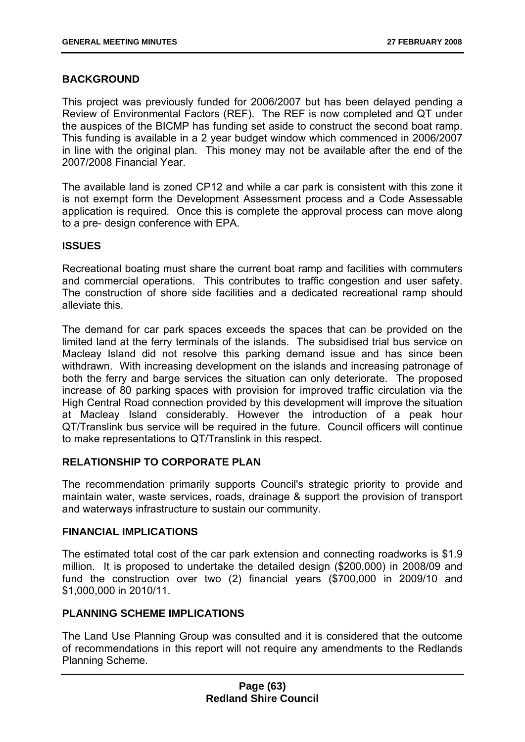## BACKGROUND

This project was previously funded for 2006/2007 but has been delayed pending a Review of Environmental Factors (REF). The REF is now completed and QT under the auspices of the BICMP has funding set aside to construct the second boat ramp. This funding is available in a 2 year budget window which commenced in 2006/2007 in line with the original plan. This money may not be available after the end of the 2007/2008 Financial Year.

The available land is zoned CP12 and while a car park is consistent with this zone it is not exempt form the Development Assessment process and a Code Assessable application is required. Once this is complete the approval process can move along to a pre- design conference with EPA.

## ISSUES

Recreational boating must share the current boat ramp and facilities with commuters and commercial operations. This contributes to traffic congestion and user safety. The construction of shore side facilities and a dedicated recreational ramp should alleviate this.

The demand for car park spaces exceeds the spaces that can be provided on the limited land at the ferry terminals of the islands. The subsidised trial bus service on Macleay Island did not resolve this parking demand issue and has since been withdrawn. With increasing development on the islands and increasing patronage of both the ferry and barge services the situation can only deteriorate. The proposed increase of 80 parking spaces with provision for improved traffic circulation via the High Central Road connection provided by this development will improve the situation at Macleay Island considerably. However the introduction of a peak hour QT/Translink bus service will be required in the future. Council officers will continue to make representations to QT/Translink in this respect.

## RELATIONSHIP TO CORPORATE PLAN

The recommendation primarily supports Council's strategic priority to provide and maintain water, waste services, roads, drainage & support the provision of transport and waterways infrastructure to sustain our community.

## FINANCIAL IMPLICATIONS

The estimated total cost of the car park extension and connecting roadworks is $1.9 million. It is proposed to undertake the detailed design ($200,000) in 2008/09 and fund the construction over two (2) financial years ($700,000 in 2009/10 and $1,000,000 in 2010/11.

## PLANNING SCHEME IMPLICATIONS

The Land Use Planning Group was consulted and it is considered that the outcome of recommendations in this report will not require any amendments to the Redlands Planning Scheme.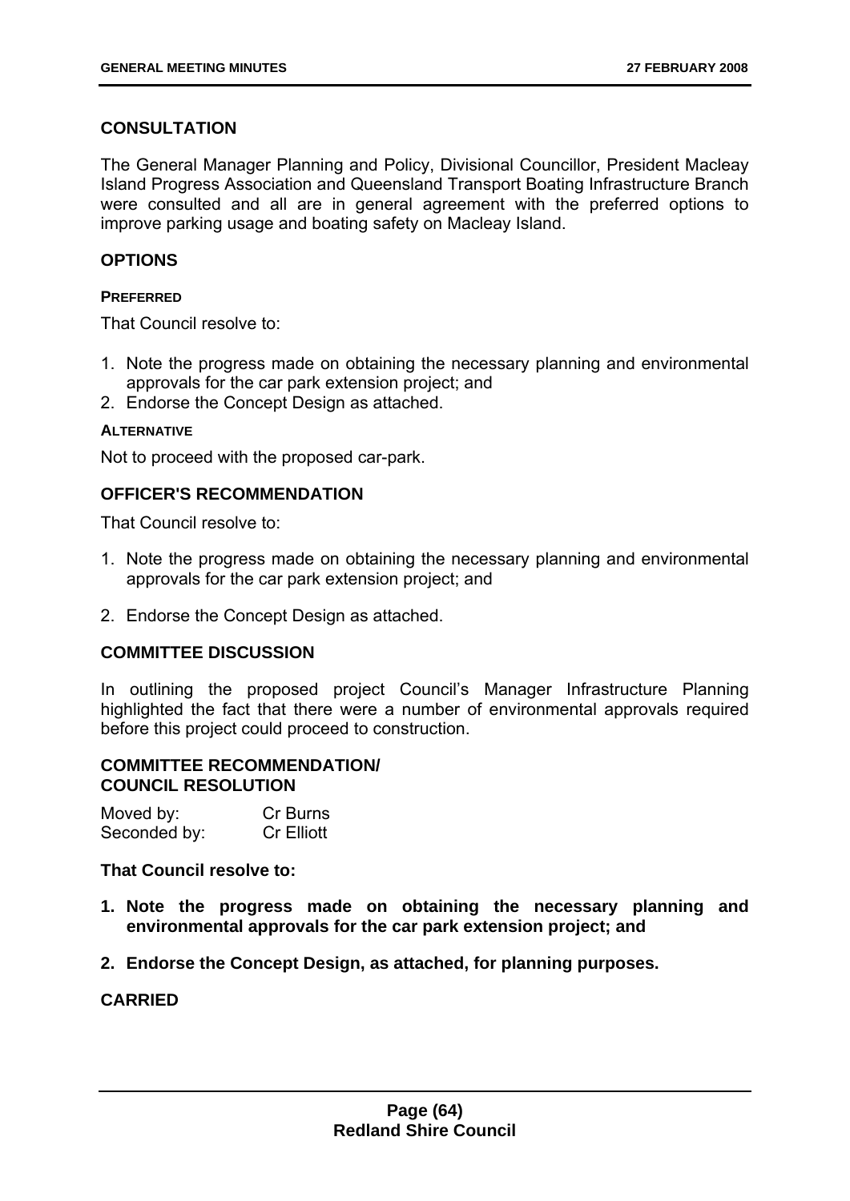## CONSULTATION

The General Manager Planning and Policy, Divisional Councillor, President Macleay Island Progress Association and Queensland Transport Boating Infrastructure Branch were consulted and all are in general agreement with the preferred options to improve parking usage and boating safety on Macleay Island.

## OPTIONS

#### PREFERRED

That Council resolve to:

1. Note the progress made on obtaining the necessary planning and environmental approvals for the car park extension project; and
2. Endorse the Concept Design as attached.

#### ALTERNATIVE

Not to proceed with the proposed car-park.

## OFFICER'S RECOMMENDATION

That Council resolve to:

1. Note the progress made on obtaining the necessary planning and environmental approvals for the car park extension project; and
2. Endorse the Concept Design as attached.

## COMMITTEE DISCUSSION

In outlining the proposed project Council's Manager Infrastructure Planning highlighted the fact that there were a number of environmental approvals required before this project could proceed to construction.

## COMMITTEE RECOMMENDATION/ COUNCIL RESOLUTION

Moved by: Cr Burns
Seconded by: Cr Elliott

**That Council resolve to:**

1. **Note the progress made on obtaining the necessary planning and environmental approvals for the car park extension project; and**
2. **Endorse the Concept Design, as attached, for planning purposes.**

**CARRIED**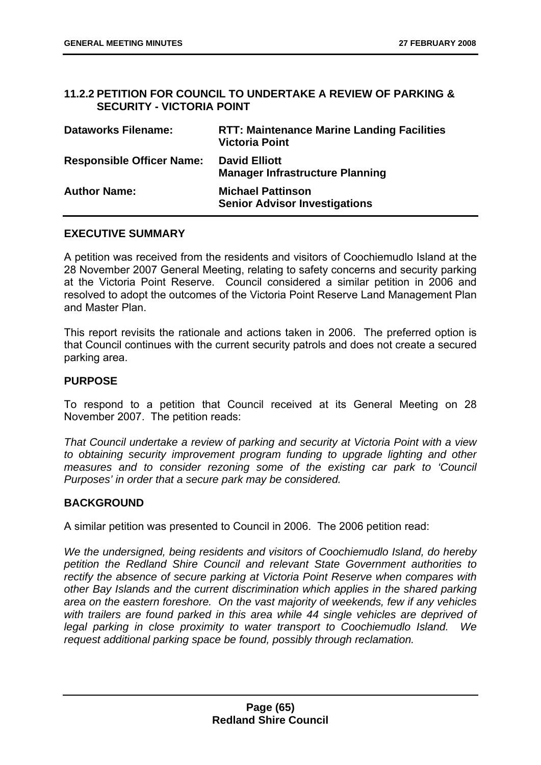### 11.2.2 PETITION FOR COUNCIL TO UNDERTAKE A REVIEW OF PARKING & SECURITY - VICTORIA POINT

| | |
|---|---|
| **Dataworks Filename:** | **RTT: Maintenance Marine Landing Facilities Victoria Point** |
| **Responsible Officer Name:** | **David Elliott**<br>**Manager Infrastructure Planning** |
| **Author Name:** | **Michael Pattinson**<br>**Senior Advisor Investigations** |

#### EXECUTIVE SUMMARY

A petition was received from the residents and visitors of Coochiemudlo Island at the 28 November 2007 General Meeting, relating to safety concerns and security parking at the Victoria Point Reserve. Council considered a similar petition in 2006 and resolved to adopt the outcomes of the Victoria Point Reserve Land Management Plan and Master Plan.

This report revisits the rationale and actions taken in 2006. The preferred option is that Council continues with the current security patrols and does not create a secured parking area.

#### PURPOSE

To respond to a petition that Council received at its General Meeting on 28 November 2007. The petition reads:

*That Council undertake a review of parking and security at Victoria Point with a view to obtaining security improvement program funding to upgrade lighting and other measures and to consider rezoning some of the existing car park to 'Council Purposes' in order that a secure park may be considered.*

#### BACKGROUND

A similar petition was presented to Council in 2006. The 2006 petition read:

*We the undersigned, being residents and visitors of Coochiemudlo Island, do hereby petition the Redland Shire Council and relevant State Government authorities to rectify the absence of secure parking at Victoria Point Reserve when compares with other Bay Islands and the current discrimination which applies in the shared parking area on the eastern foreshore. On the vast majority of weekends, few if any vehicles with trailers are found parked in this area while 44 single vehicles are deprived of legal parking in close proximity to water transport to Coochiemudlo Island. We request additional parking space be found, possibly through reclamation.*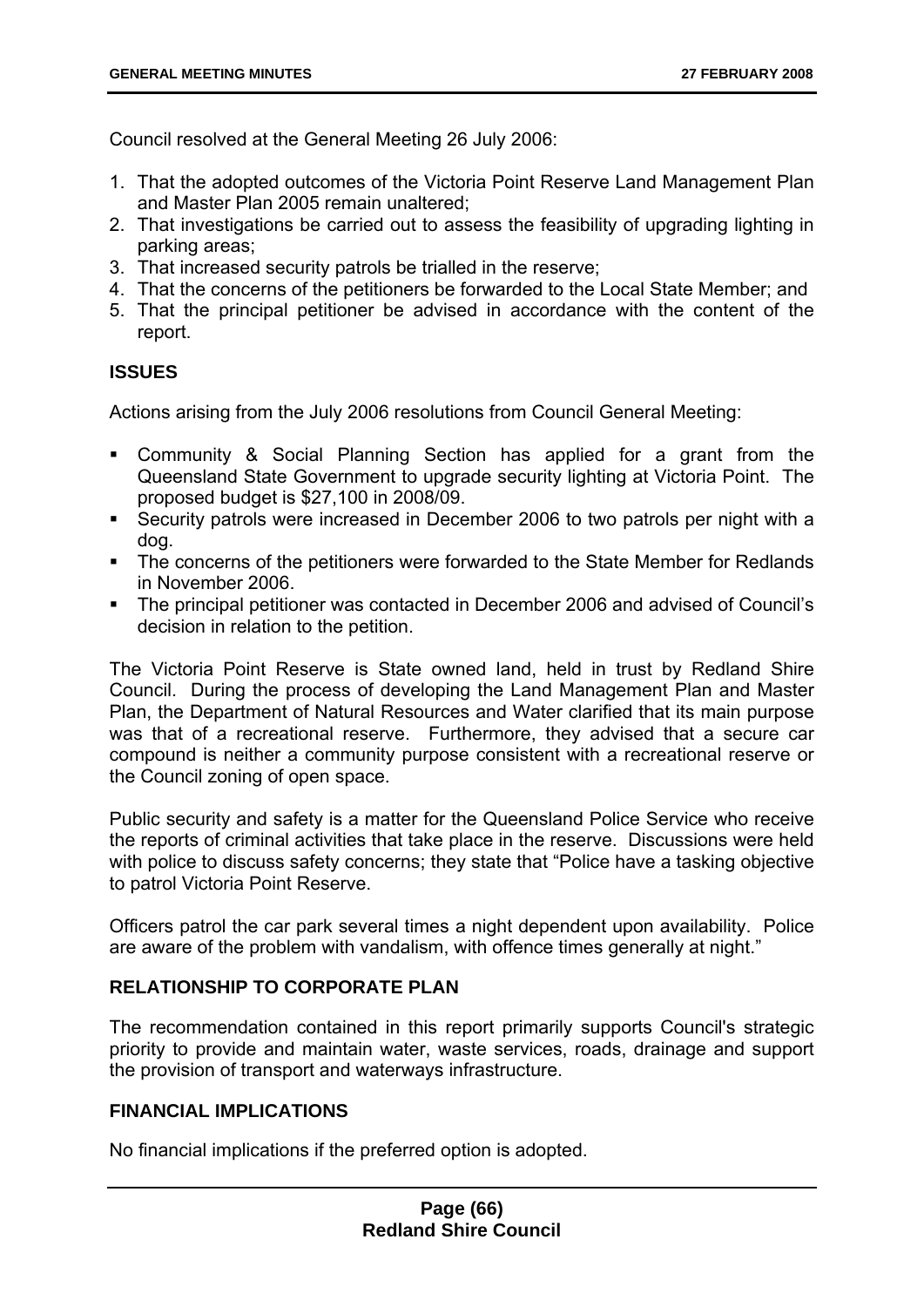Council resolved at the General Meeting 26 July 2006:

1. That the adopted outcomes of the Victoria Point Reserve Land Management Plan and Master Plan 2005 remain unaltered;
2. That investigations be carried out to assess the feasibility of upgrading lighting in parking areas;
3. That increased security patrols be trialled in the reserve;
4. That the concerns of the petitioners be forwarded to the Local State Member; and
5. That the principal petitioner be advised in accordance with the content of the report.

## ISSUES

Actions arising from the July 2006 resolutions from Council General Meeting:

- Community & Social Planning Section has applied for a grant from the Queensland State Government to upgrade security lighting at Victoria Point. The proposed budget is $27,100 in 2008/09.
- Security patrols were increased in December 2006 to two patrols per night with a dog.
- The concerns of the petitioners were forwarded to the State Member for Redlands in November 2006.
- The principal petitioner was contacted in December 2006 and advised of Council's decision in relation to the petition.

The Victoria Point Reserve is State owned land, held in trust by Redland Shire Council. During the process of developing the Land Management Plan and Master Plan, the Department of Natural Resources and Water clarified that its main purpose was that of a recreational reserve. Furthermore, they advised that a secure car compound is neither a community purpose consistent with a recreational reserve or the Council zoning of open space.

Public security and safety is a matter for the Queensland Police Service who receive the reports of criminal activities that take place in the reserve. Discussions were held with police to discuss safety concerns; they state that "Police have a tasking objective to patrol Victoria Point Reserve.

Officers patrol the car park several times a night dependent upon availability. Police are aware of the problem with vandalism, with offence times generally at night."

## RELATIONSHIP TO CORPORATE PLAN

The recommendation contained in this report primarily supports Council's strategic priority to provide and maintain water, waste services, roads, drainage and support the provision of transport and waterways infrastructure.

## FINANCIAL IMPLICATIONS

No financial implications if the preferred option is adopted.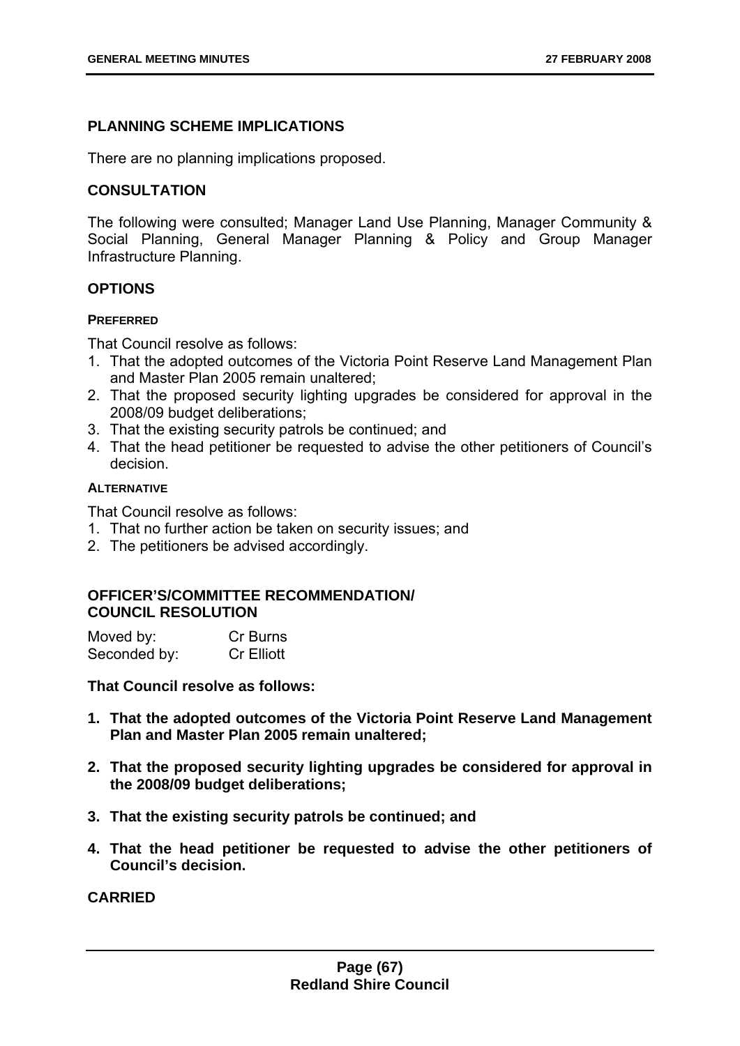### PLANNING SCHEME IMPLICATIONS

There are no planning implications proposed.

### CONSULTATION

The following were consulted; Manager Land Use Planning, Manager Community & Social Planning, General Manager Planning & Policy and Group Manager Infrastructure Planning.

### OPTIONS

#### PREFERRED

That Council resolve as follows:

1. That the adopted outcomes of the Victoria Point Reserve Land Management Plan and Master Plan 2005 remain unaltered;
2. That the proposed security lighting upgrades be considered for approval in the 2008/09 budget deliberations;
3. That the existing security patrols be continued; and
4. That the head petitioner be requested to advise the other petitioners of Council's decision.

#### ALTERNATIVE

That Council resolve as follows:

1. That no further action be taken on security issues; and
2. The petitioners be advised accordingly.

### OFFICER'S/COMMITTEE RECOMMENDATION/ COUNCIL RESOLUTION

| | |
|---|---|
| Moved by: | Cr Burns |
| Seconded by: | Cr Elliott |

**That Council resolve as follows:**

1. **That the adopted outcomes of the Victoria Point Reserve Land Management Plan and Master Plan 2005 remain unaltered;**
2. **That the proposed security lighting upgrades be considered for approval in the 2008/09 budget deliberations;**
3. **That the existing security patrols be continued; and**
4. **That the head petitioner be requested to advise the other petitioners of Council's decision.**

**CARRIED**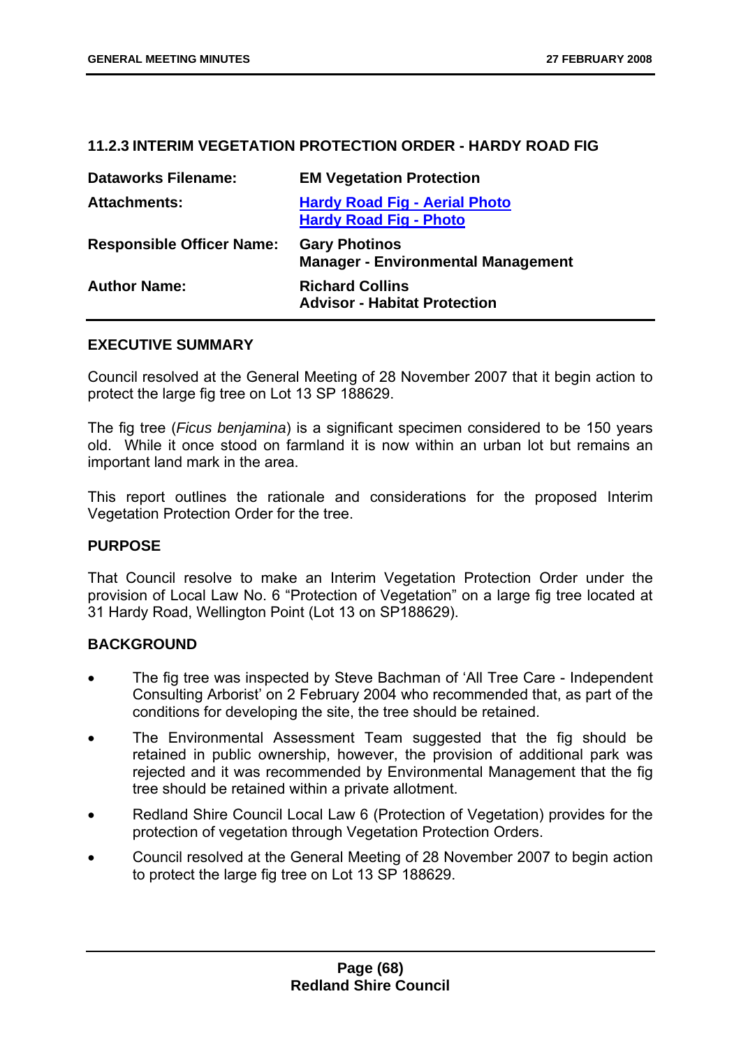### 11.2.3 INTERIM VEGETATION PROTECTION ORDER - HARDY ROAD FIG

| | |
|---|---|
| **Dataworks Filename:** | **EM Vegetation Protection** |
| **Attachments:** | **Hardy Road Fig - Aerial Photo**<br>**Hardy Road Fig - Photo** |
| **Responsible Officer Name:** | **Gary Photinos**<br>**Manager - Environmental Management** |
| **Author Name:** | **Richard Collins**<br>**Advisor - Habitat Protection** |

**EXECUTIVE SUMMARY**

Council resolved at the General Meeting of 28 November 2007 that it begin action to protect the large fig tree on Lot 13 SP 188629.

The fig tree (*Ficus benjamina*) is a significant specimen considered to be 150 years old. While it once stood on farmland it is now within an urban lot but remains an important land mark in the area.

This report outlines the rationale and considerations for the proposed Interim Vegetation Protection Order for the tree.

**PURPOSE**

That Council resolve to make an Interim Vegetation Protection Order under the provision of Local Law No. 6 "Protection of Vegetation" on a large fig tree located at 31 Hardy Road, Wellington Point (Lot 13 on SP188629).

**BACKGROUND**

- The fig tree was inspected by Steve Bachman of 'All Tree Care - Independent Consulting Arborist' on 2 February 2004 who recommended that, as part of the conditions for developing the site, the tree should be retained.
- The Environmental Assessment Team suggested that the fig should be retained in public ownership, however, the provision of additional park was rejected and it was recommended by Environmental Management that the fig tree should be retained within a private allotment.
- Redland Shire Council Local Law 6 (Protection of Vegetation) provides for the protection of vegetation through Vegetation Protection Orders.
- Council resolved at the General Meeting of 28 November 2007 to begin action to protect the large fig tree on Lot 13 SP 188629.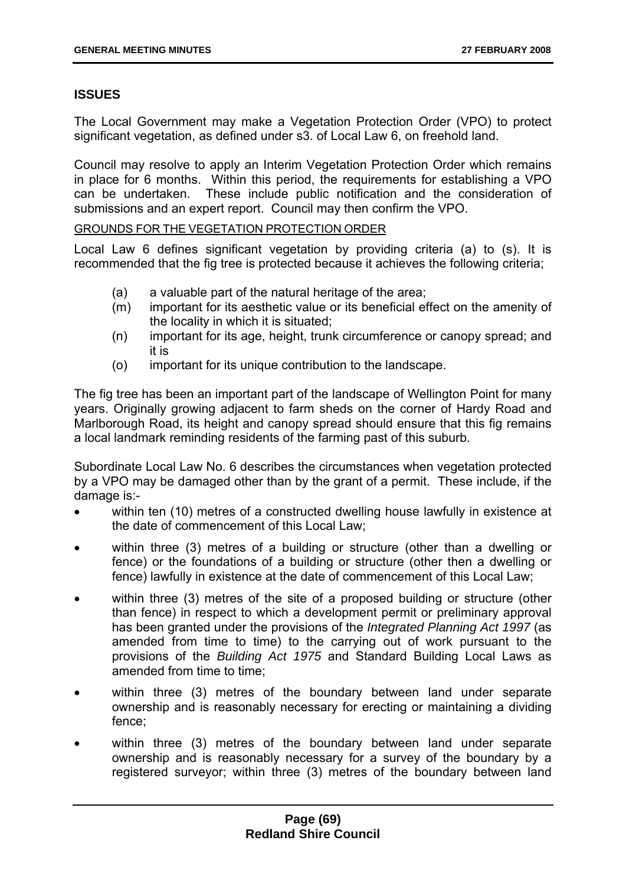## ISSUES

The Local Government may make a Vegetation Protection Order (VPO) to protect significant vegetation, as defined under s3. of Local Law 6, on freehold land.

Council may resolve to apply an Interim Vegetation Protection Order which remains in place for 6 months. Within this period, the requirements for establishing a VPO can be undertaken. These include public notification and the consideration of submissions and an expert report. Council may then confirm the VPO.

<u>GROUNDS FOR THE VEGETATION PROTECTION ORDER</u>

Local Law 6 defines significant vegetation by providing criteria (a) to (s). It is recommended that the fig tree is protected because it achieves the following criteria;

- (a) a valuable part of the natural heritage of the area;
- (m) important for its aesthetic value or its beneficial effect on the amenity of the locality in which it is situated;
- (n) important for its age, height, trunk circumference or canopy spread; and it is
- (o) important for its unique contribution to the landscape.

The fig tree has been an important part of the landscape of Wellington Point for many years. Originally growing adjacent to farm sheds on the corner of Hardy Road and Marlborough Road, its height and canopy spread should ensure that this fig remains a local landmark reminding residents of the farming past of this suburb.

Subordinate Local Law No. 6 describes the circumstances when vegetation protected by a VPO may be damaged other than by the grant of a permit. These include, if the damage is:-

- within ten (10) metres of a constructed dwelling house lawfully in existence at the date of commencement of this Local Law;
- within three (3) metres of a building or structure (other than a dwelling or fence) or the foundations of a building or structure (other then a dwelling or fence) lawfully in existence at the date of commencement of this Local Law;
- within three (3) metres of the site of a proposed building or structure (other than fence) in respect to which a development permit or preliminary approval has been granted under the provisions of the *Integrated Planning Act 1997* (as amended from time to time) to the carrying out of work pursuant to the provisions of the *Building Act 1975* and Standard Building Local Laws as amended from time to time;
- within three (3) metres of the boundary between land under separate ownership and is reasonably necessary for erecting or maintaining a dividing fence;
- within three (3) metres of the boundary between land under separate ownership and is reasonably necessary for a survey of the boundary by a registered surveyor; within three (3) metres of the boundary between land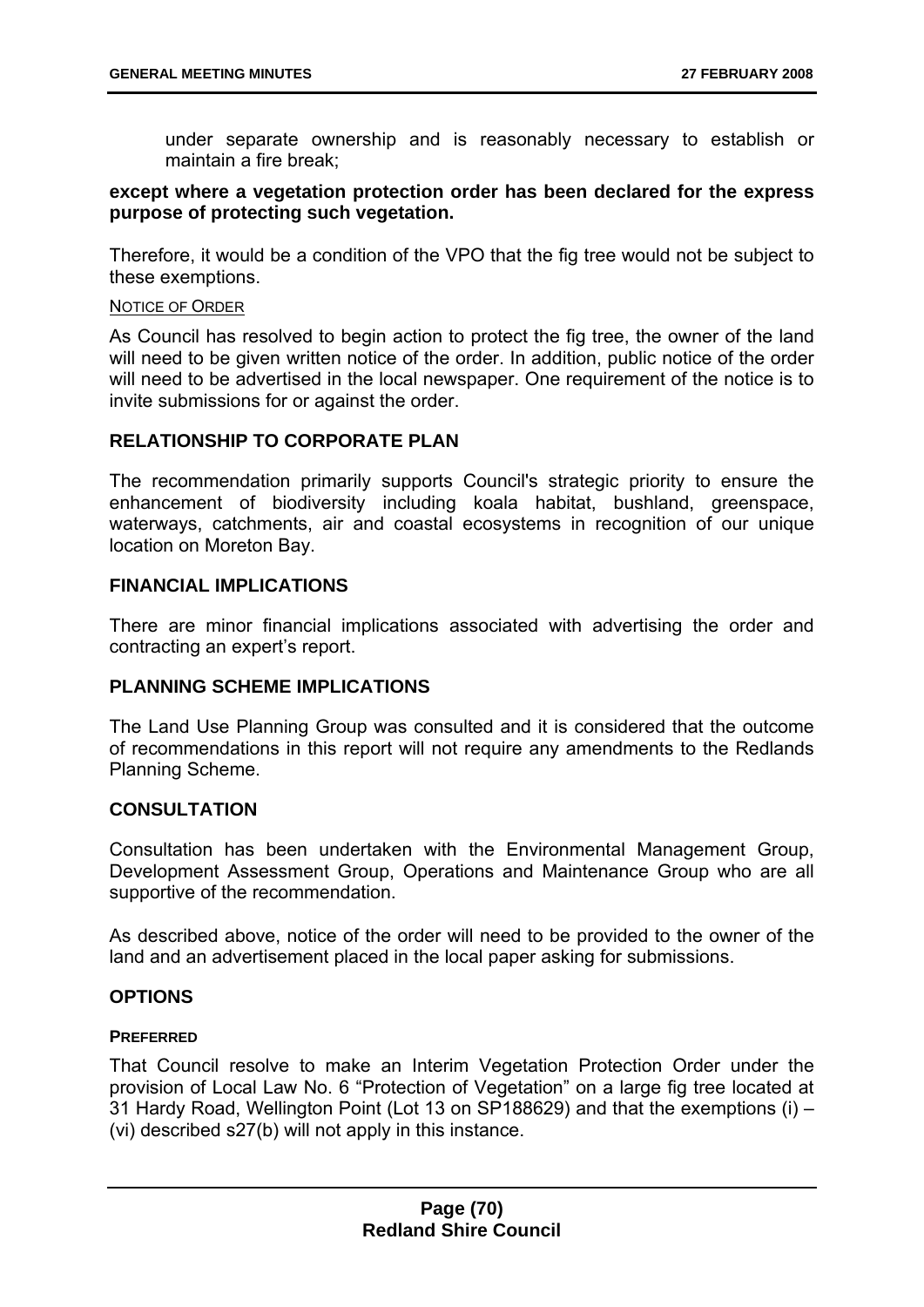under separate ownership and is reasonably necessary to establish or maintain a fire break;

**except where a vegetation protection order has been declared for the express purpose of protecting such vegetation.**

Therefore, it would be a condition of the VPO that the fig tree would not be subject to these exemptions.

NOTICE OF ORDER

As Council has resolved to begin action to protect the fig tree, the owner of the land will need to be given written notice of the order. In addition, public notice of the order will need to be advertised in the local newspaper. One requirement of the notice is to invite submissions for or against the order.

## RELATIONSHIP TO CORPORATE PLAN

The recommendation primarily supports Council's strategic priority to ensure the enhancement of biodiversity including koala habitat, bushland, greenspace, waterways, catchments, air and coastal ecosystems in recognition of our unique location on Moreton Bay.

## FINANCIAL IMPLICATIONS

There are minor financial implications associated with advertising the order and contracting an expert's report.

## PLANNING SCHEME IMPLICATIONS

The Land Use Planning Group was consulted and it is considered that the outcome of recommendations in this report will not require any amendments to the Redlands Planning Scheme.

## CONSULTATION

Consultation has been undertaken with the Environmental Management Group, Development Assessment Group, Operations and Maintenance Group who are all supportive of the recommendation.

As described above, notice of the order will need to be provided to the owner of the land and an advertisement placed in the local paper asking for submissions.

## OPTIONS

**PREFERRED**

That Council resolve to make an Interim Vegetation Protection Order under the provision of Local Law No. 6 "Protection of Vegetation" on a large fig tree located at 31 Hardy Road, Wellington Point (Lot 13 on SP188629) and that the exemptions (i) – (vi) described s27(b) will not apply in this instance.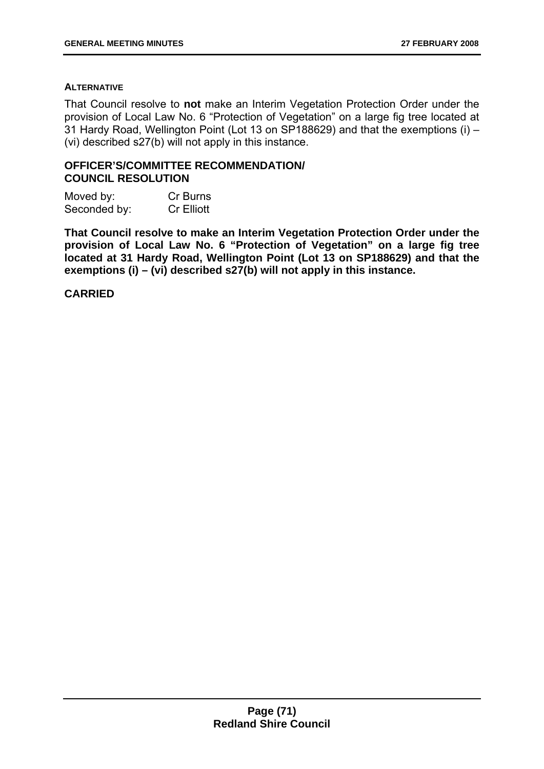#### ALTERNATIVE

That Council resolve to **not** make an Interim Vegetation Protection Order under the provision of Local Law No. 6 "Protection of Vegetation" on a large fig tree located at 31 Hardy Road, Wellington Point (Lot 13 on SP188629) and that the exemptions (i) – (vi) described s27(b) will not apply in this instance.

### OFFICER'S/COMMITTEE RECOMMENDATION/ COUNCIL RESOLUTION

Moved by: Cr Burns
Seconded by: Cr Elliott

**That Council resolve to make an Interim Vegetation Protection Order under the provision of Local Law No. 6 "Protection of Vegetation" on a large fig tree located at 31 Hardy Road, Wellington Point (Lot 13 on SP188629) and that the exemptions (i) – (vi) described s27(b) will not apply in this instance.**

**CARRIED**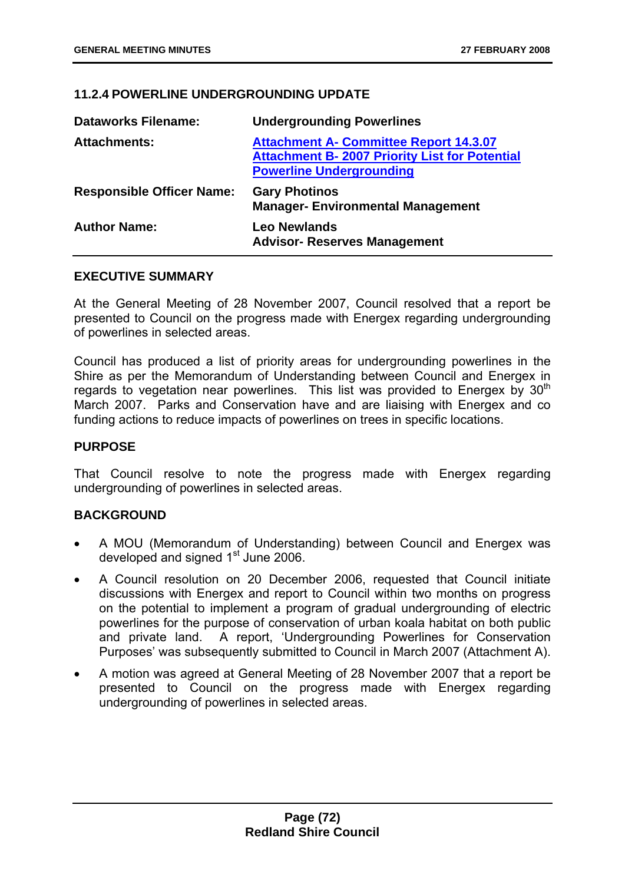### 11.2.4 POWERLINE UNDERGROUNDING UPDATE

| | |
|---|---|
| **Dataworks Filename:** | **Undergrounding Powerlines** |
| **Attachments:** | **Attachment A- Committee Report 14.3.07**<br>**Attachment B- 2007 Priority List for Potential Powerline Undergrounding** |
| **Responsible Officer Name:** | **Gary Photinos**<br>**Manager- Environmental Management** |
| **Author Name:** | **Leo Newlands**<br>**Advisor- Reserves Management** |

**EXECUTIVE SUMMARY**

At the General Meeting of 28 November 2007, Council resolved that a report be presented to Council on the progress made with Energex regarding undergrounding of powerlines in selected areas.

Council has produced a list of priority areas for undergrounding powerlines in the Shire as per the Memorandum of Understanding between Council and Energex in regards to vegetation near powerlines. This list was provided to Energex by 30th March 2007. Parks and Conservation have and are liaising with Energex and co funding actions to reduce impacts of powerlines on trees in specific locations.

**PURPOSE**

That Council resolve to note the progress made with Energex regarding undergrounding of powerlines in selected areas.

**BACKGROUND**

- A MOU (Memorandum of Understanding) between Council and Energex was developed and signed 1st June 2006.
- A Council resolution on 20 December 2006, requested that Council initiate discussions with Energex and report to Council within two months on progress on the potential to implement a program of gradual undergrounding of electric powerlines for the purpose of conservation of urban koala habitat on both public and private land. A report, 'Undergrounding Powerlines for Conservation Purposes' was subsequently submitted to Council in March 2007 (Attachment A).
- A motion was agreed at General Meeting of 28 November 2007 that a report be presented to Council on the progress made with Energex regarding undergrounding of powerlines in selected areas.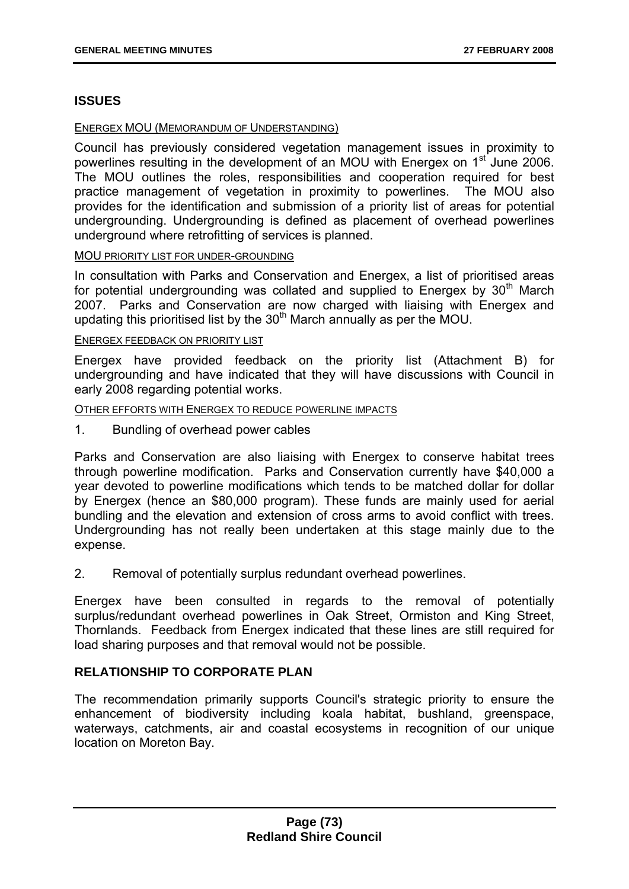## ISSUES

ENERGEX MOU (MEMORANDUM OF UNDERSTANDING)

Council has previously considered vegetation management issues in proximity to powerlines resulting in the development of an MOU with Energex on 1st June 2006. The MOU outlines the roles, responsibilities and cooperation required for best practice management of vegetation in proximity to powerlines. The MOU also provides for the identification and submission of a priority list of areas for potential undergrounding. Undergrounding is defined as placement of overhead powerlines underground where retrofitting of services is planned.

MOU PRIORITY LIST FOR UNDER-GROUNDING

In consultation with Parks and Conservation and Energex, a list of prioritised areas for potential undergrounding was collated and supplied to Energex by 30th March 2007. Parks and Conservation are now charged with liaising with Energex and updating this prioritised list by the 30th March annually as per the MOU.

ENERGEX FEEDBACK ON PRIORITY LIST

Energex have provided feedback on the priority list (Attachment B) for undergrounding and have indicated that they will have discussions with Council in early 2008 regarding potential works.

OTHER EFFORTS WITH ENERGEX TO REDUCE POWERLINE IMPACTS

1. Bundling of overhead power cables

Parks and Conservation are also liaising with Energex to conserve habitat trees through powerline modification. Parks and Conservation currently have $40,000 a year devoted to powerline modifications which tends to be matched dollar for dollar by Energex (hence an $80,000 program). These funds are mainly used for aerial bundling and the elevation and extension of cross arms to avoid conflict with trees. Undergrounding has not really been undertaken at this stage mainly due to the expense.

2. Removal of potentially surplus redundant overhead powerlines.

Energex have been consulted in regards to the removal of potentially surplus/redundant overhead powerlines in Oak Street, Ormiston and King Street, Thornlands. Feedback from Energex indicated that these lines are still required for load sharing purposes and that removal would not be possible.

## RELATIONSHIP TO CORPORATE PLAN

The recommendation primarily supports Council's strategic priority to ensure the enhancement of biodiversity including koala habitat, bushland, greenspace, waterways, catchments, air and coastal ecosystems in recognition of our unique location on Moreton Bay.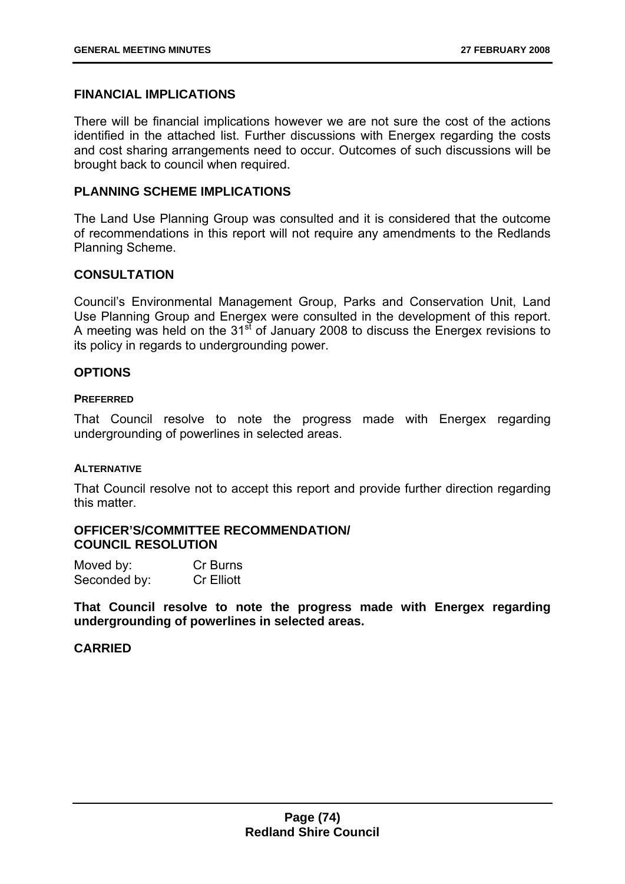## FINANCIAL IMPLICATIONS

There will be financial implications however we are not sure the cost of the actions identified in the attached list. Further discussions with Energex regarding the costs and cost sharing arrangements need to occur. Outcomes of such discussions will be brought back to council when required.

## PLANNING SCHEME IMPLICATIONS

The Land Use Planning Group was consulted and it is considered that the outcome of recommendations in this report will not require any amendments to the Redlands Planning Scheme.

## CONSULTATION

Council's Environmental Management Group, Parks and Conservation Unit, Land Use Planning Group and Energex were consulted in the development of this report. A meeting was held on the 31st of January 2008 to discuss the Energex revisions to its policy in regards to undergrounding power.

## OPTIONS

### PREFERRED

That Council resolve to note the progress made with Energex regarding undergrounding of powerlines in selected areas.

### ALTERNATIVE

That Council resolve not to accept this report and provide further direction regarding this matter.

## OFFICER'S/COMMITTEE RECOMMENDATION/ COUNCIL RESOLUTION

Moved by: Cr Burns
Seconded by: Cr Elliott

**That Council resolve to note the progress made with Energex regarding undergrounding of powerlines in selected areas.**

**CARRIED**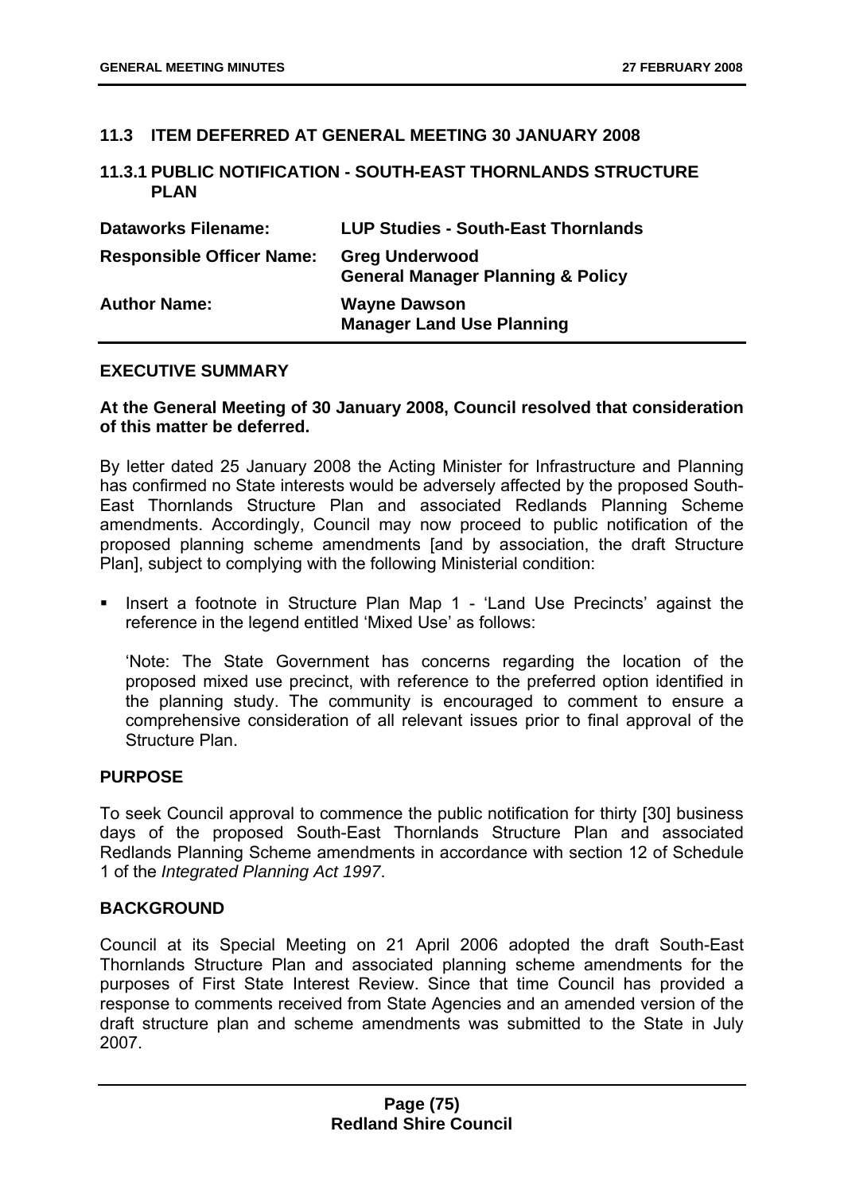## 11.3 ITEM DEFERRED AT GENERAL MEETING 30 JANUARY 2008

### 11.3.1 PUBLIC NOTIFICATION - SOUTH-EAST THORNLANDS STRUCTURE PLAN

| | |
|---|---|
| **Dataworks Filename:** | **LUP Studies - South-East Thornlands** |
| **Responsible Officer Name:** | **Greg Underwood**<br>**General Manager Planning & Policy** |
| **Author Name:** | **Wayne Dawson**<br>**Manager Land Use Planning** |

**EXECUTIVE SUMMARY**

**At the General Meeting of 30 January 2008, Council resolved that consideration of this matter be deferred.**

By letter dated 25 January 2008 the Acting Minister for Infrastructure and Planning has confirmed no State interests would be adversely affected by the proposed South-East Thornlands Structure Plan and associated Redlands Planning Scheme amendments. Accordingly, Council may now proceed to public notification of the proposed planning scheme amendments [and by association, the draft Structure Plan], subject to complying with the following Ministerial condition:

- Insert a footnote in Structure Plan Map 1 - 'Land Use Precincts' against the reference in the legend entitled 'Mixed Use' as follows:

  'Note: The State Government has concerns regarding the location of the proposed mixed use precinct, with reference to the preferred option identified in the planning study. The community is encouraged to comment to ensure a comprehensive consideration of all relevant issues prior to final approval of the Structure Plan.

**PURPOSE**

To seek Council approval to commence the public notification for thirty [30] business days of the proposed South-East Thornlands Structure Plan and associated Redlands Planning Scheme amendments in accordance with section 12 of Schedule 1 of the *Integrated Planning Act 1997*.

**BACKGROUND**

Council at its Special Meeting on 21 April 2006 adopted the draft South-East Thornlands Structure Plan and associated planning scheme amendments for the purposes of First State Interest Review. Since that time Council has provided a response to comments received from State Agencies and an amended version of the draft structure plan and scheme amendments was submitted to the State in July 2007.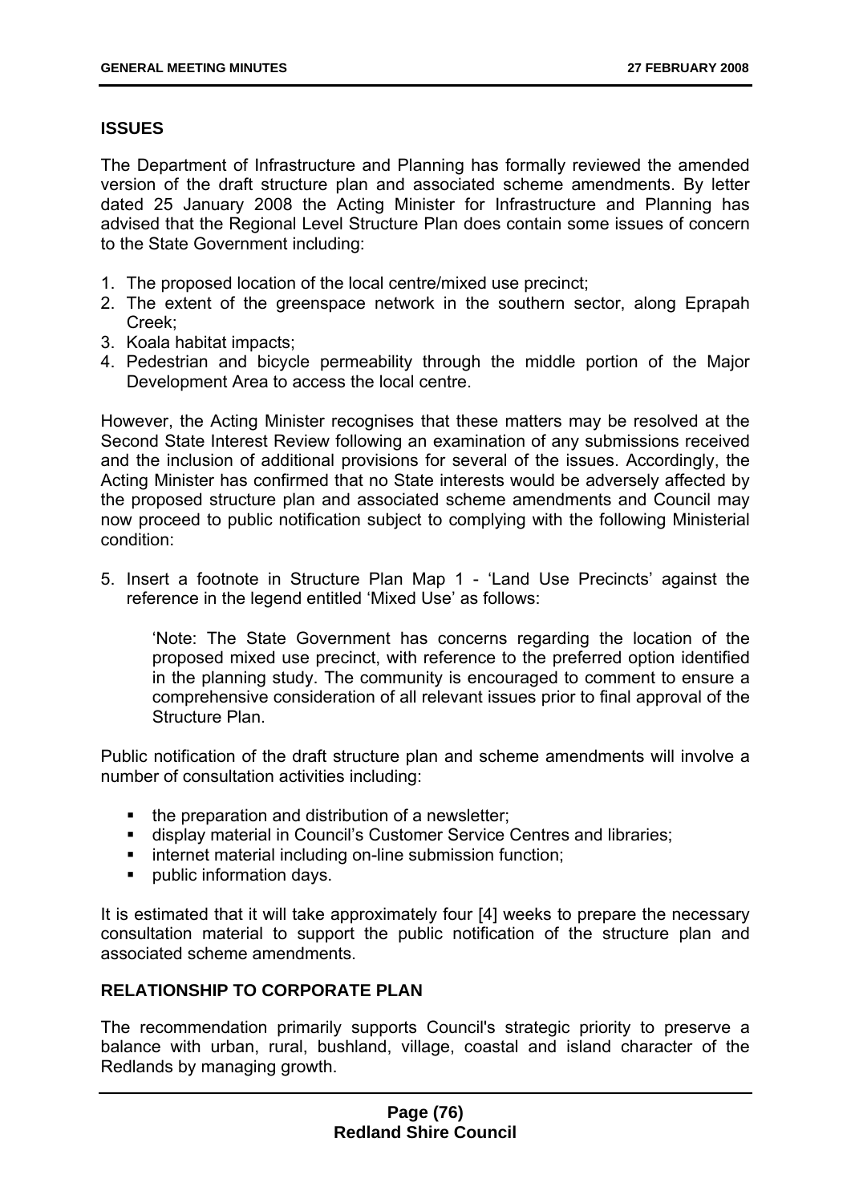## ISSUES

The Department of Infrastructure and Planning has formally reviewed the amended version of the draft structure plan and associated scheme amendments. By letter dated 25 January 2008 the Acting Minister for Infrastructure and Planning has advised that the Regional Level Structure Plan does contain some issues of concern to the State Government including:

1. The proposed location of the local centre/mixed use precinct;
2. The extent of the greenspace network in the southern sector, along Eprapah Creek;
3. Koala habitat impacts;
4. Pedestrian and bicycle permeability through the middle portion of the Major Development Area to access the local centre.

However, the Acting Minister recognises that these matters may be resolved at the Second State Interest Review following an examination of any submissions received and the inclusion of additional provisions for several of the issues. Accordingly, the Acting Minister has confirmed that no State interests would be adversely affected by the proposed structure plan and associated scheme amendments and Council may now proceed to public notification subject to complying with the following Ministerial condition:

5. Insert a footnote in Structure Plan Map 1 - 'Land Use Precincts' against the reference in the legend entitled 'Mixed Use' as follows:

   'Note: The State Government has concerns regarding the location of the proposed mixed use precinct, with reference to the preferred option identified in the planning study. The community is encouraged to comment to ensure a comprehensive consideration of all relevant issues prior to final approval of the Structure Plan.

Public notification of the draft structure plan and scheme amendments will involve a number of consultation activities including:

- the preparation and distribution of a newsletter;
- display material in Council's Customer Service Centres and libraries;
- internet material including on-line submission function;
- public information days.

It is estimated that it will take approximately four [4] weeks to prepare the necessary consultation material to support the public notification of the structure plan and associated scheme amendments.

## RELATIONSHIP TO CORPORATE PLAN

The recommendation primarily supports Council's strategic priority to preserve a balance with urban, rural, bushland, village, coastal and island character of the Redlands by managing growth.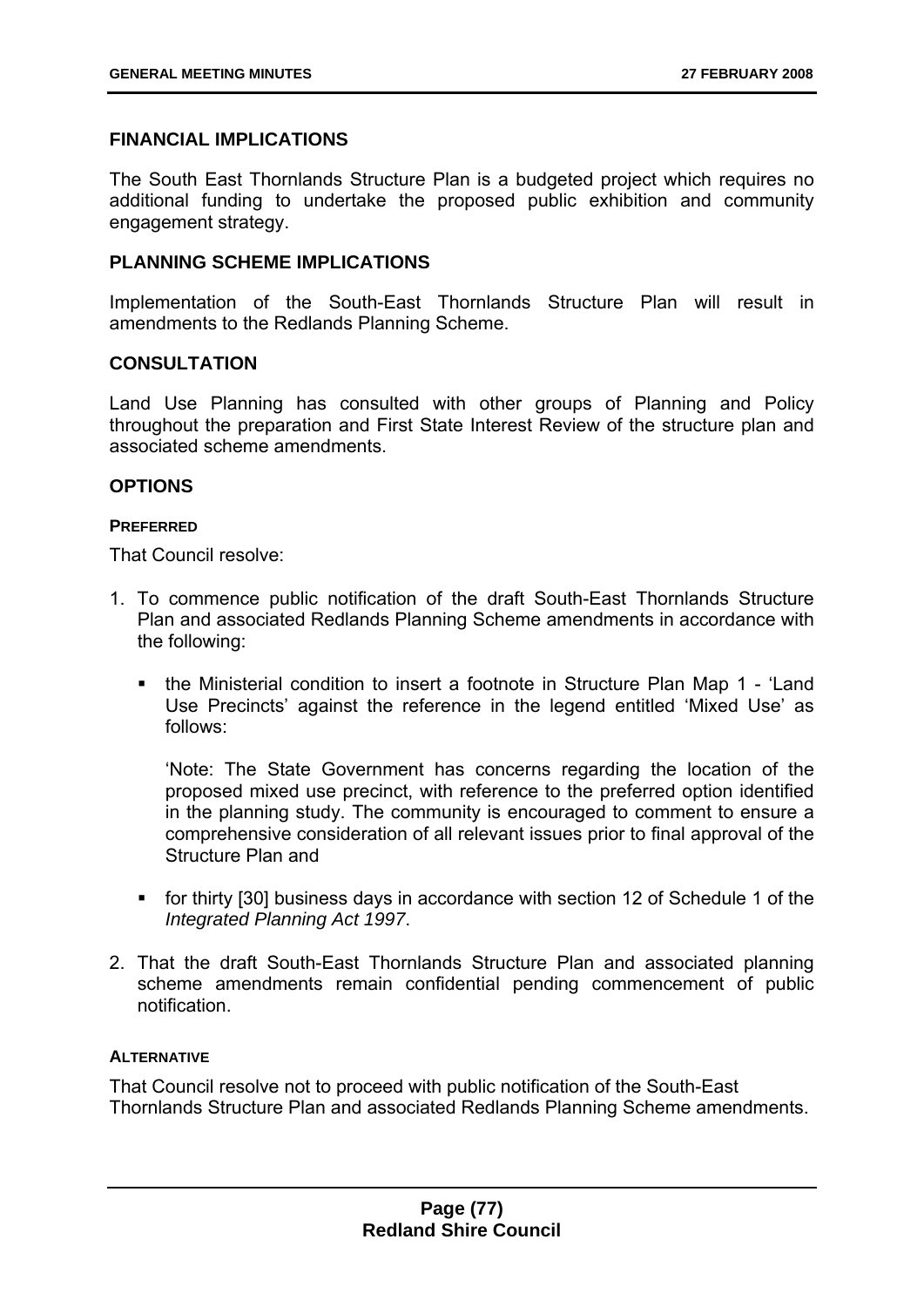## FINANCIAL IMPLICATIONS

The South East Thornlands Structure Plan is a budgeted project which requires no additional funding to undertake the proposed public exhibition and community engagement strategy.

## PLANNING SCHEME IMPLICATIONS

Implementation of the South-East Thornlands Structure Plan will result in amendments to the Redlands Planning Scheme.

## CONSULTATION

Land Use Planning has consulted with other groups of Planning and Policy throughout the preparation and First State Interest Review of the structure plan and associated scheme amendments.

## OPTIONS

### PREFERRED

That Council resolve:

1. To commence public notification of the draft South-East Thornlands Structure Plan and associated Redlands Planning Scheme amendments in accordance with the following:

   - the Ministerial condition to insert a footnote in Structure Plan Map 1 - 'Land Use Precincts' against the reference in the legend entitled 'Mixed Use' as follows:

     'Note: The State Government has concerns regarding the location of the proposed mixed use precinct, with reference to the preferred option identified in the planning study. The community is encouraged to comment to ensure a comprehensive consideration of all relevant issues prior to final approval of the Structure Plan and

   - for thirty [30] business days in accordance with section 12 of Schedule 1 of the *Integrated Planning Act 1997*.

2. That the draft South-East Thornlands Structure Plan and associated planning scheme amendments remain confidential pending commencement of public notification.

### ALTERNATIVE

That Council resolve not to proceed with public notification of the South-East Thornlands Structure Plan and associated Redlands Planning Scheme amendments.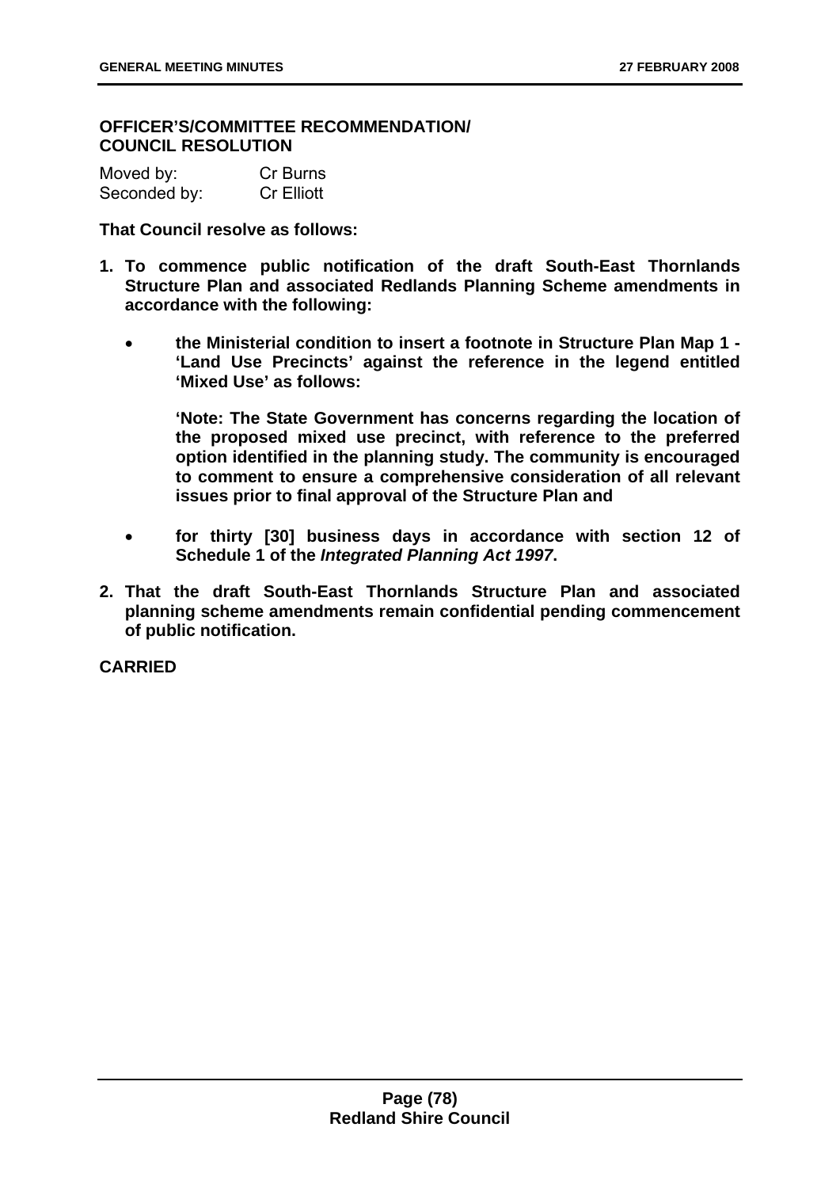**OFFICER'S/COMMITTEE RECOMMENDATION/ COUNCIL RESOLUTION**

Moved by: Cr Burns
Seconded by: Cr Elliott

**That Council resolve as follows:**

1. **To commence public notification of the draft South-East Thornlands Structure Plan and associated Redlands Planning Scheme amendments in accordance with the following:**

   - **the Ministerial condition to insert a footnote in Structure Plan Map 1 - 'Land Use Precincts' against the reference in the legend entitled 'Mixed Use' as follows:**

     **'Note: The State Government has concerns regarding the location of the proposed mixed use precinct, with reference to the preferred option identified in the planning study. The community is encouraged to comment to ensure a comprehensive consideration of all relevant issues prior to final approval of the Structure Plan and**

   - **for thirty [30] business days in accordance with section 12 of Schedule 1 of the *Integrated Planning Act 1997*.**

2. **That the draft South-East Thornlands Structure Plan and associated planning scheme amendments remain confidential pending commencement of public notification.**

**CARRIED**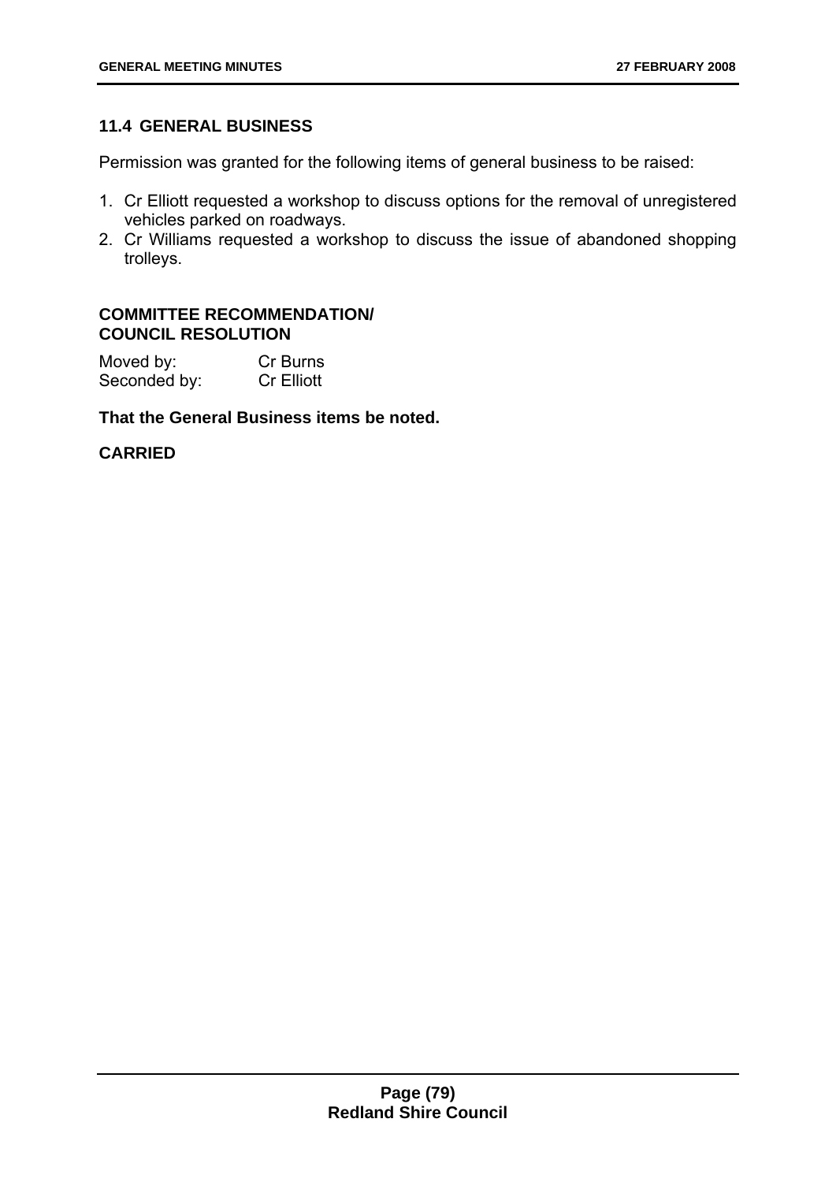## 11.4 GENERAL BUSINESS

Permission was granted for the following items of general business to be raised:

1. Cr Elliott requested a workshop to discuss options for the removal of unregistered vehicles parked on roadways.
2. Cr Williams requested a workshop to discuss the issue of abandoned shopping trolleys.

**COMMITTEE RECOMMENDATION/**
**COUNCIL RESOLUTION**

Moved by: Cr Burns
Seconded by: Cr Elliott

**That the General Business items be noted.**

**CARRIED**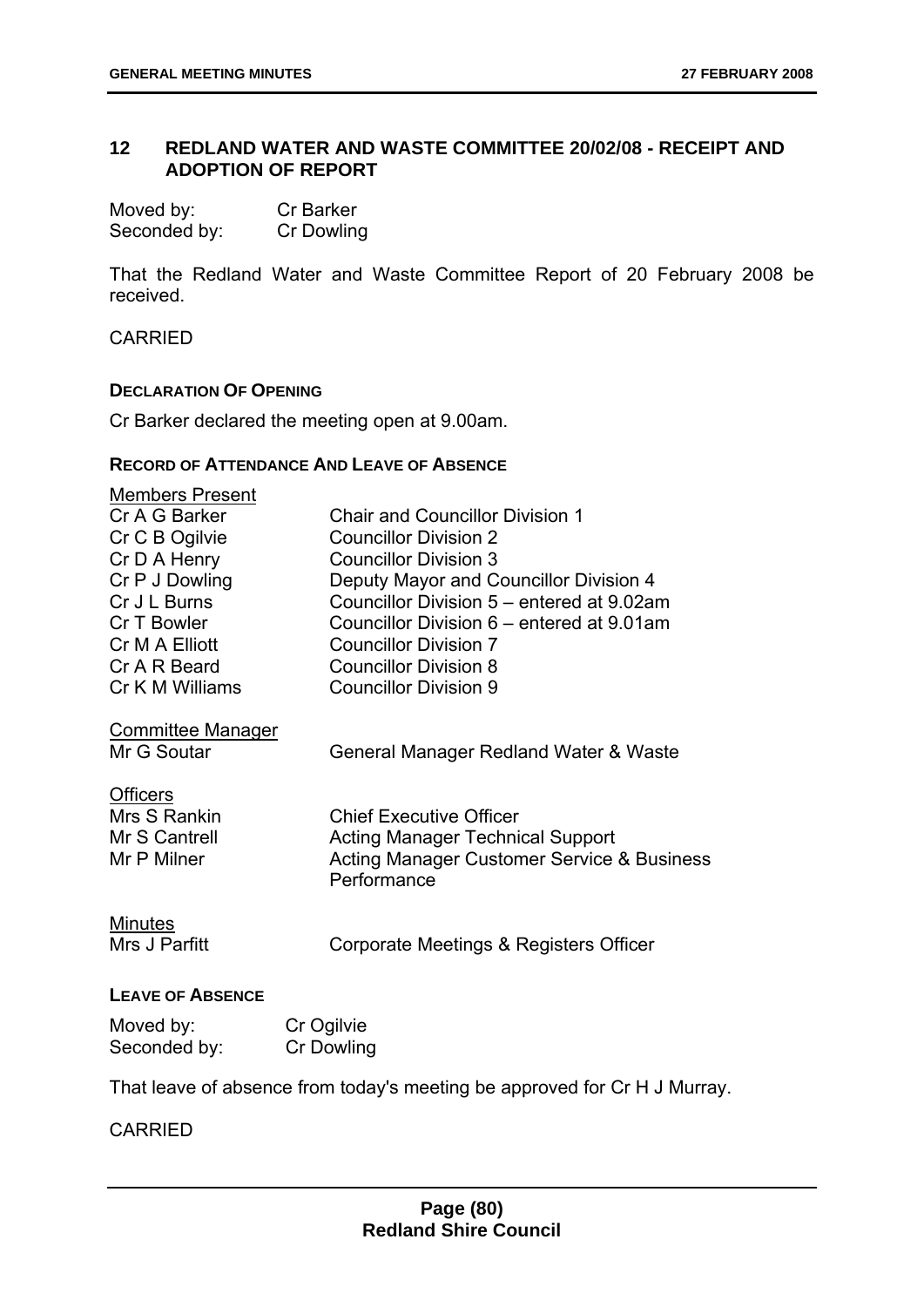## 12 REDLAND WATER AND WASTE COMMITTEE 20/02/08 - RECEIPT AND ADOPTION OF REPORT

| | |
|---|---|
| Moved by: | Cr Barker |
| Seconded by: | Cr Dowling |

That the Redland Water and Waste Committee Report of 20 February 2008 be received.

CARRIED

### DECLARATION OF OPENING

Cr Barker declared the meeting open at 9.00am.

### RECORD OF ATTENDANCE AND LEAVE OF ABSENCE

<u>Members Present</u>

| | |
|---|---|
| Cr A G Barker | Chair and Councillor Division 1 |
| Cr C B Ogilvie | Councillor Division 2 |
| Cr D A Henry | Councillor Division 3 |
| Cr P J Dowling | Deputy Mayor and Councillor Division 4 |
| Cr J L Burns | Councillor Division 5 – entered at 9.02am |
| Cr T Bowler | Councillor Division 6 – entered at 9.01am |
| Cr M A Elliott | Councillor Division 7 |
| Cr A R Beard | Councillor Division 8 |
| Cr K M Williams | Councillor Division 9 |

<u>Committee Manager</u>

| | |
|---|---|
| Mr G Soutar | General Manager Redland Water & Waste |

<u>Officers</u>

| | |
|---|---|
| Mrs S Rankin | Chief Executive Officer |
| Mr S Cantrell | Acting Manager Technical Support |
| Mr P Milner | Acting Manager Customer Service & Business Performance |

<u>Minutes</u>

| | |
|---|---|
| Mrs J Parfitt | Corporate Meetings & Registers Officer |

### LEAVE OF ABSENCE

| | |
|---|---|
| Moved by: | Cr Ogilvie |
| Seconded by: | Cr Dowling |

That leave of absence from today's meeting be approved for Cr H J Murray.

CARRIED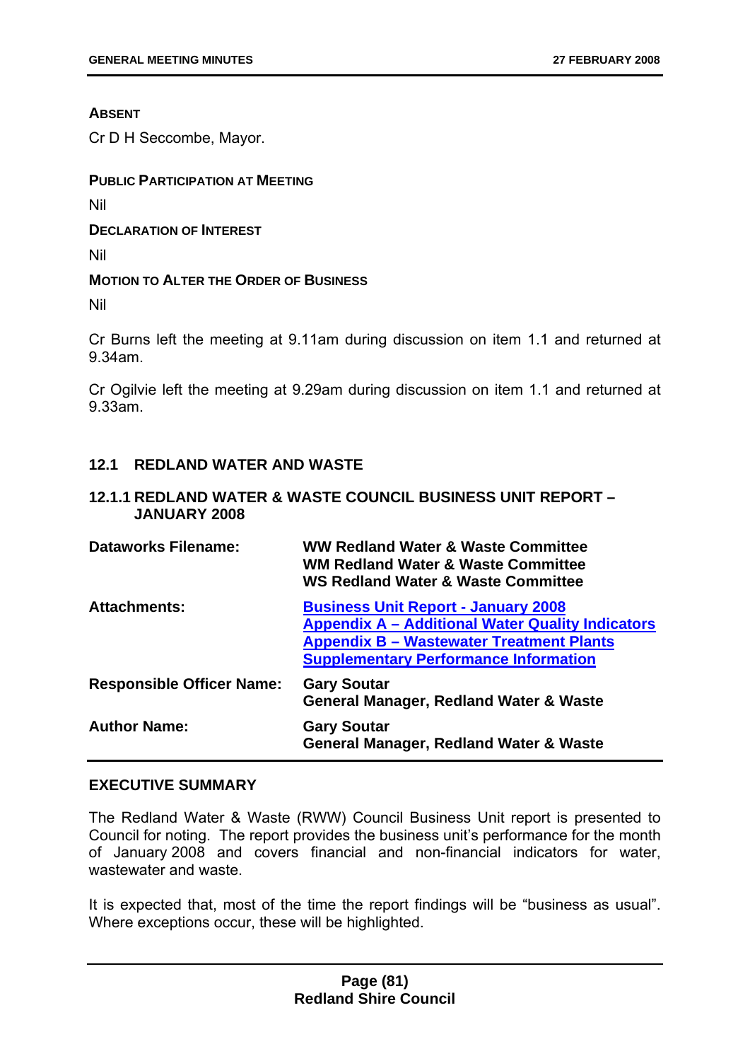**ABSENT**

Cr D H Seccombe, Mayor.

**PUBLIC PARTICIPATION AT MEETING**

Nil

**DECLARATION OF INTEREST**

Nil

**MOTION TO ALTER THE ORDER OF BUSINESS**

Nil

Cr Burns left the meeting at 9.11am during discussion on item 1.1 and returned at 9.34am.

Cr Ogilvie left the meeting at 9.29am during discussion on item 1.1 and returned at 9.33am.

## 12.1 REDLAND WATER AND WASTE

### 12.1.1 REDLAND WATER & WASTE COUNCIL BUSINESS UNIT REPORT – JANUARY 2008

| | |
|---|---|
| **Dataworks Filename:** | **WW Redland Water & Waste Committee**<br>**WM Redland Water & Waste Committee**<br>**WS Redland Water & Waste Committee** |
| **Attachments:** | **Business Unit Report - January 2008**<br>**Appendix A – Additional Water Quality Indicators**<br>**Appendix B – Wastewater Treatment Plants Supplementary Performance Information** |
| **Responsible Officer Name:** | **Gary Soutar**<br>**General Manager, Redland Water & Waste** |
| **Author Name:** | **Gary Soutar**<br>**General Manager, Redland Water & Waste** |

**EXECUTIVE SUMMARY**

The Redland Water & Waste (RWW) Council Business Unit report is presented to Council for noting. The report provides the business unit's performance for the month of January 2008 and covers financial and non-financial indicators for water, wastewater and waste.

It is expected that, most of the time the report findings will be "business as usual". Where exceptions occur, these will be highlighted.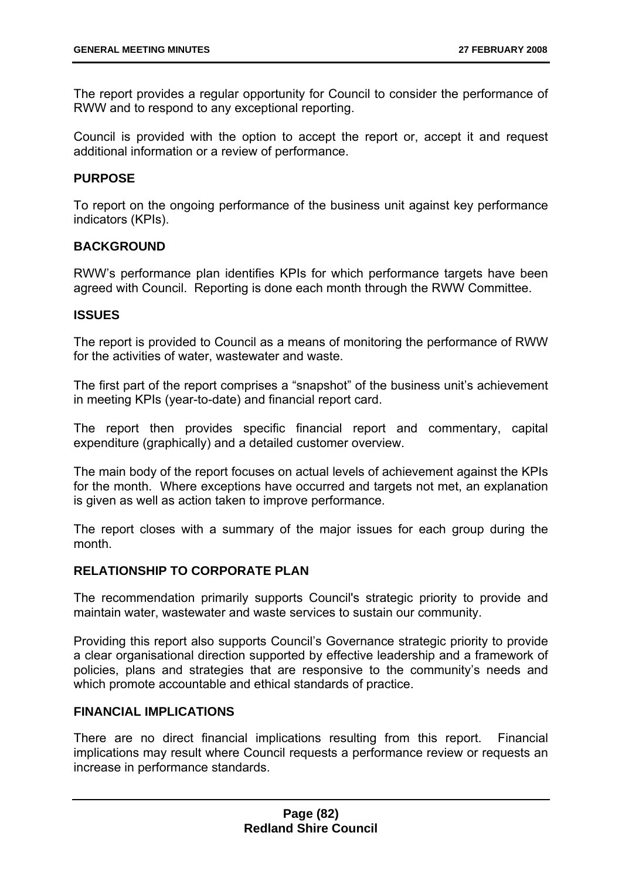The report provides a regular opportunity for Council to consider the performance of RWW and to respond to any exceptional reporting.

Council is provided with the option to accept the report or, accept it and request additional information or a review of performance.

## PURPOSE

To report on the ongoing performance of the business unit against key performance indicators (KPIs).

## BACKGROUND

RWW's performance plan identifies KPIs for which performance targets have been agreed with Council. Reporting is done each month through the RWW Committee.

## ISSUES

The report is provided to Council as a means of monitoring the performance of RWW for the activities of water, wastewater and waste.

The first part of the report comprises a "snapshot" of the business unit's achievement in meeting KPIs (year-to-date) and financial report card.

The report then provides specific financial report and commentary, capital expenditure (graphically) and a detailed customer overview.

The main body of the report focuses on actual levels of achievement against the KPIs for the month. Where exceptions have occurred and targets not met, an explanation is given as well as action taken to improve performance.

The report closes with a summary of the major issues for each group during the month.

## RELATIONSHIP TO CORPORATE PLAN

The recommendation primarily supports Council's strategic priority to provide and maintain water, wastewater and waste services to sustain our community.

Providing this report also supports Council's Governance strategic priority to provide a clear organisational direction supported by effective leadership and a framework of policies, plans and strategies that are responsive to the community's needs and which promote accountable and ethical standards of practice.

## FINANCIAL IMPLICATIONS

There are no direct financial implications resulting from this report. Financial implications may result where Council requests a performance review or requests an increase in performance standards.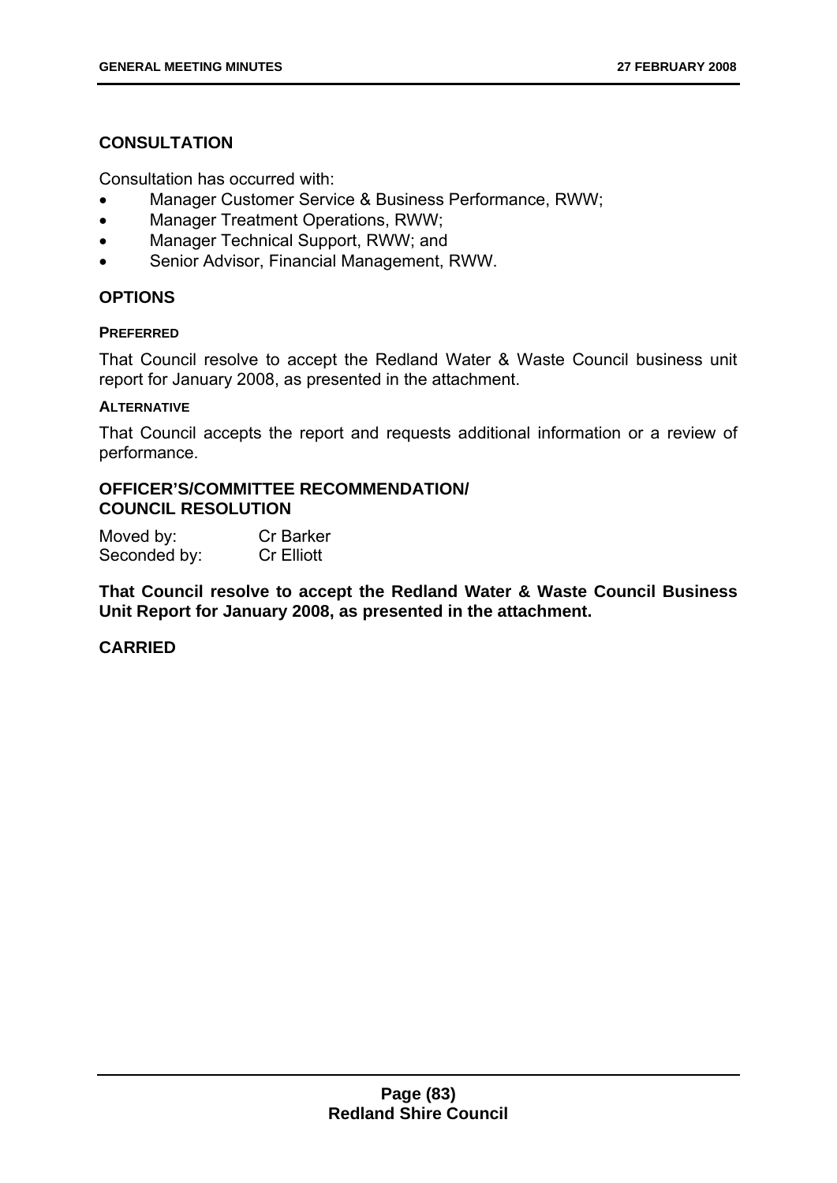## CONSULTATION

Consultation has occurred with:

- Manager Customer Service & Business Performance, RWW;
- Manager Treatment Operations, RWW;
- Manager Technical Support, RWW; and
- Senior Advisor, Financial Management, RWW.

## OPTIONS

### PREFERRED

That Council resolve to accept the Redland Water & Waste Council business unit report for January 2008, as presented in the attachment.

### ALTERNATIVE

That Council accepts the report and requests additional information or a review of performance.

## OFFICER'S/COMMITTEE RECOMMENDATION/ COUNCIL RESOLUTION

Moved by: Cr Barker
Seconded by: Cr Elliott

**That Council resolve to accept the Redland Water & Waste Council Business Unit Report for January 2008, as presented in the attachment.**

**CARRIED**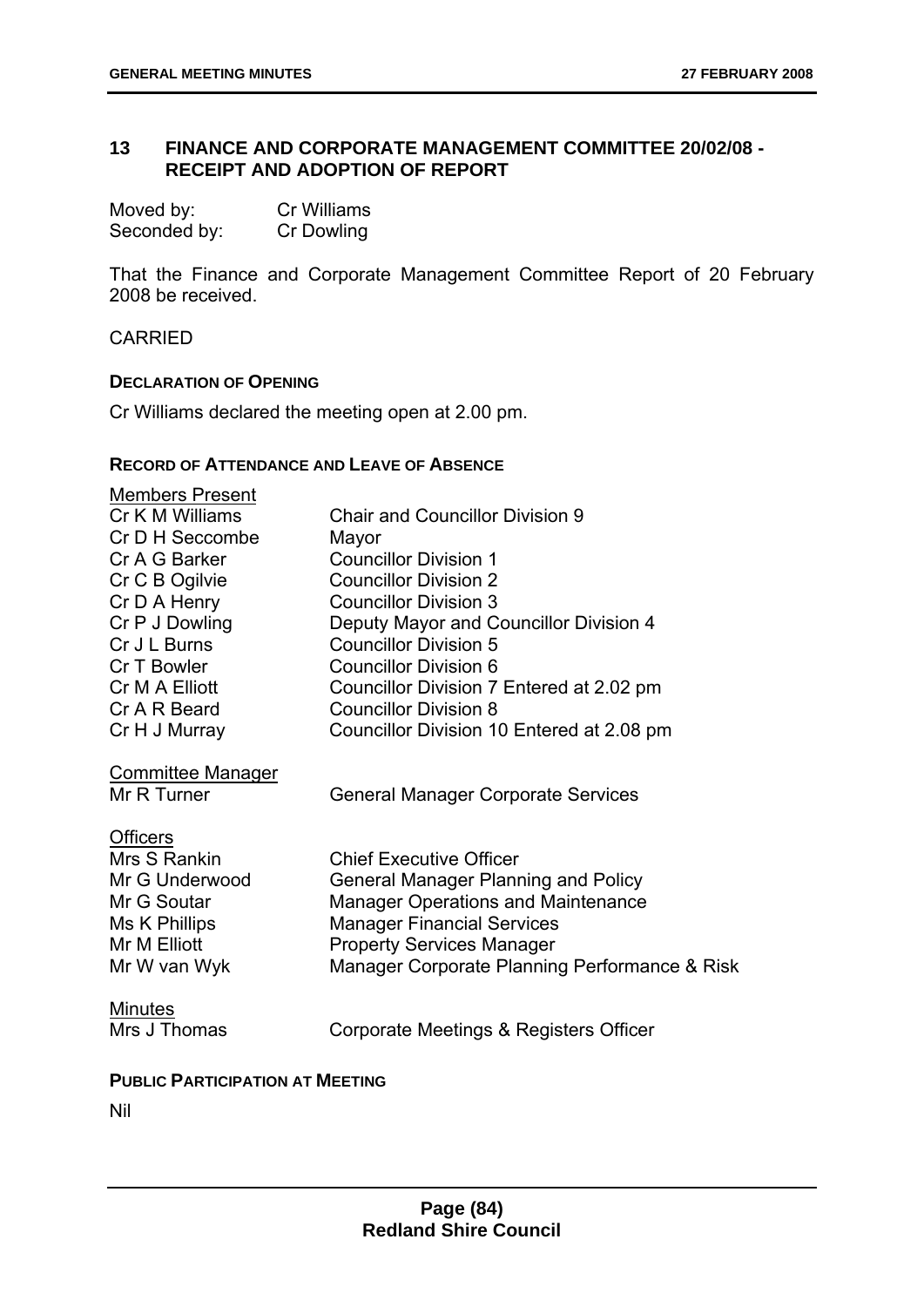## 13 FINANCE AND CORPORATE MANAGEMENT COMMITTEE 20/02/08 - RECEIPT AND ADOPTION OF REPORT

| | |
|---|---|
| Moved by: | Cr Williams |
| Seconded by: | Cr Dowling |

That the Finance and Corporate Management Committee Report of 20 February 2008 be received.

CARRIED

**DECLARATION OF OPENING**

Cr Williams declared the meeting open at 2.00 pm.

**RECORD OF ATTENDANCE AND LEAVE OF ABSENCE**

Members Present

| | |
|---|---|
| Cr K M Williams | Chair and Councillor Division 9 |
| Cr D H Seccombe | Mayor |
| Cr A G Barker | Councillor Division 1 |
| Cr C B Ogilvie | Councillor Division 2 |
| Cr D A Henry | Councillor Division 3 |
| Cr P J Dowling | Deputy Mayor and Councillor Division 4 |
| Cr J L Burns | Councillor Division 5 |
| Cr T Bowler | Councillor Division 6 |
| Cr M A Elliott | Councillor Division 7 Entered at 2.02 pm |
| Cr A R Beard | Councillor Division 8 |
| Cr H J Murray | Councillor Division 10 Entered at 2.08 pm |

Committee Manager

| | |
|---|---|
| Mr R Turner | General Manager Corporate Services |

Officers

| | |
|---|---|
| Mrs S Rankin | Chief Executive Officer |
| Mr G Underwood | General Manager Planning and Policy |
| Mr G Soutar | Manager Operations and Maintenance |
| Ms K Phillips | Manager Financial Services |
| Mr M Elliott | Property Services Manager |
| Mr W van Wyk | Manager Corporate Planning Performance & Risk |

Minutes

| | |
|---|---|
| Mrs J Thomas | Corporate Meetings & Registers Officer |

**PUBLIC PARTICIPATION AT MEETING**

Nil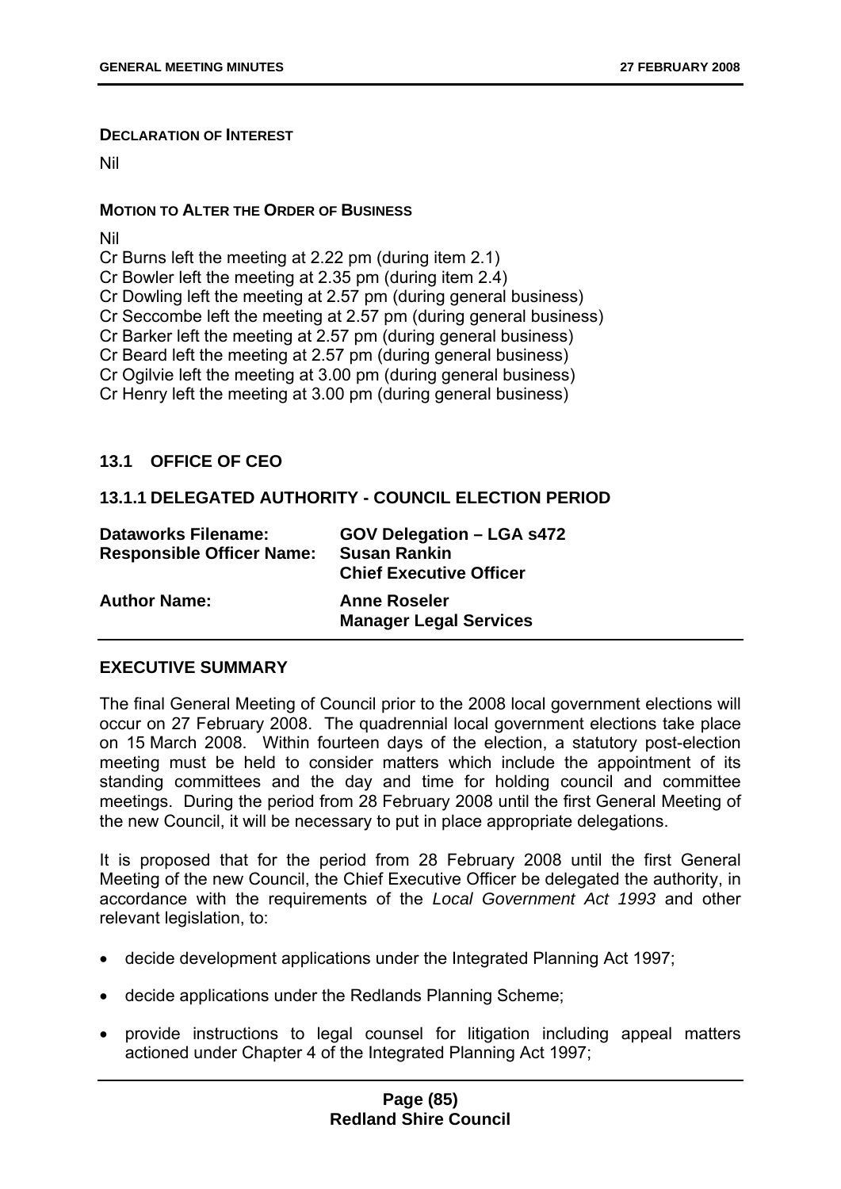**DECLARATION OF INTEREST**

Nil

**MOTION TO ALTER THE ORDER OF BUSINESS**

Nil

Cr Burns left the meeting at 2.22 pm (during item 2.1)
Cr Bowler left the meeting at 2.35 pm (during item 2.4)
Cr Dowling left the meeting at 2.57 pm (during general business)
Cr Seccombe left the meeting at 2.57 pm (during general business)
Cr Barker left the meeting at 2.57 pm (during general business)
Cr Beard left the meeting at 2.57 pm (during general business)
Cr Ogilvie left the meeting at 3.00 pm (during general business)
Cr Henry left the meeting at 3.00 pm (during general business)

## 13.1 OFFICE OF CEO

### 13.1.1 DELEGATED AUTHORITY - COUNCIL ELECTION PERIOD

| | |
|---|---|
| **Dataworks Filename:** | **GOV Delegation – LGA s472** |
| **Responsible Officer Name:** | **Susan Rankin**<br>**Chief Executive Officer** |
| **Author Name:** | **Anne Roseler**<br>**Manager Legal Services** |

## EXECUTIVE SUMMARY

The final General Meeting of Council prior to the 2008 local government elections will occur on 27 February 2008. The quadrennial local government elections take place on 15 March 2008. Within fourteen days of the election, a statutory post-election meeting must be held to consider matters which include the appointment of its standing committees and the day and time for holding council and committee meetings. During the period from 28 February 2008 until the first General Meeting of the new Council, it will be necessary to put in place appropriate delegations.

It is proposed that for the period from 28 February 2008 until the first General Meeting of the new Council, the Chief Executive Officer be delegated the authority, in accordance with the requirements of the *Local Government Act 1993* and other relevant legislation, to:

- decide development applications under the Integrated Planning Act 1997;
- decide applications under the Redlands Planning Scheme;
- provide instructions to legal counsel for litigation including appeal matters actioned under Chapter 4 of the Integrated Planning Act 1997;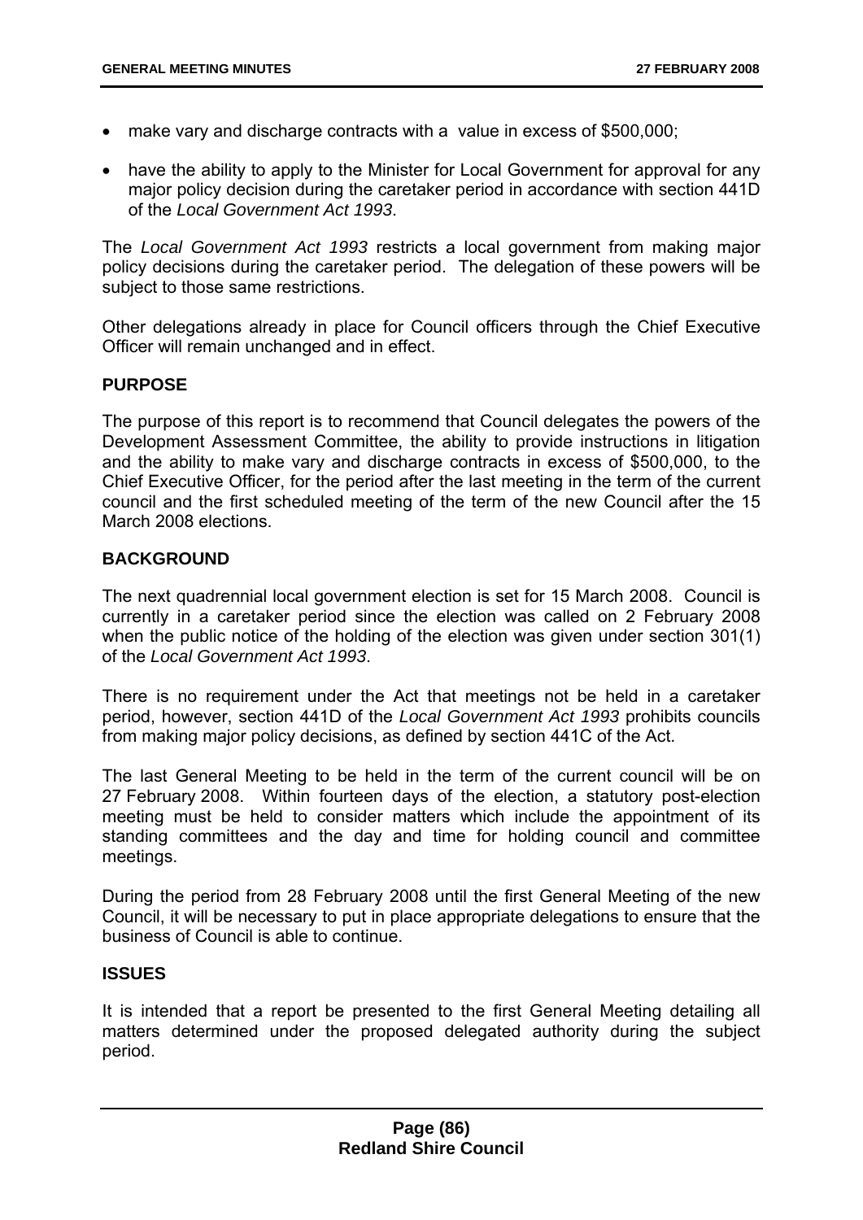- make vary and discharge contracts with a value in excess of $500,000;
- have the ability to apply to the Minister for Local Government for approval for any major policy decision during the caretaker period in accordance with section 441D of the *Local Government Act 1993*.

The *Local Government Act 1993* restricts a local government from making major policy decisions during the caretaker period. The delegation of these powers will be subject to those same restrictions.

Other delegations already in place for Council officers through the Chief Executive Officer will remain unchanged and in effect.

**PURPOSE**

The purpose of this report is to recommend that Council delegates the powers of the Development Assessment Committee, the ability to provide instructions in litigation and the ability to make vary and discharge contracts in excess of $500,000, to the Chief Executive Officer, for the period after the last meeting in the term of the current council and the first scheduled meeting of the term of the new Council after the 15 March 2008 elections.

**BACKGROUND**

The next quadrennial local government election is set for 15 March 2008. Council is currently in a caretaker period since the election was called on 2 February 2008 when the public notice of the holding of the election was given under section 301(1) of the *Local Government Act 1993*.

There is no requirement under the Act that meetings not be held in a caretaker period, however, section 441D of the *Local Government Act 1993* prohibits councils from making major policy decisions, as defined by section 441C of the Act.

The last General Meeting to be held in the term of the current council will be on 27 February 2008. Within fourteen days of the election, a statutory post-election meeting must be held to consider matters which include the appointment of its standing committees and the day and time for holding council and committee meetings.

During the period from 28 February 2008 until the first General Meeting of the new Council, it will be necessary to put in place appropriate delegations to ensure that the business of Council is able to continue.

**ISSUES**

It is intended that a report be presented to the first General Meeting detailing all matters determined under the proposed delegated authority during the subject period.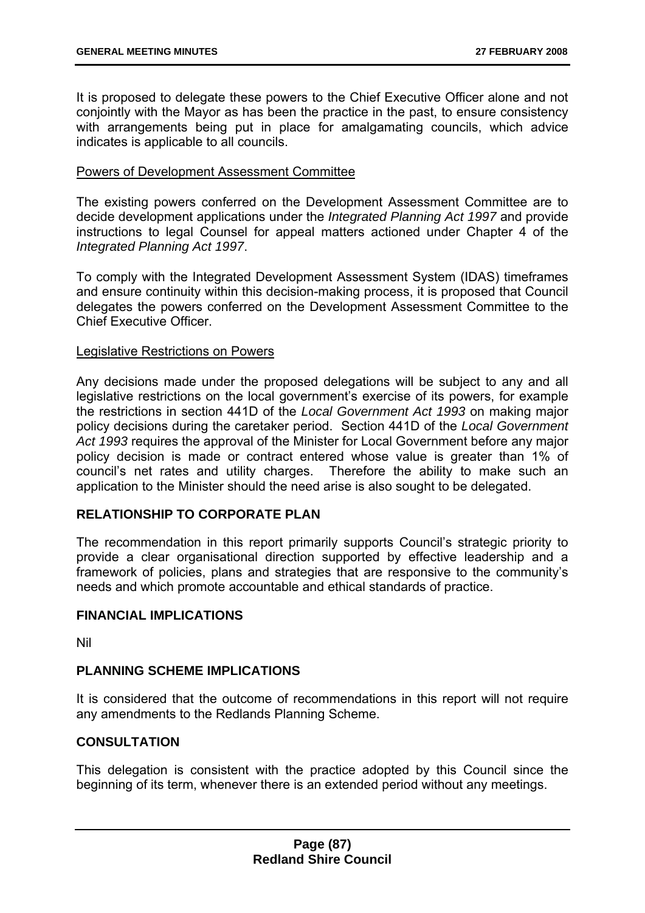It is proposed to delegate these powers to the Chief Executive Officer alone and not conjointly with the Mayor as has been the practice in the past, to ensure consistency with arrangements being put in place for amalgamating councils, which advice indicates is applicable to all councils.

<u>Powers of Development Assessment Committee</u>

The existing powers conferred on the Development Assessment Committee are to decide development applications under the *Integrated Planning Act 1997* and provide instructions to legal Counsel for appeal matters actioned under Chapter 4 of the *Integrated Planning Act 1997*.

To comply with the Integrated Development Assessment System (IDAS) timeframes and ensure continuity within this decision-making process, it is proposed that Council delegates the powers conferred on the Development Assessment Committee to the Chief Executive Officer.

<u>Legislative Restrictions on Powers</u>

Any decisions made under the proposed delegations will be subject to any and all legislative restrictions on the local government's exercise of its powers, for example the restrictions in section 441D of the *Local Government Act 1993* on making major policy decisions during the caretaker period. Section 441D of the *Local Government Act 1993* requires the approval of the Minister for Local Government before any major policy decision is made or contract entered whose value is greater than 1% of council's net rates and utility charges. Therefore the ability to make such an application to the Minister should the need arise is also sought to be delegated.

## RELATIONSHIP TO CORPORATE PLAN

The recommendation in this report primarily supports Council's strategic priority to provide a clear organisational direction supported by effective leadership and a framework of policies, plans and strategies that are responsive to the community's needs and which promote accountable and ethical standards of practice.

## FINANCIAL IMPLICATIONS

Nil

## PLANNING SCHEME IMPLICATIONS

It is considered that the outcome of recommendations in this report will not require any amendments to the Redlands Planning Scheme.

## CONSULTATION

This delegation is consistent with the practice adopted by this Council since the beginning of its term, whenever there is an extended period without any meetings.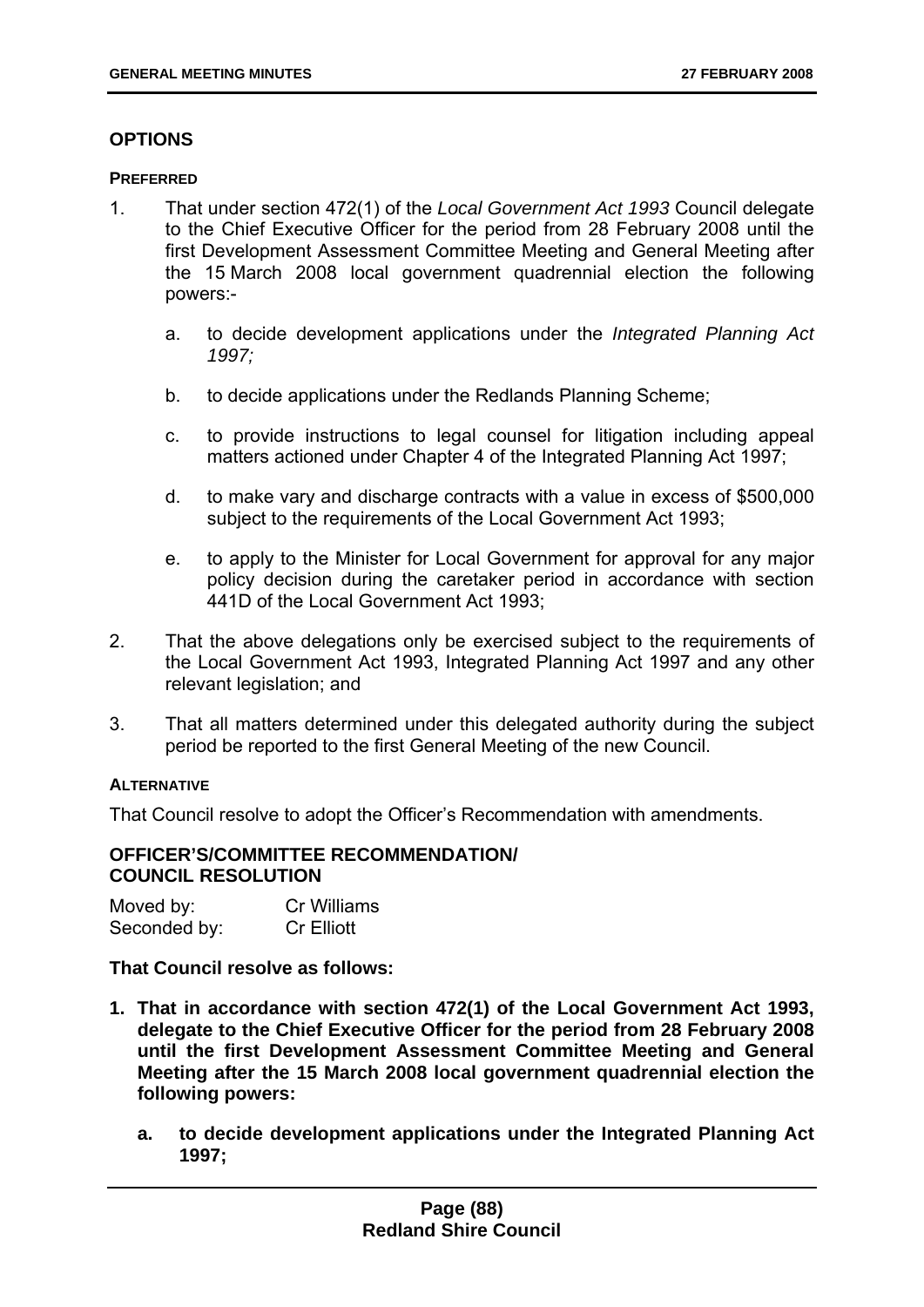## OPTIONS

### PREFERRED

1. That under section 472(1) of the *Local Government Act 1993* Council delegate to the Chief Executive Officer for the period from 28 February 2008 until the first Development Assessment Committee Meeting and General Meeting after the 15 March 2008 local government quadrennial election the following powers:-

   a. to decide development applications under the *Integrated Planning Act 1997;*

   b. to decide applications under the Redlands Planning Scheme;

   c. to provide instructions to legal counsel for litigation including appeal matters actioned under Chapter 4 of the Integrated Planning Act 1997;

   d. to make vary and discharge contracts with a value in excess of $500,000 subject to the requirements of the Local Government Act 1993;

   e. to apply to the Minister for Local Government for approval for any major policy decision during the caretaker period in accordance with section 441D of the Local Government Act 1993;

2. That the above delegations only be exercised subject to the requirements of the Local Government Act 1993, Integrated Planning Act 1997 and any other relevant legislation; and

3. That all matters determined under this delegated authority during the subject period be reported to the first General Meeting of the new Council.

### ALTERNATIVE

That Council resolve to adopt the Officer's Recommendation with amendments.

## OFFICER'S/COMMITTEE RECOMMENDATION/ COUNCIL RESOLUTION

Moved by: Cr Williams
Seconded by: Cr Elliott

**That Council resolve as follows:**

1. **That in accordance with section 472(1) of the Local Government Act 1993, delegate to the Chief Executive Officer for the period from 28 February 2008 until the first Development Assessment Committee Meeting and General Meeting after the 15 March 2008 local government quadrennial election the following powers:**

   a. **to decide development applications under the Integrated Planning Act 1997;**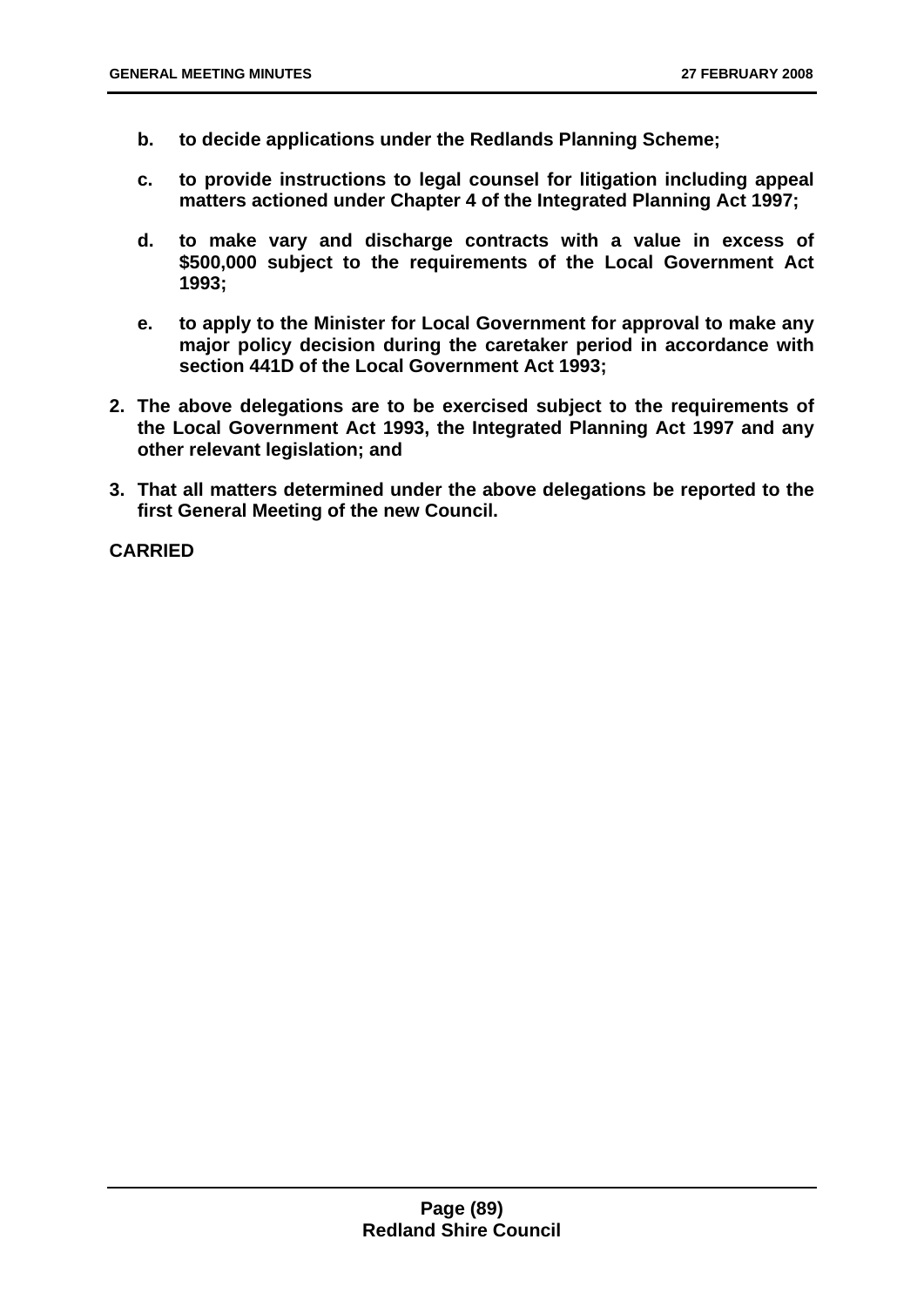- **b. to decide applications under the Redlands Planning Scheme;**
- **c. to provide instructions to legal counsel for litigation including appeal matters actioned under Chapter 4 of the Integrated Planning Act 1997;**
- **d. to make vary and discharge contracts with a value in excess of $500,000 subject to the requirements of the Local Government Act 1993;**
- **e. to apply to the Minister for Local Government for approval to make any major policy decision during the caretaker period in accordance with section 441D of the Local Government Act 1993;**

**2. The above delegations are to be exercised subject to the requirements of the Local Government Act 1993, the Integrated Planning Act 1997 and any other relevant legislation; and**

**3. That all matters determined under the above delegations be reported to the first General Meeting of the new Council.**

**CARRIED**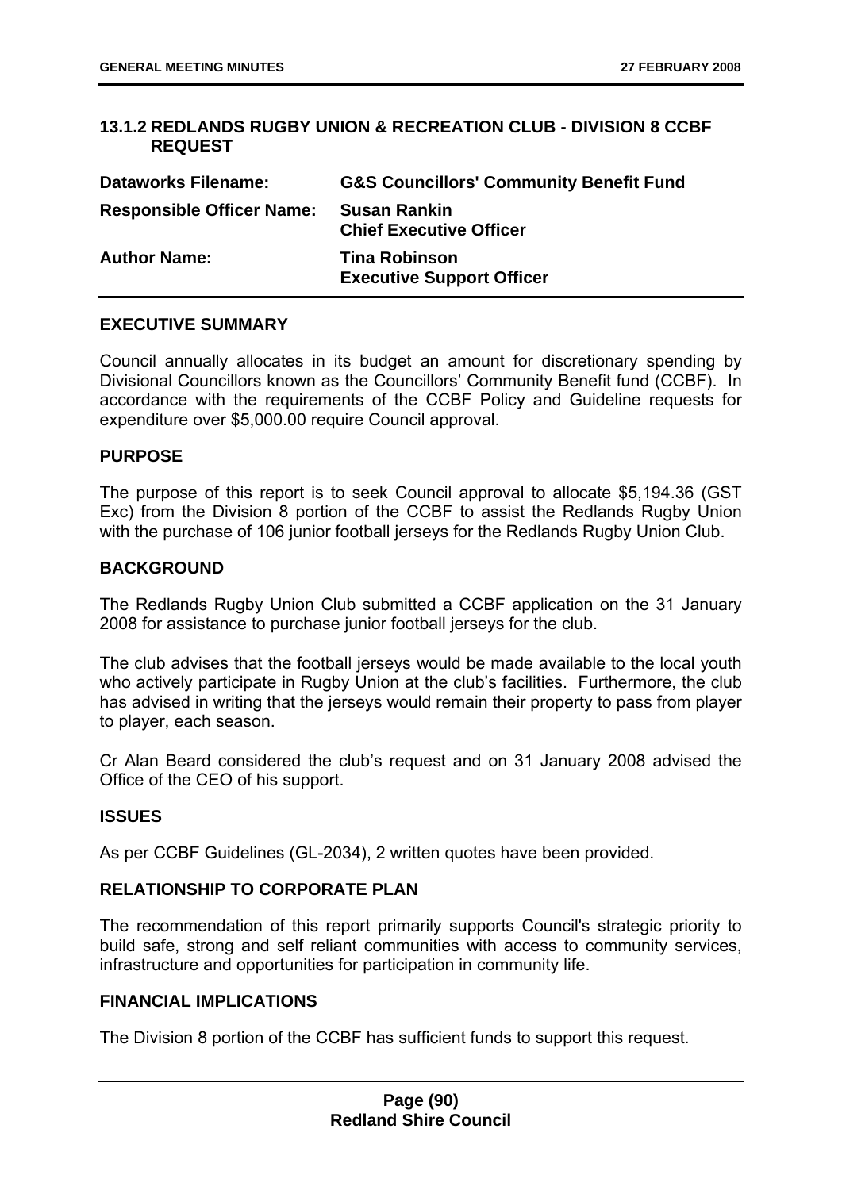### 13.1.2 REDLANDS RUGBY UNION & RECREATION CLUB - DIVISION 8 CCBF REQUEST

| | |
|---|---|
| **Dataworks Filename:** | **G&S Councillors' Community Benefit Fund** |
| **Responsible Officer Name:** | **Susan Rankin**<br>**Chief Executive Officer** |
| **Author Name:** | **Tina Robinson**<br>**Executive Support Officer** |

#### EXECUTIVE SUMMARY

Council annually allocates in its budget an amount for discretionary spending by Divisional Councillors known as the Councillors' Community Benefit fund (CCBF). In accordance with the requirements of the CCBF Policy and Guideline requests for expenditure over $5,000.00 require Council approval.

#### PURPOSE

The purpose of this report is to seek Council approval to allocate $5,194.36 (GST Exc) from the Division 8 portion of the CCBF to assist the Redlands Rugby Union with the purchase of 106 junior football jerseys for the Redlands Rugby Union Club.

#### BACKGROUND

The Redlands Rugby Union Club submitted a CCBF application on the 31 January 2008 for assistance to purchase junior football jerseys for the club.

The club advises that the football jerseys would be made available to the local youth who actively participate in Rugby Union at the club's facilities. Furthermore, the club has advised in writing that the jerseys would remain their property to pass from player to player, each season.

Cr Alan Beard considered the club's request and on 31 January 2008 advised the Office of the CEO of his support.

#### ISSUES

As per CCBF Guidelines (GL-2034), 2 written quotes have been provided.

#### RELATIONSHIP TO CORPORATE PLAN

The recommendation of this report primarily supports Council's strategic priority to build safe, strong and self reliant communities with access to community services, infrastructure and opportunities for participation in community life.

#### FINANCIAL IMPLICATIONS

The Division 8 portion of the CCBF has sufficient funds to support this request.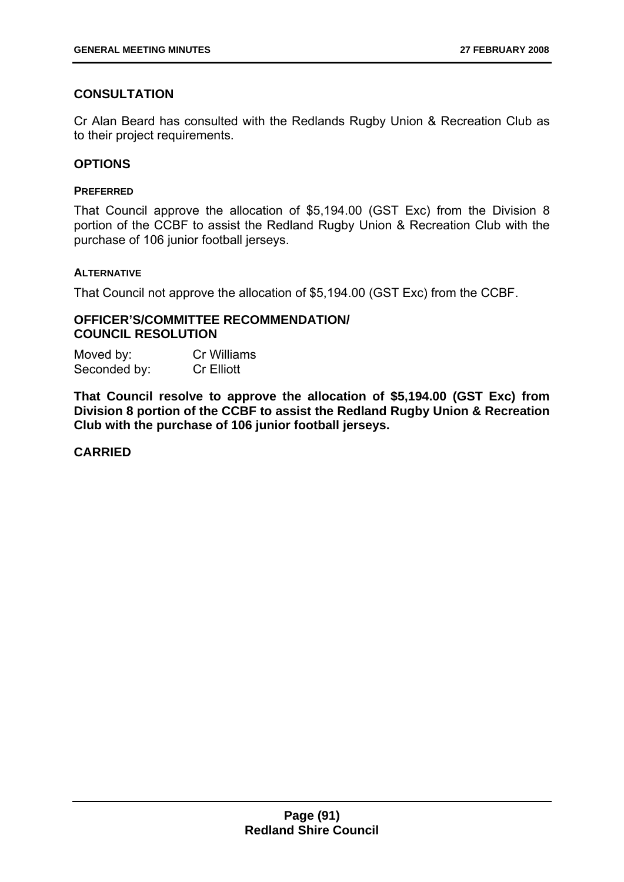## CONSULTATION

Cr Alan Beard has consulted with the Redlands Rugby Union & Recreation Club as to their project requirements.

## OPTIONS

### PREFERRED

That Council approve the allocation of $5,194.00 (GST Exc) from the Division 8 portion of the CCBF to assist the Redland Rugby Union & Recreation Club with the purchase of 106 junior football jerseys.

### ALTERNATIVE

That Council not approve the allocation of $5,194.00 (GST Exc) from the CCBF.

## OFFICER'S/COMMITTEE RECOMMENDATION/ COUNCIL RESOLUTION

Moved by: Cr Williams
Seconded by: Cr Elliott

**That Council resolve to approve the allocation of $5,194.00 (GST Exc) from Division 8 portion of the CCBF to assist the Redland Rugby Union & Recreation Club with the purchase of 106 junior football jerseys.**

**CARRIED**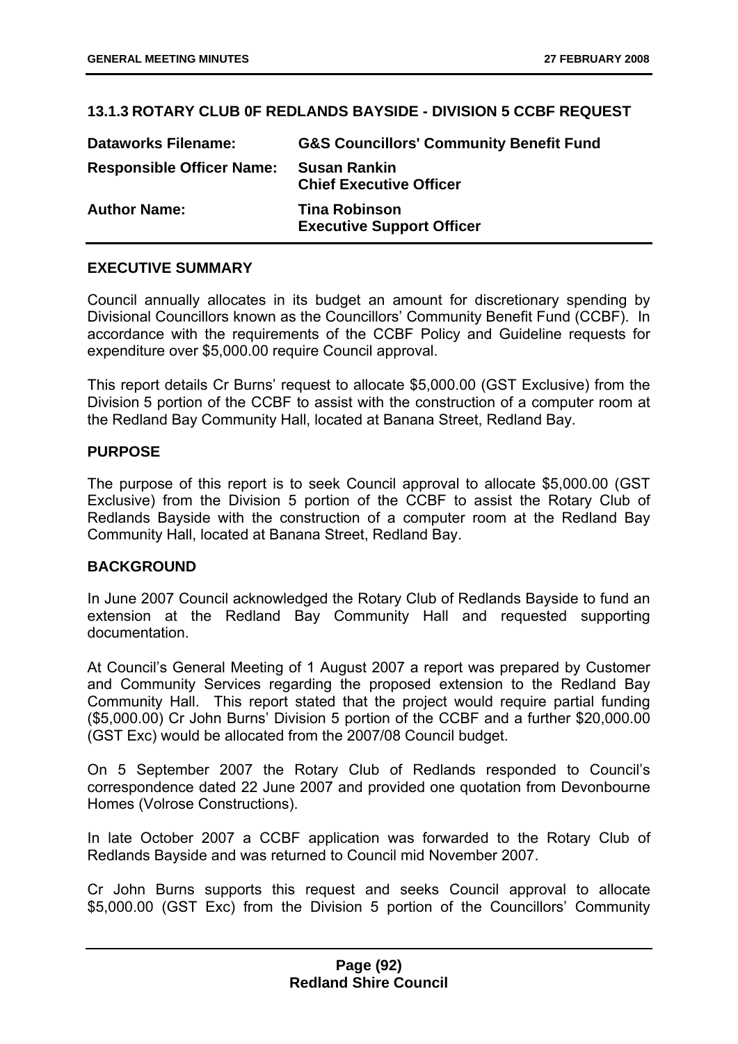## 13.1.3 ROTARY CLUB 0F REDLANDS BAYSIDE - DIVISION 5 CCBF REQUEST

| | |
|---|---|
| **Dataworks Filename:** | **G&S Councillors' Community Benefit Fund** |
| **Responsible Officer Name:** | **Susan Rankin**<br>**Chief Executive Officer** |
| **Author Name:** | **Tina Robinson**<br>**Executive Support Officer** |

### EXECUTIVE SUMMARY

Council annually allocates in its budget an amount for discretionary spending by Divisional Councillors known as the Councillors' Community Benefit Fund (CCBF). In accordance with the requirements of the CCBF Policy and Guideline requests for expenditure over $5,000.00 require Council approval.

This report details Cr Burns' request to allocate $5,000.00 (GST Exclusive) from the Division 5 portion of the CCBF to assist with the construction of a computer room at the Redland Bay Community Hall, located at Banana Street, Redland Bay.

### PURPOSE

The purpose of this report is to seek Council approval to allocate $5,000.00 (GST Exclusive) from the Division 5 portion of the CCBF to assist the Rotary Club of Redlands Bayside with the construction of a computer room at the Redland Bay Community Hall, located at Banana Street, Redland Bay.

### BACKGROUND

In June 2007 Council acknowledged the Rotary Club of Redlands Bayside to fund an extension at the Redland Bay Community Hall and requested supporting documentation.

At Council's General Meeting of 1 August 2007 a report was prepared by Customer and Community Services regarding the proposed extension to the Redland Bay Community Hall. This report stated that the project would require partial funding ($5,000.00) Cr John Burns' Division 5 portion of the CCBF and a further $20,000.00 (GST Exc) would be allocated from the 2007/08 Council budget.

On 5 September 2007 the Rotary Club of Redlands responded to Council's correspondence dated 22 June 2007 and provided one quotation from Devonbourne Homes (Volrose Constructions).

In late October 2007 a CCBF application was forwarded to the Rotary Club of Redlands Bayside and was returned to Council mid November 2007.

Cr John Burns supports this request and seeks Council approval to allocate $5,000.00 (GST Exc) from the Division 5 portion of the Councillors' Community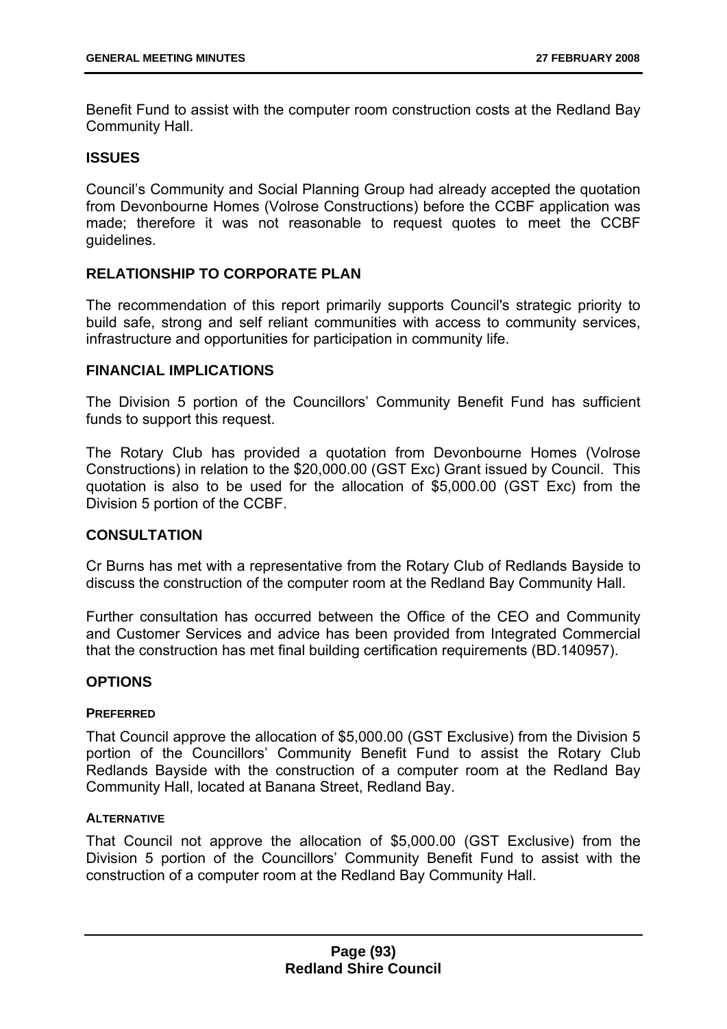Benefit Fund to assist with the computer room construction costs at the Redland Bay Community Hall.

## ISSUES

Council's Community and Social Planning Group had already accepted the quotation from Devonbourne Homes (Volrose Constructions) before the CCBF application was made; therefore it was not reasonable to request quotes to meet the CCBF guidelines.

## RELATIONSHIP TO CORPORATE PLAN

The recommendation of this report primarily supports Council's strategic priority to build safe, strong and self reliant communities with access to community services, infrastructure and opportunities for participation in community life.

## FINANCIAL IMPLICATIONS

The Division 5 portion of the Councillors' Community Benefit Fund has sufficient funds to support this request.

The Rotary Club has provided a quotation from Devonbourne Homes (Volrose Constructions) in relation to the $20,000.00 (GST Exc) Grant issued by Council. This quotation is also to be used for the allocation of $5,000.00 (GST Exc) from the Division 5 portion of the CCBF.

## CONSULTATION

Cr Burns has met with a representative from the Rotary Club of Redlands Bayside to discuss the construction of the computer room at the Redland Bay Community Hall.

Further consultation has occurred between the Office of the CEO and Community and Customer Services and advice has been provided from Integrated Commercial that the construction has met final building certification requirements (BD.140957).

## OPTIONS

### PREFERRED

That Council approve the allocation of $5,000.00 (GST Exclusive) from the Division 5 portion of the Councillors' Community Benefit Fund to assist the Rotary Club Redlands Bayside with the construction of a computer room at the Redland Bay Community Hall, located at Banana Street, Redland Bay.

### ALTERNATIVE

That Council not approve the allocation of $5,000.00 (GST Exclusive) from the Division 5 portion of the Councillors' Community Benefit Fund to assist with the construction of a computer room at the Redland Bay Community Hall.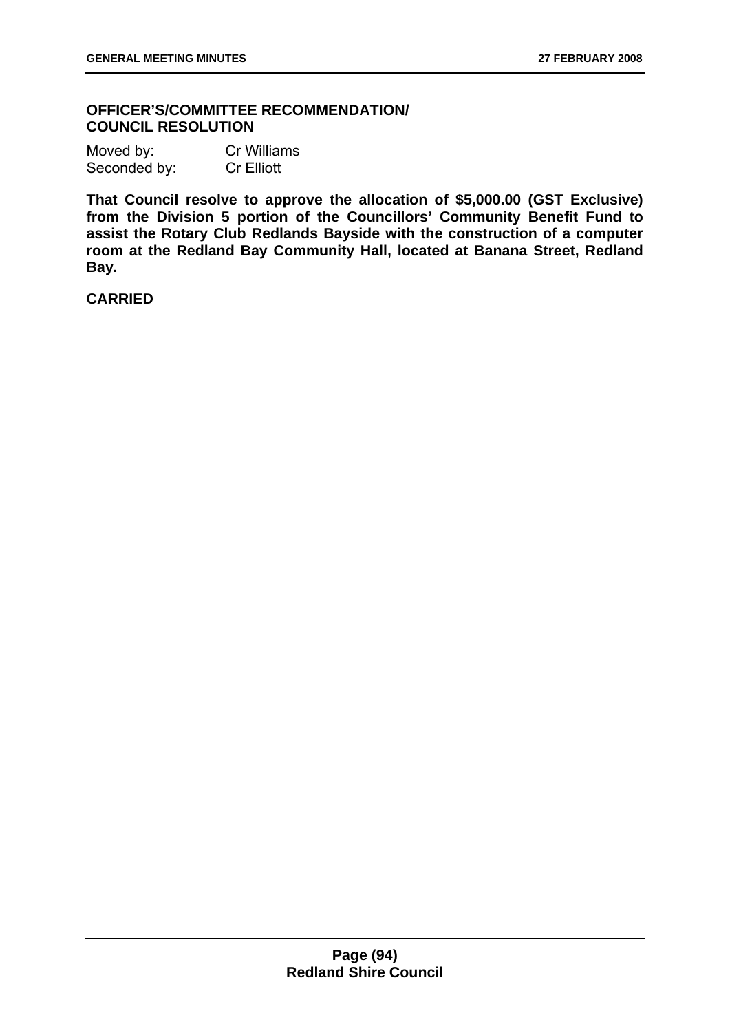**OFFICER'S/COMMITTEE RECOMMENDATION/ COUNCIL RESOLUTION**

Moved by: Cr Williams
Seconded by: Cr Elliott

**That Council resolve to approve the allocation of $5,000.00 (GST Exclusive) from the Division 5 portion of the Councillors' Community Benefit Fund to assist the Rotary Club Redlands Bayside with the construction of a computer room at the Redland Bay Community Hall, located at Banana Street, Redland Bay.**

**CARRIED**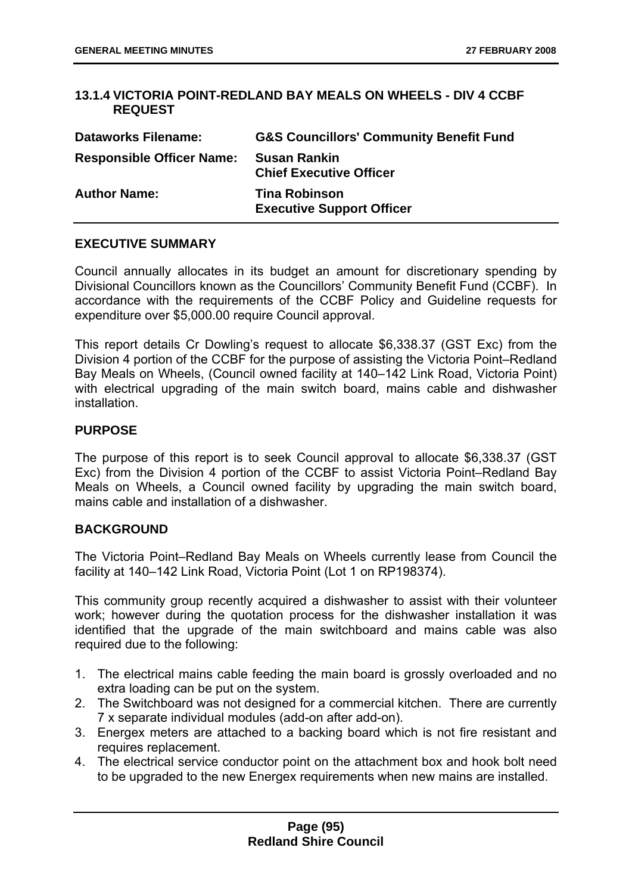### 13.1.4 VICTORIA POINT-REDLAND BAY MEALS ON WHEELS - DIV 4 CCBF REQUEST

| | |
|---|---|
| **Dataworks Filename:** | **G&S Councillors' Community Benefit Fund** |
| **Responsible Officer Name:** | **Susan Rankin**<br>**Chief Executive Officer** |
| **Author Name:** | **Tina Robinson**<br>**Executive Support Officer** |

#### EXECUTIVE SUMMARY

Council annually allocates in its budget an amount for discretionary spending by Divisional Councillors known as the Councillors' Community Benefit Fund (CCBF). In accordance with the requirements of the CCBF Policy and Guideline requests for expenditure over $5,000.00 require Council approval.

This report details Cr Dowling's request to allocate $6,338.37 (GST Exc) from the Division 4 portion of the CCBF for the purpose of assisting the Victoria Point–Redland Bay Meals on Wheels, (Council owned facility at 140–142 Link Road, Victoria Point) with electrical upgrading of the main switch board, mains cable and dishwasher installation.

#### PURPOSE

The purpose of this report is to seek Council approval to allocate $6,338.37 (GST Exc) from the Division 4 portion of the CCBF to assist Victoria Point–Redland Bay Meals on Wheels, a Council owned facility by upgrading the main switch board, mains cable and installation of a dishwasher.

#### BACKGROUND

The Victoria Point–Redland Bay Meals on Wheels currently lease from Council the facility at 140–142 Link Road, Victoria Point (Lot 1 on RP198374).

This community group recently acquired a dishwasher to assist with their volunteer work; however during the quotation process for the dishwasher installation it was identified that the upgrade of the main switchboard and mains cable was also required due to the following:

1. The electrical mains cable feeding the main board is grossly overloaded and no extra loading can be put on the system.
2. The Switchboard was not designed for a commercial kitchen. There are currently 7 x separate individual modules (add-on after add-on).
3. Energex meters are attached to a backing board which is not fire resistant and requires replacement.
4. The electrical service conductor point on the attachment box and hook bolt need to be upgraded to the new Energex requirements when new mains are installed.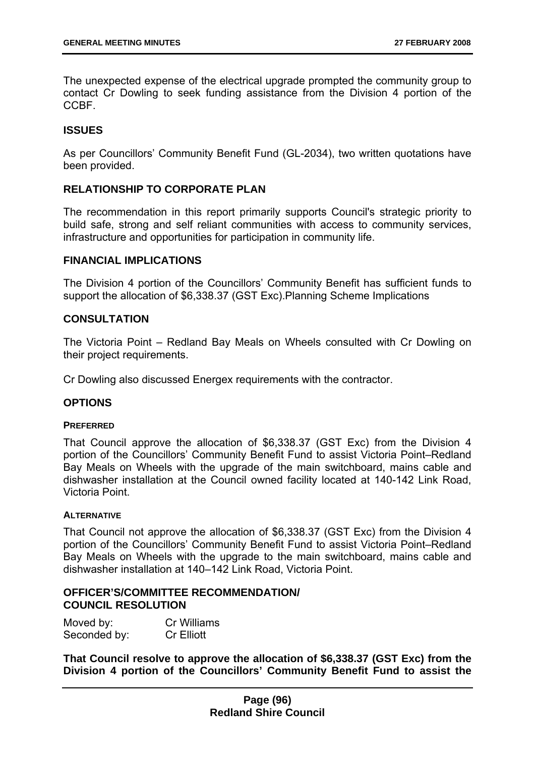The unexpected expense of the electrical upgrade prompted the community group to contact Cr Dowling to seek funding assistance from the Division 4 portion of the CCBF.

## ISSUES

As per Councillors' Community Benefit Fund (GL-2034), two written quotations have been provided.

## RELATIONSHIP TO CORPORATE PLAN

The recommendation in this report primarily supports Council's strategic priority to build safe, strong and self reliant communities with access to community services, infrastructure and opportunities for participation in community life.

## FINANCIAL IMPLICATIONS

The Division 4 portion of the Councillors' Community Benefit has sufficient funds to support the allocation of $6,338.37 (GST Exc).Planning Scheme Implications

## CONSULTATION

The Victoria Point – Redland Bay Meals on Wheels consulted with Cr Dowling on their project requirements.

Cr Dowling also discussed Energex requirements with the contractor.

## OPTIONS

#### PREFERRED

That Council approve the allocation of $6,338.37 (GST Exc) from the Division 4 portion of the Councillors' Community Benefit Fund to assist Victoria Point–Redland Bay Meals on Wheels with the upgrade of the main switchboard, mains cable and dishwasher installation at the Council owned facility located at 140-142 Link Road, Victoria Point.

#### ALTERNATIVE

That Council not approve the allocation of $6,338.37 (GST Exc) from the Division 4 portion of the Councillors' Community Benefit Fund to assist Victoria Point–Redland Bay Meals on Wheels with the upgrade to the main switchboard, mains cable and dishwasher installation at 140–142 Link Road, Victoria Point.

## OFFICER'S/COMMITTEE RECOMMENDATION/ COUNCIL RESOLUTION

Moved by: Cr Williams
Seconded by: Cr Elliott

**That Council resolve to approve the allocation of $6,338.37 (GST Exc) from the Division 4 portion of the Councillors' Community Benefit Fund to assist the**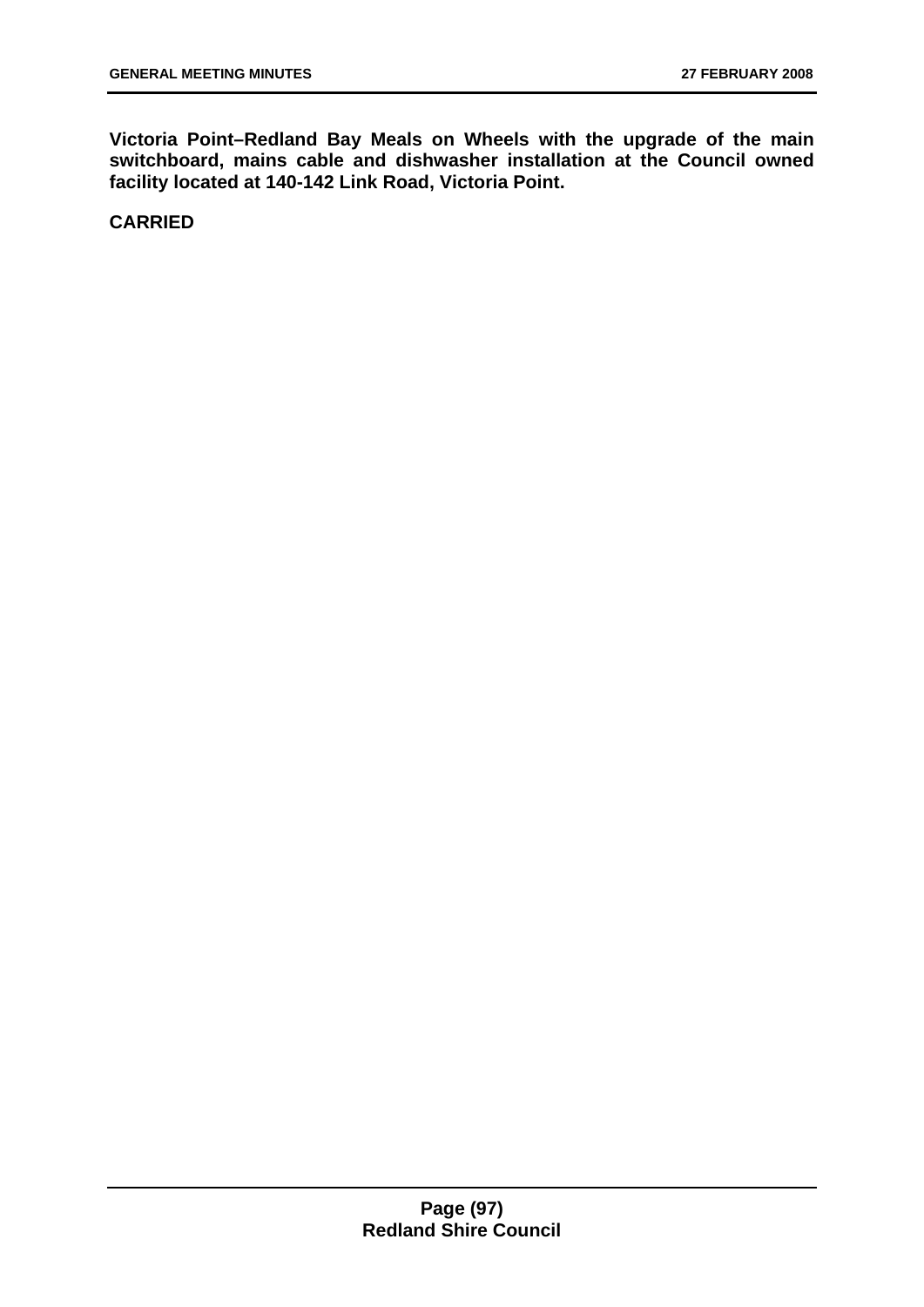**Victoria Point–Redland Bay Meals on Wheels with the upgrade of the main switchboard, mains cable and dishwasher installation at the Council owned facility located at 140-142 Link Road, Victoria Point.**

**CARRIED**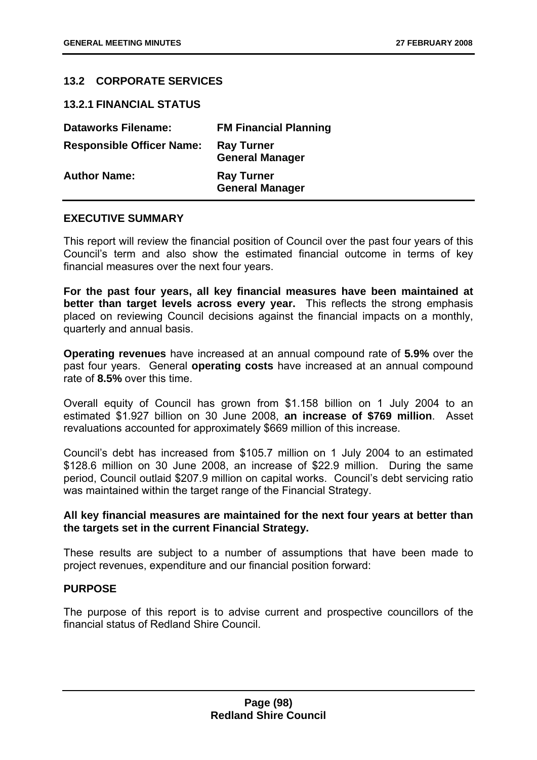## 13.2 CORPORATE SERVICES

### 13.2.1 FINANCIAL STATUS

| | |
|---|---|
| **Dataworks Filename:** | **FM Financial Planning** |
| **Responsible Officer Name:** | **Ray Turner**<br>**General Manager** |
| **Author Name:** | **Ray Turner**<br>**General Manager** |

**EXECUTIVE SUMMARY**

This report will review the financial position of Council over the past four years of this Council's term and also show the estimated financial outcome in terms of key financial measures over the next four years.

**For the past four years, all key financial measures have been maintained at better than target levels across every year.** This reflects the strong emphasis placed on reviewing Council decisions against the financial impacts on a monthly, quarterly and annual basis.

**Operating revenues** have increased at an annual compound rate of **5.9%** over the past four years. General **operating costs** have increased at an annual compound rate of **8.5%** over this time.

Overall equity of Council has grown from $1.158 billion on 1 July 2004 to an estimated $1.927 billion on 30 June 2008, **an increase of $769 million**. Asset revaluations accounted for approximately $669 million of this increase.

Council's debt has increased from $105.7 million on 1 July 2004 to an estimated $128.6 million on 30 June 2008, an increase of $22.9 million. During the same period, Council outlaid $207.9 million on capital works. Council's debt servicing ratio was maintained within the target range of the Financial Strategy.

**All key financial measures are maintained for the next four years at better than the targets set in the current Financial Strategy.**

These results are subject to a number of assumptions that have been made to project revenues, expenditure and our financial position forward:

**PURPOSE**

The purpose of this report is to advise current and prospective councillors of the financial status of Redland Shire Council.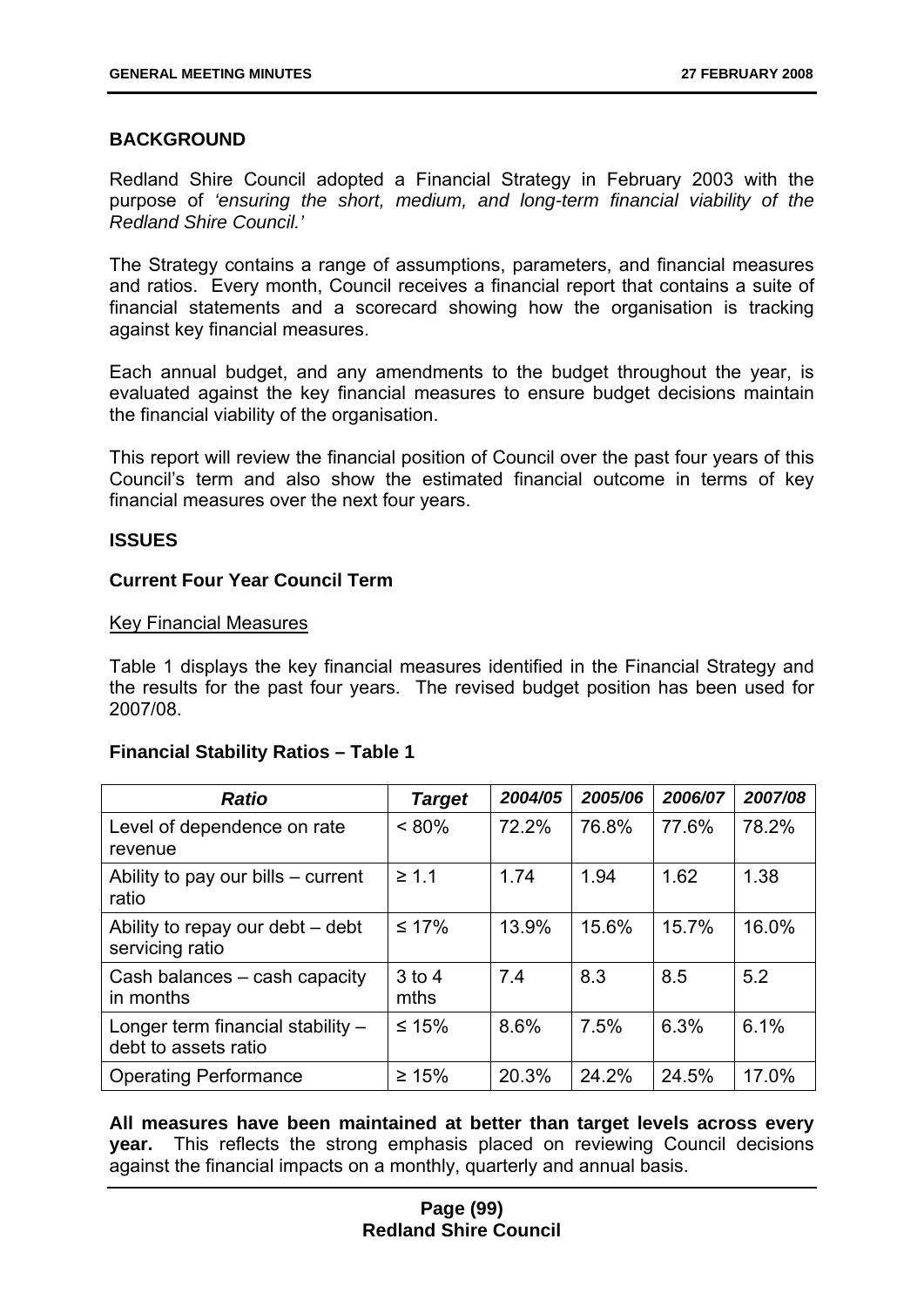**BACKGROUND**

Redland Shire Council adopted a Financial Strategy in February 2003 with the purpose of *'ensuring the short, medium, and long-term financial viability of the Redland Shire Council.'*

The Strategy contains a range of assumptions, parameters, and financial measures and ratios. Every month, Council receives a financial report that contains a suite of financial statements and a scorecard showing how the organisation is tracking against key financial measures.

Each annual budget, and any amendments to the budget throughout the year, is evaluated against the key financial measures to ensure budget decisions maintain the financial viability of the organisation.

This report will review the financial position of Council over the past four years of this Council's term and also show the estimated financial outcome in terms of key financial measures over the next four years.

**ISSUES**

**Current Four Year Council Term**

Key Financial Measures

Table 1 displays the key financial measures identified in the Financial Strategy and the results for the past four years. The revised budget position has been used for 2007/08.

**Financial Stability Ratios – Table 1**

| *Ratio* | *Target* | *2004/05* | *2005/06* | *2006/07* | *2007/08* |
|---|---|---|---|---|---|
| Level of dependence on rate revenue | < 80% | 72.2% | 76.8% | 77.6% | 78.2% |
| Ability to pay our bills – current ratio | ≥ 1.1 | 1.74 | 1.94 | 1.62 | 1.38 |
| Ability to repay our debt – debt servicing ratio | ≤ 17% | 13.9% | 15.6% | 15.7% | 16.0% |
| Cash balances – cash capacity in months | 3 to 4 mths | 7.4 | 8.3 | 8.5 | 5.2 |
| Longer term financial stability – debt to assets ratio | ≤ 15% | 8.6% | 7.5% | 6.3% | 6.1% |
| Operating Performance | ≥ 15% | 20.3% | 24.2% | 24.5% | 17.0% |

**All measures have been maintained at better than target levels across every year.** This reflects the strong emphasis placed on reviewing Council decisions against the financial impacts on a monthly, quarterly and annual basis.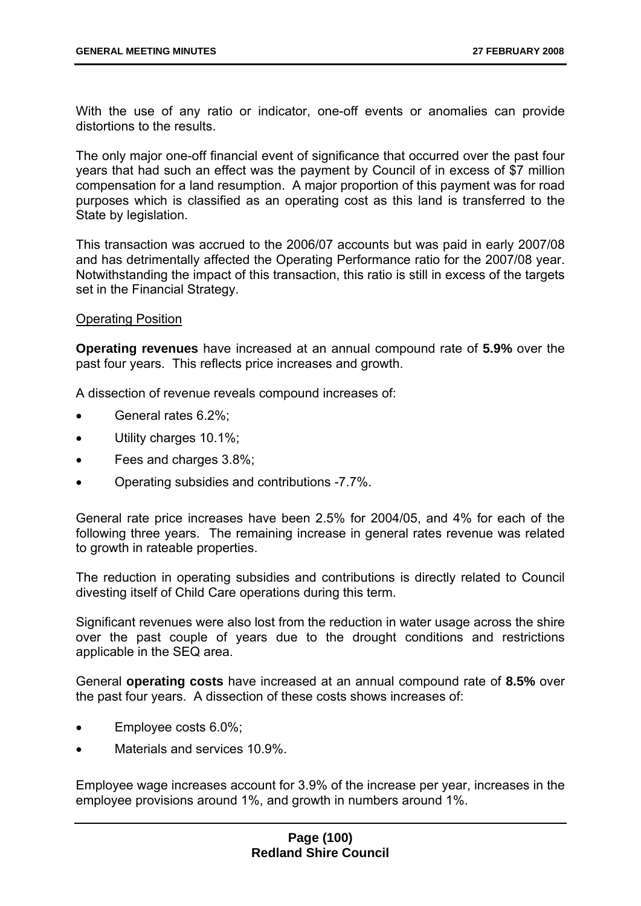With the use of any ratio or indicator, one-off events or anomalies can provide distortions to the results.

The only major one-off financial event of significance that occurred over the past four years that had such an effect was the payment by Council of in excess of $7 million compensation for a land resumption. A major proportion of this payment was for road purposes which is classified as an operating cost as this land is transferred to the State by legislation.

This transaction was accrued to the 2006/07 accounts but was paid in early 2007/08 and has detrimentally affected the Operating Performance ratio for the 2007/08 year. Notwithstanding the impact of this transaction, this ratio is still in excess of the targets set in the Financial Strategy.

Operating Position

**Operating revenues** have increased at an annual compound rate of **5.9%** over the past four years. This reflects price increases and growth.

A dissection of revenue reveals compound increases of:

- General rates 6.2%;
- Utility charges 10.1%;
- Fees and charges 3.8%;
- Operating subsidies and contributions -7.7%.

General rate price increases have been 2.5% for 2004/05, and 4% for each of the following three years. The remaining increase in general rates revenue was related to growth in rateable properties.

The reduction in operating subsidies and contributions is directly related to Council divesting itself of Child Care operations during this term.

Significant revenues were also lost from the reduction in water usage across the shire over the past couple of years due to the drought conditions and restrictions applicable in the SEQ area.

General **operating costs** have increased at an annual compound rate of **8.5%** over the past four years. A dissection of these costs shows increases of:

- Employee costs 6.0%;
- Materials and services 10.9%.

Employee wage increases account for 3.9% of the increase per year, increases in the employee provisions around 1%, and growth in numbers around 1%.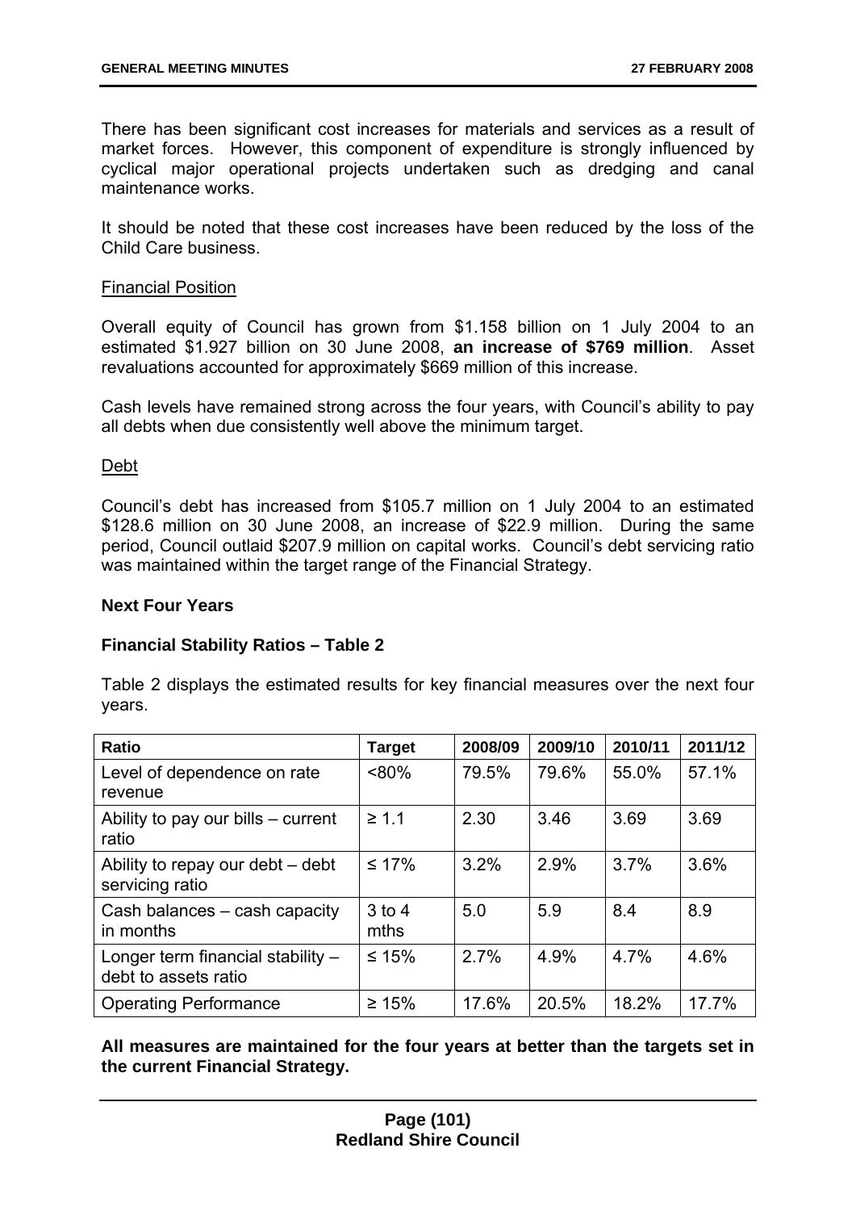There has been significant cost increases for materials and services as a result of market forces. However, this component of expenditure is strongly influenced by cyclical major operational projects undertaken such as dredging and canal maintenance works.

It should be noted that these cost increases have been reduced by the loss of the Child Care business.

Financial Position

Overall equity of Council has grown from $1.158 billion on 1 July 2004 to an estimated $1.927 billion on 30 June 2008, **an increase of $769 million**. Asset revaluations accounted for approximately $669 million of this increase.

Cash levels have remained strong across the four years, with Council's ability to pay all debts when due consistently well above the minimum target.

Debt

Council's debt has increased from $105.7 million on 1 July 2004 to an estimated $128.6 million on 30 June 2008, an increase of $22.9 million. During the same period, Council outlaid $207.9 million on capital works. Council's debt servicing ratio was maintained within the target range of the Financial Strategy.

**Next Four Years**

**Financial Stability Ratios – Table 2**

Table 2 displays the estimated results for key financial measures over the next four years.

| Ratio | Target | 2008/09 | 2009/10 | 2010/11 | 2011/12 |
|---|---|---|---|---|---|
| Level of dependence on rate revenue | <80% | 79.5% | 79.6% | 55.0% | 57.1% |
| Ability to pay our bills – current ratio | ≥ 1.1 | 2.30 | 3.46 | 3.69 | 3.69 |
| Ability to repay our debt – debt servicing ratio | ≤ 17% | 3.2% | 2.9% | 3.7% | 3.6% |
| Cash balances – cash capacity in months | 3 to 4 mths | 5.0 | 5.9 | 8.4 | 8.9 |
| Longer term financial stability – debt to assets ratio | ≤ 15% | 2.7% | 4.9% | 4.7% | 4.6% |
| Operating Performance | ≥ 15% | 17.6% | 20.5% | 18.2% | 17.7% |

**All measures are maintained for the four years at better than the targets set in the current Financial Strategy.**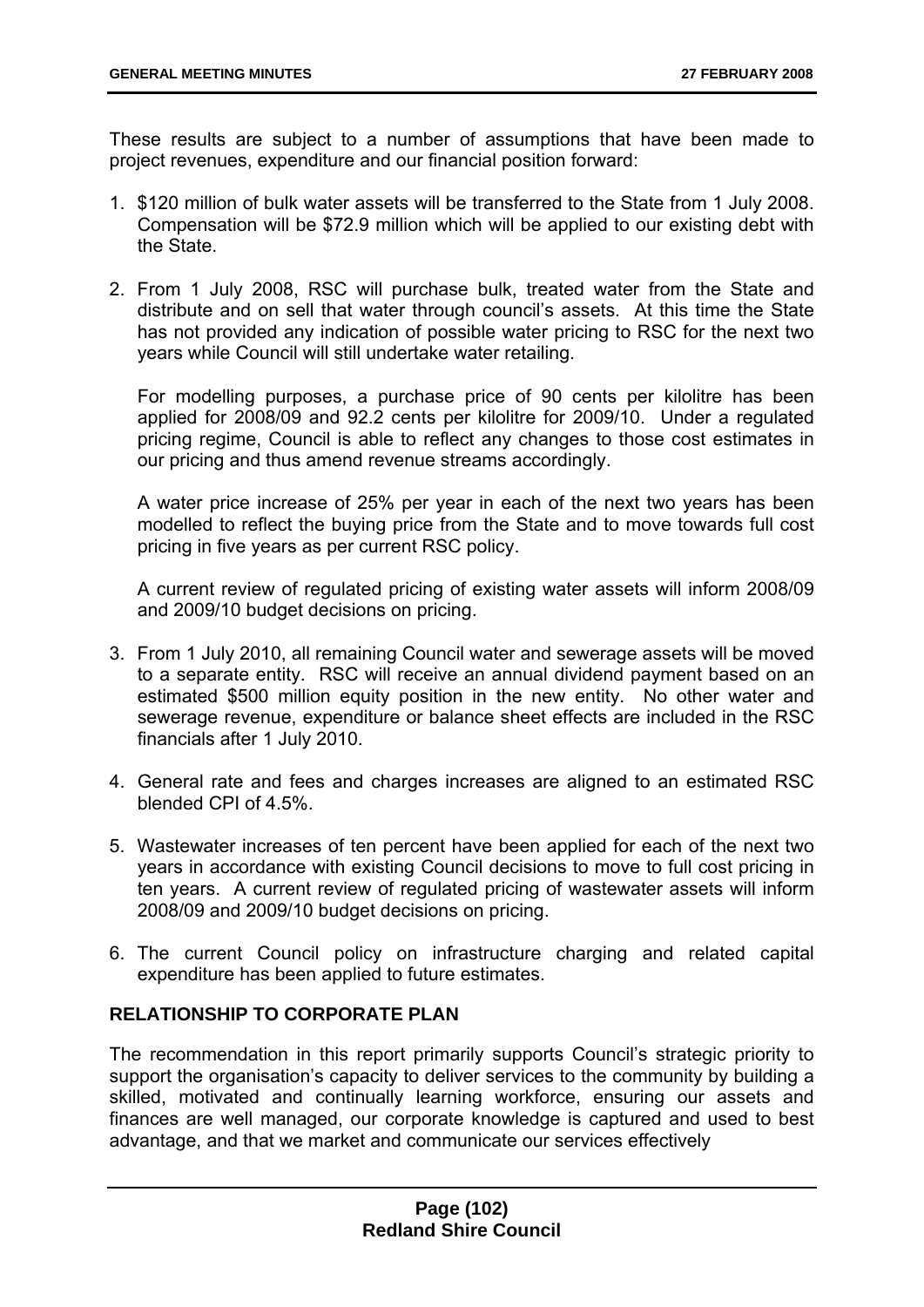These results are subject to a number of assumptions that have been made to project revenues, expenditure and our financial position forward:

1. $120 million of bulk water assets will be transferred to the State from 1 July 2008. Compensation will be $72.9 million which will be applied to our existing debt with the State.

2. From 1 July 2008, RSC will purchase bulk, treated water from the State and distribute and on sell that water through council's assets. At this time the State has not provided any indication of possible water pricing to RSC for the next two years while Council will still undertake water retailing.

   For modelling purposes, a purchase price of 90 cents per kilolitre has been applied for 2008/09 and 92.2 cents per kilolitre for 2009/10. Under a regulated pricing regime, Council is able to reflect any changes to those cost estimates in our pricing and thus amend revenue streams accordingly.

   A water price increase of 25% per year in each of the next two years has been modelled to reflect the buying price from the State and to move towards full cost pricing in five years as per current RSC policy.

   A current review of regulated pricing of existing water assets will inform 2008/09 and 2009/10 budget decisions on pricing.

3. From 1 July 2010, all remaining Council water and sewerage assets will be moved to a separate entity. RSC will receive an annual dividend payment based on an estimated $500 million equity position in the new entity. No other water and sewerage revenue, expenditure or balance sheet effects are included in the RSC financials after 1 July 2010.

4. General rate and fees and charges increases are aligned to an estimated RSC blended CPI of 4.5%.

5. Wastewater increases of ten percent have been applied for each of the next two years in accordance with existing Council decisions to move to full cost pricing in ten years. A current review of regulated pricing of wastewater assets will inform 2008/09 and 2009/10 budget decisions on pricing.

6. The current Council policy on infrastructure charging and related capital expenditure has been applied to future estimates.

## RELATIONSHIP TO CORPORATE PLAN

The recommendation in this report primarily supports Council's strategic priority to support the organisation's capacity to deliver services to the community by building a skilled, motivated and continually learning workforce, ensuring our assets and finances are well managed, our corporate knowledge is captured and used to best advantage, and that we market and communicate our services effectively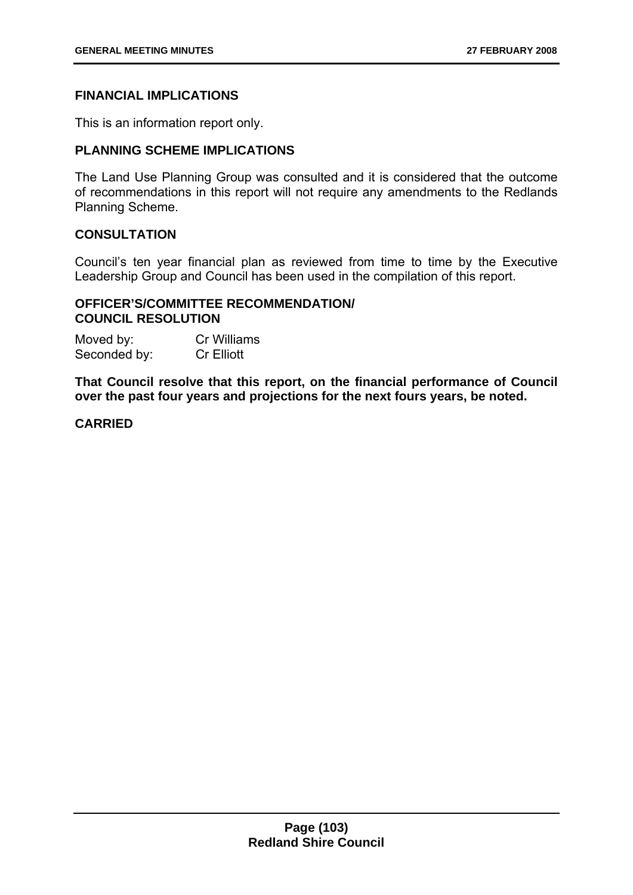### FINANCIAL IMPLICATIONS

This is an information report only.

### PLANNING SCHEME IMPLICATIONS

The Land Use Planning Group was consulted and it is considered that the outcome of recommendations in this report will not require any amendments to the Redlands Planning Scheme.

### CONSULTATION

Council's ten year financial plan as reviewed from time to time by the Executive Leadership Group and Council has been used in the compilation of this report.

### OFFICER'S/COMMITTEE RECOMMENDATION/ COUNCIL RESOLUTION

Moved by: Cr Williams
Seconded by: Cr Elliott

**That Council resolve that this report, on the financial performance of Council over the past four years and projections for the next fours years, be noted.**

**CARRIED**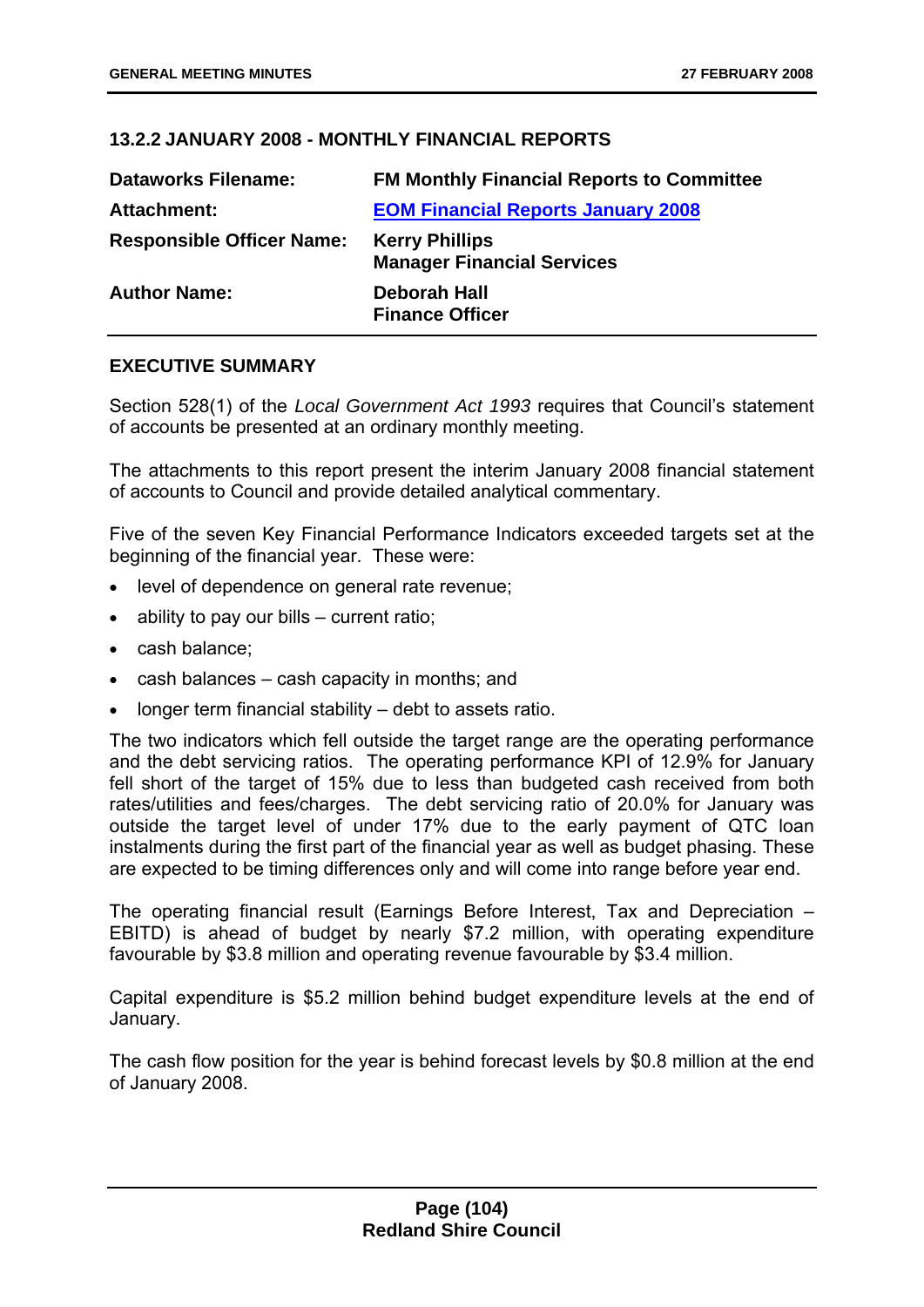## 13.2.2 JANUARY 2008 - MONTHLY FINANCIAL REPORTS

| | |
|---|---|
| **Dataworks Filename:** | **FM Monthly Financial Reports to Committee** |
| **Attachment:** | **EOM Financial Reports January 2008** |
| **Responsible Officer Name:** | **Kerry Phillips**<br>**Manager Financial Services** |
| **Author Name:** | **Deborah Hall**<br>**Finance Officer** |

### EXECUTIVE SUMMARY

Section 528(1) of the *Local Government Act 1993* requires that Council's statement of accounts be presented at an ordinary monthly meeting.

The attachments to this report present the interim January 2008 financial statement of accounts to Council and provide detailed analytical commentary.

Five of the seven Key Financial Performance Indicators exceeded targets set at the beginning of the financial year. These were:

- level of dependence on general rate revenue;
- ability to pay our bills – current ratio;
- cash balance;
- cash balances – cash capacity in months; and
- longer term financial stability – debt to assets ratio.

The two indicators which fell outside the target range are the operating performance and the debt servicing ratios. The operating performance KPI of 12.9% for January fell short of the target of 15% due to less than budgeted cash received from both rates/utilities and fees/charges. The debt servicing ratio of 20.0% for January was outside the target level of under 17% due to the early payment of QTC loan instalments during the first part of the financial year as well as budget phasing. These are expected to be timing differences only and will come into range before year end.

The operating financial result (Earnings Before Interest, Tax and Depreciation – EBITD) is ahead of budget by nearly $7.2 million, with operating expenditure favourable by $3.8 million and operating revenue favourable by $3.4 million.

Capital expenditure is $5.2 million behind budget expenditure levels at the end of January.

The cash flow position for the year is behind forecast levels by $0.8 million at the end of January 2008.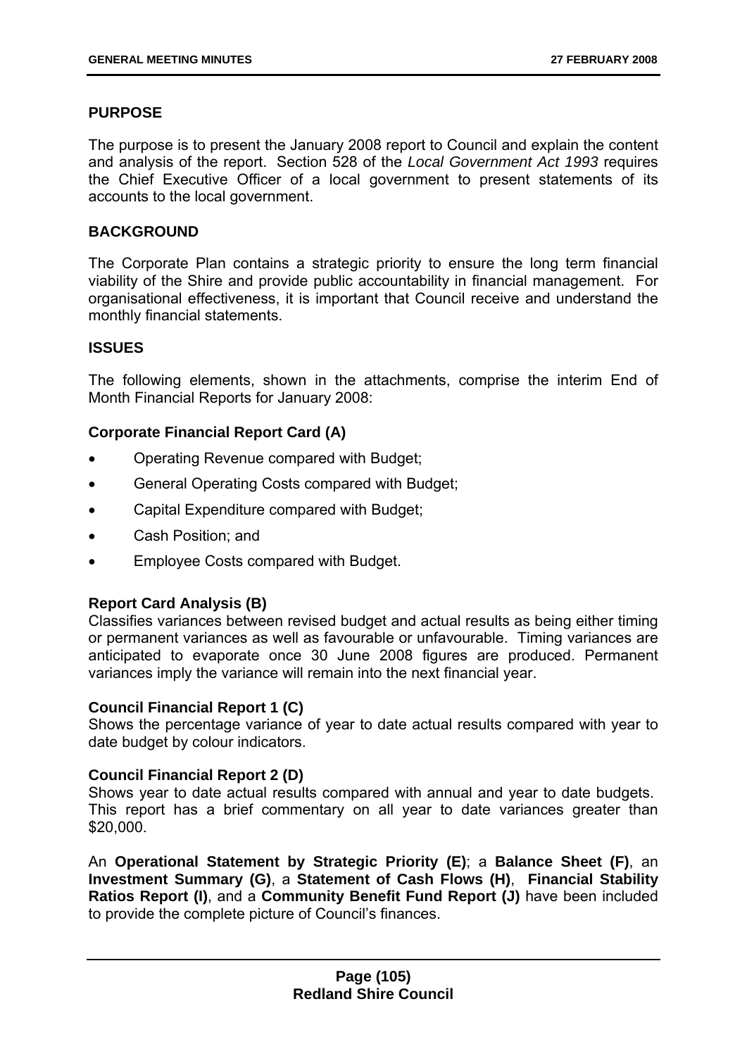## PURPOSE

The purpose is to present the January 2008 report to Council and explain the content and analysis of the report. Section 528 of the *Local Government Act 1993* requires the Chief Executive Officer of a local government to present statements of its accounts to the local government.

## BACKGROUND

The Corporate Plan contains a strategic priority to ensure the long term financial viability of the Shire and provide public accountability in financial management. For organisational effectiveness, it is important that Council receive and understand the monthly financial statements.

## ISSUES

The following elements, shown in the attachments, comprise the interim End of Month Financial Reports for January 2008:

### Corporate Financial Report Card (A)

- Operating Revenue compared with Budget;
- General Operating Costs compared with Budget;
- Capital Expenditure compared with Budget;
- Cash Position; and
- Employee Costs compared with Budget.

### Report Card Analysis (B)

Classifies variances between revised budget and actual results as being either timing or permanent variances as well as favourable or unfavourable. Timing variances are anticipated to evaporate once 30 June 2008 figures are produced. Permanent variances imply the variance will remain into the next financial year.

### Council Financial Report 1 (C)

Shows the percentage variance of year to date actual results compared with year to date budget by colour indicators.

### Council Financial Report 2 (D)

Shows year to date actual results compared with annual and year to date budgets. This report has a brief commentary on all year to date variances greater than $20,000.

An **Operational Statement by Strategic Priority (E)**; a **Balance Sheet (F)**, an **Investment Summary (G)**, a **Statement of Cash Flows (H)**, **Financial Stability Ratios Report (I)**, and a **Community Benefit Fund Report (J)** have been included to provide the complete picture of Council's finances.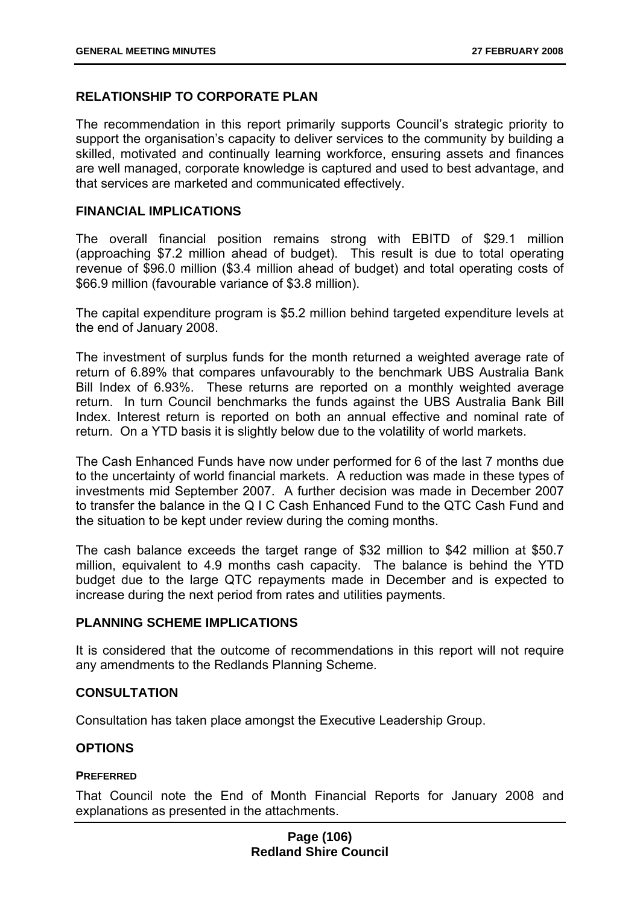## RELATIONSHIP TO CORPORATE PLAN

The recommendation in this report primarily supports Council's strategic priority to support the organisation's capacity to deliver services to the community by building a skilled, motivated and continually learning workforce, ensuring assets and finances are well managed, corporate knowledge is captured and used to best advantage, and that services are marketed and communicated effectively.

## FINANCIAL IMPLICATIONS

The overall financial position remains strong with EBITD of $29.1 million (approaching $7.2 million ahead of budget). This result is due to total operating revenue of $96.0 million ($3.4 million ahead of budget) and total operating costs of $66.9 million (favourable variance of $3.8 million).

The capital expenditure program is $5.2 million behind targeted expenditure levels at the end of January 2008.

The investment of surplus funds for the month returned a weighted average rate of return of 6.89% that compares unfavourably to the benchmark UBS Australia Bank Bill Index of 6.93%. These returns are reported on a monthly weighted average return. In turn Council benchmarks the funds against the UBS Australia Bank Bill Index. Interest return is reported on both an annual effective and nominal rate of return. On a YTD basis it is slightly below due to the volatility of world markets.

The Cash Enhanced Funds have now under performed for 6 of the last 7 months due to the uncertainty of world financial markets. A reduction was made in these types of investments mid September 2007. A further decision was made in December 2007 to transfer the balance in the Q I C Cash Enhanced Fund to the QTC Cash Fund and the situation to be kept under review during the coming months.

The cash balance exceeds the target range of $32 million to $42 million at $50.7 million, equivalent to 4.9 months cash capacity. The balance is behind the YTD budget due to the large QTC repayments made in December and is expected to increase during the next period from rates and utilities payments.

## PLANNING SCHEME IMPLICATIONS

It is considered that the outcome of recommendations in this report will not require any amendments to the Redlands Planning Scheme.

## CONSULTATION

Consultation has taken place amongst the Executive Leadership Group.

## OPTIONS

### PREFERRED

That Council note the End of Month Financial Reports for January 2008 and explanations as presented in the attachments.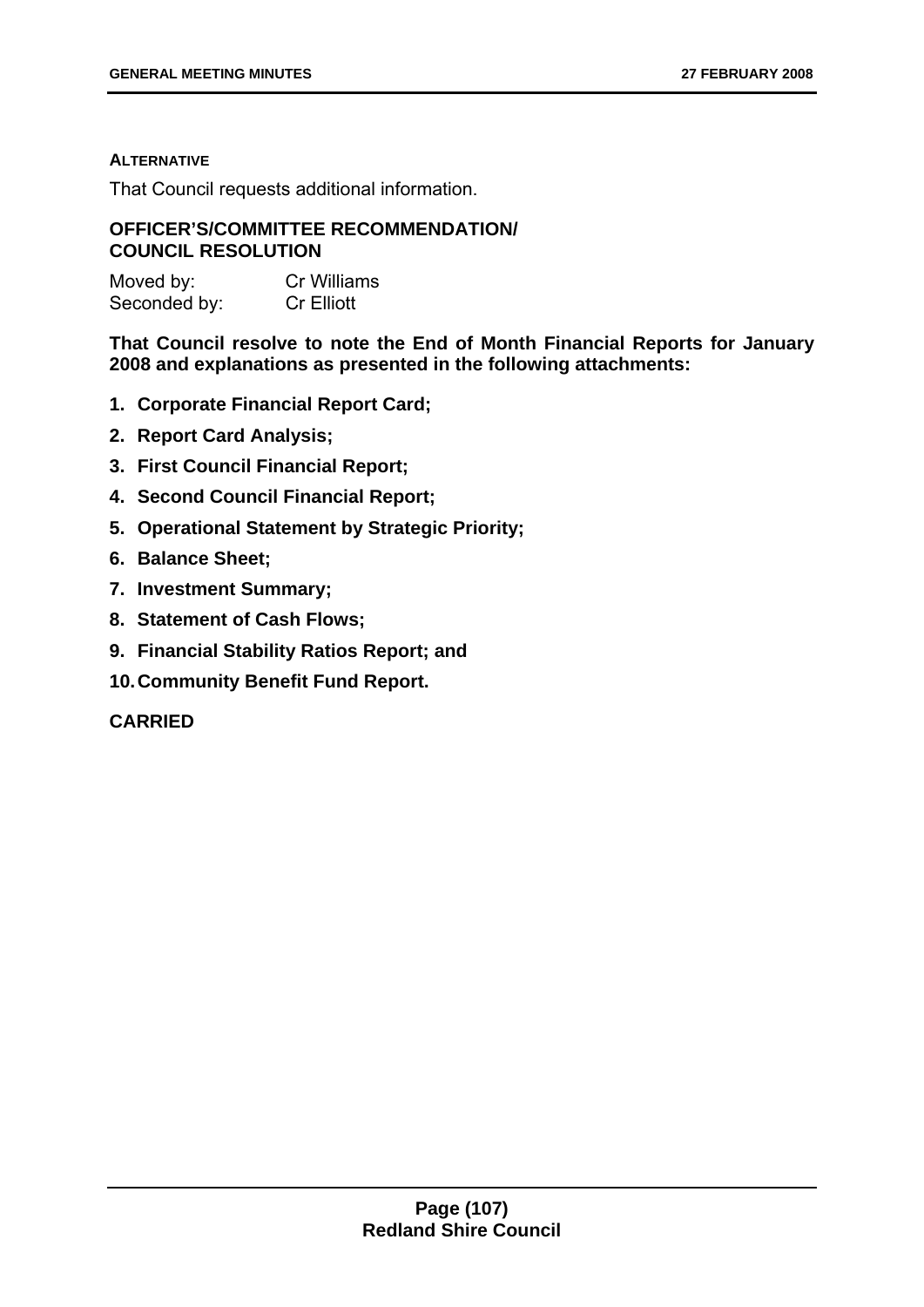**ALTERNATIVE**

That Council requests additional information.

**OFFICER'S/COMMITTEE RECOMMENDATION/ COUNCIL RESOLUTION**

Moved by: Cr Williams
Seconded by: Cr Elliott

**That Council resolve to note the End of Month Financial Reports for January 2008 and explanations as presented in the following attachments:**

1. **Corporate Financial Report Card;**
2. **Report Card Analysis;**
3. **First Council Financial Report;**
4. **Second Council Financial Report;**
5. **Operational Statement by Strategic Priority;**
6. **Balance Sheet;**
7. **Investment Summary;**
8. **Statement of Cash Flows;**
9. **Financial Stability Ratios Report; and**
10. **Community Benefit Fund Report.**

**CARRIED**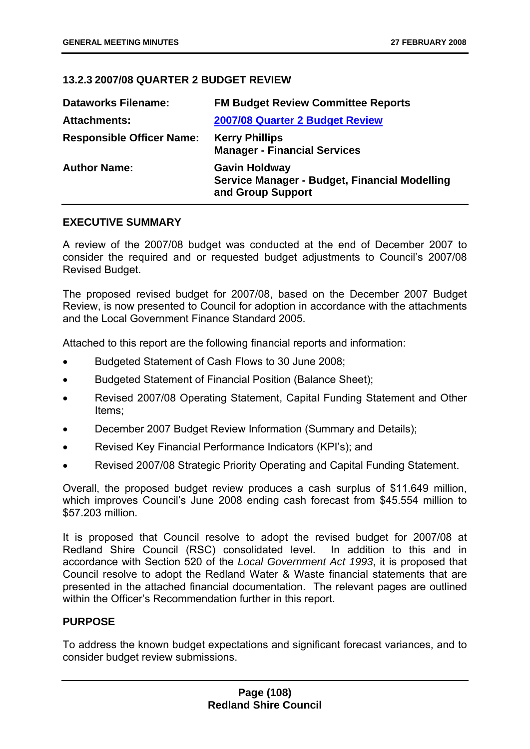### 13.2.3 2007/08 QUARTER 2 BUDGET REVIEW

| | |
|---|---|
| **Dataworks Filename:** | **FM Budget Review Committee Reports** |
| **Attachments:** | **2007/08 Quarter 2 Budget Review** |
| **Responsible Officer Name:** | **Kerry Phillips**<br>**Manager - Financial Services** |
| **Author Name:** | **Gavin Holdway**<br>**Service Manager - Budget, Financial Modelling and Group Support** |

#### EXECUTIVE SUMMARY

A review of the 2007/08 budget was conducted at the end of December 2007 to consider the required and or requested budget adjustments to Council's 2007/08 Revised Budget.

The proposed revised budget for 2007/08, based on the December 2007 Budget Review, is now presented to Council for adoption in accordance with the attachments and the Local Government Finance Standard 2005.

Attached to this report are the following financial reports and information:

- Budgeted Statement of Cash Flows to 30 June 2008;
- Budgeted Statement of Financial Position (Balance Sheet);
- Revised 2007/08 Operating Statement, Capital Funding Statement and Other Items;
- December 2007 Budget Review Information (Summary and Details);
- Revised Key Financial Performance Indicators (KPI's); and
- Revised 2007/08 Strategic Priority Operating and Capital Funding Statement.

Overall, the proposed budget review produces a cash surplus of $11.649 million, which improves Council's June 2008 ending cash forecast from $45.554 million to $57.203 million.

It is proposed that Council resolve to adopt the revised budget for 2007/08 at Redland Shire Council (RSC) consolidated level. In addition to this and in accordance with Section 520 of the *Local Government Act 1993*, it is proposed that Council resolve to adopt the Redland Water & Waste financial statements that are presented in the attached financial documentation. The relevant pages are outlined within the Officer's Recommendation further in this report.

#### PURPOSE

To address the known budget expectations and significant forecast variances, and to consider budget review submissions.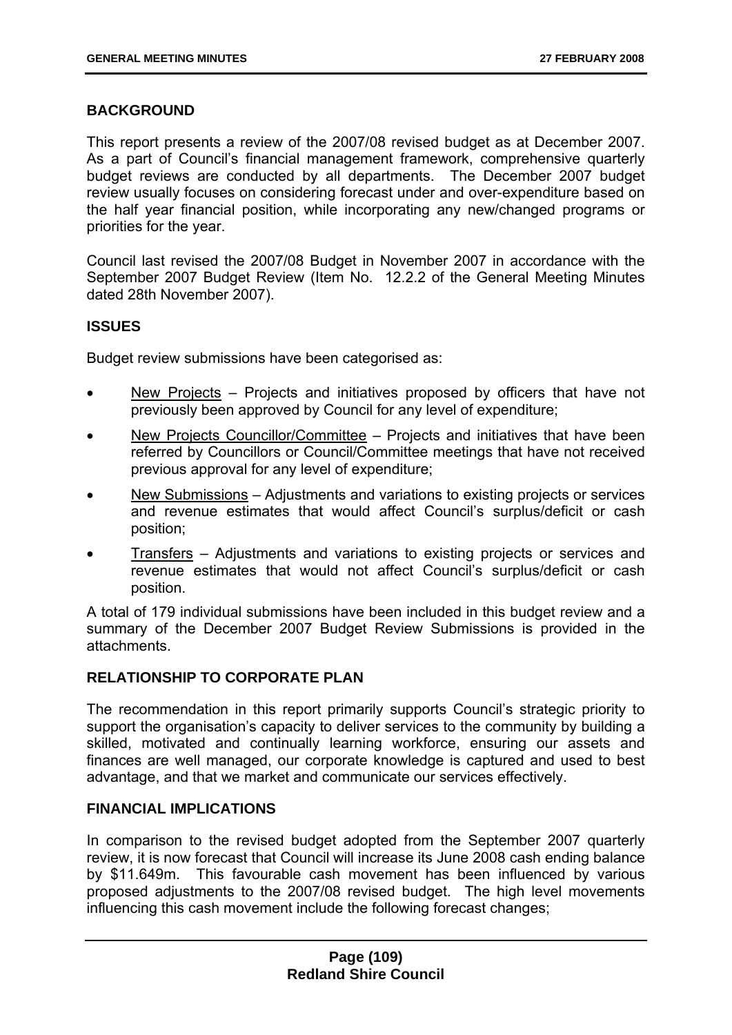## BACKGROUND

This report presents a review of the 2007/08 revised budget as at December 2007. As a part of Council's financial management framework, comprehensive quarterly budget reviews are conducted by all departments. The December 2007 budget review usually focuses on considering forecast under and over-expenditure based on the half year financial position, while incorporating any new/changed programs or priorities for the year.

Council last revised the 2007/08 Budget in November 2007 in accordance with the September 2007 Budget Review (Item No. 12.2.2 of the General Meeting Minutes dated 28th November 2007).

## ISSUES

Budget review submissions have been categorised as:

- New Projects – Projects and initiatives proposed by officers that have not previously been approved by Council for any level of expenditure;
- New Projects Councillor/Committee – Projects and initiatives that have been referred by Councillors or Council/Committee meetings that have not received previous approval for any level of expenditure;
- New Submissions – Adjustments and variations to existing projects or services and revenue estimates that would affect Council's surplus/deficit or cash position;
- Transfers – Adjustments and variations to existing projects or services and revenue estimates that would not affect Council's surplus/deficit or cash position.

A total of 179 individual submissions have been included in this budget review and a summary of the December 2007 Budget Review Submissions is provided in the attachments.

## RELATIONSHIP TO CORPORATE PLAN

The recommendation in this report primarily supports Council's strategic priority to support the organisation's capacity to deliver services to the community by building a skilled, motivated and continually learning workforce, ensuring our assets and finances are well managed, our corporate knowledge is captured and used to best advantage, and that we market and communicate our services effectively.

## FINANCIAL IMPLICATIONS

In comparison to the revised budget adopted from the September 2007 quarterly review, it is now forecast that Council will increase its June 2008 cash ending balance by $11.649m. This favourable cash movement has been influenced by various proposed adjustments to the 2007/08 revised budget. The high level movements influencing this cash movement include the following forecast changes;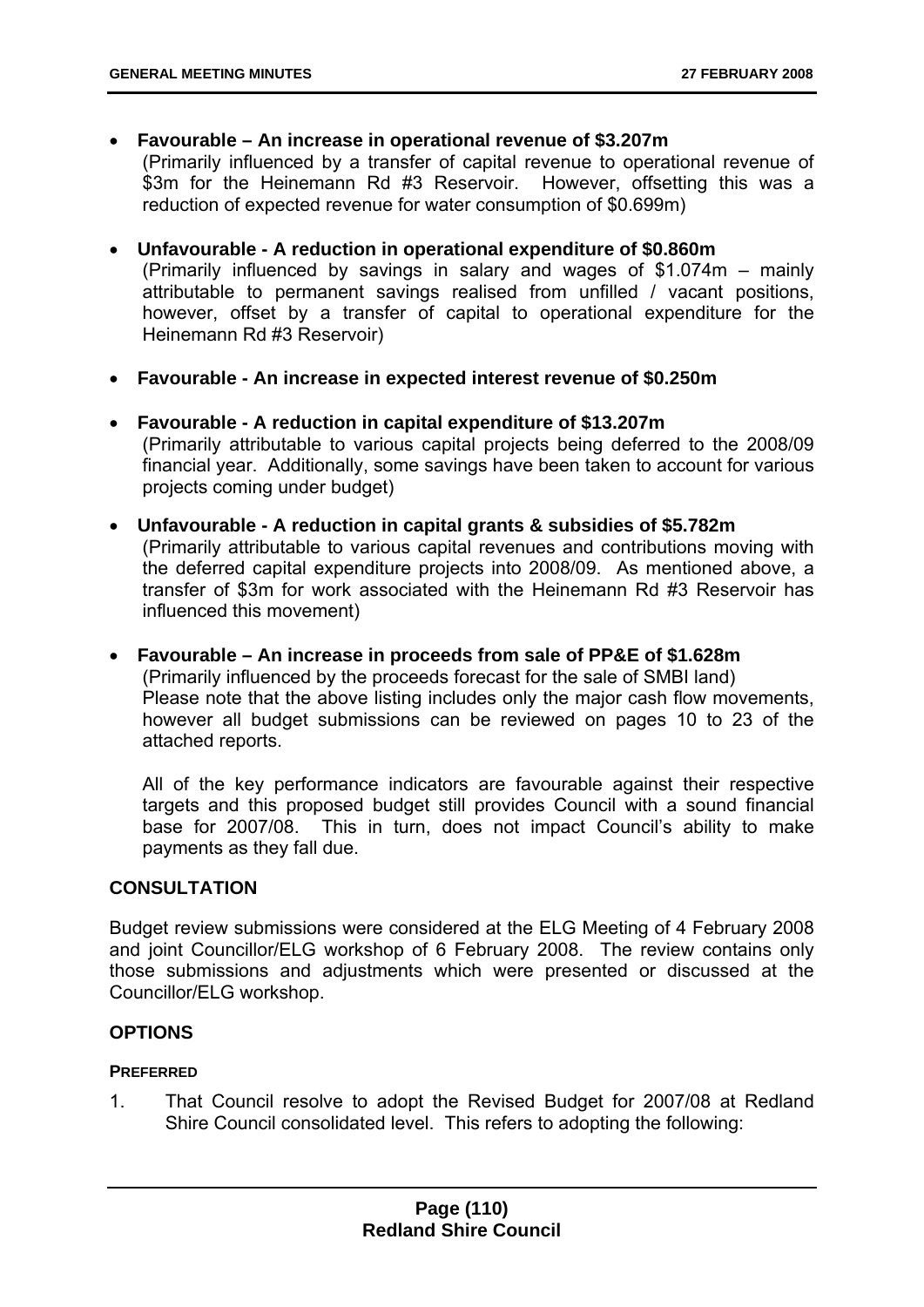- **Favourable – An increase in operational revenue of $3.207m**
  (Primarily influenced by a transfer of capital revenue to operational revenue of $3m for the Heinemann Rd #3 Reservoir. However, offsetting this was a reduction of expected revenue for water consumption of $0.699m)

- **Unfavourable - A reduction in operational expenditure of $0.860m**
  (Primarily influenced by savings in salary and wages of $1.074m – mainly attributable to permanent savings realised from unfilled / vacant positions, however, offset by a transfer of capital to operational expenditure for the Heinemann Rd #3 Reservoir)

- **Favourable - An increase in expected interest revenue of $0.250m**

- **Favourable - A reduction in capital expenditure of $13.207m**
  (Primarily attributable to various capital projects being deferred to the 2008/09 financial year. Additionally, some savings have been taken to account for various projects coming under budget)

- **Unfavourable - A reduction in capital grants & subsidies of $5.782m**
  (Primarily attributable to various capital revenues and contributions moving with the deferred capital expenditure projects into 2008/09. As mentioned above, a transfer of $3m for work associated with the Heinemann Rd #3 Reservoir has influenced this movement)

- **Favourable – An increase in proceeds from sale of PP&E of $1.628m**
  (Primarily influenced by the proceeds forecast for the sale of SMBI land)
  Please note that the above listing includes only the major cash flow movements, however all budget submissions can be reviewed on pages 10 to 23 of the attached reports.

  All of the key performance indicators are favourable against their respective targets and this proposed budget still provides Council with a sound financial base for 2007/08. This in turn, does not impact Council's ability to make payments as they fall due.

## CONSULTATION

Budget review submissions were considered at the ELG Meeting of 4 February 2008 and joint Councillor/ELG workshop of 6 February 2008. The review contains only those submissions and adjustments which were presented or discussed at the Councillor/ELG workshop.

## OPTIONS

### PREFERRED

1. That Council resolve to adopt the Revised Budget for 2007/08 at Redland Shire Council consolidated level. This refers to adopting the following: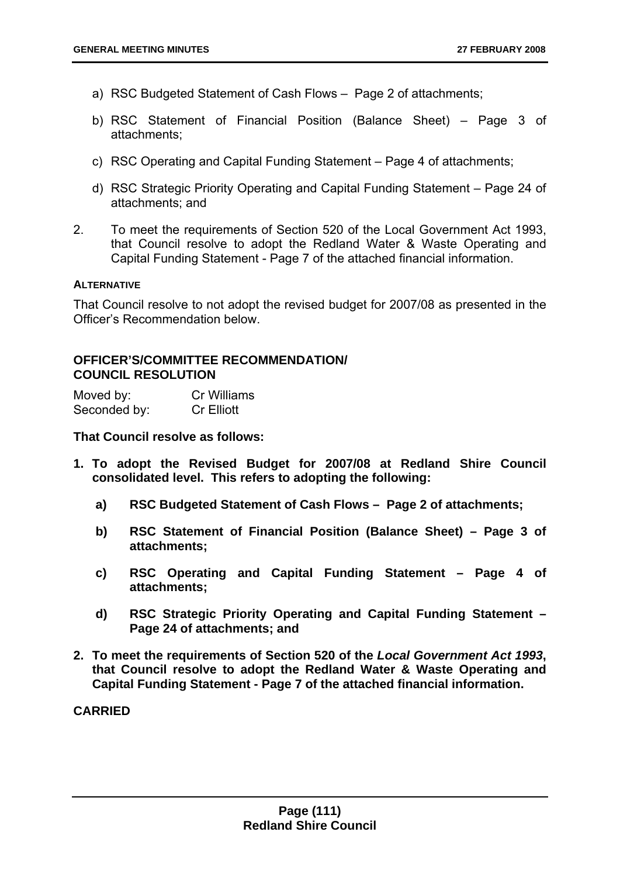a) RSC Budgeted Statement of Cash Flows – Page 2 of attachments;

b) RSC Statement of Financial Position (Balance Sheet) – Page 3 of attachments;

c) RSC Operating and Capital Funding Statement – Page 4 of attachments;

d) RSC Strategic Priority Operating and Capital Funding Statement – Page 24 of attachments; and

2. To meet the requirements of Section 520 of the Local Government Act 1993, that Council resolve to adopt the Redland Water & Waste Operating and Capital Funding Statement - Page 7 of the attached financial information.

**ALTERNATIVE**

That Council resolve to not adopt the revised budget for 2007/08 as presented in the Officer's Recommendation below.

**OFFICER'S/COMMITTEE RECOMMENDATION/ COUNCIL RESOLUTION**

Moved by: Cr Williams
Seconded by: Cr Elliott

**That Council resolve as follows:**

**1. To adopt the Revised Budget for 2007/08 at Redland Shire Council consolidated level. This refers to adopting the following:**

**a) RSC Budgeted Statement of Cash Flows – Page 2 of attachments;**

**b) RSC Statement of Financial Position (Balance Sheet) – Page 3 of attachments;**

**c) RSC Operating and Capital Funding Statement – Page 4 of attachments;**

**d) RSC Strategic Priority Operating and Capital Funding Statement – Page 24 of attachments; and**

**2. To meet the requirements of Section 520 of the *Local Government Act 1993*, that Council resolve to adopt the Redland Water & Waste Operating and Capital Funding Statement - Page 7 of the attached financial information.**

**CARRIED**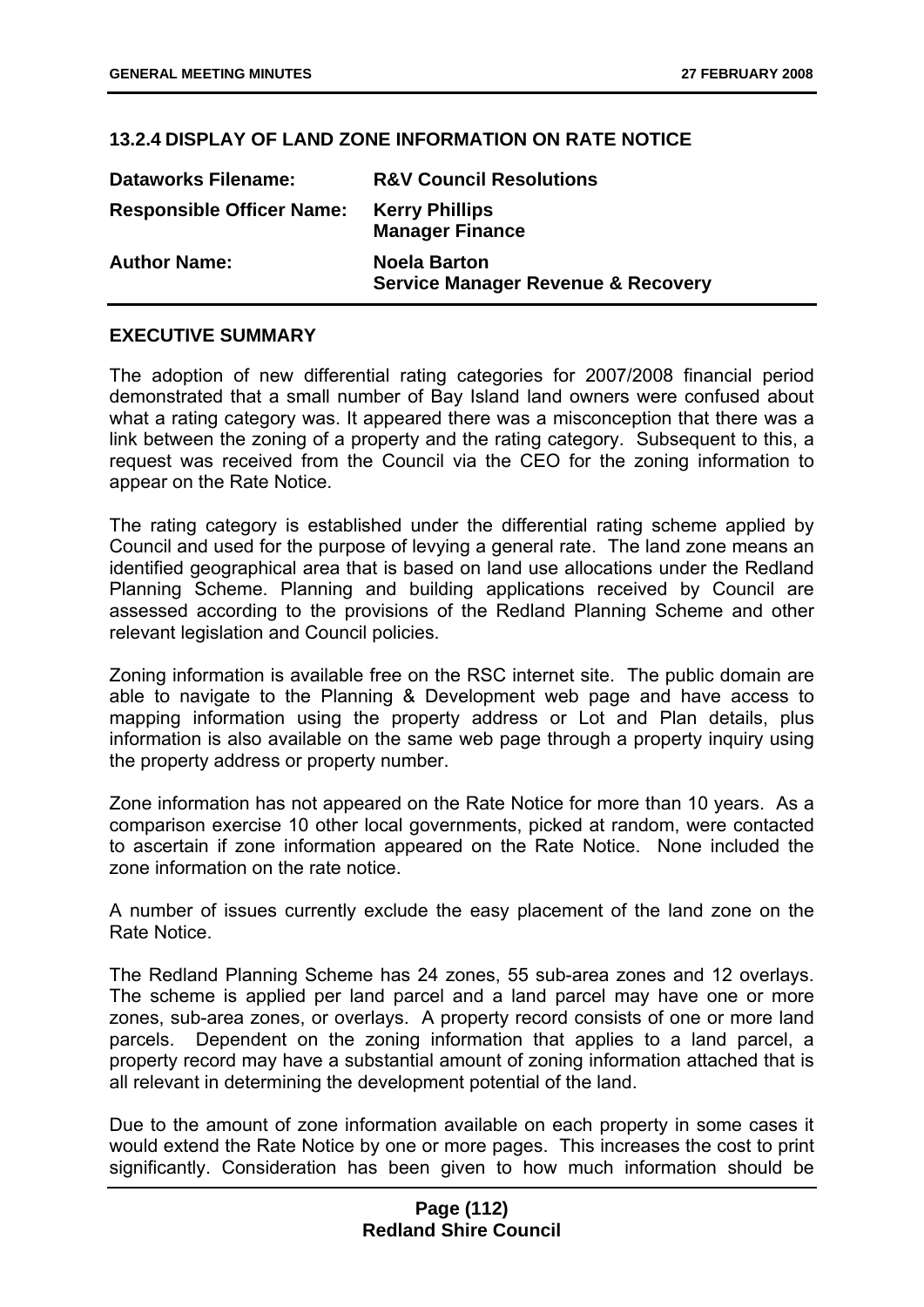## 13.2.4 DISPLAY OF LAND ZONE INFORMATION ON RATE NOTICE

| | |
|---|---|
| **Dataworks Filename:** | **R&V Council Resolutions** |
| **Responsible Officer Name:** | **Kerry Phillips**<br>**Manager Finance** |
| **Author Name:** | **Noela Barton**<br>**Service Manager Revenue & Recovery** |

### EXECUTIVE SUMMARY

The adoption of new differential rating categories for 2007/2008 financial period demonstrated that a small number of Bay Island land owners were confused about what a rating category was. It appeared there was a misconception that there was a link between the zoning of a property and the rating category. Subsequent to this, a request was received from the Council via the CEO for the zoning information to appear on the Rate Notice.

The rating category is established under the differential rating scheme applied by Council and used for the purpose of levying a general rate. The land zone means an identified geographical area that is based on land use allocations under the Redland Planning Scheme. Planning and building applications received by Council are assessed according to the provisions of the Redland Planning Scheme and other relevant legislation and Council policies.

Zoning information is available free on the RSC internet site. The public domain are able to navigate to the Planning & Development web page and have access to mapping information using the property address or Lot and Plan details, plus information is also available on the same web page through a property inquiry using the property address or property number.

Zone information has not appeared on the Rate Notice for more than 10 years. As a comparison exercise 10 other local governments, picked at random, were contacted to ascertain if zone information appeared on the Rate Notice. None included the zone information on the rate notice.

A number of issues currently exclude the easy placement of the land zone on the Rate Notice.

The Redland Planning Scheme has 24 zones, 55 sub-area zones and 12 overlays. The scheme is applied per land parcel and a land parcel may have one or more zones, sub-area zones, or overlays. A property record consists of one or more land parcels. Dependent on the zoning information that applies to a land parcel, a property record may have a substantial amount of zoning information attached that is all relevant in determining the development potential of the land.

Due to the amount of zone information available on each property in some cases it would extend the Rate Notice by one or more pages. This increases the cost to print significantly. Consideration has been given to how much information should be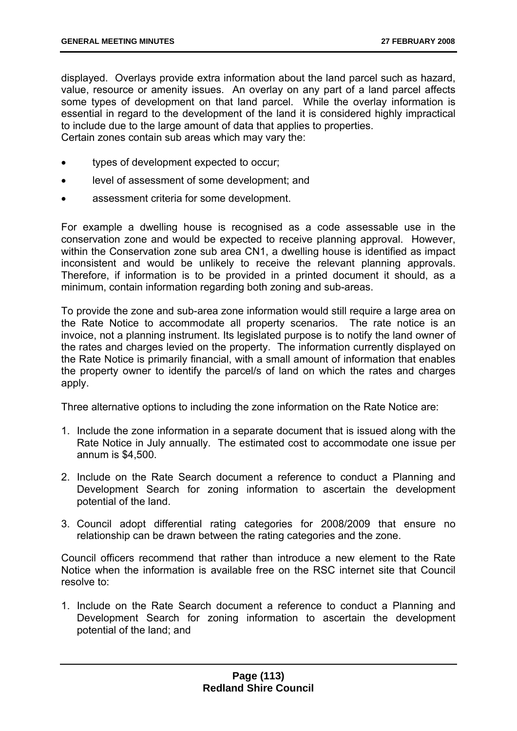displayed. Overlays provide extra information about the land parcel such as hazard, value, resource or amenity issues. An overlay on any part of a land parcel affects some types of development on that land parcel. While the overlay information is essential in regard to the development of the land it is considered highly impractical to include due to the large amount of data that applies to properties.
Certain zones contain sub areas which may vary the:

- types of development expected to occur;
- level of assessment of some development; and
- assessment criteria for some development.

For example a dwelling house is recognised as a code assessable use in the conservation zone and would be expected to receive planning approval. However, within the Conservation zone sub area CN1, a dwelling house is identified as impact inconsistent and would be unlikely to receive the relevant planning approvals. Therefore, if information is to be provided in a printed document it should, as a minimum, contain information regarding both zoning and sub-areas.

To provide the zone and sub-area zone information would still require a large area on the Rate Notice to accommodate all property scenarios. The rate notice is an invoice, not a planning instrument. Its legislated purpose is to notify the land owner of the rates and charges levied on the property. The information currently displayed on the Rate Notice is primarily financial, with a small amount of information that enables the property owner to identify the parcel/s of land on which the rates and charges apply.

Three alternative options to including the zone information on the Rate Notice are:

1. Include the zone information in a separate document that is issued along with the Rate Notice in July annually. The estimated cost to accommodate one issue per annum is $4,500.
2. Include on the Rate Search document a reference to conduct a Planning and Development Search for zoning information to ascertain the development potential of the land.
3. Council adopt differential rating categories for 2008/2009 that ensure no relationship can be drawn between the rating categories and the zone.

Council officers recommend that rather than introduce a new element to the Rate Notice when the information is available free on the RSC internet site that Council resolve to:

1. Include on the Rate Search document a reference to conduct a Planning and Development Search for zoning information to ascertain the development potential of the land; and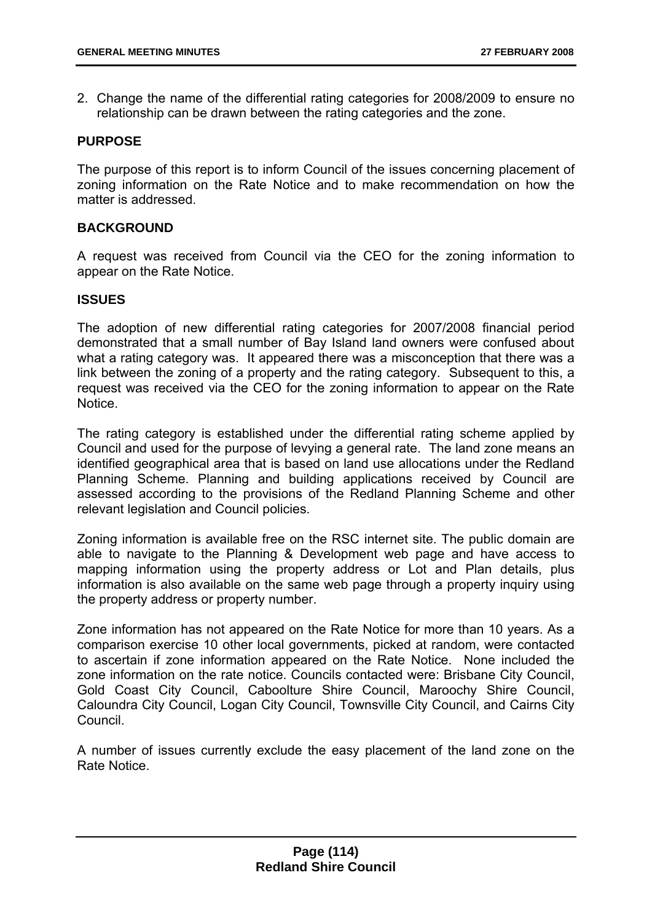2. Change the name of the differential rating categories for 2008/2009 to ensure no relationship can be drawn between the rating categories and the zone.

**PURPOSE**

The purpose of this report is to inform Council of the issues concerning placement of zoning information on the Rate Notice and to make recommendation on how the matter is addressed.

**BACKGROUND**

A request was received from Council via the CEO for the zoning information to appear on the Rate Notice.

**ISSUES**

The adoption of new differential rating categories for 2007/2008 financial period demonstrated that a small number of Bay Island land owners were confused about what a rating category was. It appeared there was a misconception that there was a link between the zoning of a property and the rating category. Subsequent to this, a request was received via the CEO for the zoning information to appear on the Rate Notice.

The rating category is established under the differential rating scheme applied by Council and used for the purpose of levying a general rate. The land zone means an identified geographical area that is based on land use allocations under the Redland Planning Scheme. Planning and building applications received by Council are assessed according to the provisions of the Redland Planning Scheme and other relevant legislation and Council policies.

Zoning information is available free on the RSC internet site. The public domain are able to navigate to the Planning & Development web page and have access to mapping information using the property address or Lot and Plan details, plus information is also available on the same web page through a property inquiry using the property address or property number.

Zone information has not appeared on the Rate Notice for more than 10 years. As a comparison exercise 10 other local governments, picked at random, were contacted to ascertain if zone information appeared on the Rate Notice. None included the zone information on the rate notice. Councils contacted were: Brisbane City Council, Gold Coast City Council, Caboolture Shire Council, Maroochy Shire Council, Caloundra City Council, Logan City Council, Townsville City Council, and Cairns City Council.

A number of issues currently exclude the easy placement of the land zone on the Rate Notice.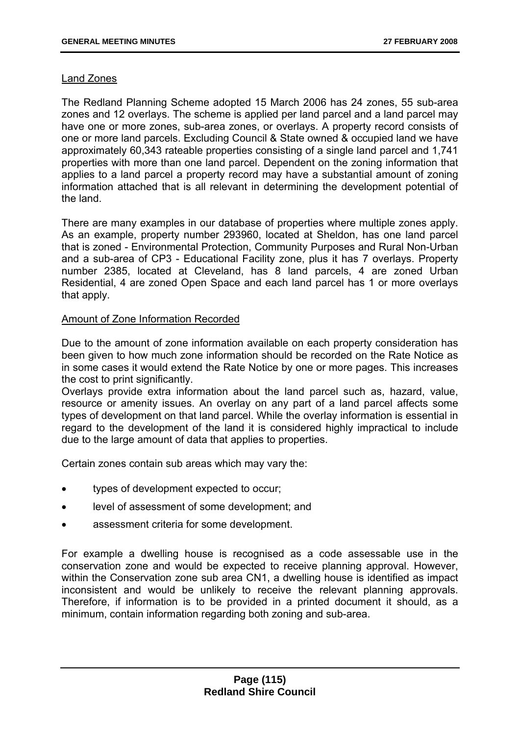Land Zones

The Redland Planning Scheme adopted 15 March 2006 has 24 zones, 55 sub-area zones and 12 overlays. The scheme is applied per land parcel and a land parcel may have one or more zones, sub-area zones, or overlays. A property record consists of one or more land parcels. Excluding Council & State owned & occupied land we have approximately 60,343 rateable properties consisting of a single land parcel and 1,741 properties with more than one land parcel. Dependent on the zoning information that applies to a land parcel a property record may have a substantial amount of zoning information attached that is all relevant in determining the development potential of the land.

There are many examples in our database of properties where multiple zones apply. As an example, property number 293960, located at Sheldon, has one land parcel that is zoned - Environmental Protection, Community Purposes and Rural Non-Urban and a sub-area of CP3 - Educational Facility zone, plus it has 7 overlays. Property number 2385, located at Cleveland, has 8 land parcels, 4 are zoned Urban Residential, 4 are zoned Open Space and each land parcel has 1 or more overlays that apply.

Amount of Zone Information Recorded

Due to the amount of zone information available on each property consideration has been given to how much zone information should be recorded on the Rate Notice as in some cases it would extend the Rate Notice by one or more pages. This increases the cost to print significantly.
Overlays provide extra information about the land parcel such as, hazard, value, resource or amenity issues. An overlay on any part of a land parcel affects some types of development on that land parcel. While the overlay information is essential in regard to the development of the land it is considered highly impractical to include due to the large amount of data that applies to properties.

Certain zones contain sub areas which may vary the:

- types of development expected to occur;
- level of assessment of some development; and
- assessment criteria for some development.

For example a dwelling house is recognised as a code assessable use in the conservation zone and would be expected to receive planning approval. However, within the Conservation zone sub area CN1, a dwelling house is identified as impact inconsistent and would be unlikely to receive the relevant planning approvals. Therefore, if information is to be provided in a printed document it should, as a minimum, contain information regarding both zoning and sub-area.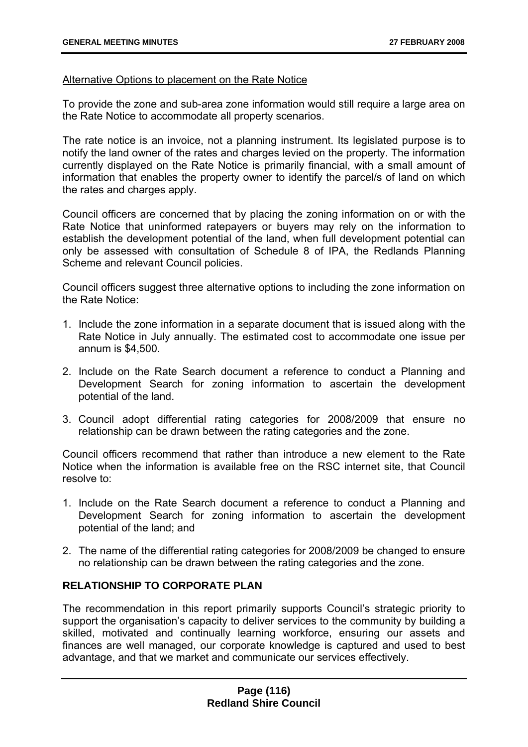<u>Alternative Options to placement on the Rate Notice</u>

To provide the zone and sub-area zone information would still require a large area on the Rate Notice to accommodate all property scenarios.

The rate notice is an invoice, not a planning instrument. Its legislated purpose is to notify the land owner of the rates and charges levied on the property. The information currently displayed on the Rate Notice is primarily financial, with a small amount of information that enables the property owner to identify the parcel/s of land on which the rates and charges apply.

Council officers are concerned that by placing the zoning information on or with the Rate Notice that uninformed ratepayers or buyers may rely on the information to establish the development potential of the land, when full development potential can only be assessed with consultation of Schedule 8 of IPA, the Redlands Planning Scheme and relevant Council policies.

Council officers suggest three alternative options to including the zone information on the Rate Notice:

1. Include the zone information in a separate document that is issued along with the Rate Notice in July annually. The estimated cost to accommodate one issue per annum is $4,500.
2. Include on the Rate Search document a reference to conduct a Planning and Development Search for zoning information to ascertain the development potential of the land.
3. Council adopt differential rating categories for 2008/2009 that ensure no relationship can be drawn between the rating categories and the zone.

Council officers recommend that rather than introduce a new element to the Rate Notice when the information is available free on the RSC internet site, that Council resolve to:

1. Include on the Rate Search document a reference to conduct a Planning and Development Search for zoning information to ascertain the development potential of the land; and
2. The name of the differential rating categories for 2008/2009 be changed to ensure no relationship can be drawn between the rating categories and the zone.

## RELATIONSHIP TO CORPORATE PLAN

The recommendation in this report primarily supports Council's strategic priority to support the organisation's capacity to deliver services to the community by building a skilled, motivated and continually learning workforce, ensuring our assets and finances are well managed, our corporate knowledge is captured and used to best advantage, and that we market and communicate our services effectively.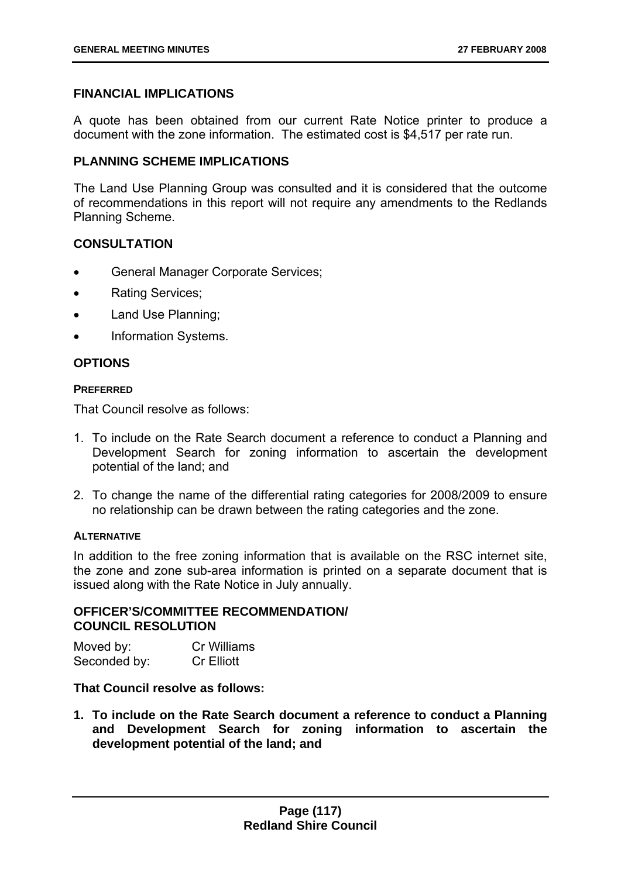### FINANCIAL IMPLICATIONS

A quote has been obtained from our current Rate Notice printer to produce a document with the zone information. The estimated cost is $4,517 per rate run.

### PLANNING SCHEME IMPLICATIONS

The Land Use Planning Group was consulted and it is considered that the outcome of recommendations in this report will not require any amendments to the Redlands Planning Scheme.

### CONSULTATION

- General Manager Corporate Services;
- Rating Services;
- Land Use Planning;
- Information Systems.

### OPTIONS

#### PREFERRED

That Council resolve as follows:

1. To include on the Rate Search document a reference to conduct a Planning and Development Search for zoning information to ascertain the development potential of the land; and
2. To change the name of the differential rating categories for 2008/2009 to ensure no relationship can be drawn between the rating categories and the zone.

#### ALTERNATIVE

In addition to the free zoning information that is available on the RSC internet site, the zone and zone sub-area information is printed on a separate document that is issued along with the Rate Notice in July annually.

### OFFICER'S/COMMITTEE RECOMMENDATION/ COUNCIL RESOLUTION

| | |
|---|---|
| Moved by: | Cr Williams |
| Seconded by: | Cr Elliott |

**That Council resolve as follows:**

1. **To include on the Rate Search document a reference to conduct a Planning and Development Search for zoning information to ascertain the development potential of the land; and**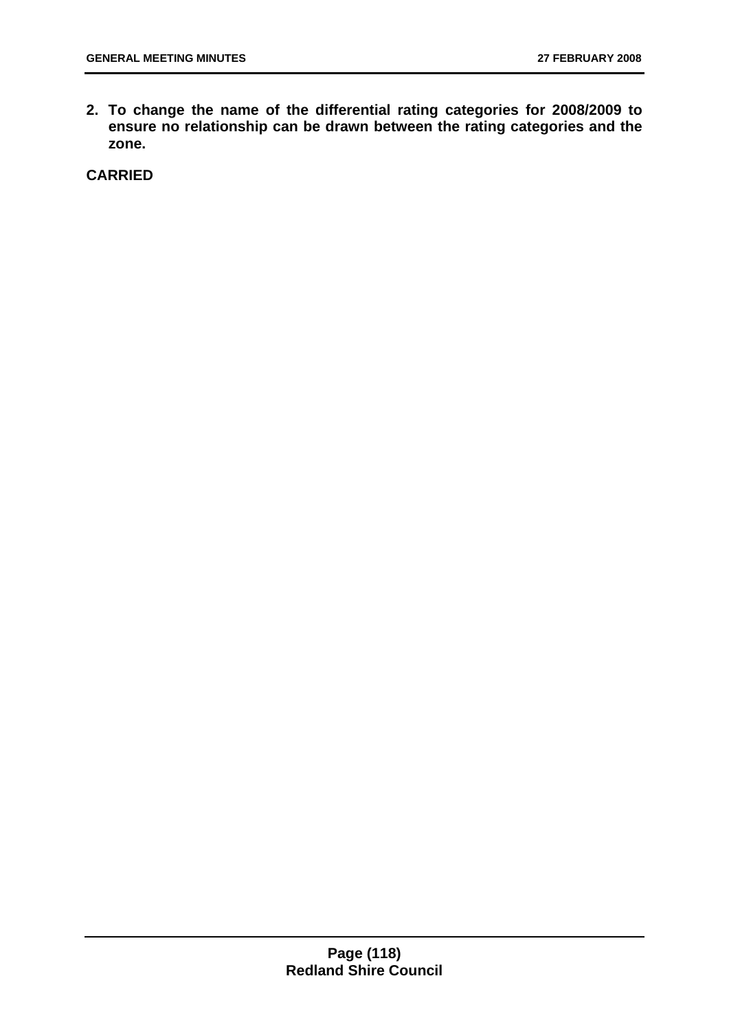**2. To change the name of the differential rating categories for 2008/2009 to ensure no relationship can be drawn between the rating categories and the zone.**

**CARRIED**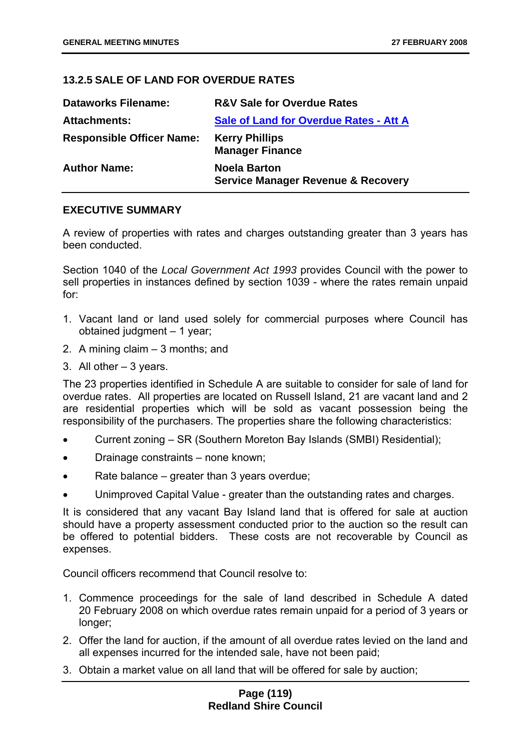### 13.2.5 SALE OF LAND FOR OVERDUE RATES

| | |
|---|---|
| **Dataworks Filename:** | **R&V Sale for Overdue Rates** |
| **Attachments:** | **Sale of Land for Overdue Rates - Att A** |
| **Responsible Officer Name:** | **Kerry Phillips**<br>**Manager Finance** |
| **Author Name:** | **Noela Barton**<br>**Service Manager Revenue & Recovery** |

#### EXECUTIVE SUMMARY

A review of properties with rates and charges outstanding greater than 3 years has been conducted.

Section 1040 of the *Local Government Act 1993* provides Council with the power to sell properties in instances defined by section 1039 - where the rates remain unpaid for:

1. Vacant land or land used solely for commercial purposes where Council has obtained judgment – 1 year;
2. A mining claim – 3 months; and
3. All other – 3 years.

The 23 properties identified in Schedule A are suitable to consider for sale of land for overdue rates. All properties are located on Russell Island, 21 are vacant land and 2 are residential properties which will be sold as vacant possession being the responsibility of the purchasers. The properties share the following characteristics:

- Current zoning – SR (Southern Moreton Bay Islands (SMBI) Residential);
- Drainage constraints – none known;
- Rate balance – greater than 3 years overdue;
- Unimproved Capital Value - greater than the outstanding rates and charges.

It is considered that any vacant Bay Island land that is offered for sale at auction should have a property assessment conducted prior to the auction so the result can be offered to potential bidders. These costs are not recoverable by Council as expenses.

Council officers recommend that Council resolve to:

1. Commence proceedings for the sale of land described in Schedule A dated 20 February 2008 on which overdue rates remain unpaid for a period of 3 years or longer;
2. Offer the land for auction, if the amount of all overdue rates levied on the land and all expenses incurred for the intended sale, have not been paid;
3. Obtain a market value on all land that will be offered for sale by auction;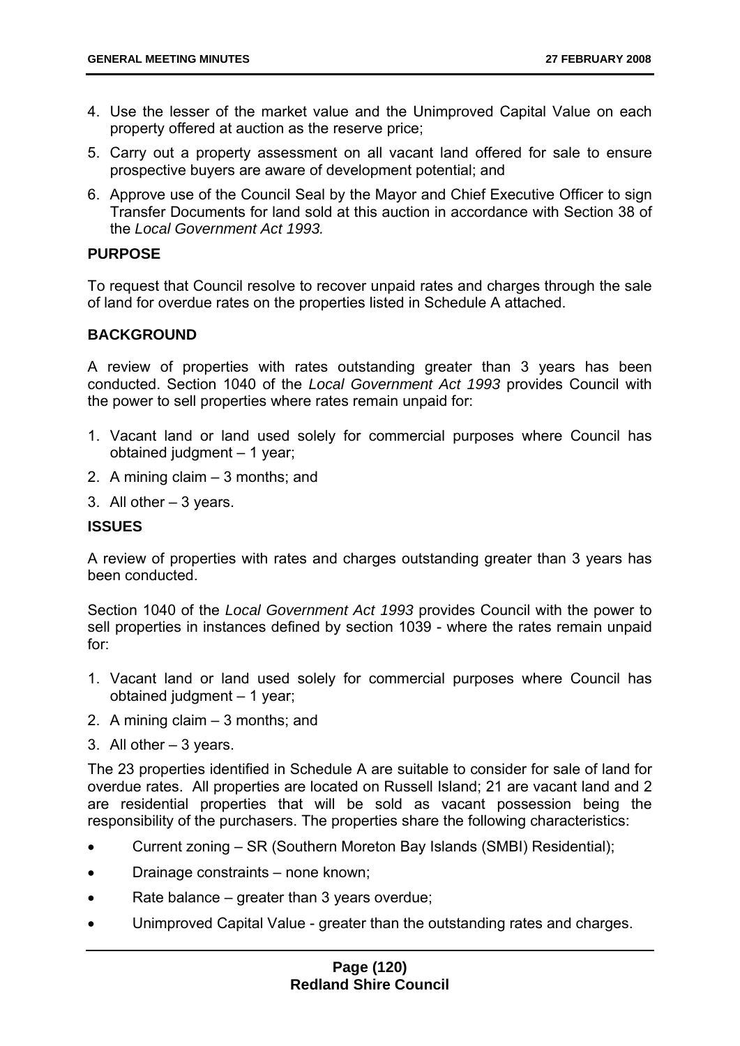4. Use the lesser of the market value and the Unimproved Capital Value on each property offered at auction as the reserve price;
5. Carry out a property assessment on all vacant land offered for sale to ensure prospective buyers are aware of development potential; and
6. Approve use of the Council Seal by the Mayor and Chief Executive Officer to sign Transfer Documents for land sold at this auction in accordance with Section 38 of the *Local Government Act 1993.*

**PURPOSE**

To request that Council resolve to recover unpaid rates and charges through the sale of land for overdue rates on the properties listed in Schedule A attached.

**BACKGROUND**

A review of properties with rates outstanding greater than 3 years has been conducted. Section 1040 of the *Local Government Act 1993* provides Council with the power to sell properties where rates remain unpaid for:

1. Vacant land or land used solely for commercial purposes where Council has obtained judgment – 1 year;
2. A mining claim – 3 months; and
3. All other – 3 years.

**ISSUES**

A review of properties with rates and charges outstanding greater than 3 years has been conducted.

Section 1040 of the *Local Government Act 1993* provides Council with the power to sell properties in instances defined by section 1039 - where the rates remain unpaid for:

1. Vacant land or land used solely for commercial purposes where Council has obtained judgment – 1 year;
2. A mining claim – 3 months; and
3. All other – 3 years.

The 23 properties identified in Schedule A are suitable to consider for sale of land for overdue rates. All properties are located on Russell Island; 21 are vacant land and 2 are residential properties that will be sold as vacant possession being the responsibility of the purchasers. The properties share the following characteristics:

- Current zoning – SR (Southern Moreton Bay Islands (SMBI) Residential);
- Drainage constraints – none known;
- Rate balance – greater than 3 years overdue;
- Unimproved Capital Value - greater than the outstanding rates and charges.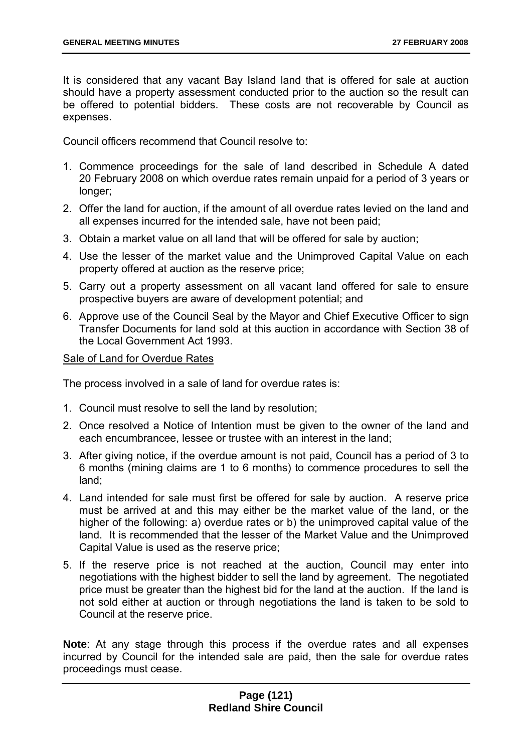It is considered that any vacant Bay Island land that is offered for sale at auction should have a property assessment conducted prior to the auction so the result can be offered to potential bidders. These costs are not recoverable by Council as expenses.

Council officers recommend that Council resolve to:

1. Commence proceedings for the sale of land described in Schedule A dated 20 February 2008 on which overdue rates remain unpaid for a period of 3 years or longer;
2. Offer the land for auction, if the amount of all overdue rates levied on the land and all expenses incurred for the intended sale, have not been paid;
3. Obtain a market value on all land that will be offered for sale by auction;
4. Use the lesser of the market value and the Unimproved Capital Value on each property offered at auction as the reserve price;
5. Carry out a property assessment on all vacant land offered for sale to ensure prospective buyers are aware of development potential; and
6. Approve use of the Council Seal by the Mayor and Chief Executive Officer to sign Transfer Documents for land sold at this auction in accordance with Section 38 of the Local Government Act 1993.

<u>Sale of Land for Overdue Rates</u>

The process involved in a sale of land for overdue rates is:

1. Council must resolve to sell the land by resolution;
2. Once resolved a Notice of Intention must be given to the owner of the land and each encumbrancee, lessee or trustee with an interest in the land;
3. After giving notice, if the overdue amount is not paid, Council has a period of 3 to 6 months (mining claims are 1 to 6 months) to commence procedures to sell the land;
4. Land intended for sale must first be offered for sale by auction. A reserve price must be arrived at and this may either be the market value of the land, or the higher of the following: a) overdue rates or b) the unimproved capital value of the land. It is recommended that the lesser of the Market Value and the Unimproved Capital Value is used as the reserve price;
5. If the reserve price is not reached at the auction, Council may enter into negotiations with the highest bidder to sell the land by agreement. The negotiated price must be greater than the highest bid for the land at the auction. If the land is not sold either at auction or through negotiations the land is taken to be sold to Council at the reserve price.

**Note**: At any stage through this process if the overdue rates and all expenses incurred by Council for the intended sale are paid, then the sale for overdue rates proceedings must cease.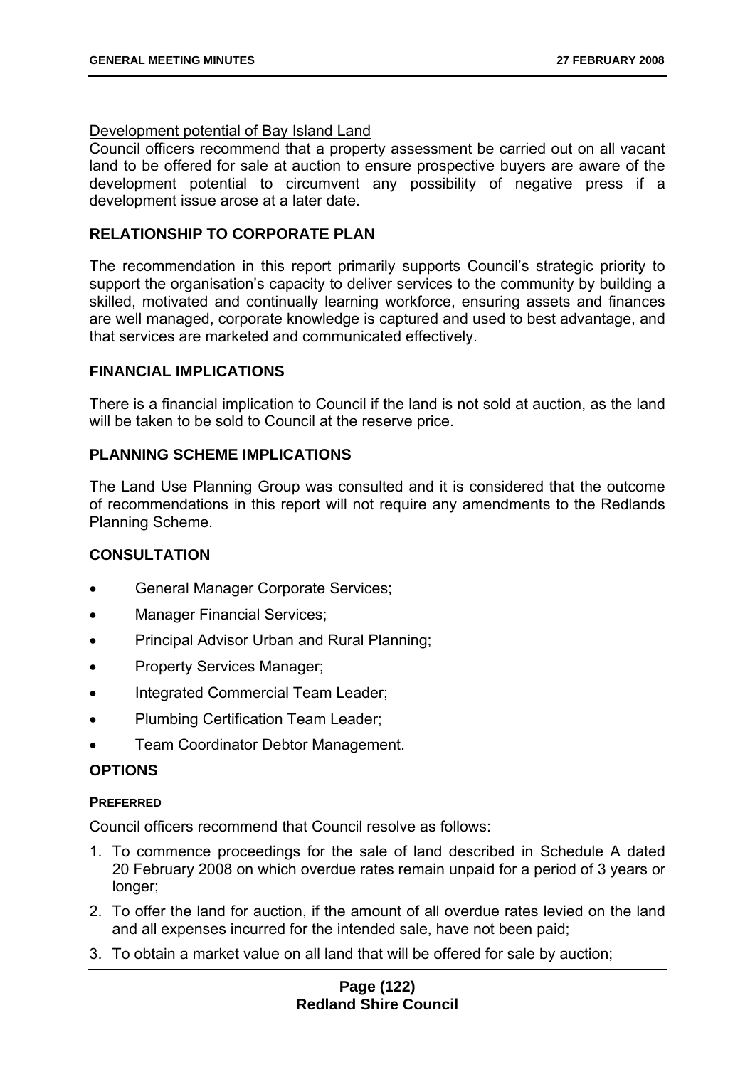Development potential of Bay Island Land

Council officers recommend that a property assessment be carried out on all vacant land to be offered for sale at auction to ensure prospective buyers are aware of the development potential to circumvent any possibility of negative press if a development issue arose at a later date.

## RELATIONSHIP TO CORPORATE PLAN

The recommendation in this report primarily supports Council's strategic priority to support the organisation's capacity to deliver services to the community by building a skilled, motivated and continually learning workforce, ensuring assets and finances are well managed, corporate knowledge is captured and used to best advantage, and that services are marketed and communicated effectively.

## FINANCIAL IMPLICATIONS

There is a financial implication to Council if the land is not sold at auction, as the land will be taken to be sold to Council at the reserve price.

## PLANNING SCHEME IMPLICATIONS

The Land Use Planning Group was consulted and it is considered that the outcome of recommendations in this report will not require any amendments to the Redlands Planning Scheme.

## CONSULTATION

- General Manager Corporate Services;
- Manager Financial Services;
- Principal Advisor Urban and Rural Planning;
- Property Services Manager;
- Integrated Commercial Team Leader;
- Plumbing Certification Team Leader;
- Team Coordinator Debtor Management.

## OPTIONS

### PREFERRED

Council officers recommend that Council resolve as follows:

1. To commence proceedings for the sale of land described in Schedule A dated 20 February 2008 on which overdue rates remain unpaid for a period of 3 years or longer;
2. To offer the land for auction, if the amount of all overdue rates levied on the land and all expenses incurred for the intended sale, have not been paid;
3. To obtain a market value on all land that will be offered for sale by auction;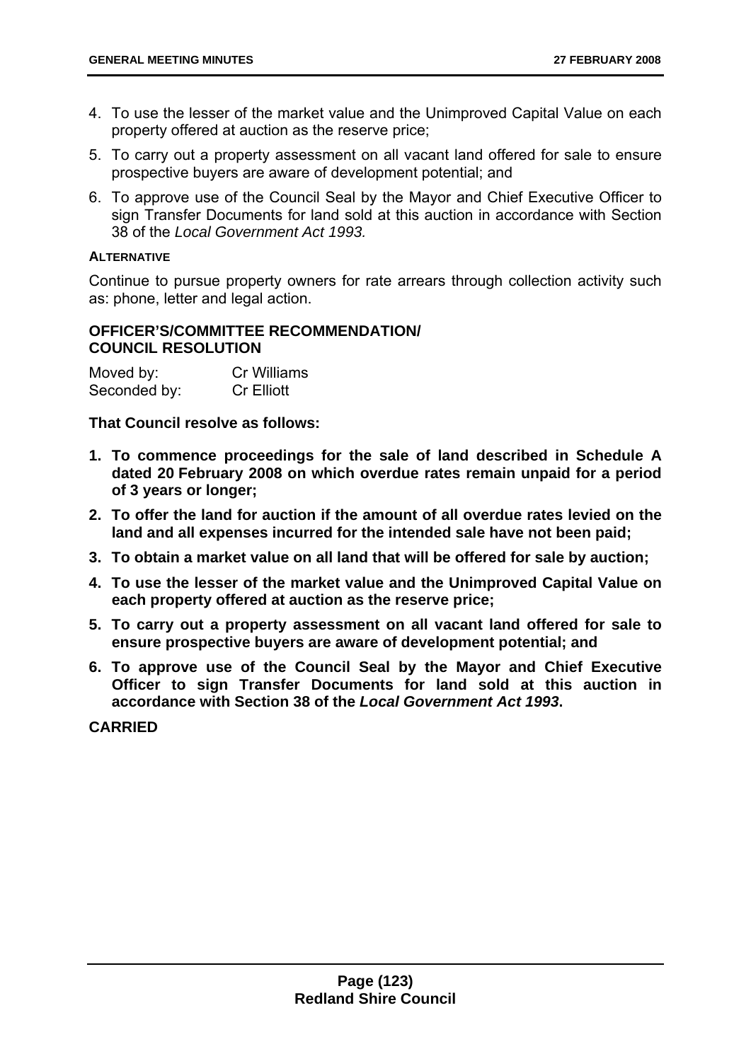4. To use the lesser of the market value and the Unimproved Capital Value on each property offered at auction as the reserve price;
5. To carry out a property assessment on all vacant land offered for sale to ensure prospective buyers are aware of development potential; and
6. To approve use of the Council Seal by the Mayor and Chief Executive Officer to sign Transfer Documents for land sold at this auction in accordance with Section 38 of the *Local Government Act 1993.*

**ALTERNATIVE**

Continue to pursue property owners for rate arrears through collection activity such as: phone, letter and legal action.

**OFFICER'S/COMMITTEE RECOMMENDATION/ COUNCIL RESOLUTION**

Moved by: Cr Williams
Seconded by: Cr Elliott

**That Council resolve as follows:**

1. **To commence proceedings for the sale of land described in Schedule A dated 20 February 2008 on which overdue rates remain unpaid for a period of 3 years or longer;**
2. **To offer the land for auction if the amount of all overdue rates levied on the land and all expenses incurred for the intended sale have not been paid;**
3. **To obtain a market value on all land that will be offered for sale by auction;**
4. **To use the lesser of the market value and the Unimproved Capital Value on each property offered at auction as the reserve price;**
5. **To carry out a property assessment on all vacant land offered for sale to ensure prospective buyers are aware of development potential; and**
6. **To approve use of the Council Seal by the Mayor and Chief Executive Officer to sign Transfer Documents for land sold at this auction in accordance with Section 38 of the *Local Government Act 1993*.**

**CARRIED**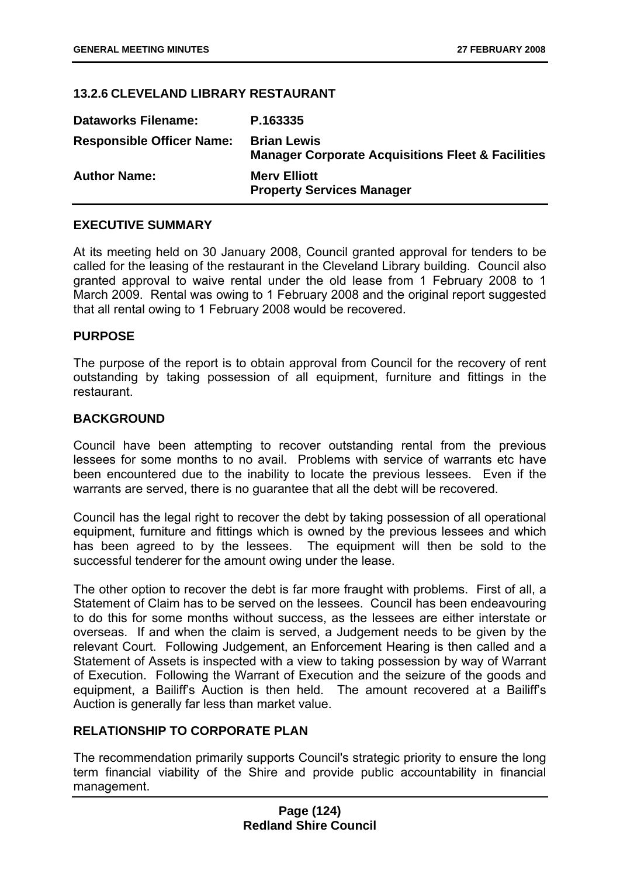### 13.2.6 CLEVELAND LIBRARY RESTAURANT

| | |
|---|---|
| **Dataworks Filename:** | **P.163335** |
| **Responsible Officer Name:** | **Brian Lewis**<br>**Manager Corporate Acquisitions Fleet & Facilities** |
| **Author Name:** | **Merv Elliott**<br>**Property Services Manager** |

**EXECUTIVE SUMMARY**

At its meeting held on 30 January 2008, Council granted approval for tenders to be called for the leasing of the restaurant in the Cleveland Library building. Council also granted approval to waive rental under the old lease from 1 February 2008 to 1 March 2009. Rental was owing to 1 February 2008 and the original report suggested that all rental owing to 1 February 2008 would be recovered.

**PURPOSE**

The purpose of the report is to obtain approval from Council for the recovery of rent outstanding by taking possession of all equipment, furniture and fittings in the restaurant.

**BACKGROUND**

Council have been attempting to recover outstanding rental from the previous lessees for some months to no avail. Problems with service of warrants etc have been encountered due to the inability to locate the previous lessees. Even if the warrants are served, there is no guarantee that all the debt will be recovered.

Council has the legal right to recover the debt by taking possession of all operational equipment, furniture and fittings which is owned by the previous lessees and which has been agreed to by the lessees. The equipment will then be sold to the successful tenderer for the amount owing under the lease.

The other option to recover the debt is far more fraught with problems. First of all, a Statement of Claim has to be served on the lessees. Council has been endeavouring to do this for some months without success, as the lessees are either interstate or overseas. If and when the claim is served, a Judgement needs to be given by the relevant Court. Following Judgement, an Enforcement Hearing is then called and a Statement of Assets is inspected with a view to taking possession by way of Warrant of Execution. Following the Warrant of Execution and the seizure of the goods and equipment, a Bailiff's Auction is then held. The amount recovered at a Bailiff's Auction is generally far less than market value.

**RELATIONSHIP TO CORPORATE PLAN**

The recommendation primarily supports Council's strategic priority to ensure the long term financial viability of the Shire and provide public accountability in financial management.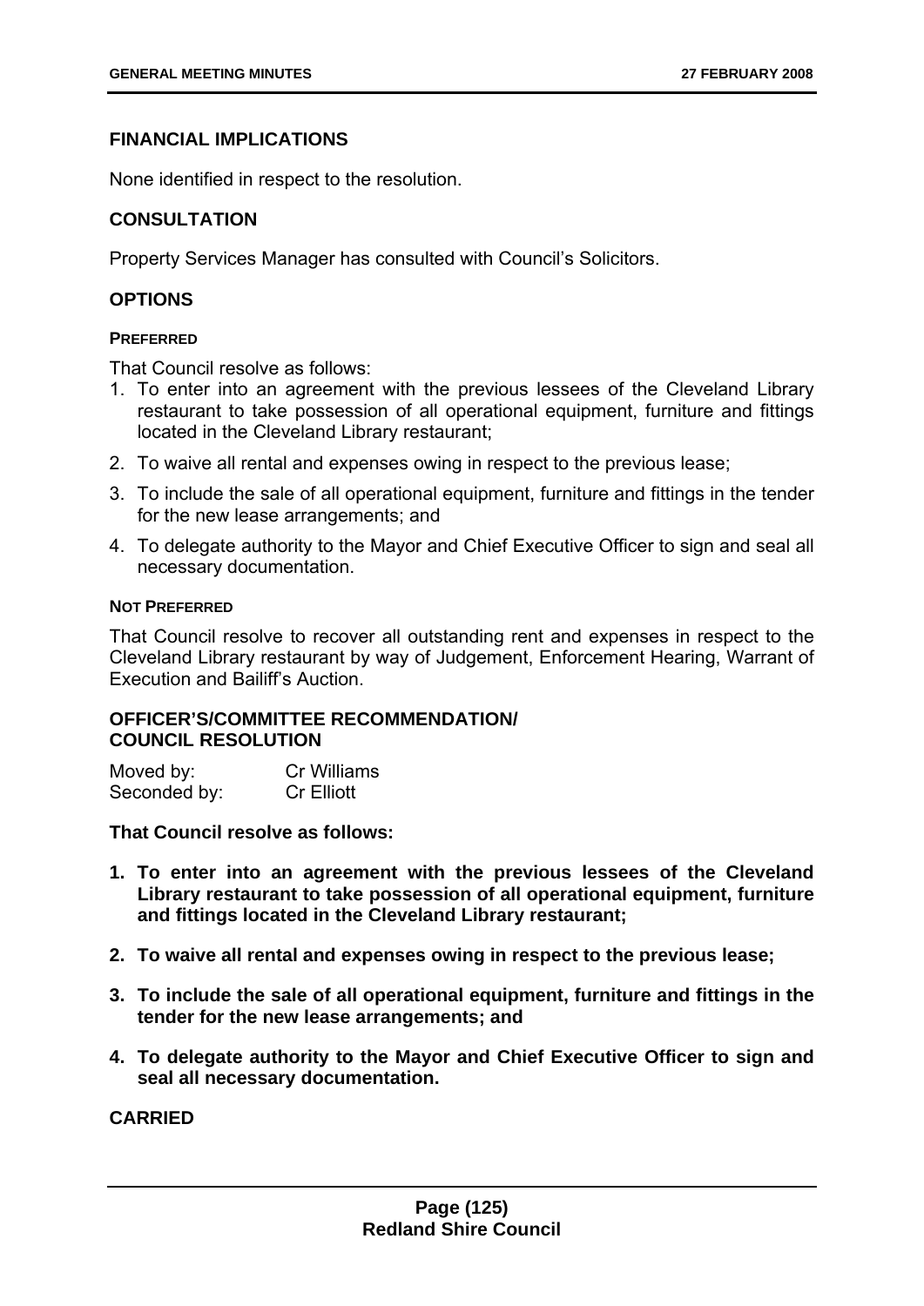## FINANCIAL IMPLICATIONS

None identified in respect to the resolution.

## CONSULTATION

Property Services Manager has consulted with Council's Solicitors.

## OPTIONS

#### PREFERRED

That Council resolve as follows:

1. To enter into an agreement with the previous lessees of the Cleveland Library restaurant to take possession of all operational equipment, furniture and fittings located in the Cleveland Library restaurant;
2. To waive all rental and expenses owing in respect to the previous lease;
3. To include the sale of all operational equipment, furniture and fittings in the tender for the new lease arrangements; and
4. To delegate authority to the Mayor and Chief Executive Officer to sign and seal all necessary documentation.

#### NOT PREFERRED

That Council resolve to recover all outstanding rent and expenses in respect to the Cleveland Library restaurant by way of Judgement, Enforcement Hearing, Warrant of Execution and Bailiff's Auction.

## OFFICER'S/COMMITTEE RECOMMENDATION/ COUNCIL RESOLUTION

| Moved by: | Cr Williams |
|---|---|
| Seconded by: | Cr Elliott |

**That Council resolve as follows:**

1. **To enter into an agreement with the previous lessees of the Cleveland Library restaurant to take possession of all operational equipment, furniture and fittings located in the Cleveland Library restaurant;**
2. **To waive all rental and expenses owing in respect to the previous lease;**
3. **To include the sale of all operational equipment, furniture and fittings in the tender for the new lease arrangements; and**
4. **To delegate authority to the Mayor and Chief Executive Officer to sign and seal all necessary documentation.**

**CARRIED**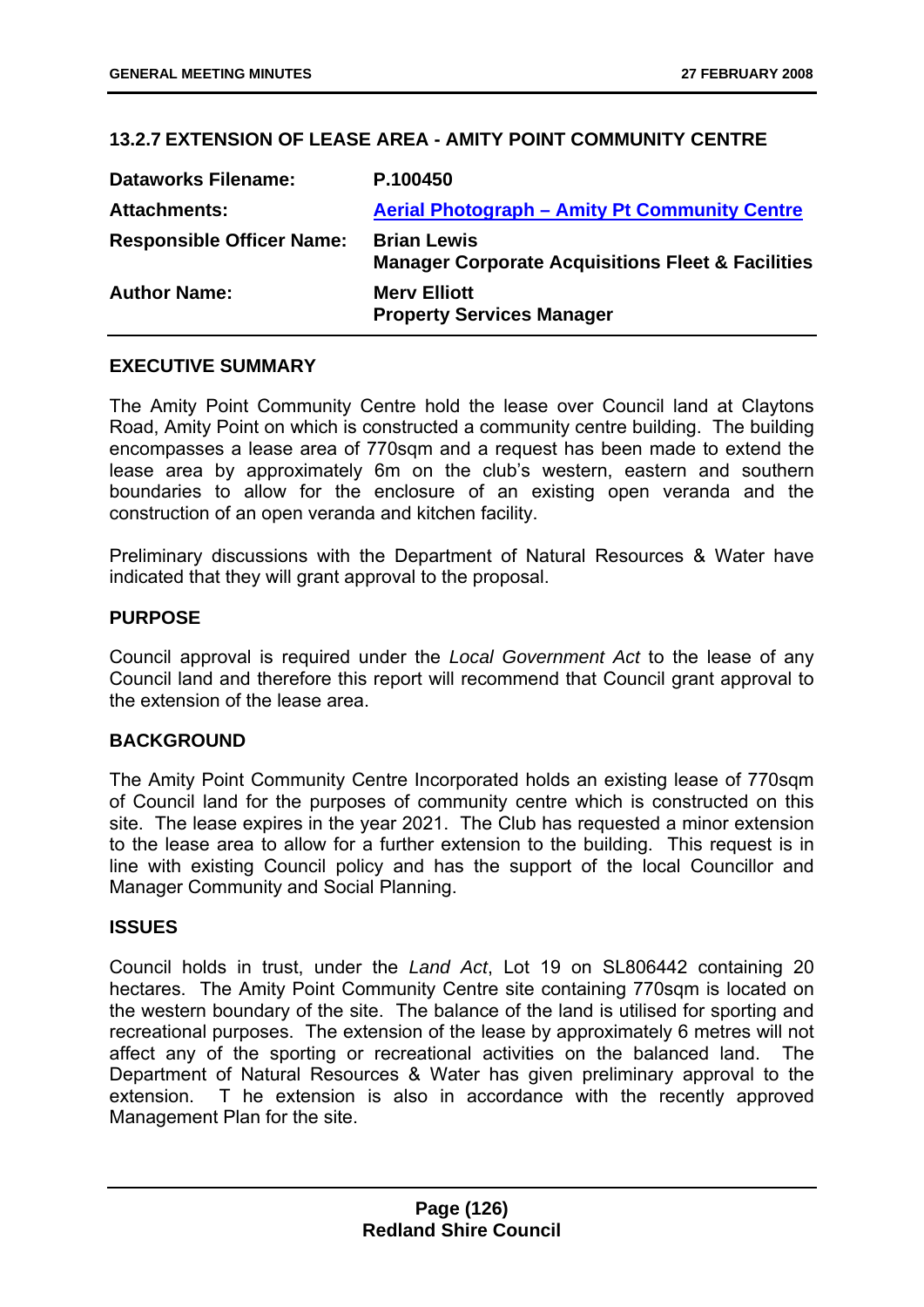## 13.2.7 EXTENSION OF LEASE AREA - AMITY POINT COMMUNITY CENTRE

| | |
|---|---|
| **Dataworks Filename:** | **P.100450** |
| **Attachments:** | **Aerial Photograph – Amity Pt Community Centre** |
| **Responsible Officer Name:** | **Brian Lewis**<br>**Manager Corporate Acquisitions Fleet & Facilities** |
| **Author Name:** | **Merv Elliott**<br>**Property Services Manager** |

### EXECUTIVE SUMMARY

The Amity Point Community Centre hold the lease over Council land at Claytons Road, Amity Point on which is constructed a community centre building. The building encompasses a lease area of 770sqm and a request has been made to extend the lease area by approximately 6m on the club's western, eastern and southern boundaries to allow for the enclosure of an existing open veranda and the construction of an open veranda and kitchen facility.

Preliminary discussions with the Department of Natural Resources & Water have indicated that they will grant approval to the proposal.

### PURPOSE

Council approval is required under the *Local Government Act* to the lease of any Council land and therefore this report will recommend that Council grant approval to the extension of the lease area.

### BACKGROUND

The Amity Point Community Centre Incorporated holds an existing lease of 770sqm of Council land for the purposes of community centre which is constructed on this site. The lease expires in the year 2021. The Club has requested a minor extension to the lease area to allow for a further extension to the building. This request is in line with existing Council policy and has the support of the local Councillor and Manager Community and Social Planning.

### ISSUES

Council holds in trust, under the *Land Act*, Lot 19 on SL806442 containing 20 hectares. The Amity Point Community Centre site containing 770sqm is located on the western boundary of the site. The balance of the land is utilised for sporting and recreational purposes. The extension of the lease by approximately 6 metres will not affect any of the sporting or recreational activities on the balanced land. The Department of Natural Resources & Water has given preliminary approval to the extension. T he extension is also in accordance with the recently approved Management Plan for the site.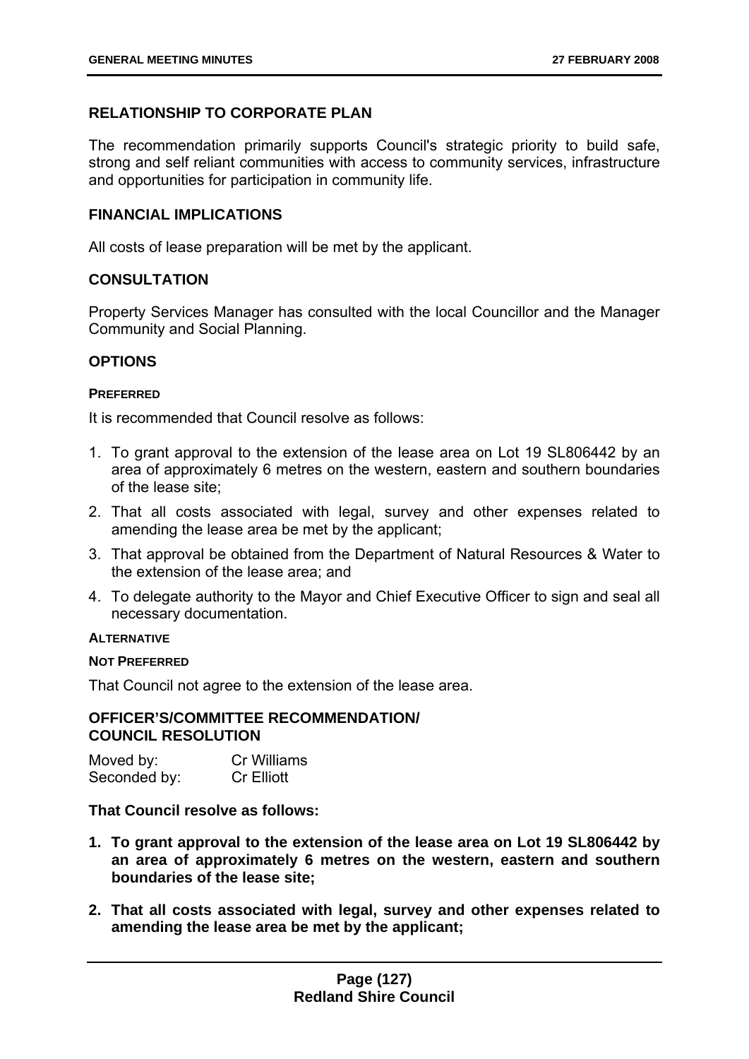## RELATIONSHIP TO CORPORATE PLAN

The recommendation primarily supports Council's strategic priority to build safe, strong and self reliant communities with access to community services, infrastructure and opportunities for participation in community life.

## FINANCIAL IMPLICATIONS

All costs of lease preparation will be met by the applicant.

## CONSULTATION

Property Services Manager has consulted with the local Councillor and the Manager Community and Social Planning.

## OPTIONS

#### PREFERRED

It is recommended that Council resolve as follows:

1. To grant approval to the extension of the lease area on Lot 19 SL806442 by an area of approximately 6 metres on the western, eastern and southern boundaries of the lease site;
2. That all costs associated with legal, survey and other expenses related to amending the lease area be met by the applicant;
3. That approval be obtained from the Department of Natural Resources & Water to the extension of the lease area; and
4. To delegate authority to the Mayor and Chief Executive Officer to sign and seal all necessary documentation.

#### ALTERNATIVE

#### NOT PREFERRED

That Council not agree to the extension of the lease area.

## OFFICER'S/COMMITTEE RECOMMENDATION/ COUNCIL RESOLUTION

Moved by: Cr Williams
Seconded by: Cr Elliott

**That Council resolve as follows:**

1. **To grant approval to the extension of the lease area on Lot 19 SL806442 by an area of approximately 6 metres on the western, eastern and southern boundaries of the lease site;**
2. **That all costs associated with legal, survey and other expenses related to amending the lease area be met by the applicant;**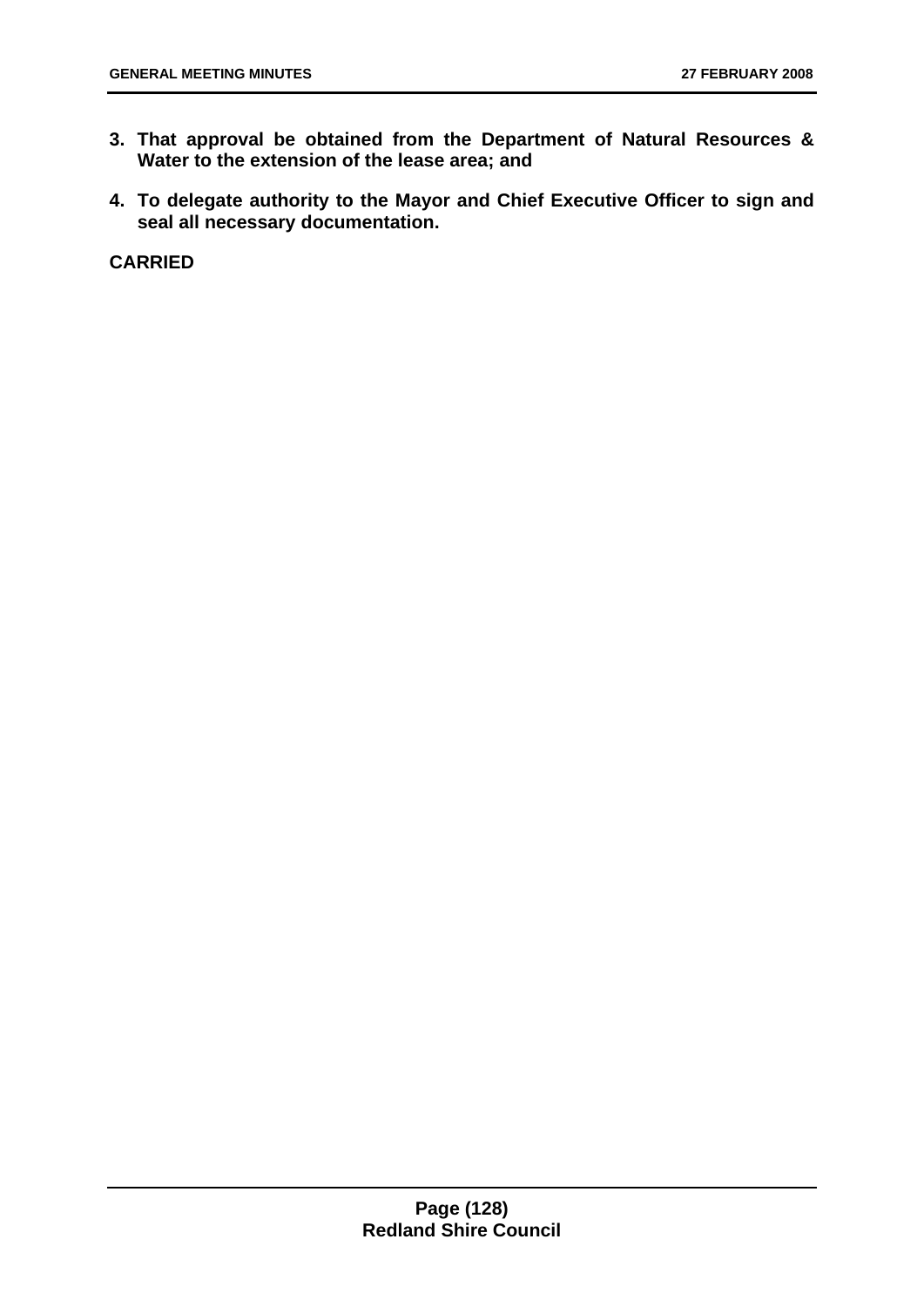3. **That approval be obtained from the Department of Natural Resources & Water to the extension of the lease area; and**

4. **To delegate authority to the Mayor and Chief Executive Officer to sign and seal all necessary documentation.**

**CARRIED**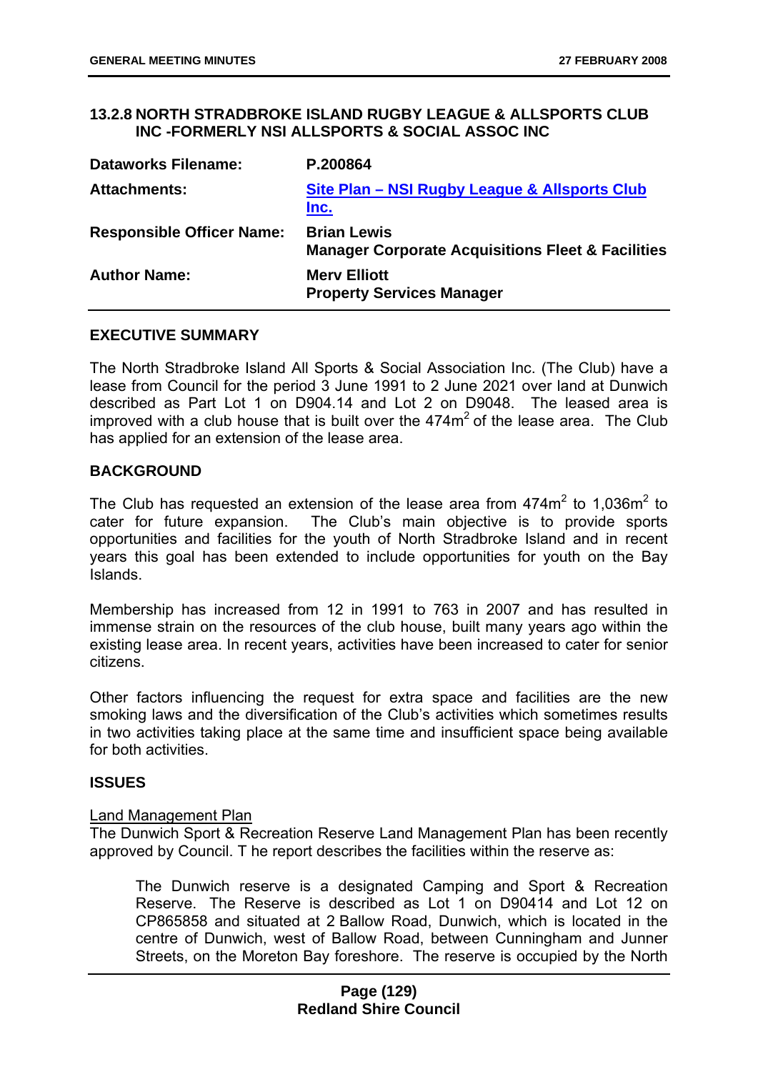### 13.2.8 NORTH STRADBROKE ISLAND RUGBY LEAGUE & ALLSPORTS CLUB INC -FORMERLY NSI ALLSPORTS & SOCIAL ASSOC INC

| | |
|---|---|
| **Dataworks Filename:** | **P.200864** |
| **Attachments:** | **Site Plan – NSI Rugby League & Allsports Club Inc.** |
| **Responsible Officer Name:** | **Brian Lewis**<br>**Manager Corporate Acquisitions Fleet & Facilities** |
| **Author Name:** | **Merv Elliott**<br>**Property Services Manager** |

#### EXECUTIVE SUMMARY

The North Stradbroke Island All Sports & Social Association Inc. (The Club) have a lease from Council for the period 3 June 1991 to 2 June 2021 over land at Dunwich described as Part Lot 1 on D904.14 and Lot 2 on D9048. The leased area is improved with a club house that is built over the 474m$^2$ of the lease area. The Club has applied for an extension of the lease area.

#### BACKGROUND

The Club has requested an extension of the lease area from 474m$^2$ to 1,036m$^2$ to cater for future expansion. The Club's main objective is to provide sports opportunities and facilities for the youth of North Stradbroke Island and in recent years this goal has been extended to include opportunities for youth on the Bay Islands.

Membership has increased from 12 in 1991 to 763 in 2007 and has resulted in immense strain on the resources of the club house, built many years ago within the existing lease area. In recent years, activities have been increased to cater for senior citizens.

Other factors influencing the request for extra space and facilities are the new smoking laws and the diversification of the Club's activities which sometimes results in two activities taking place at the same time and insufficient space being available for both activities.

#### ISSUES

Land Management Plan

The Dunwich Sport & Recreation Reserve Land Management Plan has been recently approved by Council. T he report describes the facilities within the reserve as:

> The Dunwich reserve is a designated Camping and Sport & Recreation Reserve. The Reserve is described as Lot 1 on D90414 and Lot 12 on CP865858 and situated at 2 Ballow Road, Dunwich, which is located in the centre of Dunwich, west of Ballow Road, between Cunningham and Junner Streets, on the Moreton Bay foreshore. The reserve is occupied by the North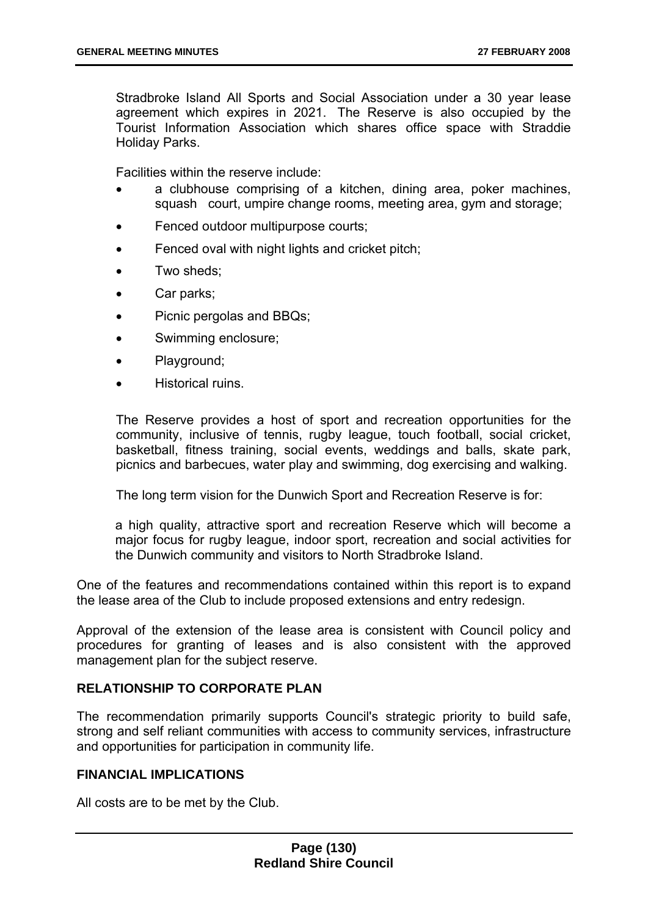Stradbroke Island All Sports and Social Association under a 30 year lease agreement which expires in 2021. The Reserve is also occupied by the Tourist Information Association which shares office space with Straddie Holiday Parks.

Facilities within the reserve include:

- a clubhouse comprising of a kitchen, dining area, poker machines, squash court, umpire change rooms, meeting area, gym and storage;
- Fenced outdoor multipurpose courts;
- Fenced oval with night lights and cricket pitch;
- Two sheds;
- Car parks;
- Picnic pergolas and BBQs;
- Swimming enclosure;
- Playground;
- Historical ruins.

The Reserve provides a host of sport and recreation opportunities for the community, inclusive of tennis, rugby league, touch football, social cricket, basketball, fitness training, social events, weddings and balls, skate park, picnics and barbecues, water play and swimming, dog exercising and walking.

The long term vision for the Dunwich Sport and Recreation Reserve is for:

a high quality, attractive sport and recreation Reserve which will become a major focus for rugby league, indoor sport, recreation and social activities for the Dunwich community and visitors to North Stradbroke Island.

One of the features and recommendations contained within this report is to expand the lease area of the Club to include proposed extensions and entry redesign.

Approval of the extension of the lease area is consistent with Council policy and procedures for granting of leases and is also consistent with the approved management plan for the subject reserve.

**RELATIONSHIP TO CORPORATE PLAN**

The recommendation primarily supports Council's strategic priority to build safe, strong and self reliant communities with access to community services, infrastructure and opportunities for participation in community life.

**FINANCIAL IMPLICATIONS**

All costs are to be met by the Club.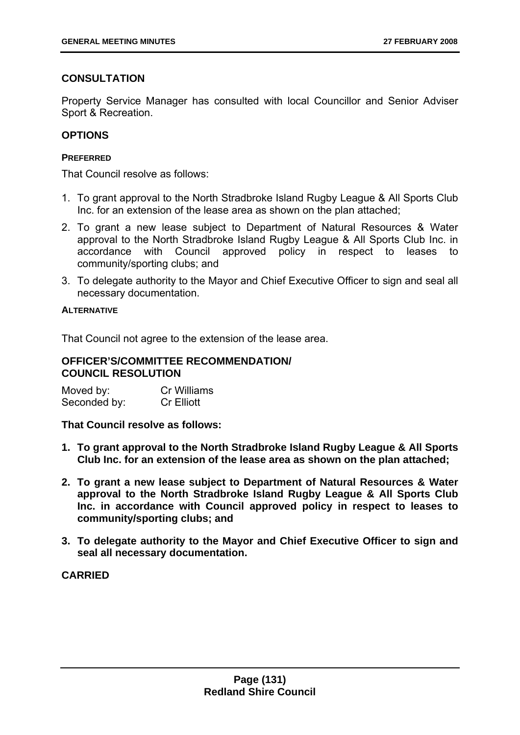## CONSULTATION

Property Service Manager has consulted with local Councillor and Senior Adviser Sport & Recreation.

## OPTIONS

### PREFERRED

That Council resolve as follows:

1. To grant approval to the North Stradbroke Island Rugby League & All Sports Club Inc. for an extension of the lease area as shown on the plan attached;
2. To grant a new lease subject to Department of Natural Resources & Water approval to the North Stradbroke Island Rugby League & All Sports Club Inc. in accordance with Council approved policy in respect to leases to community/sporting clubs; and
3. To delegate authority to the Mayor and Chief Executive Officer to sign and seal all necessary documentation.

### ALTERNATIVE

That Council not agree to the extension of the lease area.

## OFFICER'S/COMMITTEE RECOMMENDATION/ COUNCIL RESOLUTION

Moved by: Cr Williams
Seconded by: Cr Elliott

**That Council resolve as follows:**

1. **To grant approval to the North Stradbroke Island Rugby League & All Sports Club Inc. for an extension of the lease area as shown on the plan attached;**
2. **To grant a new lease subject to Department of Natural Resources & Water approval to the North Stradbroke Island Rugby League & All Sports Club Inc. in accordance with Council approved policy in respect to leases to community/sporting clubs; and**
3. **To delegate authority to the Mayor and Chief Executive Officer to sign and seal all necessary documentation.**

**CARRIED**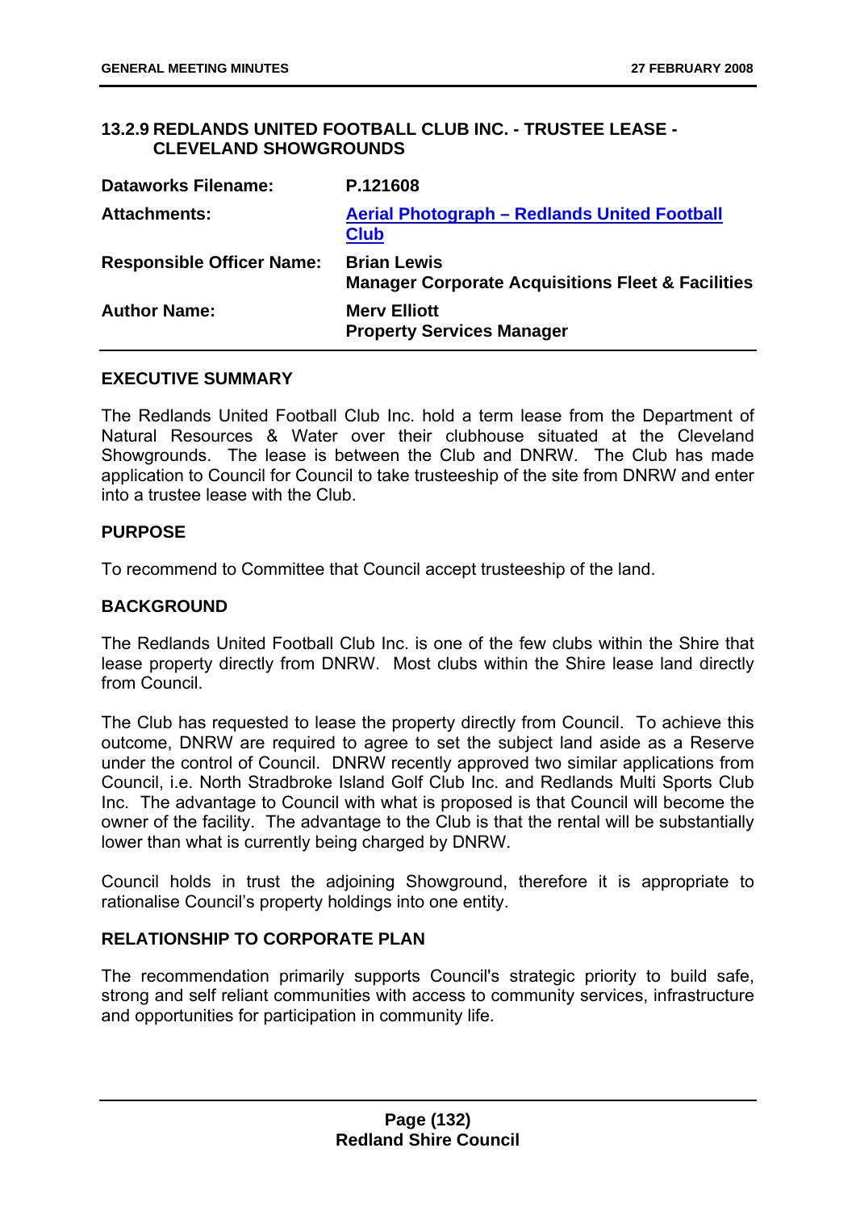### 13.2.9 REDLANDS UNITED FOOTBALL CLUB INC. - TRUSTEE LEASE - CLEVELAND SHOWGROUNDS

| | |
|---|---|
| **Dataworks Filename:** | **P.121608** |
| **Attachments:** | **Aerial Photograph – Redlands United Football Club** |
| **Responsible Officer Name:** | **Brian Lewis**<br>**Manager Corporate Acquisitions Fleet & Facilities** |
| **Author Name:** | **Merv Elliott**<br>**Property Services Manager** |

**EXECUTIVE SUMMARY**

The Redlands United Football Club Inc. hold a term lease from the Department of Natural Resources & Water over their clubhouse situated at the Cleveland Showgrounds. The lease is between the Club and DNRW. The Club has made application to Council for Council to take trusteeship of the site from DNRW and enter into a trustee lease with the Club.

**PURPOSE**

To recommend to Committee that Council accept trusteeship of the land.

**BACKGROUND**

The Redlands United Football Club Inc. is one of the few clubs within the Shire that lease property directly from DNRW. Most clubs within the Shire lease land directly from Council.

The Club has requested to lease the property directly from Council. To achieve this outcome, DNRW are required to agree to set the subject land aside as a Reserve under the control of Council. DNRW recently approved two similar applications from Council, i.e. North Stradbroke Island Golf Club Inc. and Redlands Multi Sports Club Inc. The advantage to Council with what is proposed is that Council will become the owner of the facility. The advantage to the Club is that the rental will be substantially lower than what is currently being charged by DNRW.

Council holds in trust the adjoining Showground, therefore it is appropriate to rationalise Council's property holdings into one entity.

**RELATIONSHIP TO CORPORATE PLAN**

The recommendation primarily supports Council's strategic priority to build safe, strong and self reliant communities with access to community services, infrastructure and opportunities for participation in community life.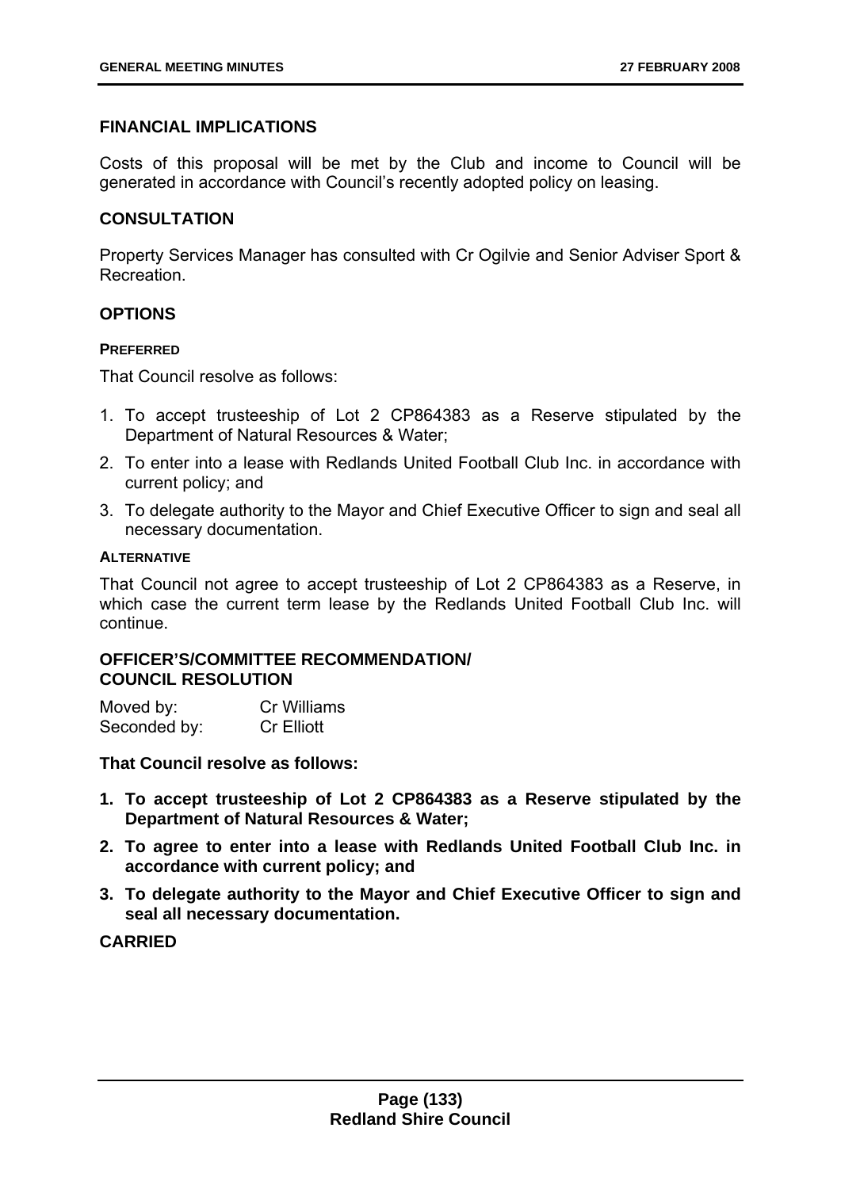## FINANCIAL IMPLICATIONS

Costs of this proposal will be met by the Club and income to Council will be generated in accordance with Council's recently adopted policy on leasing.

## CONSULTATION

Property Services Manager has consulted with Cr Ogilvie and Senior Adviser Sport & Recreation.

## OPTIONS

### PREFERRED

That Council resolve as follows:

1. To accept trusteeship of Lot 2 CP864383 as a Reserve stipulated by the Department of Natural Resources & Water;
2. To enter into a lease with Redlands United Football Club Inc. in accordance with current policy; and
3. To delegate authority to the Mayor and Chief Executive Officer to sign and seal all necessary documentation.

### ALTERNATIVE

That Council not agree to accept trusteeship of Lot 2 CP864383 as a Reserve, in which case the current term lease by the Redlands United Football Club Inc. will continue.

## OFFICER'S/COMMITTEE RECOMMENDATION/ COUNCIL RESOLUTION

Moved by: Cr Williams
Seconded by: Cr Elliott

**That Council resolve as follows:**

1. **To accept trusteeship of Lot 2 CP864383 as a Reserve stipulated by the Department of Natural Resources & Water;**
2. **To agree to enter into a lease with Redlands United Football Club Inc. in accordance with current policy; and**
3. **To delegate authority to the Mayor and Chief Executive Officer to sign and seal all necessary documentation.**

**CARRIED**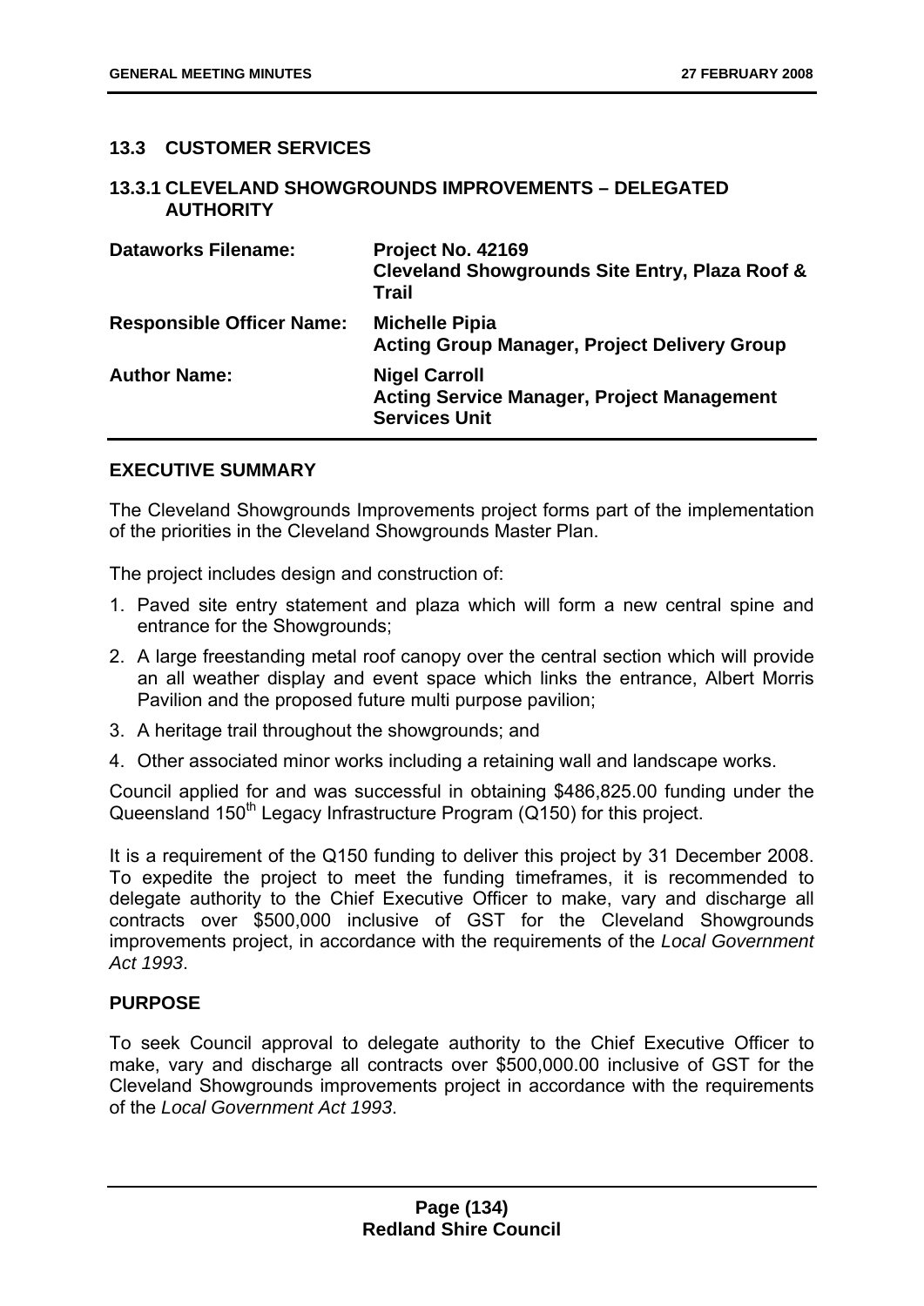## 13.3 CUSTOMER SERVICES

### 13.3.1 CLEVELAND SHOWGROUNDS IMPROVEMENTS – DELEGATED AUTHORITY

| | |
|---|---|
| **Dataworks Filename:** | **Project No. 42169**<br>**Cleveland Showgrounds Site Entry, Plaza Roof & Trail** |
| **Responsible Officer Name:** | **Michelle Pipia**<br>**Acting Group Manager, Project Delivery Group** |
| **Author Name:** | **Nigel Carroll**<br>**Acting Service Manager, Project Management Services Unit** |

**EXECUTIVE SUMMARY**

The Cleveland Showgrounds Improvements project forms part of the implementation of the priorities in the Cleveland Showgrounds Master Plan.

The project includes design and construction of:

1. Paved site entry statement and plaza which will form a new central spine and entrance for the Showgrounds;
2. A large freestanding metal roof canopy over the central section which will provide an all weather display and event space which links the entrance, Albert Morris Pavilion and the proposed future multi purpose pavilion;
3. A heritage trail throughout the showgrounds; and
4. Other associated minor works including a retaining wall and landscape works.

Council applied for and was successful in obtaining $486,825.00 funding under the Queensland 150th Legacy Infrastructure Program (Q150) for this project.

It is a requirement of the Q150 funding to deliver this project by 31 December 2008. To expedite the project to meet the funding timeframes, it is recommended to delegate authority to the Chief Executive Officer to make, vary and discharge all contracts over $500,000 inclusive of GST for the Cleveland Showgrounds improvements project, in accordance with the requirements of the *Local Government Act 1993*.

**PURPOSE**

To seek Council approval to delegate authority to the Chief Executive Officer to make, vary and discharge all contracts over $500,000.00 inclusive of GST for the Cleveland Showgrounds improvements project in accordance with the requirements of the *Local Government Act 1993*.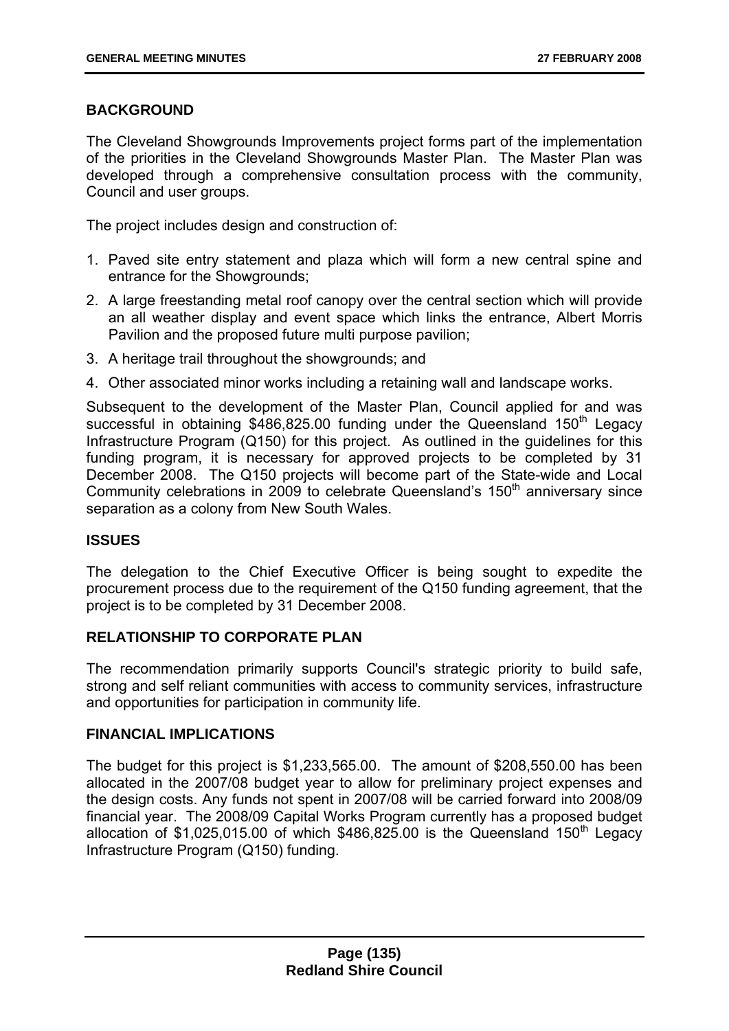## BACKGROUND

The Cleveland Showgrounds Improvements project forms part of the implementation of the priorities in the Cleveland Showgrounds Master Plan. The Master Plan was developed through a comprehensive consultation process with the community, Council and user groups.

The project includes design and construction of:

1. Paved site entry statement and plaza which will form a new central spine and entrance for the Showgrounds;
2. A large freestanding metal roof canopy over the central section which will provide an all weather display and event space which links the entrance, Albert Morris Pavilion and the proposed future multi purpose pavilion;
3. A heritage trail throughout the showgrounds; and
4. Other associated minor works including a retaining wall and landscape works.

Subsequent to the development of the Master Plan, Council applied for and was successful in obtaining $486,825.00 funding under the Queensland 150th Legacy Infrastructure Program (Q150) for this project. As outlined in the guidelines for this funding program, it is necessary for approved projects to be completed by 31 December 2008. The Q150 projects will become part of the State-wide and Local Community celebrations in 2009 to celebrate Queensland's 150th anniversary since separation as a colony from New South Wales.

## ISSUES

The delegation to the Chief Executive Officer is being sought to expedite the procurement process due to the requirement of the Q150 funding agreement, that the project is to be completed by 31 December 2008.

## RELATIONSHIP TO CORPORATE PLAN

The recommendation primarily supports Council's strategic priority to build safe, strong and self reliant communities with access to community services, infrastructure and opportunities for participation in community life.

## FINANCIAL IMPLICATIONS

The budget for this project is $1,233,565.00. The amount of $208,550.00 has been allocated in the 2007/08 budget year to allow for preliminary project expenses and the design costs. Any funds not spent in 2007/08 will be carried forward into 2008/09 financial year. The 2008/09 Capital Works Program currently has a proposed budget allocation of $1,025,015.00 of which $486,825.00 is the Queensland 150th Legacy Infrastructure Program (Q150) funding.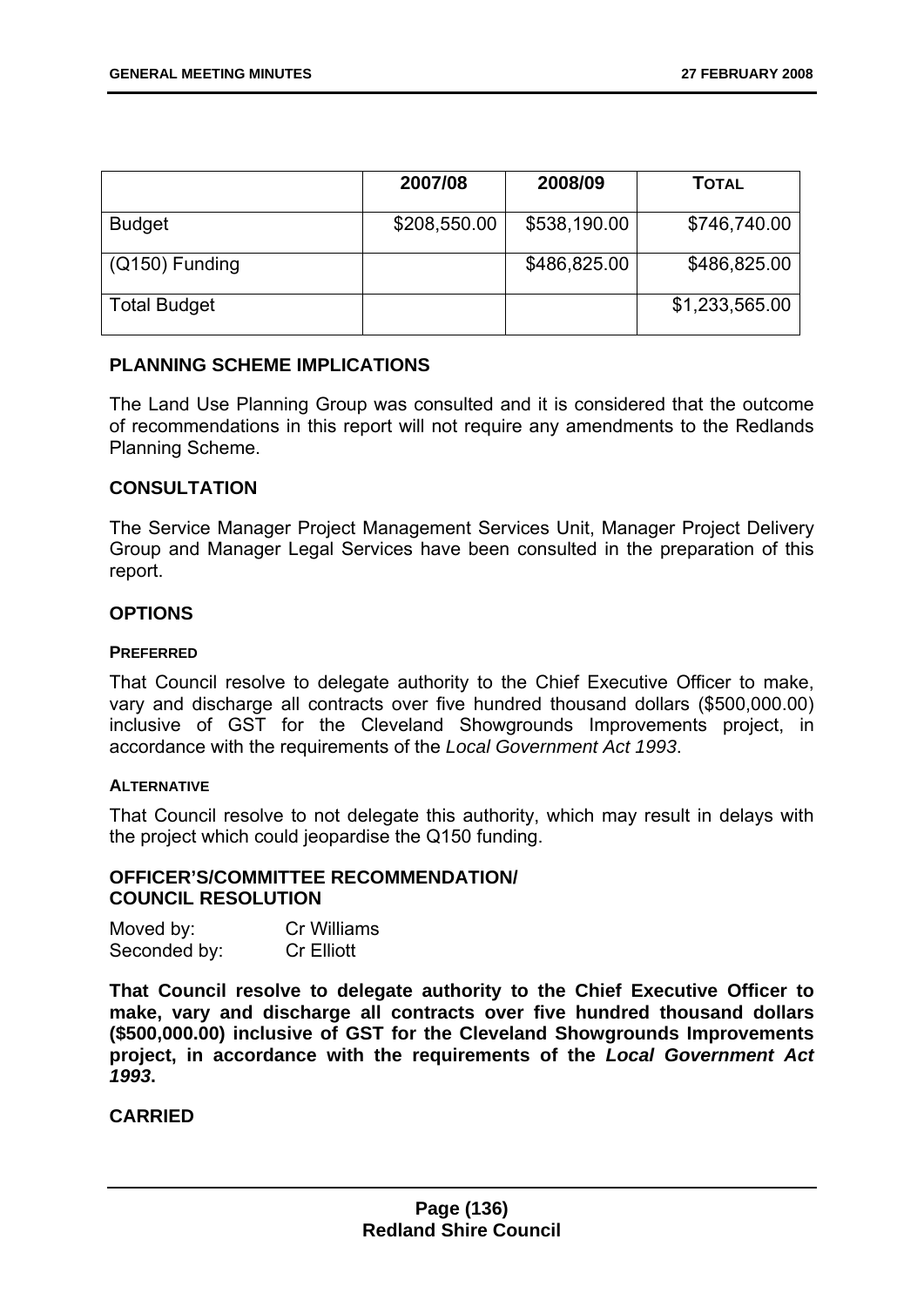| | 2007/08 | 2008/09 | TOTAL |
|---|---|---|---|
| Budget | \$208,550.00 | \$538,190.00 | \$746,740.00 |
| (Q150) Funding | | \$486,825.00 | \$486,825.00 |
| Total Budget | | | \$1,233,565.00 |

## PLANNING SCHEME IMPLICATIONS

The Land Use Planning Group was consulted and it is considered that the outcome of recommendations in this report will not require any amendments to the Redlands Planning Scheme.

## CONSULTATION

The Service Manager Project Management Services Unit, Manager Project Delivery Group and Manager Legal Services have been consulted in the preparation of this report.

## OPTIONS

### PREFERRED

That Council resolve to delegate authority to the Chief Executive Officer to make, vary and discharge all contracts over five hundred thousand dollars (\$500,000.00) inclusive of GST for the Cleveland Showgrounds Improvements project, in accordance with the requirements of the *Local Government Act 1993*.

### ALTERNATIVE

That Council resolve to not delegate this authority, which may result in delays with the project which could jeopardise the Q150 funding.

## OFFICER'S/COMMITTEE RECOMMENDATION/ COUNCIL RESOLUTION

Moved by: Cr Williams
Seconded by: Cr Elliott

**That Council resolve to delegate authority to the Chief Executive Officer to make, vary and discharge all contracts over five hundred thousand dollars (\$500,000.00) inclusive of GST for the Cleveland Showgrounds Improvements project, in accordance with the requirements of the *Local Government Act 1993*.**

**CARRIED**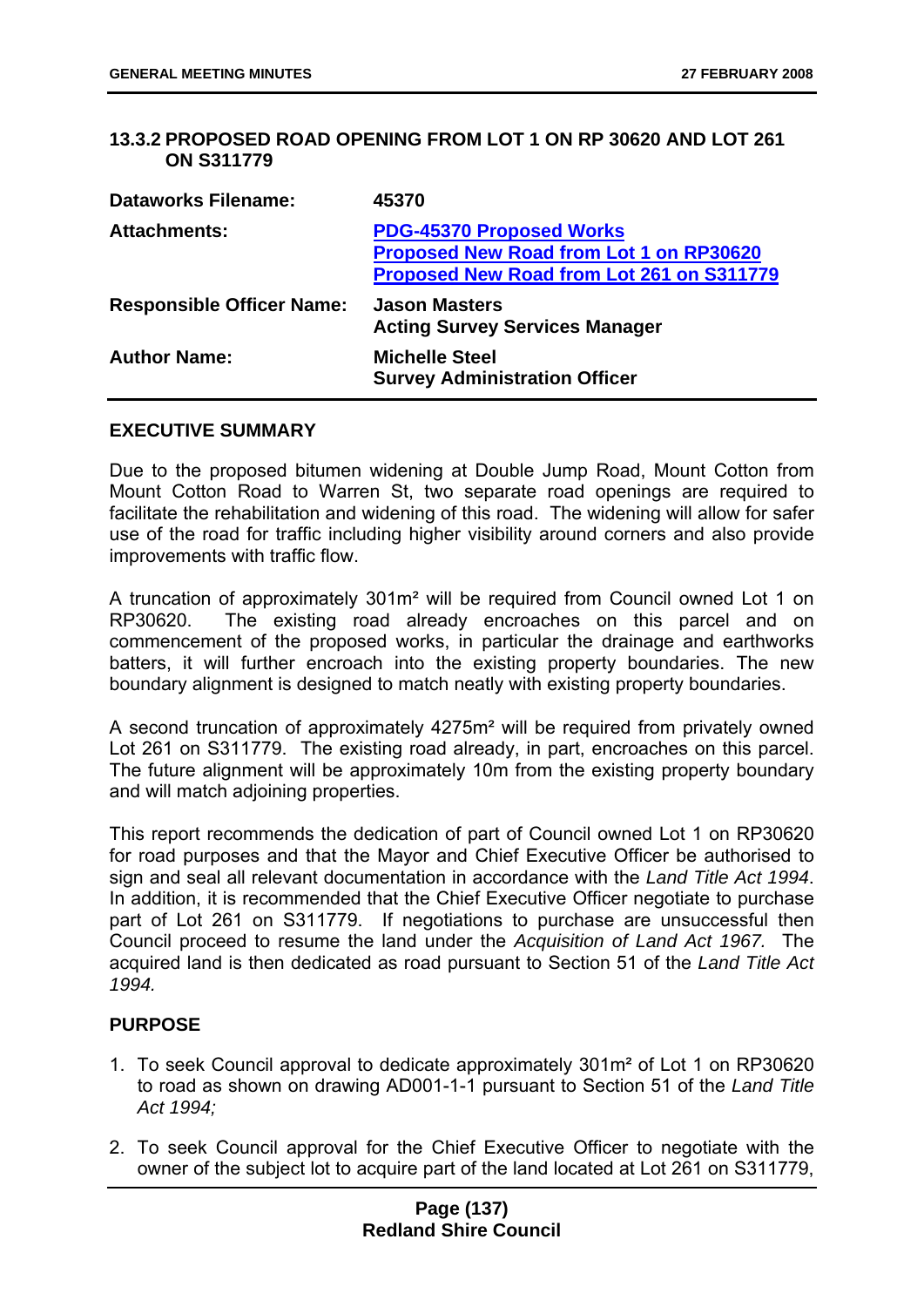### 13.3.2 PROPOSED ROAD OPENING FROM LOT 1 ON RP 30620 AND LOT 261 ON S311779

| | |
|---|---|
| **Dataworks Filename:** | **45370** |
| **Attachments:** | **PDG-45370 Proposed Works**<br>**Proposed New Road from Lot 1 on RP30620**<br>**Proposed New Road from Lot 261 on S311779** |
| **Responsible Officer Name:** | **Jason Masters**<br>**Acting Survey Services Manager** |
| **Author Name:** | **Michelle Steel**<br>**Survey Administration Officer** |

**EXECUTIVE SUMMARY**

Due to the proposed bitumen widening at Double Jump Road, Mount Cotton from Mount Cotton Road to Warren St, two separate road openings are required to facilitate the rehabilitation and widening of this road. The widening will allow for safer use of the road for traffic including higher visibility around corners and also provide improvements with traffic flow.

A truncation of approximately 301m² will be required from Council owned Lot 1 on RP30620. The existing road already encroaches on this parcel and on commencement of the proposed works, in particular the drainage and earthworks batters, it will further encroach into the existing property boundaries. The new boundary alignment is designed to match neatly with existing property boundaries.

A second truncation of approximately 4275m² will be required from privately owned Lot 261 on S311779. The existing road already, in part, encroaches on this parcel. The future alignment will be approximately 10m from the existing property boundary and will match adjoining properties.

This report recommends the dedication of part of Council owned Lot 1 on RP30620 for road purposes and that the Mayor and Chief Executive Officer be authorised to sign and seal all relevant documentation in accordance with the *Land Title Act 1994*. In addition, it is recommended that the Chief Executive Officer negotiate to purchase part of Lot 261 on S311779. If negotiations to purchase are unsuccessful then Council proceed to resume the land under the *Acquisition of Land Act 1967.* The acquired land is then dedicated as road pursuant to Section 51 of the *Land Title Act 1994.*

**PURPOSE**

1. To seek Council approval to dedicate approximately 301m² of Lot 1 on RP30620 to road as shown on drawing AD001-1-1 pursuant to Section 51 of the *Land Title Act 1994;*

2. To seek Council approval for the Chief Executive Officer to negotiate with the owner of the subject lot to acquire part of the land located at Lot 261 on S311779,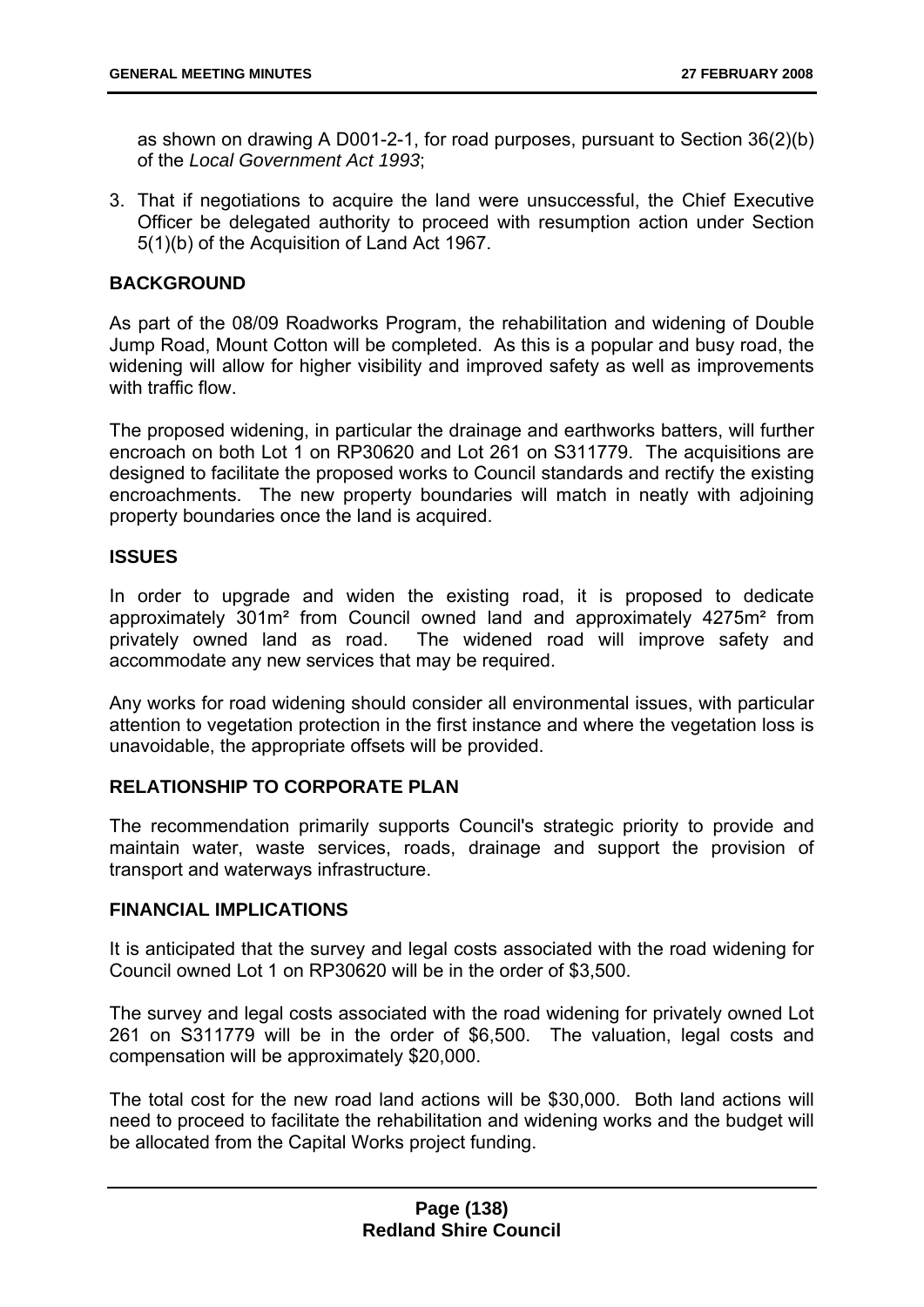as shown on drawing A D001-2-1, for road purposes, pursuant to Section 36(2)(b) of the *Local Government Act 1993*;

3. That if negotiations to acquire the land were unsuccessful, the Chief Executive Officer be delegated authority to proceed with resumption action under Section 5(1)(b) of the Acquisition of Land Act 1967.

## BACKGROUND

As part of the 08/09 Roadworks Program, the rehabilitation and widening of Double Jump Road, Mount Cotton will be completed. As this is a popular and busy road, the widening will allow for higher visibility and improved safety as well as improvements with traffic flow.

The proposed widening, in particular the drainage and earthworks batters, will further encroach on both Lot 1 on RP30620 and Lot 261 on S311779. The acquisitions are designed to facilitate the proposed works to Council standards and rectify the existing encroachments. The new property boundaries will match in neatly with adjoining property boundaries once the land is acquired.

## ISSUES

In order to upgrade and widen the existing road, it is proposed to dedicate approximately 301m² from Council owned land and approximately 4275m² from privately owned land as road. The widened road will improve safety and accommodate any new services that may be required.

Any works for road widening should consider all environmental issues, with particular attention to vegetation protection in the first instance and where the vegetation loss is unavoidable, the appropriate offsets will be provided.

## RELATIONSHIP TO CORPORATE PLAN

The recommendation primarily supports Council's strategic priority to provide and maintain water, waste services, roads, drainage and support the provision of transport and waterways infrastructure.

## FINANCIAL IMPLICATIONS

It is anticipated that the survey and legal costs associated with the road widening for Council owned Lot 1 on RP30620 will be in the order of $3,500.

The survey and legal costs associated with the road widening for privately owned Lot 261 on S311779 will be in the order of $6,500. The valuation, legal costs and compensation will be approximately $20,000.

The total cost for the new road land actions will be $30,000. Both land actions will need to proceed to facilitate the rehabilitation and widening works and the budget will be allocated from the Capital Works project funding.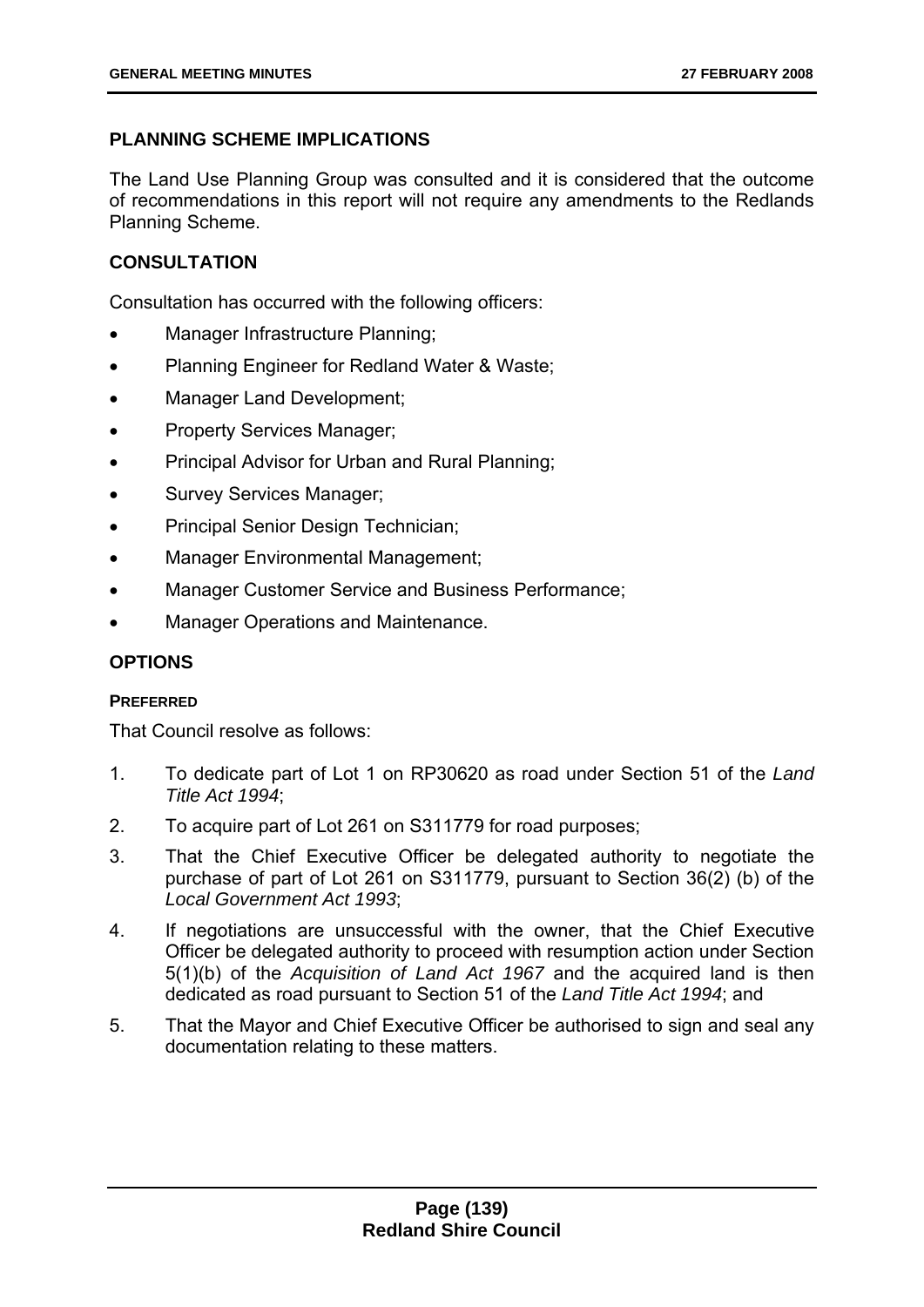## PLANNING SCHEME IMPLICATIONS

The Land Use Planning Group was consulted and it is considered that the outcome of recommendations in this report will not require any amendments to the Redlands Planning Scheme.

## CONSULTATION

Consultation has occurred with the following officers:

- Manager Infrastructure Planning;
- Planning Engineer for Redland Water & Waste;
- Manager Land Development;
- Property Services Manager;
- Principal Advisor for Urban and Rural Planning;
- Survey Services Manager;
- Principal Senior Design Technician;
- Manager Environmental Management;
- Manager Customer Service and Business Performance;
- Manager Operations and Maintenance.

## OPTIONS

### PREFERRED

That Council resolve as follows:

1. To dedicate part of Lot 1 on RP30620 as road under Section 51 of the *Land Title Act 1994*;
2. To acquire part of Lot 261 on S311779 for road purposes;
3. That the Chief Executive Officer be delegated authority to negotiate the purchase of part of Lot 261 on S311779, pursuant to Section 36(2) (b) of the *Local Government Act 1993*;
4. If negotiations are unsuccessful with the owner, that the Chief Executive Officer be delegated authority to proceed with resumption action under Section 5(1)(b) of the *Acquisition of Land Act 1967* and the acquired land is then dedicated as road pursuant to Section 51 of the *Land Title Act 1994*; and
5. That the Mayor and Chief Executive Officer be authorised to sign and seal any documentation relating to these matters.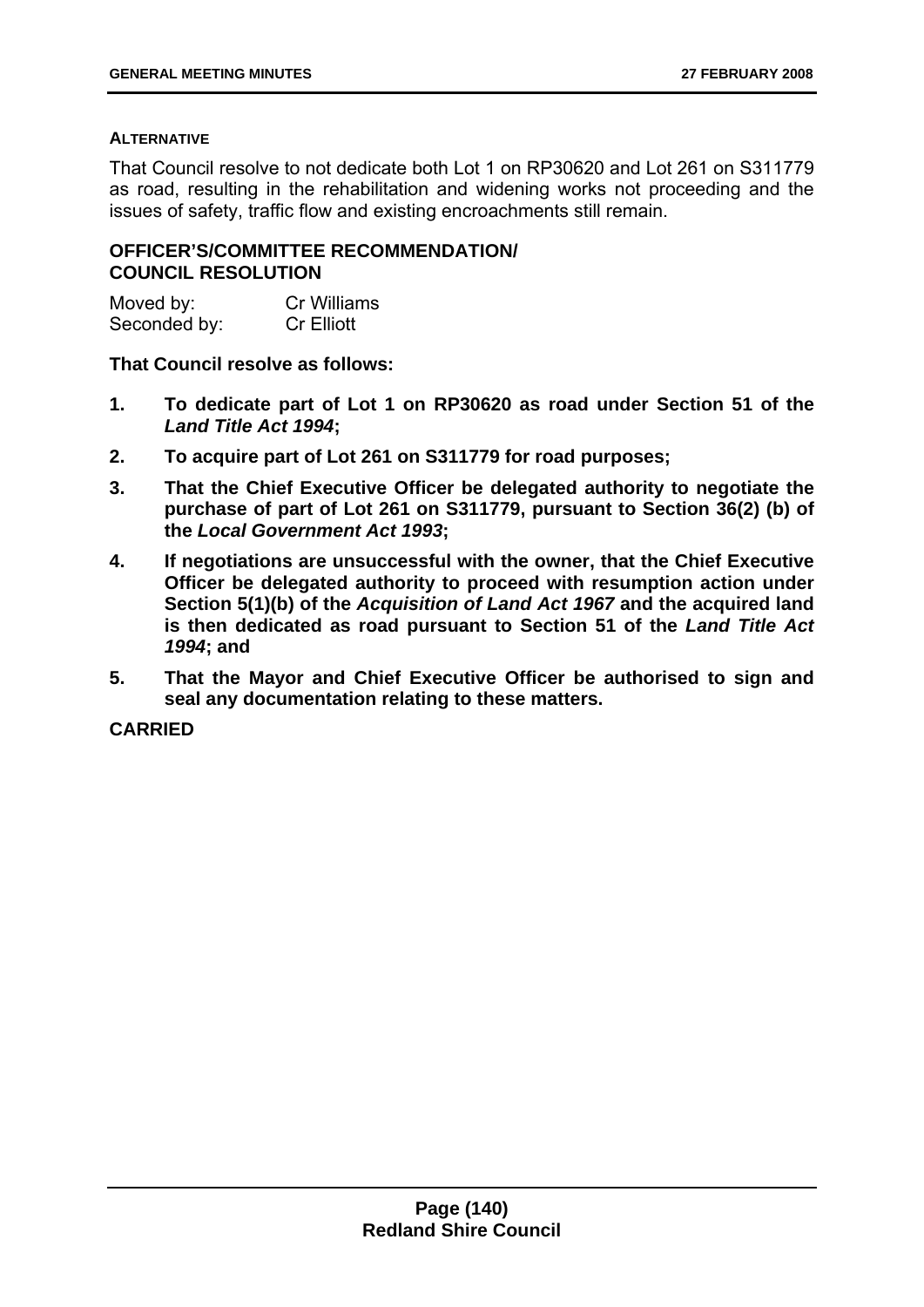**ALTERNATIVE**

That Council resolve to not dedicate both Lot 1 on RP30620 and Lot 261 on S311779 as road, resulting in the rehabilitation and widening works not proceeding and the issues of safety, traffic flow and existing encroachments still remain.

**OFFICER'S/COMMITTEE RECOMMENDATION/ COUNCIL RESOLUTION**

| Moved by: | Cr Williams |
|---|---|
| Seconded by: | Cr Elliott |

**That Council resolve as follows:**

1. **To dedicate part of Lot 1 on RP30620 as road under Section 51 of the *Land Title Act 1994*;**
2. **To acquire part of Lot 261 on S311779 for road purposes;**
3. **That the Chief Executive Officer be delegated authority to negotiate the purchase of part of Lot 261 on S311779, pursuant to Section 36(2) (b) of the *Local Government Act 1993*;**
4. **If negotiations are unsuccessful with the owner, that the Chief Executive Officer be delegated authority to proceed with resumption action under Section 5(1)(b) of the *Acquisition of Land Act 1967* and the acquired land is then dedicated as road pursuant to Section 51 of the *Land Title Act 1994*; and**
5. **That the Mayor and Chief Executive Officer be authorised to sign and seal any documentation relating to these matters.**

**CARRIED**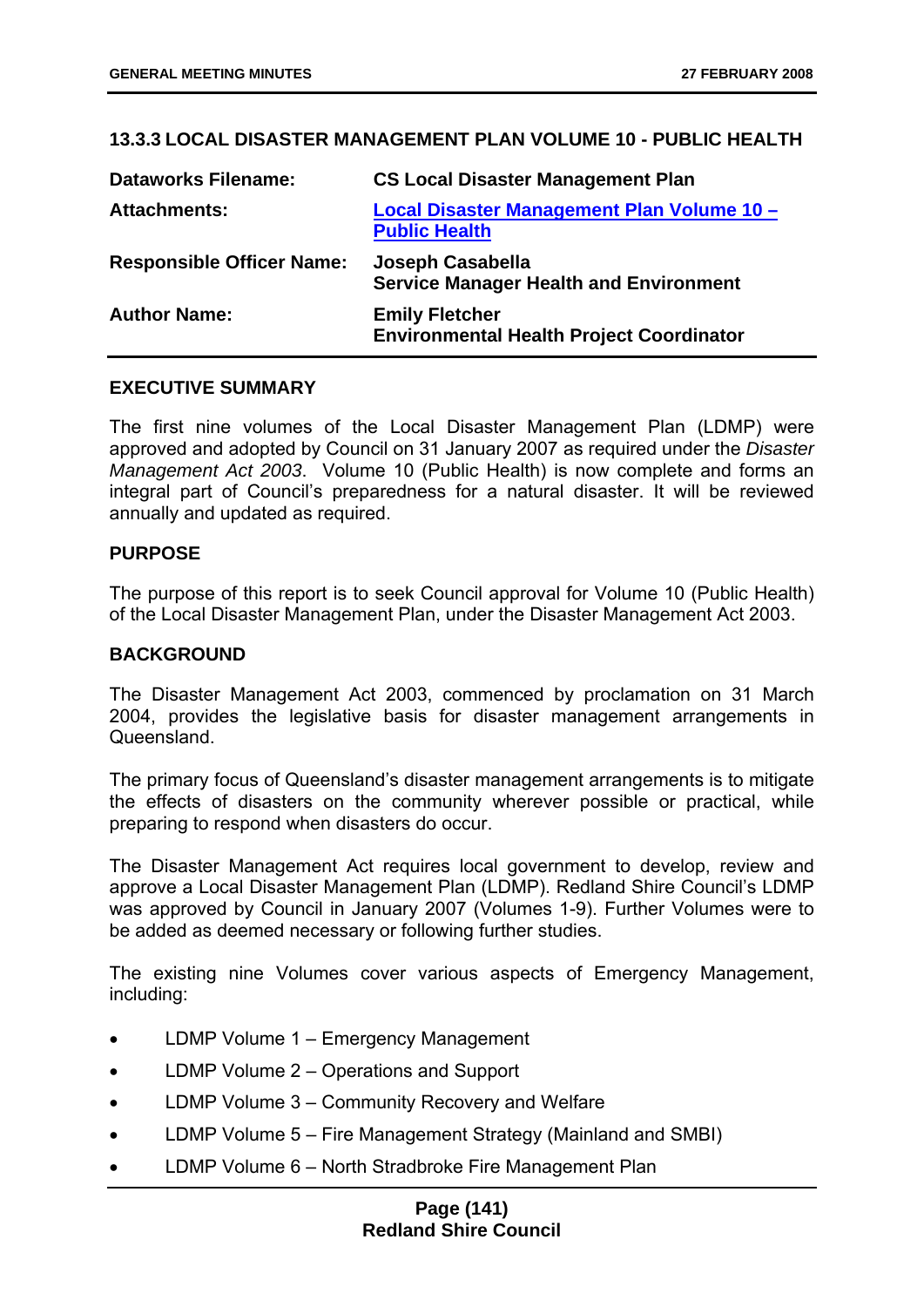## 13.3.3 LOCAL DISASTER MANAGEMENT PLAN VOLUME 10 - PUBLIC HEALTH

| | |
|---|---|
| **Dataworks Filename:** | **CS Local Disaster Management Plan** |
| **Attachments:** | **Local Disaster Management Plan Volume 10 – Public Health** |
| **Responsible Officer Name:** | **Joseph Casabella**<br>**Service Manager Health and Environment** |
| **Author Name:** | **Emily Fletcher**<br>**Environmental Health Project Coordinator** |

### EXECUTIVE SUMMARY

The first nine volumes of the Local Disaster Management Plan (LDMP) were approved and adopted by Council on 31 January 2007 as required under the *Disaster Management Act 2003*. Volume 10 (Public Health) is now complete and forms an integral part of Council's preparedness for a natural disaster. It will be reviewed annually and updated as required.

### PURPOSE

The purpose of this report is to seek Council approval for Volume 10 (Public Health) of the Local Disaster Management Plan, under the Disaster Management Act 2003.

### BACKGROUND

The Disaster Management Act 2003, commenced by proclamation on 31 March 2004, provides the legislative basis for disaster management arrangements in Queensland.

The primary focus of Queensland's disaster management arrangements is to mitigate the effects of disasters on the community wherever possible or practical, while preparing to respond when disasters do occur.

The Disaster Management Act requires local government to develop, review and approve a Local Disaster Management Plan (LDMP). Redland Shire Council's LDMP was approved by Council in January 2007 (Volumes 1-9). Further Volumes were to be added as deemed necessary or following further studies.

The existing nine Volumes cover various aspects of Emergency Management, including:

- LDMP Volume 1 – Emergency Management
- LDMP Volume 2 – Operations and Support
- LDMP Volume 3 – Community Recovery and Welfare
- LDMP Volume 5 – Fire Management Strategy (Mainland and SMBI)
- LDMP Volume 6 – North Stradbroke Fire Management Plan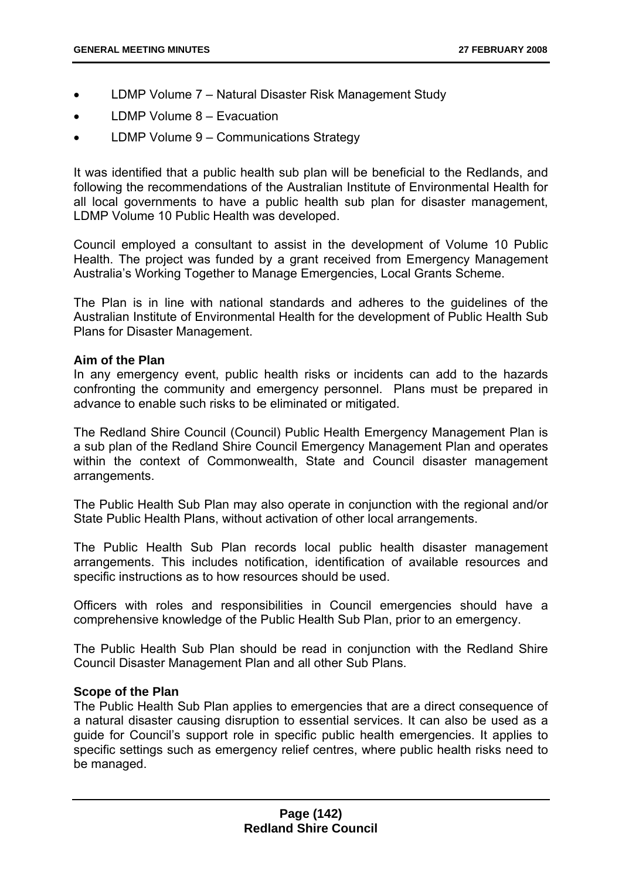- LDMP Volume 7 – Natural Disaster Risk Management Study
- LDMP Volume 8 – Evacuation
- LDMP Volume 9 – Communications Strategy

It was identified that a public health sub plan will be beneficial to the Redlands, and following the recommendations of the Australian Institute of Environmental Health for all local governments to have a public health sub plan for disaster management, LDMP Volume 10 Public Health was developed.

Council employed a consultant to assist in the development of Volume 10 Public Health. The project was funded by a grant received from Emergency Management Australia's Working Together to Manage Emergencies, Local Grants Scheme.

The Plan is in line with national standards and adheres to the guidelines of the Australian Institute of Environmental Health for the development of Public Health Sub Plans for Disaster Management.

**Aim of the Plan**

In any emergency event, public health risks or incidents can add to the hazards confronting the community and emergency personnel. Plans must be prepared in advance to enable such risks to be eliminated or mitigated.

The Redland Shire Council (Council) Public Health Emergency Management Plan is a sub plan of the Redland Shire Council Emergency Management Plan and operates within the context of Commonwealth, State and Council disaster management arrangements.

The Public Health Sub Plan may also operate in conjunction with the regional and/or State Public Health Plans, without activation of other local arrangements.

The Public Health Sub Plan records local public health disaster management arrangements. This includes notification, identification of available resources and specific instructions as to how resources should be used.

Officers with roles and responsibilities in Council emergencies should have a comprehensive knowledge of the Public Health Sub Plan, prior to an emergency.

The Public Health Sub Plan should be read in conjunction with the Redland Shire Council Disaster Management Plan and all other Sub Plans.

**Scope of the Plan**

The Public Health Sub Plan applies to emergencies that are a direct consequence of a natural disaster causing disruption to essential services. It can also be used as a guide for Council's support role in specific public health emergencies. It applies to specific settings such as emergency relief centres, where public health risks need to be managed.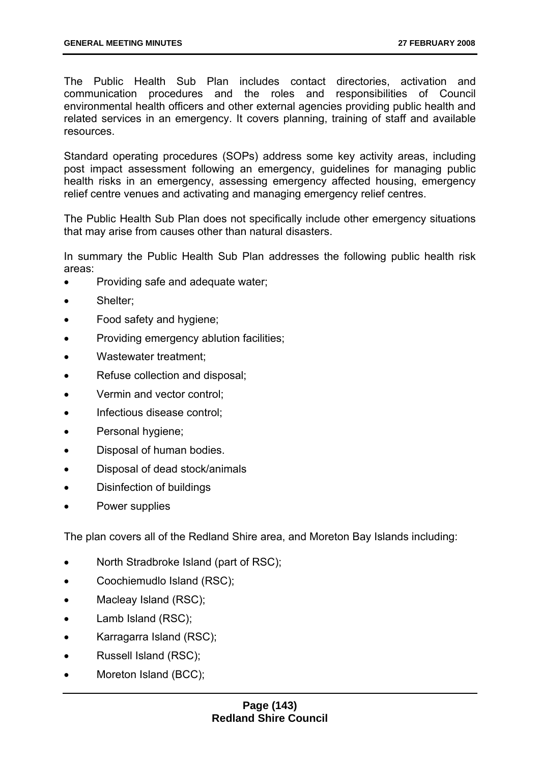The Public Health Sub Plan includes contact directories, activation and communication procedures and the roles and responsibilities of Council environmental health officers and other external agencies providing public health and related services in an emergency. It covers planning, training of staff and available resources.

Standard operating procedures (SOPs) address some key activity areas, including post impact assessment following an emergency, guidelines for managing public health risks in an emergency, assessing emergency affected housing, emergency relief centre venues and activating and managing emergency relief centres.

The Public Health Sub Plan does not specifically include other emergency situations that may arise from causes other than natural disasters.

In summary the Public Health Sub Plan addresses the following public health risk areas:

- Providing safe and adequate water;
- Shelter;
- Food safety and hygiene;
- Providing emergency ablution facilities;
- Wastewater treatment;
- Refuse collection and disposal;
- Vermin and vector control;
- Infectious disease control;
- Personal hygiene;
- Disposal of human bodies.
- Disposal of dead stock/animals
- Disinfection of buildings
- Power supplies

The plan covers all of the Redland Shire area, and Moreton Bay Islands including:

- North Stradbroke Island (part of RSC);
- Coochiemudlo Island (RSC);
- Macleay Island (RSC);
- Lamb Island (RSC);
- Karragarra Island (RSC);
- Russell Island (RSC);
- Moreton Island (BCC);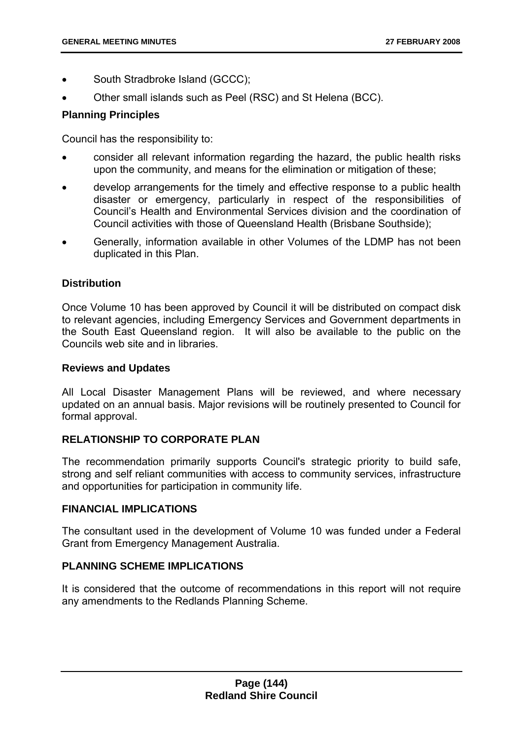- South Stradbroke Island (GCCC);
- Other small islands such as Peel (RSC) and St Helena (BCC).

**Planning Principles**

Council has the responsibility to:

- consider all relevant information regarding the hazard, the public health risks upon the community, and means for the elimination or mitigation of these;
- develop arrangements for the timely and effective response to a public health disaster or emergency, particularly in respect of the responsibilities of Council's Health and Environmental Services division and the coordination of Council activities with those of Queensland Health (Brisbane Southside);
- Generally, information available in other Volumes of the LDMP has not been duplicated in this Plan.

**Distribution**

Once Volume 10 has been approved by Council it will be distributed on compact disk to relevant agencies, including Emergency Services and Government departments in the South East Queensland region. It will also be available to the public on the Councils web site and in libraries.

**Reviews and Updates**

All Local Disaster Management Plans will be reviewed, and where necessary updated on an annual basis. Major revisions will be routinely presented to Council for formal approval.

## RELATIONSHIP TO CORPORATE PLAN

The recommendation primarily supports Council's strategic priority to build safe, strong and self reliant communities with access to community services, infrastructure and opportunities for participation in community life.

## FINANCIAL IMPLICATIONS

The consultant used in the development of Volume 10 was funded under a Federal Grant from Emergency Management Australia.

## PLANNING SCHEME IMPLICATIONS

It is considered that the outcome of recommendations in this report will not require any amendments to the Redlands Planning Scheme.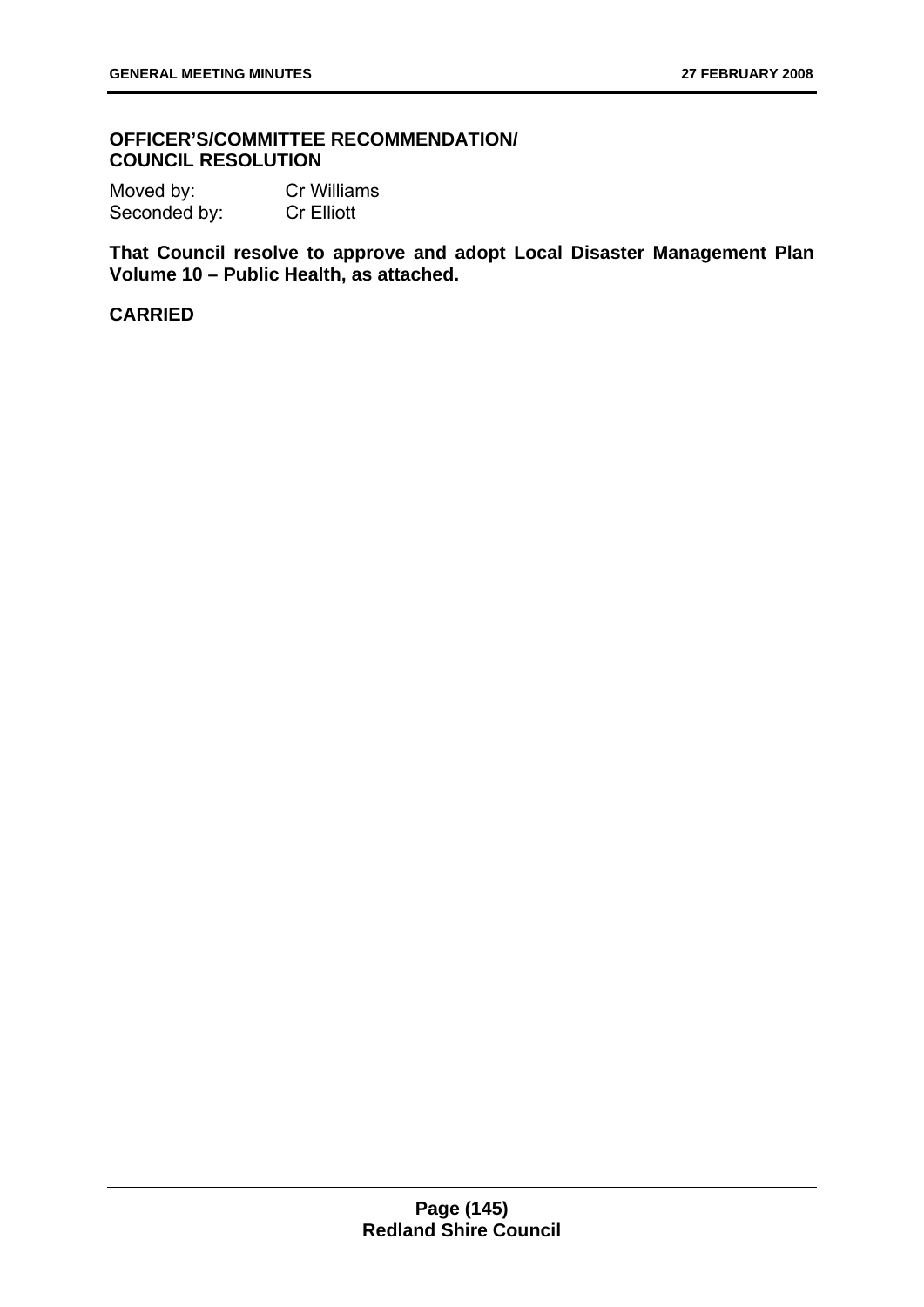**OFFICER'S/COMMITTEE RECOMMENDATION/ COUNCIL RESOLUTION**

Moved by: Cr Williams
Seconded by: Cr Elliott

**That Council resolve to approve and adopt Local Disaster Management Plan Volume 10 – Public Health, as attached.**

**CARRIED**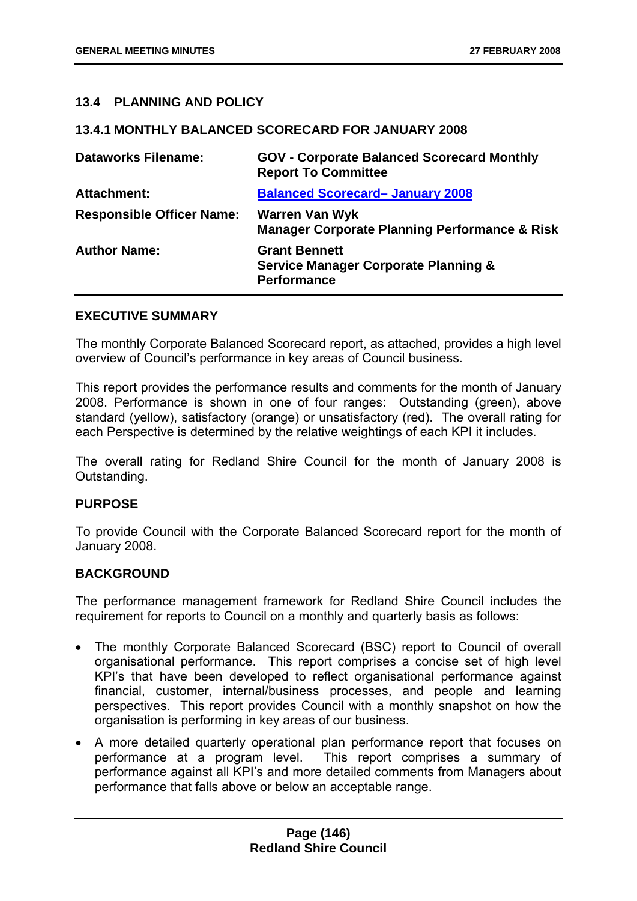## 13.4 PLANNING AND POLICY

### 13.4.1 MONTHLY BALANCED SCORECARD FOR JANUARY 2008

| | |
|---|---|
| **Dataworks Filename:** | **GOV - Corporate Balanced Scorecard Monthly Report To Committee** |
| **Attachment:** | **Balanced Scorecard– January 2008** |
| **Responsible Officer Name:** | **Warren Van Wyk**<br>**Manager Corporate Planning Performance & Risk** |
| **Author Name:** | **Grant Bennett**<br>**Service Manager Corporate Planning & Performance** |

**EXECUTIVE SUMMARY**

The monthly Corporate Balanced Scorecard report, as attached, provides a high level overview of Council's performance in key areas of Council business.

This report provides the performance results and comments for the month of January 2008. Performance is shown in one of four ranges: Outstanding (green), above standard (yellow), satisfactory (orange) or unsatisfactory (red). The overall rating for each Perspective is determined by the relative weightings of each KPI it includes.

The overall rating for Redland Shire Council for the month of January 2008 is Outstanding.

**PURPOSE**

To provide Council with the Corporate Balanced Scorecard report for the month of January 2008.

**BACKGROUND**

The performance management framework for Redland Shire Council includes the requirement for reports to Council on a monthly and quarterly basis as follows:

- The monthly Corporate Balanced Scorecard (BSC) report to Council of overall organisational performance. This report comprises a concise set of high level KPI's that have been developed to reflect organisational performance against financial, customer, internal/business processes, and people and learning perspectives. This report provides Council with a monthly snapshot on how the organisation is performing in key areas of our business.
- A more detailed quarterly operational plan performance report that focuses on performance at a program level. This report comprises a summary of performance against all KPI's and more detailed comments from Managers about performance that falls above or below an acceptable range.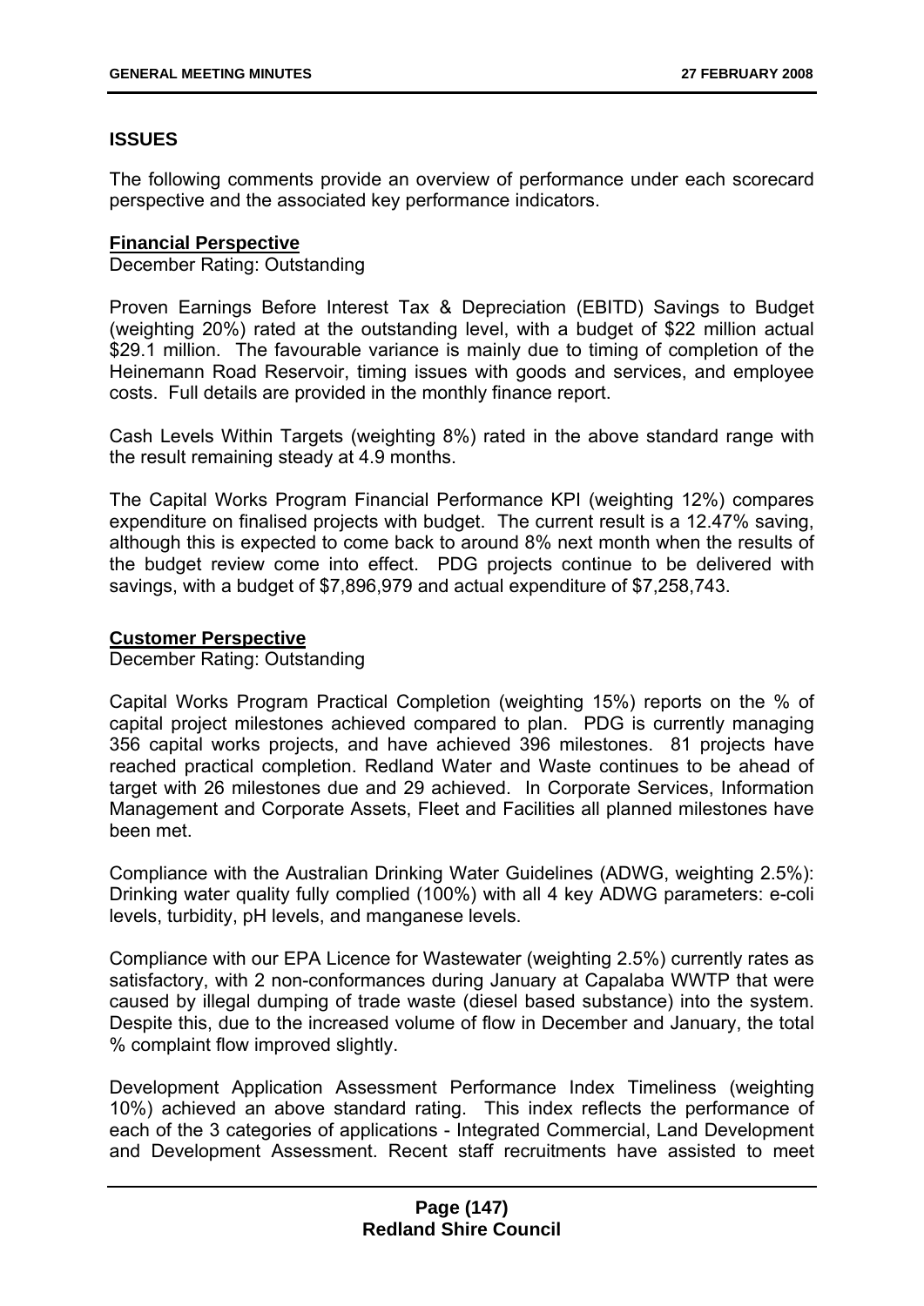## ISSUES

The following comments provide an overview of performance under each scorecard perspective and the associated key performance indicators.

**Financial Perspective**

December Rating: Outstanding

Proven Earnings Before Interest Tax & Depreciation (EBITD) Savings to Budget (weighting 20%) rated at the outstanding level, with a budget of \$22 million actual \$29.1 million. The favourable variance is mainly due to timing of completion of the Heinemann Road Reservoir, timing issues with goods and services, and employee costs. Full details are provided in the monthly finance report.

Cash Levels Within Targets (weighting 8%) rated in the above standard range with the result remaining steady at 4.9 months.

The Capital Works Program Financial Performance KPI (weighting 12%) compares expenditure on finalised projects with budget. The current result is a 12.47% saving, although this is expected to come back to around 8% next month when the results of the budget review come into effect. PDG projects continue to be delivered with savings, with a budget of \$7,896,979 and actual expenditure of \$7,258,743.

**Customer Perspective**

December Rating: Outstanding

Capital Works Program Practical Completion (weighting 15%) reports on the % of capital project milestones achieved compared to plan. PDG is currently managing 356 capital works projects, and have achieved 396 milestones. 81 projects have reached practical completion. Redland Water and Waste continues to be ahead of target with 26 milestones due and 29 achieved. In Corporate Services, Information Management and Corporate Assets, Fleet and Facilities all planned milestones have been met.

Compliance with the Australian Drinking Water Guidelines (ADWG, weighting 2.5%): Drinking water quality fully complied (100%) with all 4 key ADWG parameters: e-coli levels, turbidity, pH levels, and manganese levels.

Compliance with our EPA Licence for Wastewater (weighting 2.5%) currently rates as satisfactory, with 2 non-conformances during January at Capalaba WWTP that were caused by illegal dumping of trade waste (diesel based substance) into the system. Despite this, due to the increased volume of flow in December and January, the total % complaint flow improved slightly.

Development Application Assessment Performance Index Timeliness (weighting 10%) achieved an above standard rating. This index reflects the performance of each of the 3 categories of applications - Integrated Commercial, Land Development and Development Assessment. Recent staff recruitments have assisted to meet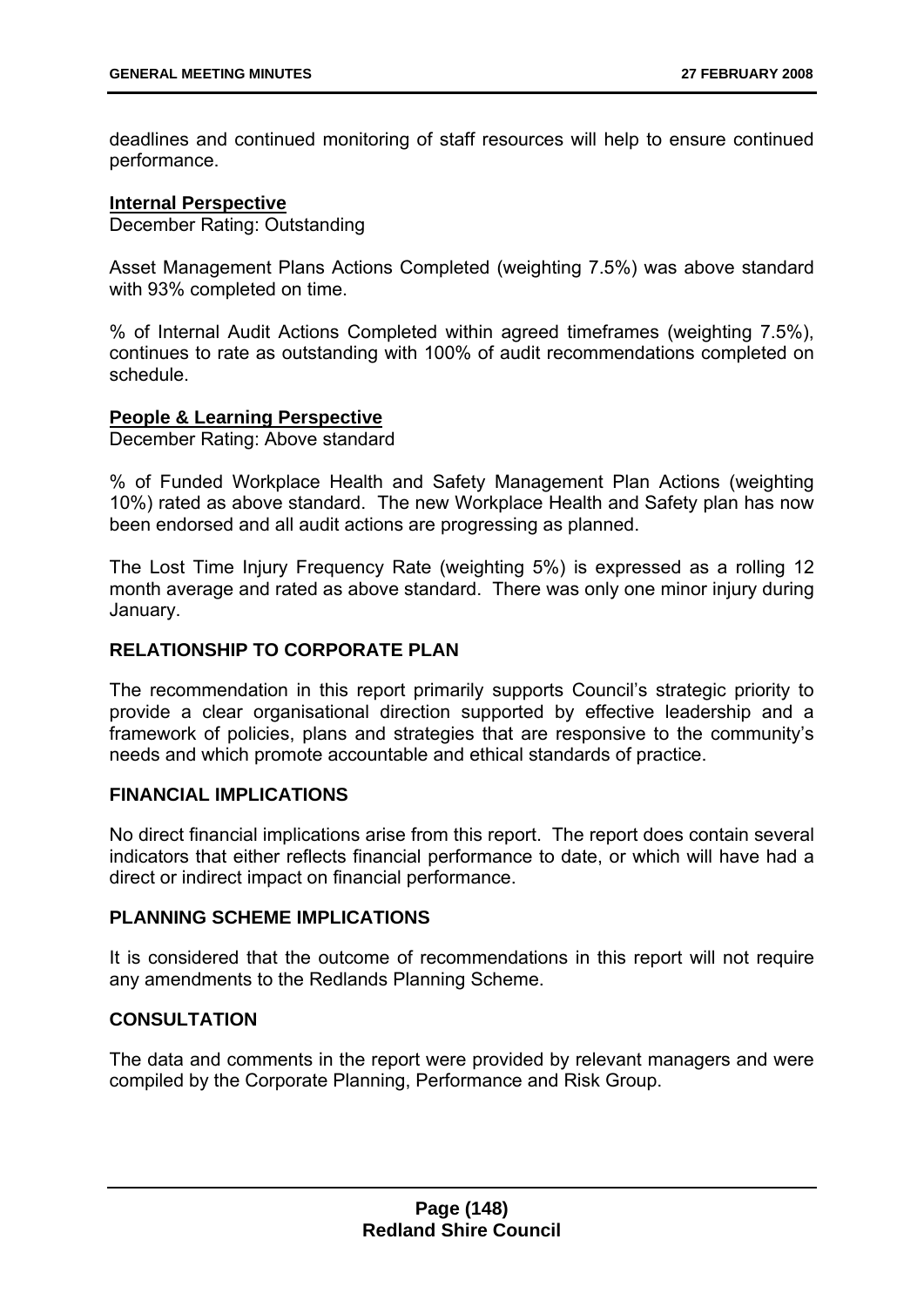deadlines and continued monitoring of staff resources will help to ensure continued performance.

**Internal Perspective**

December Rating: Outstanding

Asset Management Plans Actions Completed (weighting 7.5%) was above standard with 93% completed on time.

% of Internal Audit Actions Completed within agreed timeframes (weighting 7.5%), continues to rate as outstanding with 100% of audit recommendations completed on schedule.

**People & Learning Perspective**

December Rating: Above standard

% of Funded Workplace Health and Safety Management Plan Actions (weighting 10%) rated as above standard. The new Workplace Health and Safety plan has now been endorsed and all audit actions are progressing as planned.

The Lost Time Injury Frequency Rate (weighting 5%) is expressed as a rolling 12 month average and rated as above standard. There was only one minor injury during January.

## RELATIONSHIP TO CORPORATE PLAN

The recommendation in this report primarily supports Council's strategic priority to provide a clear organisational direction supported by effective leadership and a framework of policies, plans and strategies that are responsive to the community's needs and which promote accountable and ethical standards of practice.

## FINANCIAL IMPLICATIONS

No direct financial implications arise from this report. The report does contain several indicators that either reflects financial performance to date, or which will have had a direct or indirect impact on financial performance.

## PLANNING SCHEME IMPLICATIONS

It is considered that the outcome of recommendations in this report will not require any amendments to the Redlands Planning Scheme.

## CONSULTATION

The data and comments in the report were provided by relevant managers and were compiled by the Corporate Planning, Performance and Risk Group.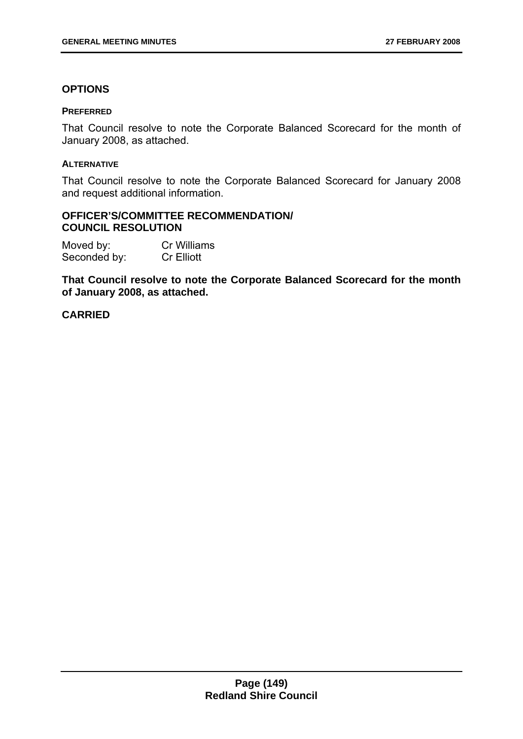## OPTIONS

#### PREFERRED

That Council resolve to note the Corporate Balanced Scorecard for the month of January 2008, as attached.

#### ALTERNATIVE

That Council resolve to note the Corporate Balanced Scorecard for January 2008 and request additional information.

### OFFICER'S/COMMITTEE RECOMMENDATION/ COUNCIL RESOLUTION

Moved by: Cr Williams
Seconded by: Cr Elliott

**That Council resolve to note the Corporate Balanced Scorecard for the month of January 2008, as attached.**

**CARRIED**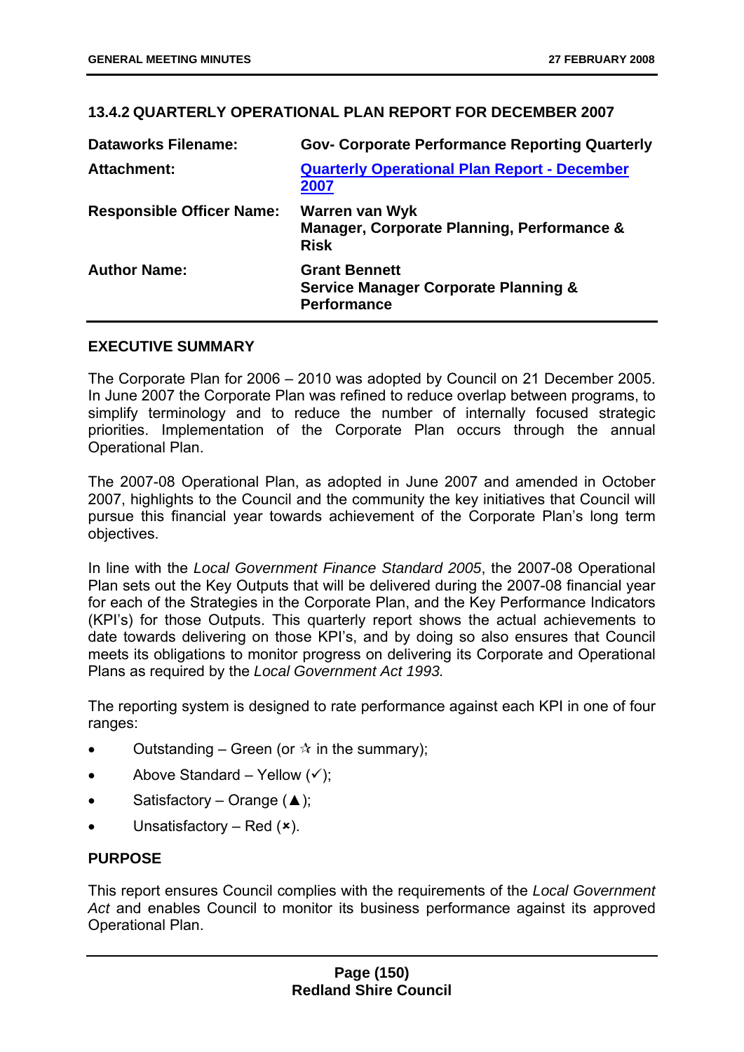### 13.4.2 QUARTERLY OPERATIONAL PLAN REPORT FOR DECEMBER 2007

| | |
|---|---|
| **Dataworks Filename:** | **Gov- Corporate Performance Reporting Quarterly** |
| **Attachment:** | **Quarterly Operational Plan Report - December 2007** |
| **Responsible Officer Name:** | **Warren van Wyk**<br>**Manager, Corporate Planning, Performance & Risk** |
| **Author Name:** | **Grant Bennett**<br>**Service Manager Corporate Planning & Performance** |

#### EXECUTIVE SUMMARY

The Corporate Plan for 2006 – 2010 was adopted by Council on 21 December 2005. In June 2007 the Corporate Plan was refined to reduce overlap between programs, to simplify terminology and to reduce the number of internally focused strategic priorities. Implementation of the Corporate Plan occurs through the annual Operational Plan.

The 2007-08 Operational Plan, as adopted in June 2007 and amended in October 2007, highlights to the Council and the community the key initiatives that Council will pursue this financial year towards achievement of the Corporate Plan's long term objectives.

In line with the *Local Government Finance Standard 2005*, the 2007-08 Operational Plan sets out the Key Outputs that will be delivered during the 2007-08 financial year for each of the Strategies in the Corporate Plan, and the Key Performance Indicators (KPI's) for those Outputs. This quarterly report shows the actual achievements to date towards delivering on those KPI's, and by doing so also ensures that Council meets its obligations to monitor progress on delivering its Corporate and Operational Plans as required by the *Local Government Act 1993.*

The reporting system is designed to rate performance against each KPI in one of four ranges:

- Outstanding – Green (or ✰ in the summary);
- Above Standard – Yellow (✓);
- Satisfactory – Orange (▲);
- Unsatisfactory – Red (✖).

#### PURPOSE

This report ensures Council complies with the requirements of the *Local Government Act* and enables Council to monitor its business performance against its approved Operational Plan.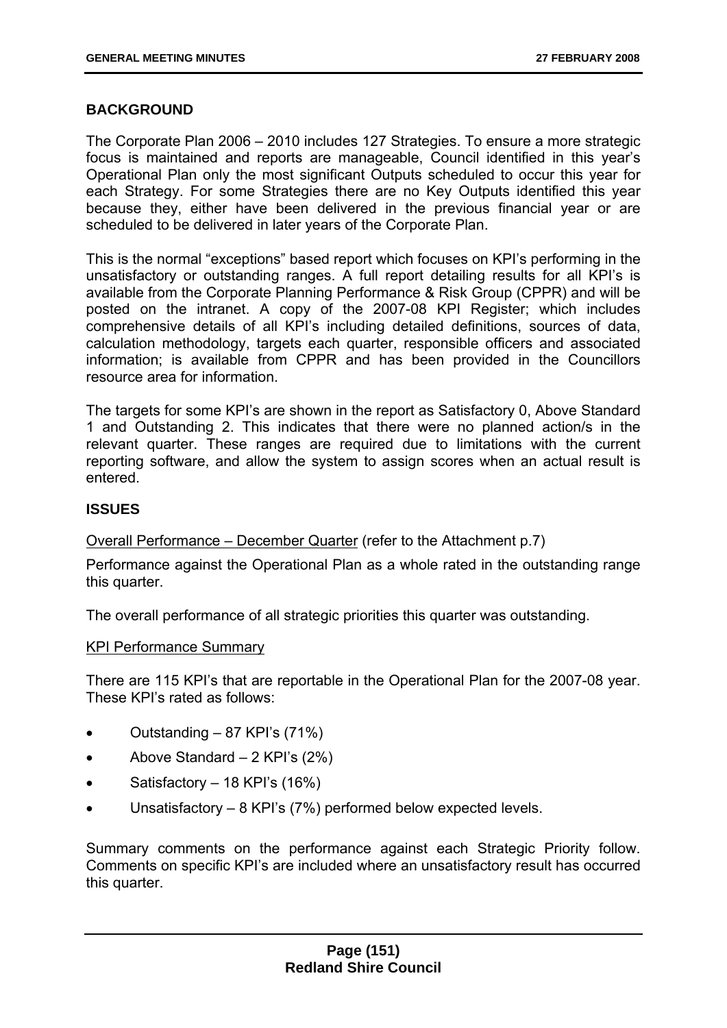## BACKGROUND

The Corporate Plan 2006 – 2010 includes 127 Strategies. To ensure a more strategic focus is maintained and reports are manageable, Council identified in this year's Operational Plan only the most significant Outputs scheduled to occur this year for each Strategy. For some Strategies there are no Key Outputs identified this year because they, either have been delivered in the previous financial year or are scheduled to be delivered in later years of the Corporate Plan.

This is the normal "exceptions" based report which focuses on KPI's performing in the unsatisfactory or outstanding ranges. A full report detailing results for all KPI's is available from the Corporate Planning Performance & Risk Group (CPPR) and will be posted on the intranet. A copy of the 2007-08 KPI Register; which includes comprehensive details of all KPI's including detailed definitions, sources of data, calculation methodology, targets each quarter, responsible officers and associated information; is available from CPPR and has been provided in the Councillors resource area for information.

The targets for some KPI's are shown in the report as Satisfactory 0, Above Standard 1 and Outstanding 2. This indicates that there were no planned action/s in the relevant quarter. These ranges are required due to limitations with the current reporting software, and allow the system to assign scores when an actual result is entered.

## ISSUES

<u>Overall Performance – December Quarter</u> (refer to the Attachment p.7)

Performance against the Operational Plan as a whole rated in the outstanding range this quarter.

The overall performance of all strategic priorities this quarter was outstanding.

<u>KPI Performance Summary</u>

There are 115 KPI's that are reportable in the Operational Plan for the 2007-08 year. These KPI's rated as follows:

- Outstanding – 87 KPI's (71%)
- Above Standard – 2 KPI's (2%)
- Satisfactory – 18 KPI's (16%)
- Unsatisfactory – 8 KPI's (7%) performed below expected levels.

Summary comments on the performance against each Strategic Priority follow. Comments on specific KPI's are included where an unsatisfactory result has occurred this quarter.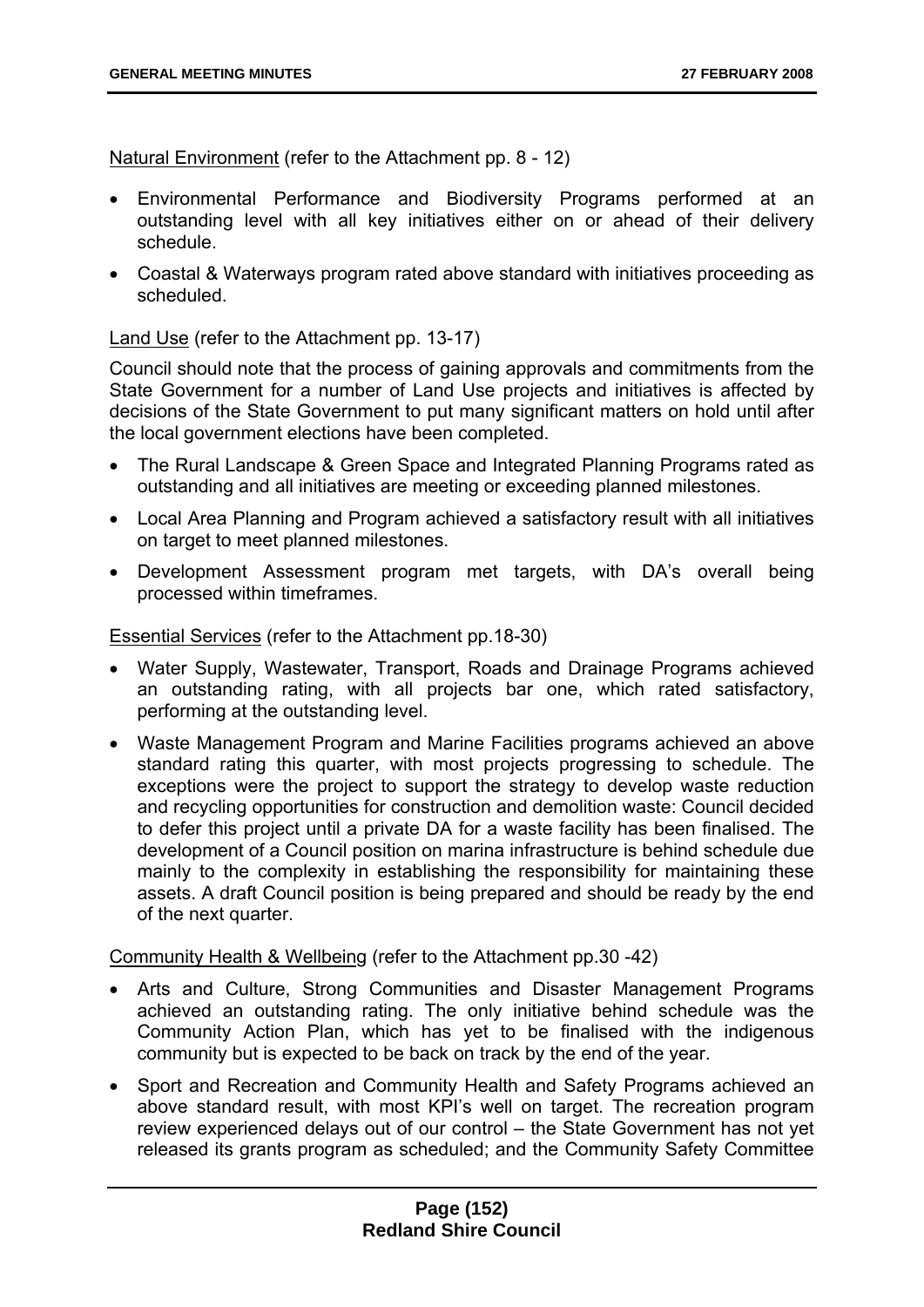Natural Environment (refer to the Attachment pp. 8 - 12)

- Environmental Performance and Biodiversity Programs performed at an outstanding level with all key initiatives either on or ahead of their delivery schedule.
- Coastal & Waterways program rated above standard with initiatives proceeding as scheduled.

Land Use (refer to the Attachment pp. 13-17)

Council should note that the process of gaining approvals and commitments from the State Government for a number of Land Use projects and initiatives is affected by decisions of the State Government to put many significant matters on hold until after the local government elections have been completed.

- The Rural Landscape & Green Space and Integrated Planning Programs rated as outstanding and all initiatives are meeting or exceeding planned milestones.
- Local Area Planning and Program achieved a satisfactory result with all initiatives on target to meet planned milestones.
- Development Assessment program met targets, with DA's overall being processed within timeframes.

Essential Services (refer to the Attachment pp.18-30)

- Water Supply, Wastewater, Transport, Roads and Drainage Programs achieved an outstanding rating, with all projects bar one, which rated satisfactory, performing at the outstanding level.
- Waste Management Program and Marine Facilities programs achieved an above standard rating this quarter, with most projects progressing to schedule. The exceptions were the project to support the strategy to develop waste reduction and recycling opportunities for construction and demolition waste: Council decided to defer this project until a private DA for a waste facility has been finalised. The development of a Council position on marina infrastructure is behind schedule due mainly to the complexity in establishing the responsibility for maintaining these assets. A draft Council position is being prepared and should be ready by the end of the next quarter.

Community Health & Wellbeing (refer to the Attachment pp.30 -42)

- Arts and Culture, Strong Communities and Disaster Management Programs achieved an outstanding rating. The only initiative behind schedule was the Community Action Plan, which has yet to be finalised with the indigenous community but is expected to be back on track by the end of the year.
- Sport and Recreation and Community Health and Safety Programs achieved an above standard result, with most KPI's well on target. The recreation program review experienced delays out of our control – the State Government has not yet released its grants program as scheduled; and the Community Safety Committee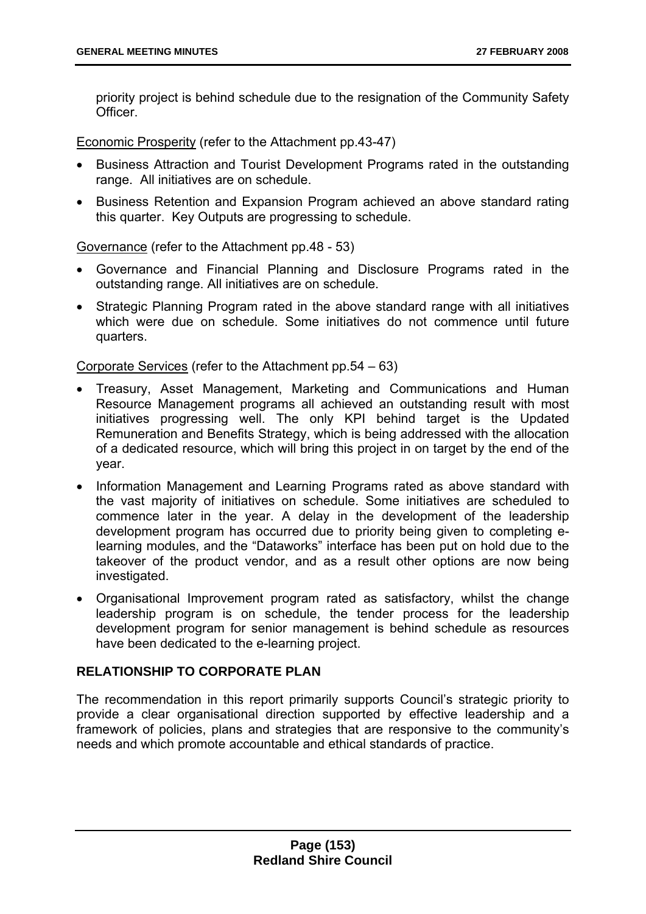priority project is behind schedule due to the resignation of the Community Safety Officer.

<u>Economic Prosperity</u> (refer to the Attachment pp.43-47)

- Business Attraction and Tourist Development Programs rated in the outstanding range. All initiatives are on schedule.
- Business Retention and Expansion Program achieved an above standard rating this quarter. Key Outputs are progressing to schedule.

<u>Governance</u> (refer to the Attachment pp.48 - 53)

- Governance and Financial Planning and Disclosure Programs rated in the outstanding range. All initiatives are on schedule.
- Strategic Planning Program rated in the above standard range with all initiatives which were due on schedule. Some initiatives do not commence until future quarters.

<u>Corporate Services</u> (refer to the Attachment pp.54 – 63)

- Treasury, Asset Management, Marketing and Communications and Human Resource Management programs all achieved an outstanding result with most initiatives progressing well. The only KPI behind target is the Updated Remuneration and Benefits Strategy, which is being addressed with the allocation of a dedicated resource, which will bring this project in on target by the end of the year.
- Information Management and Learning Programs rated as above standard with the vast majority of initiatives on schedule. Some initiatives are scheduled to commence later in the year. A delay in the development of the leadership development program has occurred due to priority being given to completing e-learning modules, and the "Dataworks" interface has been put on hold due to the takeover of the product vendor, and as a result other options are now being investigated.
- Organisational Improvement program rated as satisfactory, whilst the change leadership program is on schedule, the tender process for the leadership development program for senior management is behind schedule as resources have been dedicated to the e-learning project.

## RELATIONSHIP TO CORPORATE PLAN

The recommendation in this report primarily supports Council's strategic priority to provide a clear organisational direction supported by effective leadership and a framework of policies, plans and strategies that are responsive to the community's needs and which promote accountable and ethical standards of practice.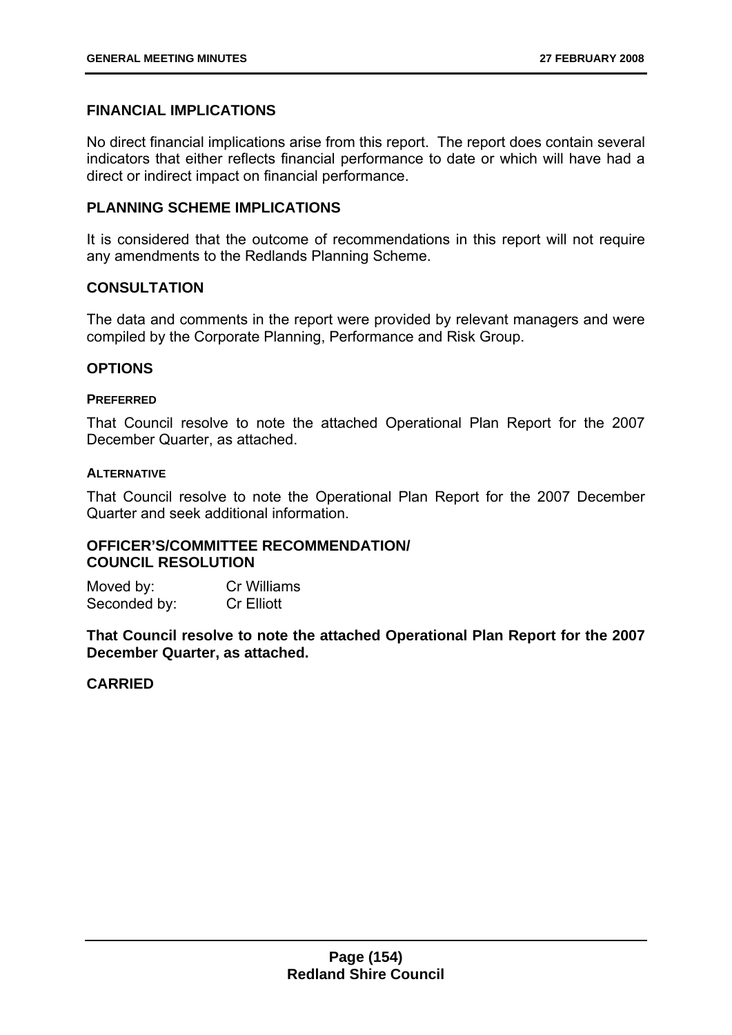## FINANCIAL IMPLICATIONS

No direct financial implications arise from this report. The report does contain several indicators that either reflects financial performance to date or which will have had a direct or indirect impact on financial performance.

## PLANNING SCHEME IMPLICATIONS

It is considered that the outcome of recommendations in this report will not require any amendments to the Redlands Planning Scheme.

## CONSULTATION

The data and comments in the report were provided by relevant managers and were compiled by the Corporate Planning, Performance and Risk Group.

## OPTIONS

### PREFERRED

That Council resolve to note the attached Operational Plan Report for the 2007 December Quarter, as attached.

### ALTERNATIVE

That Council resolve to note the Operational Plan Report for the 2007 December Quarter and seek additional information.

## OFFICER'S/COMMITTEE RECOMMENDATION/ COUNCIL RESOLUTION

Moved by: Cr Williams
Seconded by: Cr Elliott

**That Council resolve to note the attached Operational Plan Report for the 2007 December Quarter, as attached.**

**CARRIED**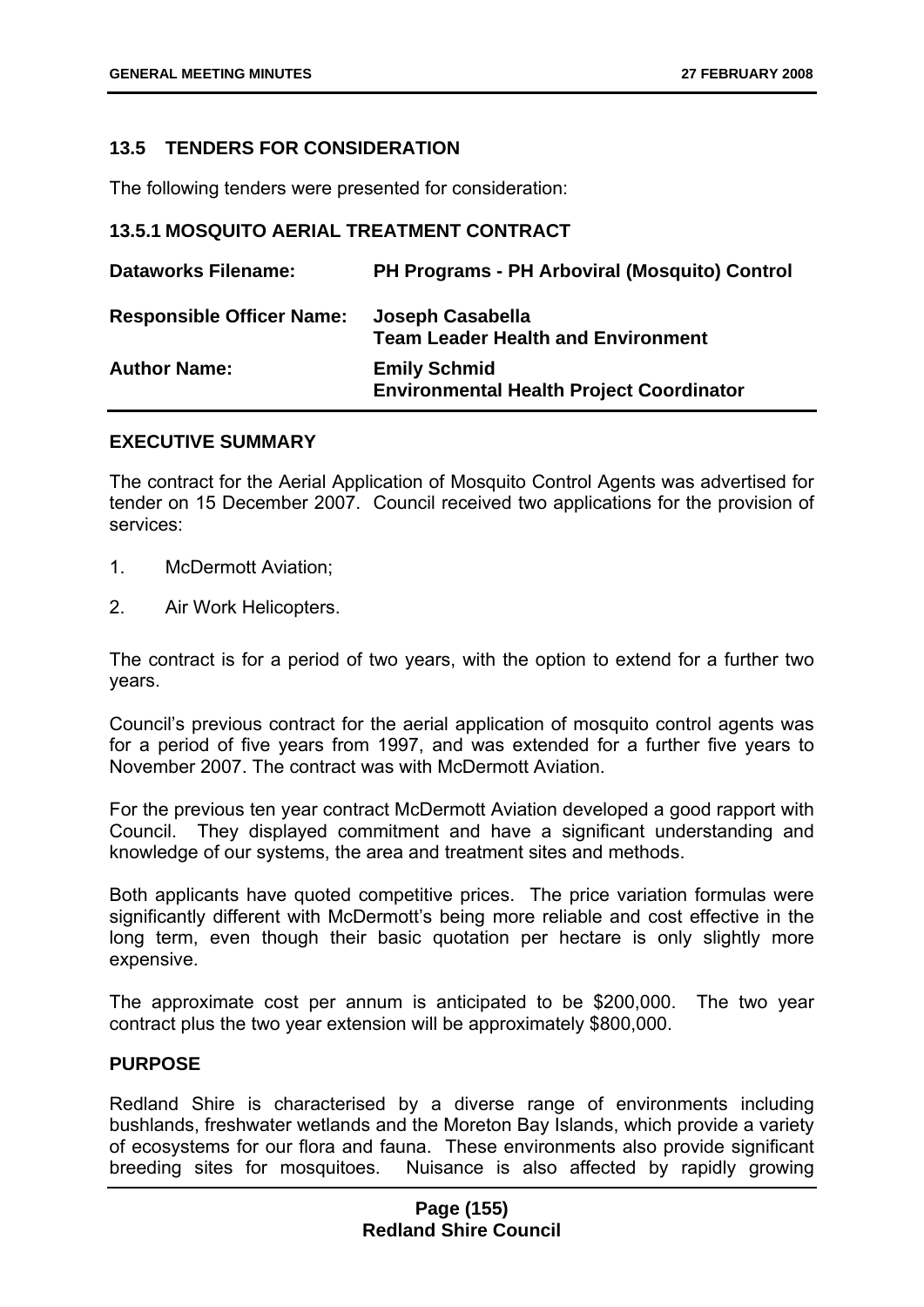### 13.5 TENDERS FOR CONSIDERATION

The following tenders were presented for consideration:

#### 13.5.1 MOSQUITO AERIAL TREATMENT CONTRACT

| | |
|---|---|
| **Dataworks Filename:** | **PH Programs - PH Arboviral (Mosquito) Control** |
| **Responsible Officer Name:** | **Joseph Casabella**<br>**Team Leader Health and Environment** |
| **Author Name:** | **Emily Schmid**<br>**Environmental Health Project Coordinator** |

**EXECUTIVE SUMMARY**

The contract for the Aerial Application of Mosquito Control Agents was advertised for tender on 15 December 2007. Council received two applications for the provision of services:

1. McDermott Aviation;
2. Air Work Helicopters.

The contract is for a period of two years, with the option to extend for a further two years.

Council's previous contract for the aerial application of mosquito control agents was for a period of five years from 1997, and was extended for a further five years to November 2007. The contract was with McDermott Aviation.

For the previous ten year contract McDermott Aviation developed a good rapport with Council. They displayed commitment and have a significant understanding and knowledge of our systems, the area and treatment sites and methods.

Both applicants have quoted competitive prices. The price variation formulas were significantly different with McDermott's being more reliable and cost effective in the long term, even though their basic quotation per hectare is only slightly more expensive.

The approximate cost per annum is anticipated to be $200,000. The two year contract plus the two year extension will be approximately $800,000.

**PURPOSE**

Redland Shire is characterised by a diverse range of environments including bushlands, freshwater wetlands and the Moreton Bay Islands, which provide a variety of ecosystems for our flora and fauna. These environments also provide significant breeding sites for mosquitoes. Nuisance is also affected by rapidly growing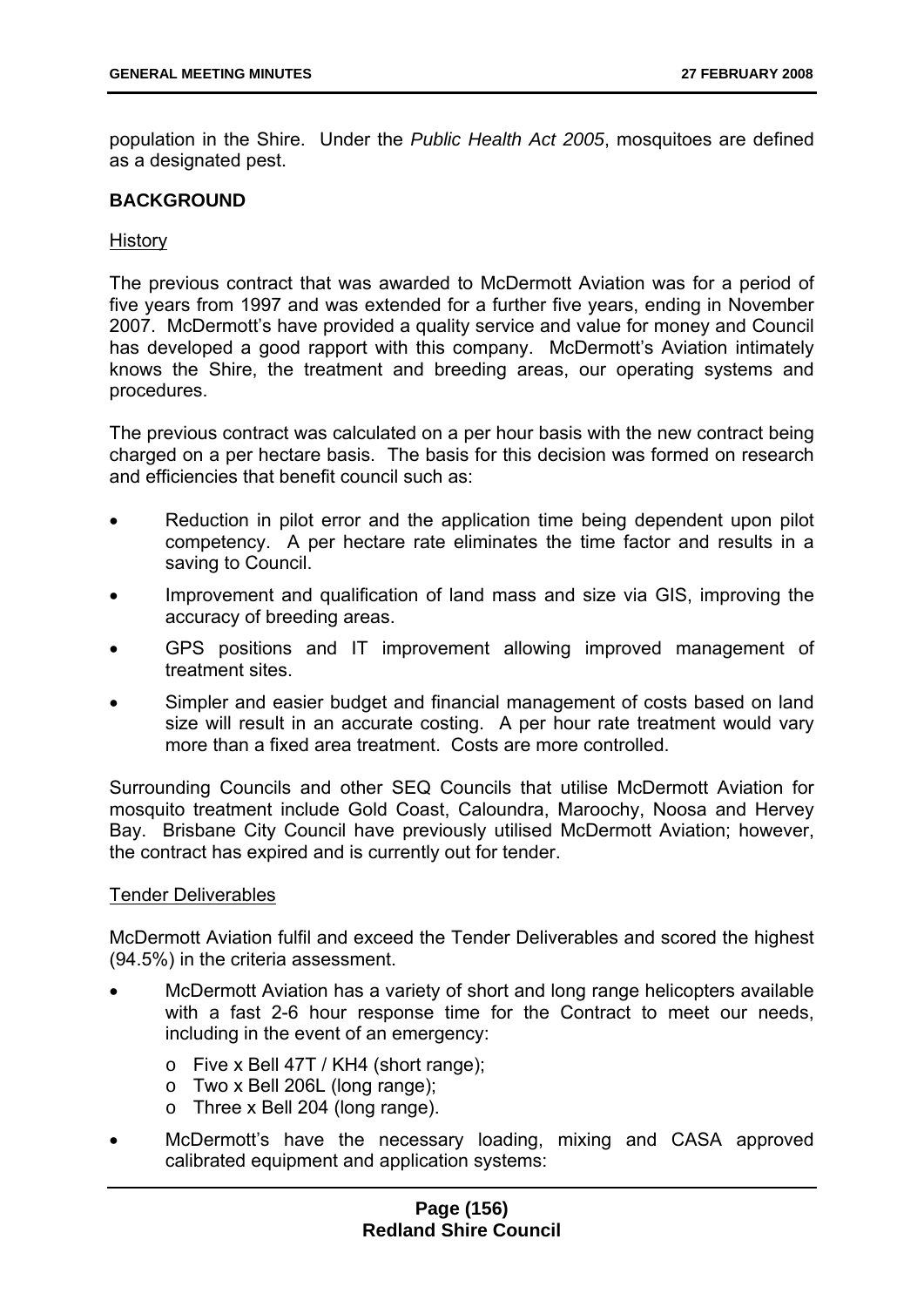population in the Shire. Under the *Public Health Act 2005*, mosquitoes are defined as a designated pest.

**BACKGROUND**

History

The previous contract that was awarded to McDermott Aviation was for a period of five years from 1997 and was extended for a further five years, ending in November 2007. McDermott's have provided a quality service and value for money and Council has developed a good rapport with this company. McDermott's Aviation intimately knows the Shire, the treatment and breeding areas, our operating systems and procedures.

The previous contract was calculated on a per hour basis with the new contract being charged on a per hectare basis. The basis for this decision was formed on research and efficiencies that benefit council such as:

- Reduction in pilot error and the application time being dependent upon pilot competency. A per hectare rate eliminates the time factor and results in a saving to Council.
- Improvement and qualification of land mass and size via GIS, improving the accuracy of breeding areas.
- GPS positions and IT improvement allowing improved management of treatment sites.
- Simpler and easier budget and financial management of costs based on land size will result in an accurate costing. A per hour rate treatment would vary more than a fixed area treatment. Costs are more controlled.

Surrounding Councils and other SEQ Councils that utilise McDermott Aviation for mosquito treatment include Gold Coast, Caloundra, Maroochy, Noosa and Hervey Bay. Brisbane City Council have previously utilised McDermott Aviation; however, the contract has expired and is currently out for tender.

Tender Deliverables

McDermott Aviation fulfil and exceed the Tender Deliverables and scored the highest (94.5%) in the criteria assessment.

- McDermott Aviation has a variety of short and long range helicopters available with a fast 2-6 hour response time for the Contract to meet our needs, including in the event of an emergency:
  - Five x Bell 47T / KH4 (short range);
  - Two x Bell 206L (long range);
  - Three x Bell 204 (long range).
- McDermott's have the necessary loading, mixing and CASA approved calibrated equipment and application systems: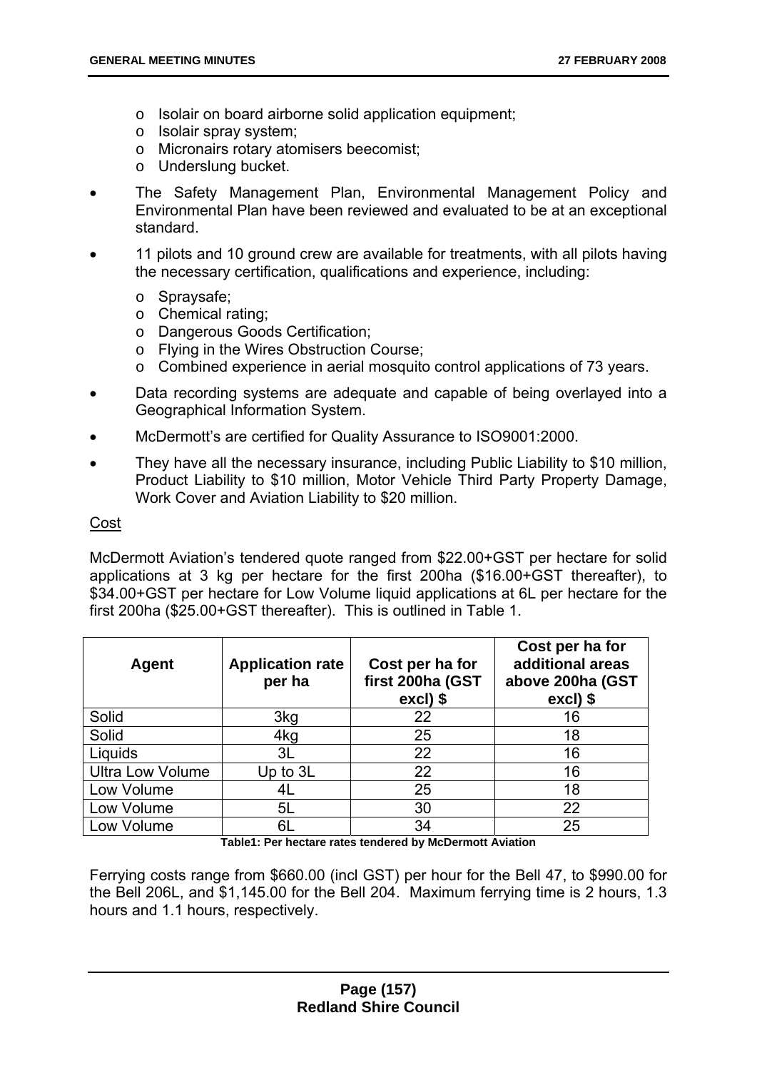- Isolair on board airborne solid application equipment;
  - Isolair spray system;
  - Micronairs rotary atomisers beecomist;
  - Underslung bucket.

- The Safety Management Plan, Environmental Management Policy and Environmental Plan have been reviewed and evaluated to be at an exceptional standard.

- 11 pilots and 10 ground crew are available for treatments, with all pilots having the necessary certification, qualifications and experience, including:
  - Spraysafe;
  - Chemical rating;
  - Dangerous Goods Certification;
  - Flying in the Wires Obstruction Course;
  - Combined experience in aerial mosquito control applications of 73 years.

- Data recording systems are adequate and capable of being overlayed into a Geographical Information System.

- McDermott's are certified for Quality Assurance to ISO9001:2000.

- They have all the necessary insurance, including Public Liability to $10 million, Product Liability to $10 million, Motor Vehicle Third Party Property Damage, Work Cover and Aviation Liability to $20 million.

Cost

McDermott Aviation's tendered quote ranged from $22.00+GST per hectare for solid applications at 3 kg per hectare for the first 200ha ($16.00+GST thereafter), to $34.00+GST per hectare for Low Volume liquid applications at 6L per hectare for the first 200ha ($25.00+GST thereafter). This is outlined in Table 1.

| Agent | Application rate per ha | Cost per ha for first 200ha (GST excl) $ | Cost per ha for additional areas above 200ha (GST excl) $ |
|---|---|---|---|
| Solid | 3kg | 22 | 16 |
| Solid | 4kg | 25 | 18 |
| Liquids | 3L | 22 | 16 |
| Ultra Low Volume | Up to 3L | 22 | 16 |
| Low Volume | 4L | 25 | 18 |
| Low Volume | 5L | 30 | 22 |
| Low Volume | 6L | 34 | 25 |

**Table1: Per hectare rates tendered by McDermott Aviation**

Ferrying costs range from $660.00 (incl GST) per hour for the Bell 47, to $990.00 for the Bell 206L, and $1,145.00 for the Bell 204. Maximum ferrying time is 2 hours, 1.3 hours and 1.1 hours, respectively.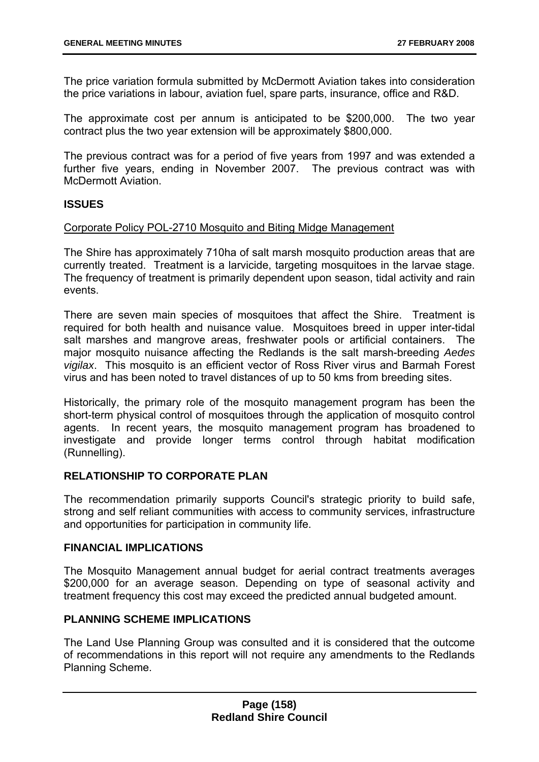The price variation formula submitted by McDermott Aviation takes into consideration the price variations in labour, aviation fuel, spare parts, insurance, office and R&D.

The approximate cost per annum is anticipated to be $200,000. The two year contract plus the two year extension will be approximately $800,000.

The previous contract was for a period of five years from 1997 and was extended a further five years, ending in November 2007. The previous contract was with McDermott Aviation.

## ISSUES

Corporate Policy POL-2710 Mosquito and Biting Midge Management

The Shire has approximately 710ha of salt marsh mosquito production areas that are currently treated. Treatment is a larvicide, targeting mosquitoes in the larvae stage. The frequency of treatment is primarily dependent upon season, tidal activity and rain events.

There are seven main species of mosquitoes that affect the Shire. Treatment is required for both health and nuisance value. Mosquitoes breed in upper inter-tidal salt marshes and mangrove areas, freshwater pools or artificial containers. The major mosquito nuisance affecting the Redlands is the salt marsh-breeding *Aedes vigilax*. This mosquito is an efficient vector of Ross River virus and Barmah Forest virus and has been noted to travel distances of up to 50 kms from breeding sites.

Historically, the primary role of the mosquito management program has been the short-term physical control of mosquitoes through the application of mosquito control agents. In recent years, the mosquito management program has broadened to investigate and provide longer terms control through habitat modification (Runnelling).

## RELATIONSHIP TO CORPORATE PLAN

The recommendation primarily supports Council's strategic priority to build safe, strong and self reliant communities with access to community services, infrastructure and opportunities for participation in community life.

## FINANCIAL IMPLICATIONS

The Mosquito Management annual budget for aerial contract treatments averages $200,000 for an average season. Depending on type of seasonal activity and treatment frequency this cost may exceed the predicted annual budgeted amount.

## PLANNING SCHEME IMPLICATIONS

The Land Use Planning Group was consulted and it is considered that the outcome of recommendations in this report will not require any amendments to the Redlands Planning Scheme.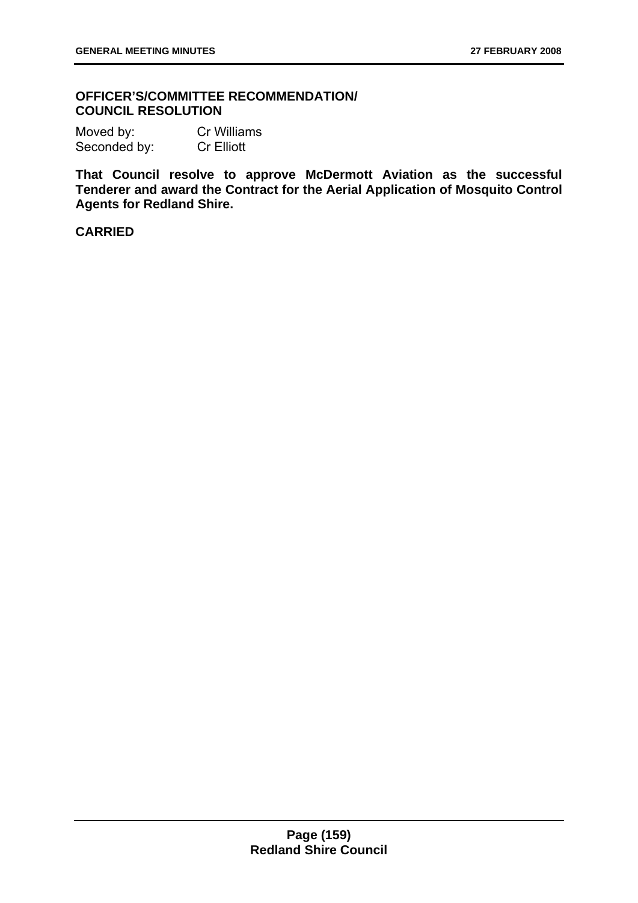### OFFICER'S/COMMITTEE RECOMMENDATION/ COUNCIL RESOLUTION

Moved by: Cr Williams
Seconded by: Cr Elliott

**That Council resolve to approve McDermott Aviation as the successful Tenderer and award the Contract for the Aerial Application of Mosquito Control Agents for Redland Shire.**

**CARRIED**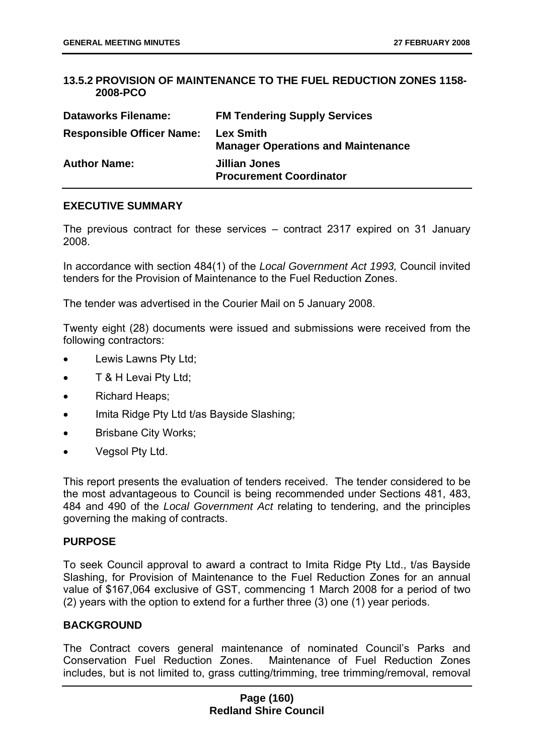## 13.5.2 PROVISION OF MAINTENANCE TO THE FUEL REDUCTION ZONES 1158-2008-PCO

| | |
|---|---|
| **Dataworks Filename:** | **FM Tendering Supply Services** |
| **Responsible Officer Name:** | **Lex Smith**<br>**Manager Operations and Maintenance** |
| **Author Name:** | **Jillian Jones**<br>**Procurement Coordinator** |

### EXECUTIVE SUMMARY

The previous contract for these services – contract 2317 expired on 31 January 2008.

In accordance with section 484(1) of the *Local Government Act 1993,* Council invited tenders for the Provision of Maintenance to the Fuel Reduction Zones.

The tender was advertised in the Courier Mail on 5 January 2008.

Twenty eight (28) documents were issued and submissions were received from the following contractors:

- Lewis Lawns Pty Ltd;
- T & H Levai Pty Ltd;
- Richard Heaps;
- Imita Ridge Pty Ltd t/as Bayside Slashing;
- Brisbane City Works;
- Vegsol Pty Ltd.

This report presents the evaluation of tenders received. The tender considered to be the most advantageous to Council is being recommended under Sections 481, 483, 484 and 490 of the *Local Government Act* relating to tendering, and the principles governing the making of contracts.

### PURPOSE

To seek Council approval to award a contract to Imita Ridge Pty Ltd., t/as Bayside Slashing, for Provision of Maintenance to the Fuel Reduction Zones for an annual value of $167,064 exclusive of GST, commencing 1 March 2008 for a period of two (2) years with the option to extend for a further three (3) one (1) year periods.

### BACKGROUND

The Contract covers general maintenance of nominated Council's Parks and Conservation Fuel Reduction Zones. Maintenance of Fuel Reduction Zones includes, but is not limited to, grass cutting/trimming, tree trimming/removal, removal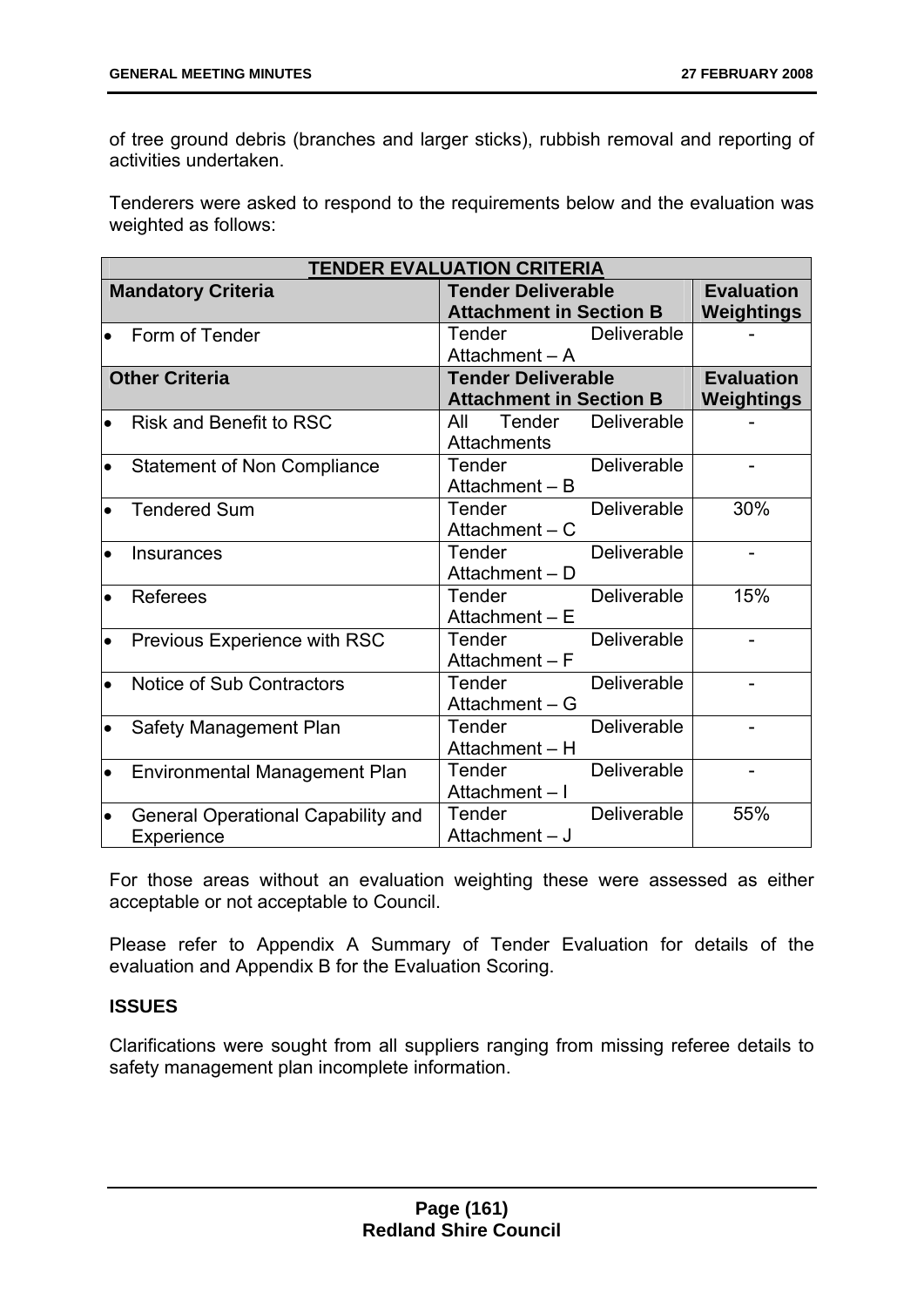of tree ground debris (branches and larger sticks), rubbish removal and reporting of activities undertaken.

Tenderers were asked to respond to the requirements below and the evaluation was weighted as follows:

| TENDER EVALUATION CRITERIA | | |
|---|---|---|
| **Mandatory Criteria** | **Tender Deliverable Attachment in Section B** | **Evaluation Weightings** |
| • Form of Tender | Tender Deliverable Attachment – A | - |
| **Other Criteria** | **Tender Deliverable Attachment in Section B** | **Evaluation Weightings** |
| • Risk and Benefit to RSC | All Tender Deliverable Attachments | - |
| • Statement of Non Compliance | Tender Deliverable Attachment – B | - |
| • Tendered Sum | Tender Deliverable Attachment – C | 30% |
| • Insurances | Tender Deliverable Attachment – D | - |
| • Referees | Tender Deliverable Attachment – E | 15% |
| • Previous Experience with RSC | Tender Deliverable Attachment – F | - |
| • Notice of Sub Contractors | Tender Deliverable Attachment – G | - |
| • Safety Management Plan | Tender Deliverable Attachment – H | - |
| • Environmental Management Plan | Tender Deliverable Attachment – I | - |
| • General Operational Capability and Experience | Tender Deliverable Attachment – J | 55% |

For those areas without an evaluation weighting these were assessed as either acceptable or not acceptable to Council.

Please refer to Appendix A Summary of Tender Evaluation for details of the evaluation and Appendix B for the Evaluation Scoring.

**ISSUES**

Clarifications were sought from all suppliers ranging from missing referee details to safety management plan incomplete information.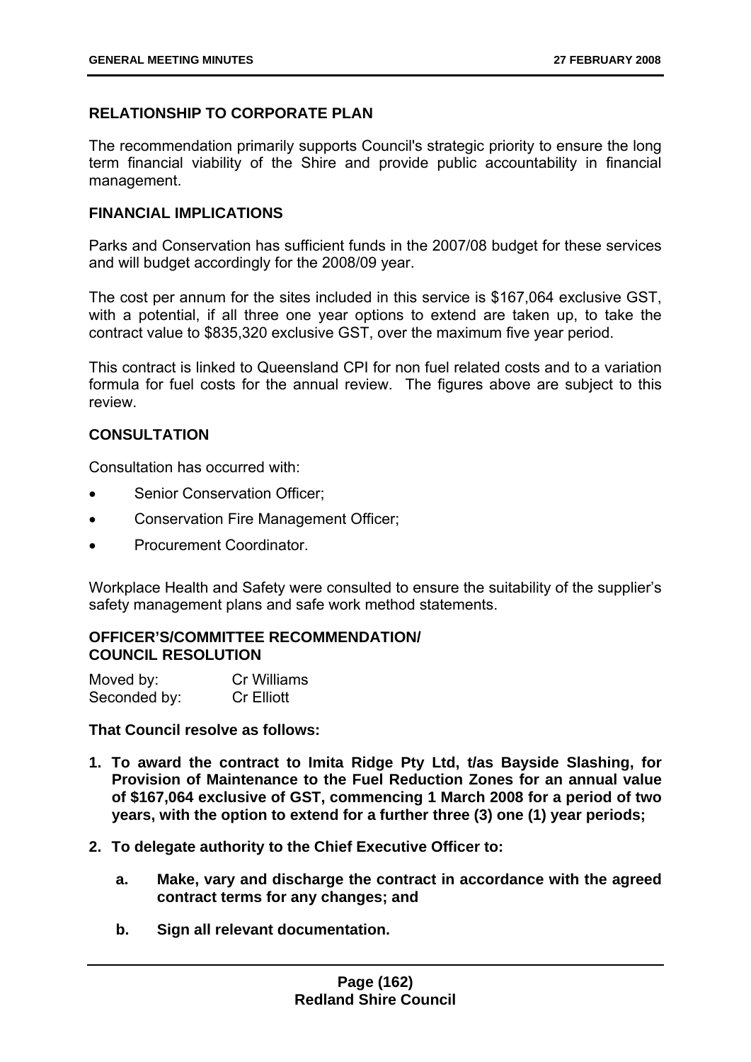## RELATIONSHIP TO CORPORATE PLAN

The recommendation primarily supports Council's strategic priority to ensure the long term financial viability of the Shire and provide public accountability in financial management.

## FINANCIAL IMPLICATIONS

Parks and Conservation has sufficient funds in the 2007/08 budget for these services and will budget accordingly for the 2008/09 year.

The cost per annum for the sites included in this service is $167,064 exclusive GST, with a potential, if all three one year options to extend are taken up, to take the contract value to $835,320 exclusive GST, over the maximum five year period.

This contract is linked to Queensland CPI for non fuel related costs and to a variation formula for fuel costs for the annual review. The figures above are subject to this review.

## CONSULTATION

Consultation has occurred with:

- Senior Conservation Officer;
- Conservation Fire Management Officer;
- Procurement Coordinator.

Workplace Health and Safety were consulted to ensure the suitability of the supplier's safety management plans and safe work method statements.

## OFFICER'S/COMMITTEE RECOMMENDATION/ COUNCIL RESOLUTION

Moved by: Cr Williams
Seconded by: Cr Elliott

**That Council resolve as follows:**

1. **To award the contract to Imita Ridge Pty Ltd, t/as Bayside Slashing, for Provision of Maintenance to the Fuel Reduction Zones for an annual value of $167,064 exclusive of GST, commencing 1 March 2008 for a period of two years, with the option to extend for a further three (3) one (1) year periods;**

2. **To delegate authority to the Chief Executive Officer to:**

   a. **Make, vary and discharge the contract in accordance with the agreed contract terms for any changes; and**

   b. **Sign all relevant documentation.**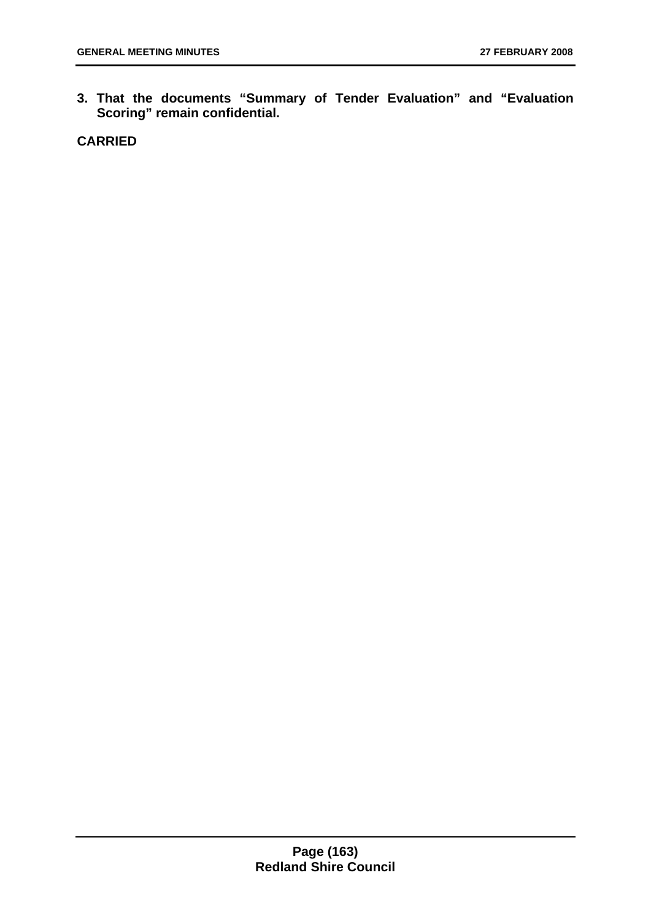**3. That the documents "Summary of Tender Evaluation" and "Evaluation Scoring" remain confidential.**

**CARRIED**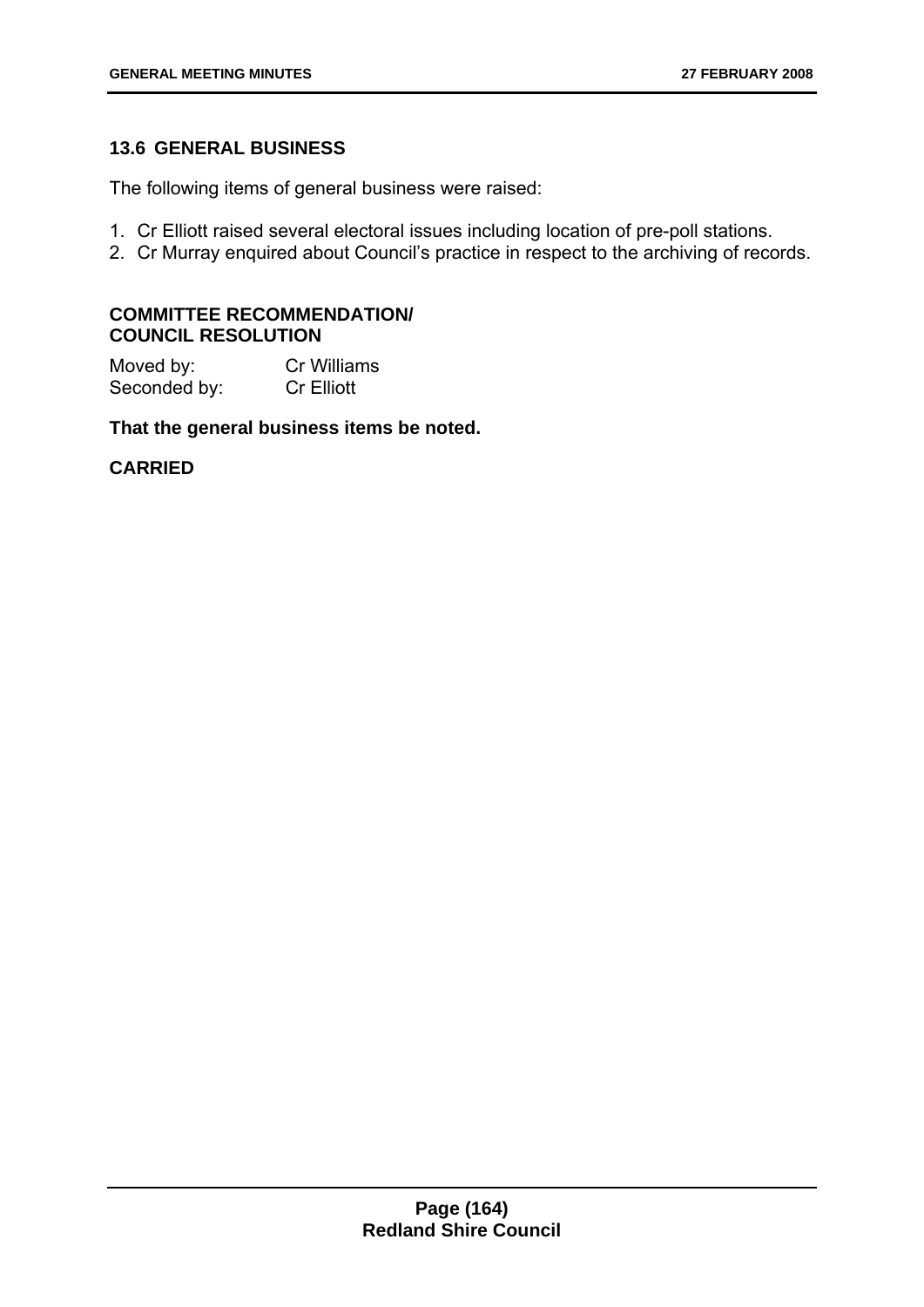## 13.6 GENERAL BUSINESS

The following items of general business were raised:

1. Cr Elliott raised several electoral issues including location of pre-poll stations.
2. Cr Murray enquired about Council's practice in respect to the archiving of records.

**COMMITTEE RECOMMENDATION/
COUNCIL RESOLUTION**

Moved by: Cr Williams
Seconded by: Cr Elliott

**That the general business items be noted.**

**CARRIED**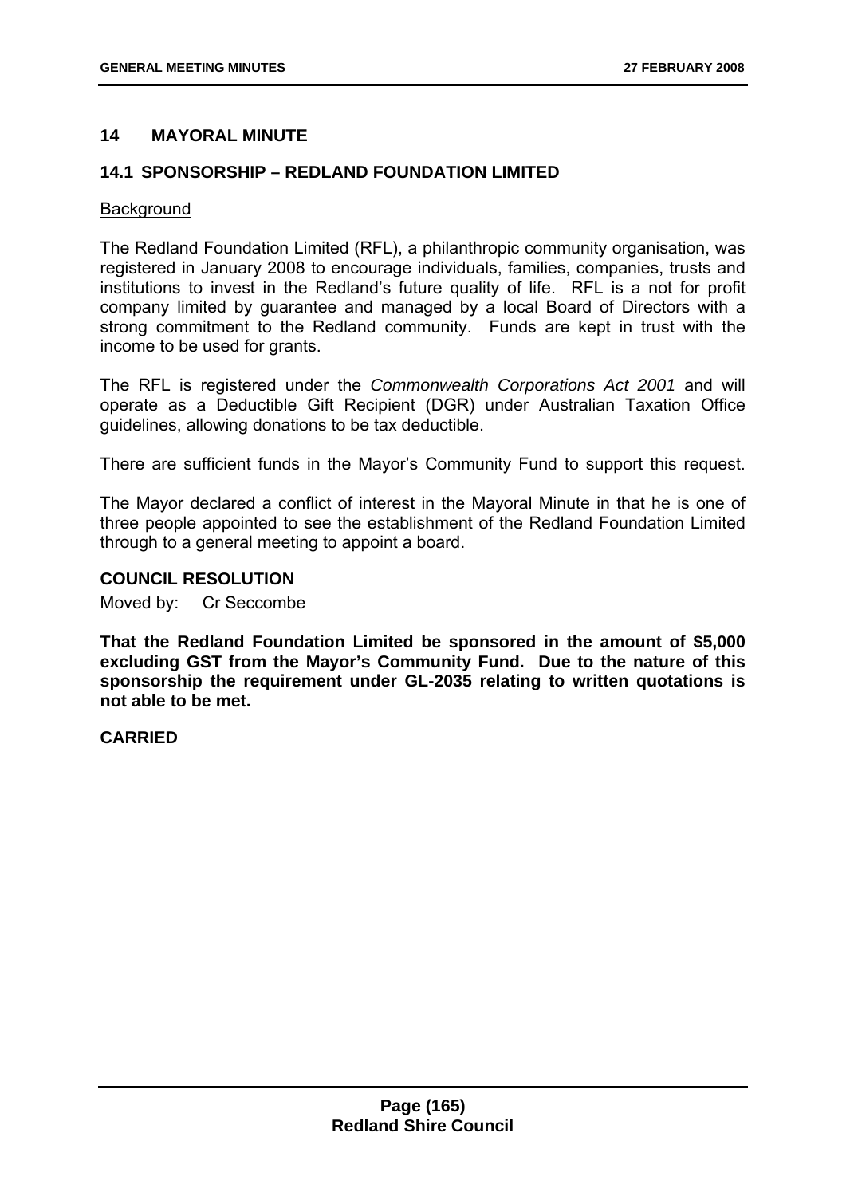## 14 MAYORAL MINUTE

### 14.1 SPONSORSHIP – REDLAND FOUNDATION LIMITED

Background

The Redland Foundation Limited (RFL), a philanthropic community organisation, was registered in January 2008 to encourage individuals, families, companies, trusts and institutions to invest in the Redland's future quality of life. RFL is a not for profit company limited by guarantee and managed by a local Board of Directors with a strong commitment to the Redland community. Funds are kept in trust with the income to be used for grants.

The RFL is registered under the *Commonwealth Corporations Act 2001* and will operate as a Deductible Gift Recipient (DGR) under Australian Taxation Office guidelines, allowing donations to be tax deductible.

There are sufficient funds in the Mayor's Community Fund to support this request.

The Mayor declared a conflict of interest in the Mayoral Minute in that he is one of three people appointed to see the establishment of the Redland Foundation Limited through to a general meeting to appoint a board.

**COUNCIL RESOLUTION**

Moved by: Cr Seccombe

**That the Redland Foundation Limited be sponsored in the amount of $5,000 excluding GST from the Mayor's Community Fund. Due to the nature of this sponsorship the requirement under GL-2035 relating to written quotations is not able to be met.**

**CARRIED**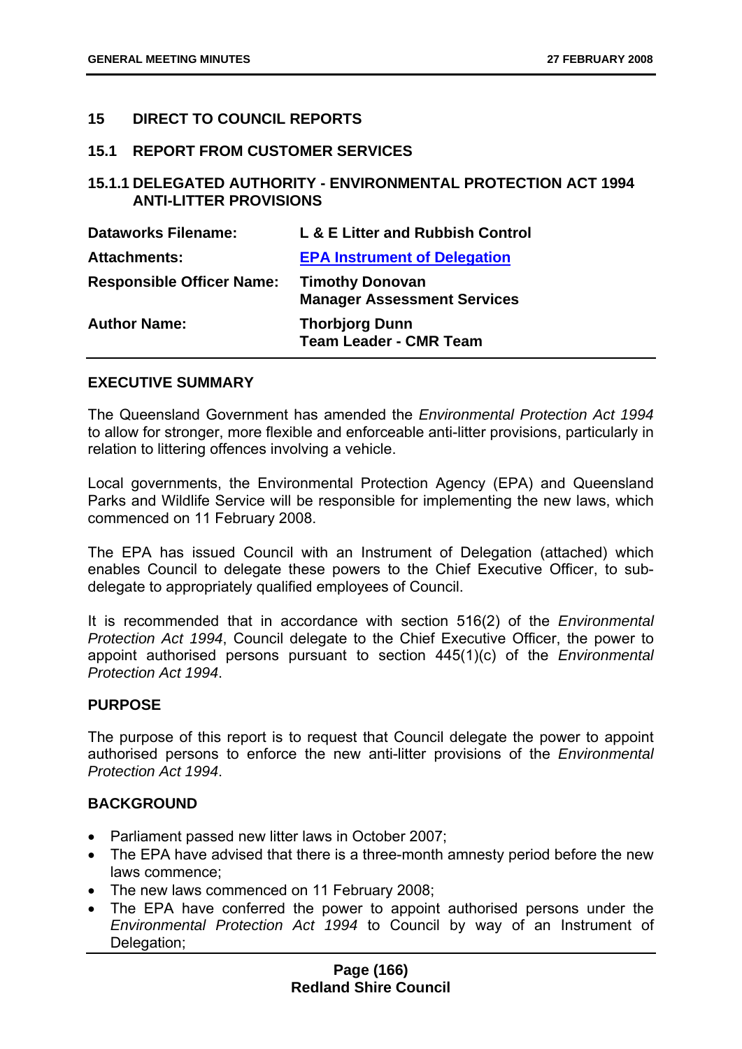## 15 DIRECT TO COUNCIL REPORTS

### 15.1 REPORT FROM CUSTOMER SERVICES

### 15.1.1 DELEGATED AUTHORITY - ENVIRONMENTAL PROTECTION ACT 1994 ANTI-LITTER PROVISIONS

| | |
|---|---|
| **Dataworks Filename:** | **L & E Litter and Rubbish Control** |
| **Attachments:** | **EPA Instrument of Delegation** |
| **Responsible Officer Name:** | **Timothy Donovan**<br>**Manager Assessment Services** |
| **Author Name:** | **Thorbjorg Dunn**<br>**Team Leader - CMR Team** |

#### EXECUTIVE SUMMARY

The Queensland Government has amended the *Environmental Protection Act 1994* to allow for stronger, more flexible and enforceable anti-litter provisions, particularly in relation to littering offences involving a vehicle.

Local governments, the Environmental Protection Agency (EPA) and Queensland Parks and Wildlife Service will be responsible for implementing the new laws, which commenced on 11 February 2008.

The EPA has issued Council with an Instrument of Delegation (attached) which enables Council to delegate these powers to the Chief Executive Officer, to sub-delegate to appropriately qualified employees of Council.

It is recommended that in accordance with section 516(2) of the *Environmental Protection Act 1994*, Council delegate to the Chief Executive Officer, the power to appoint authorised persons pursuant to section 445(1)(c) of the *Environmental Protection Act 1994*.

#### PURPOSE

The purpose of this report is to request that Council delegate the power to appoint authorised persons to enforce the new anti-litter provisions of the *Environmental Protection Act 1994*.

#### BACKGROUND

- Parliament passed new litter laws in October 2007;
- The EPA have advised that there is a three-month amnesty period before the new laws commence;
- The new laws commenced on 11 February 2008;
- The EPA have conferred the power to appoint authorised persons under the *Environmental Protection Act 1994* to Council by way of an Instrument of Delegation;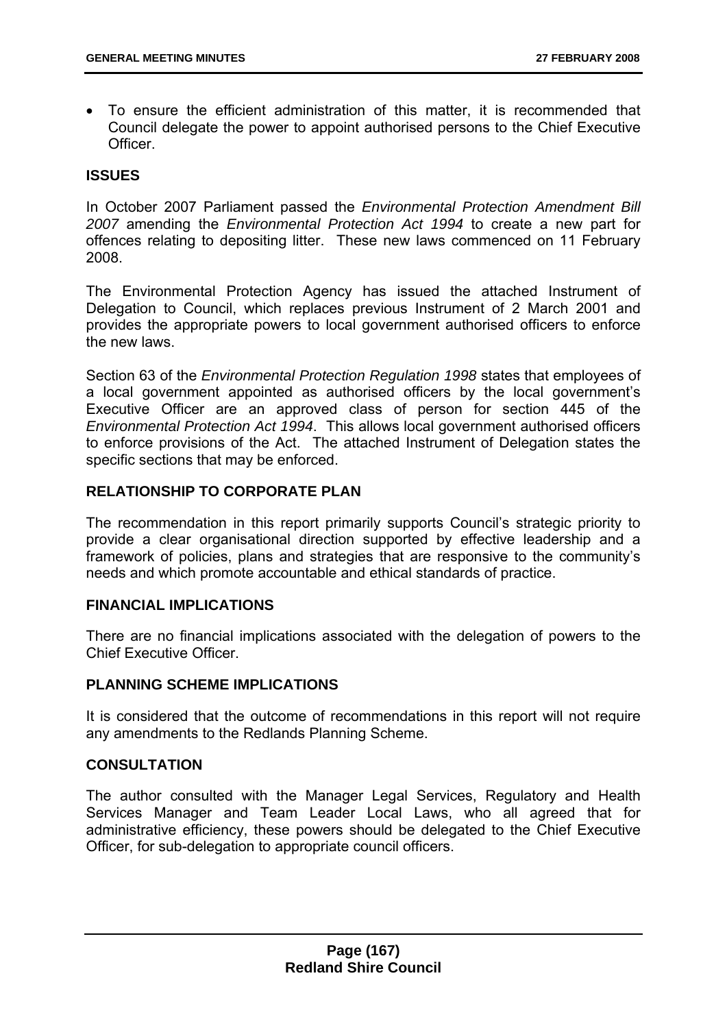- To ensure the efficient administration of this matter, it is recommended that Council delegate the power to appoint authorised persons to the Chief Executive Officer.

## ISSUES

In October 2007 Parliament passed the *Environmental Protection Amendment Bill 2007* amending the *Environmental Protection Act 1994* to create a new part for offences relating to depositing litter. These new laws commenced on 11 February 2008.

The Environmental Protection Agency has issued the attached Instrument of Delegation to Council, which replaces previous Instrument of 2 March 2001 and provides the appropriate powers to local government authorised officers to enforce the new laws.

Section 63 of the *Environmental Protection Regulation 1998* states that employees of a local government appointed as authorised officers by the local government's Executive Officer are an approved class of person for section 445 of the *Environmental Protection Act 1994*. This allows local government authorised officers to enforce provisions of the Act. The attached Instrument of Delegation states the specific sections that may be enforced.

## RELATIONSHIP TO CORPORATE PLAN

The recommendation in this report primarily supports Council's strategic priority to provide a clear organisational direction supported by effective leadership and a framework of policies, plans and strategies that are responsive to the community's needs and which promote accountable and ethical standards of practice.

## FINANCIAL IMPLICATIONS

There are no financial implications associated with the delegation of powers to the Chief Executive Officer.

## PLANNING SCHEME IMPLICATIONS

It is considered that the outcome of recommendations in this report will not require any amendments to the Redlands Planning Scheme.

## CONSULTATION

The author consulted with the Manager Legal Services, Regulatory and Health Services Manager and Team Leader Local Laws, who all agreed that for administrative efficiency, these powers should be delegated to the Chief Executive Officer, for sub-delegation to appropriate council officers.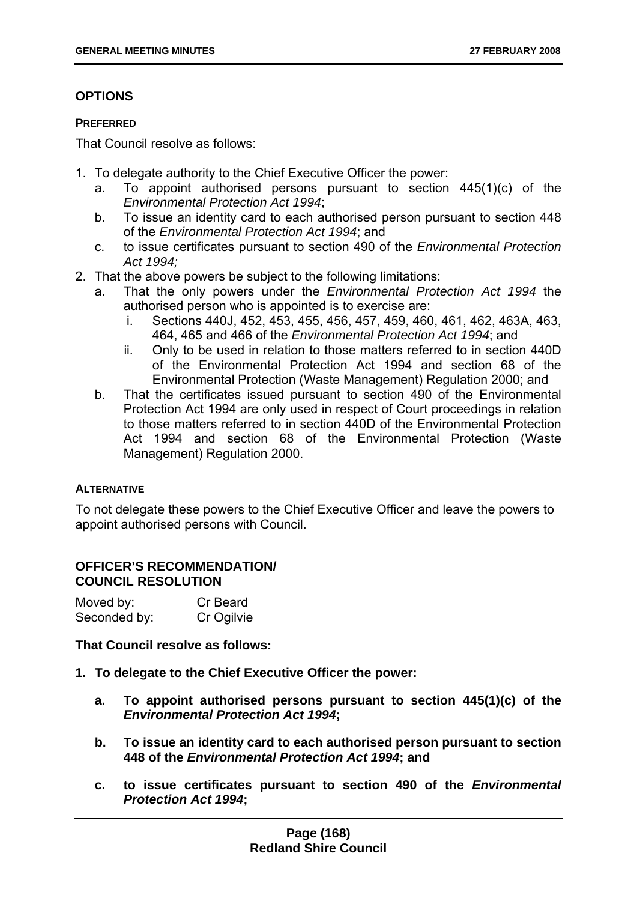## OPTIONS

**PREFERRED**

That Council resolve as follows:

1. To delegate authority to the Chief Executive Officer the power:
   a. To appoint authorised persons pursuant to section 445(1)(c) of the *Environmental Protection Act 1994*;
   b. To issue an identity card to each authorised person pursuant to section 448 of the *Environmental Protection Act 1994*; and
   c. to issue certificates pursuant to section 490 of the *Environmental Protection Act 1994;*
2. That the above powers be subject to the following limitations:
   a. That the only powers under the *Environmental Protection Act 1994* the authorised person who is appointed is to exercise are:
      i. Sections 440J, 452, 453, 455, 456, 457, 459, 460, 461, 462, 463A, 463, 464, 465 and 466 of the *Environmental Protection Act 1994*; and
      ii. Only to be used in relation to those matters referred to in section 440D of the Environmental Protection Act 1994 and section 68 of the Environmental Protection (Waste Management) Regulation 2000; and
   b. That the certificates issued pursuant to section 490 of the Environmental Protection Act 1994 are only used in respect of Court proceedings in relation to those matters referred to in section 440D of the Environmental Protection Act 1994 and section 68 of the Environmental Protection (Waste Management) Regulation 2000.

**ALTERNATIVE**

To not delegate these powers to the Chief Executive Officer and leave the powers to appoint authorised persons with Council.

## OFFICER'S RECOMMENDATION/ COUNCIL RESOLUTION

Moved by: Cr Beard
Seconded by: Cr Ogilvie

**That Council resolve as follows:**

1. **To delegate to the Chief Executive Officer the power:**
   a. **To appoint authorised persons pursuant to section 445(1)(c) of the *Environmental Protection Act 1994*;**
   b. **To issue an identity card to each authorised person pursuant to section 448 of the *Environmental Protection Act 1994*; and**
   c. **to issue certificates pursuant to section 490 of the *Environmental Protection Act 1994*;**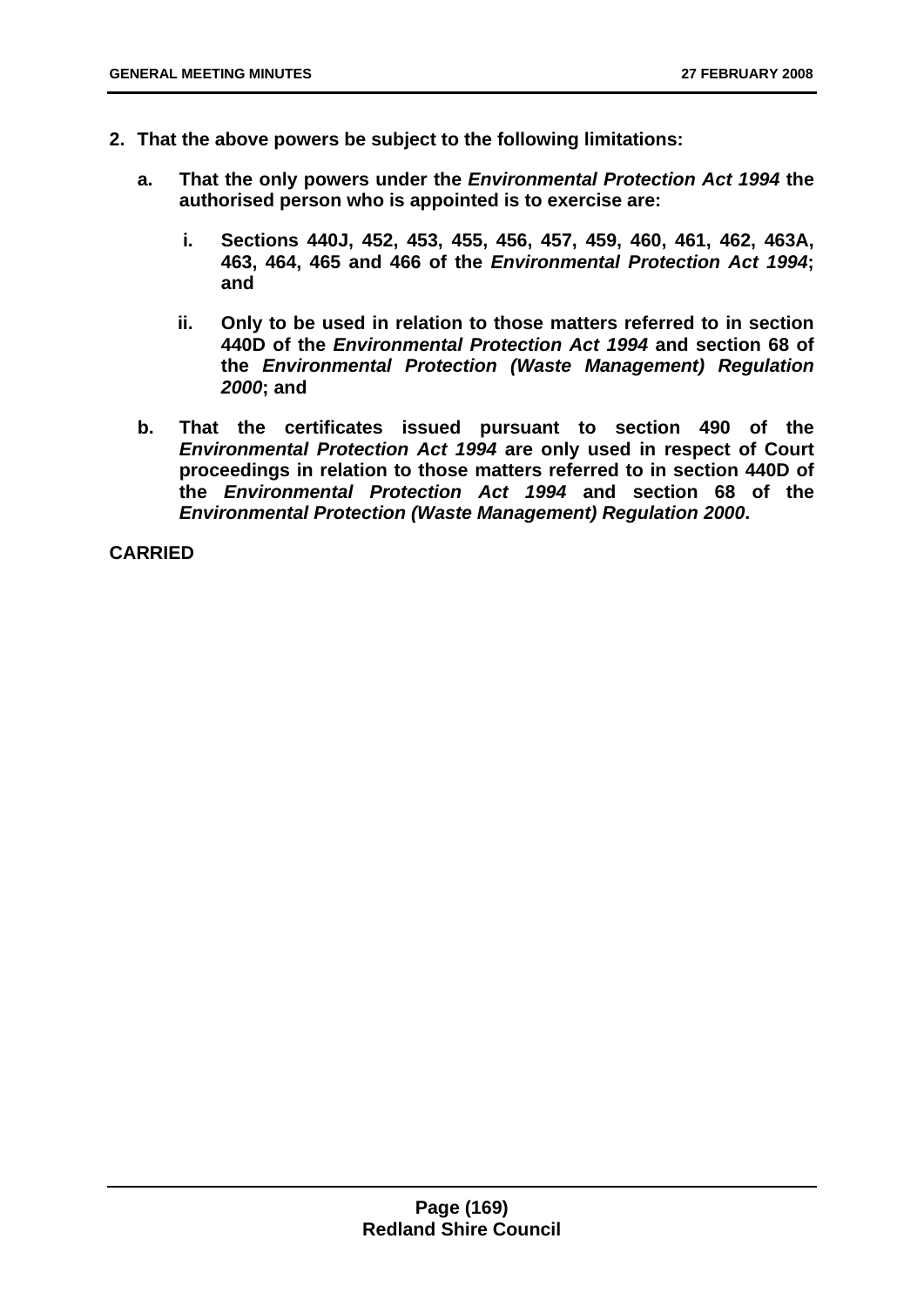**2. That the above powers be subject to the following limitations:**

   **a. That the only powers under the *Environmental Protection Act 1994* the authorised person who is appointed is to exercise are:**

      **i. Sections 440J, 452, 453, 455, 456, 457, 459, 460, 461, 462, 463A, 463, 464, 465 and 466 of the *Environmental Protection Act 1994*; and**

      **ii. Only to be used in relation to those matters referred to in section 440D of the *Environmental Protection Act 1994* and section 68 of the *Environmental Protection (Waste Management) Regulation 2000*; and**

   **b. That the certificates issued pursuant to section 490 of the *Environmental Protection Act 1994* are only used in respect of Court proceedings in relation to those matters referred to in section 440D of the *Environmental Protection Act 1994* and section 68 of the *Environmental Protection (Waste Management) Regulation 2000*.**

**CARRIED**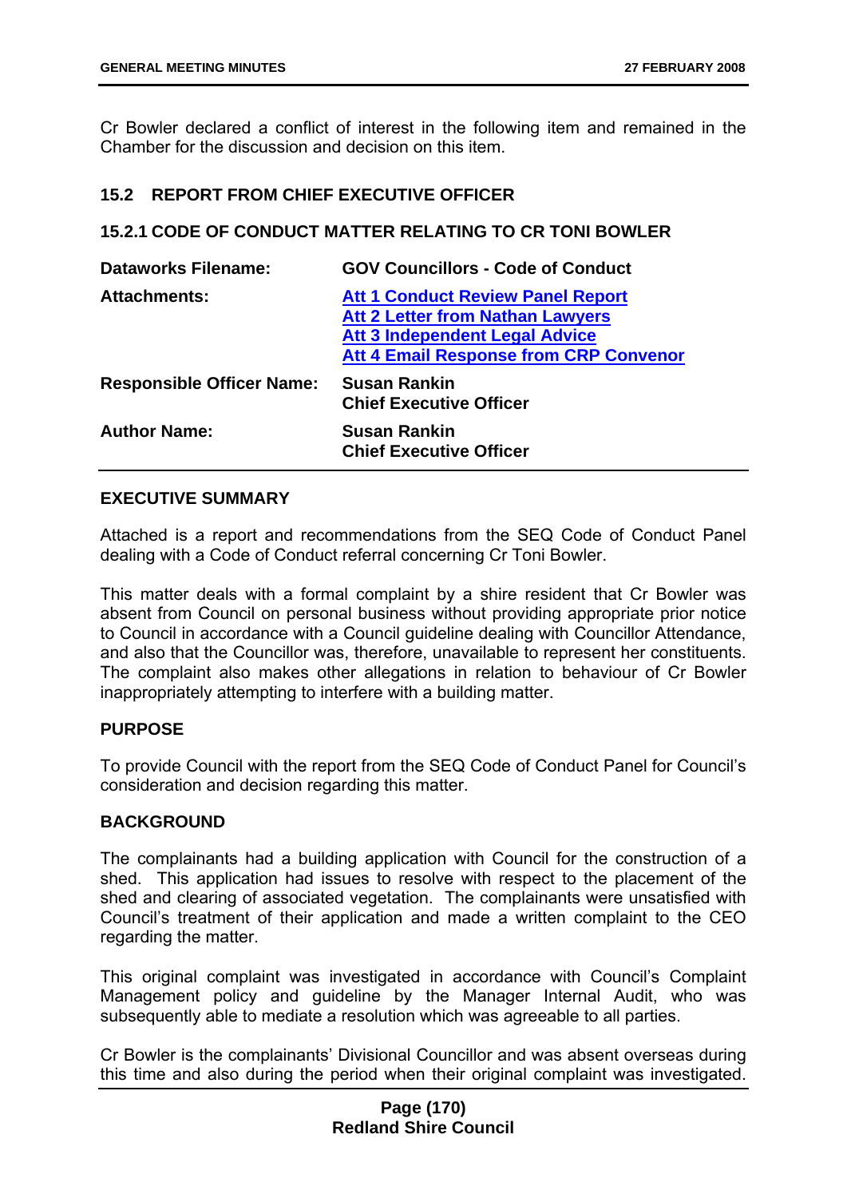Cr Bowler declared a conflict of interest in the following item and remained in the Chamber for the discussion and decision on this item.

## 15.2 REPORT FROM CHIEF EXECUTIVE OFFICER

### 15.2.1 CODE OF CONDUCT MATTER RELATING TO CR TONI BOWLER

| | |
|---|---|
| **Dataworks Filename:** | **GOV Councillors - Code of Conduct** |
| **Attachments:** | **Att 1 Conduct Review Panel Report**<br>**Att 2 Letter from Nathan Lawyers**<br>**Att 3 Independent Legal Advice**<br>**Att 4 Email Response from CRP Convenor** |
| **Responsible Officer Name:** | **Susan Rankin**<br>**Chief Executive Officer** |
| **Author Name:** | **Susan Rankin**<br>**Chief Executive Officer** |

#### EXECUTIVE SUMMARY

Attached is a report and recommendations from the SEQ Code of Conduct Panel dealing with a Code of Conduct referral concerning Cr Toni Bowler.

This matter deals with a formal complaint by a shire resident that Cr Bowler was absent from Council on personal business without providing appropriate prior notice to Council in accordance with a Council guideline dealing with Councillor Attendance, and also that the Councillor was, therefore, unavailable to represent her constituents. The complaint also makes other allegations in relation to behaviour of Cr Bowler inappropriately attempting to interfere with a building matter.

#### PURPOSE

To provide Council with the report from the SEQ Code of Conduct Panel for Council's consideration and decision regarding this matter.

#### BACKGROUND

The complainants had a building application with Council for the construction of a shed. This application had issues to resolve with respect to the placement of the shed and clearing of associated vegetation. The complainants were unsatisfied with Council's treatment of their application and made a written complaint to the CEO regarding the matter.

This original complaint was investigated in accordance with Council's Complaint Management policy and guideline by the Manager Internal Audit, who was subsequently able to mediate a resolution which was agreeable to all parties.

Cr Bowler is the complainants' Divisional Councillor and was absent overseas during this time and also during the period when their original complaint was investigated.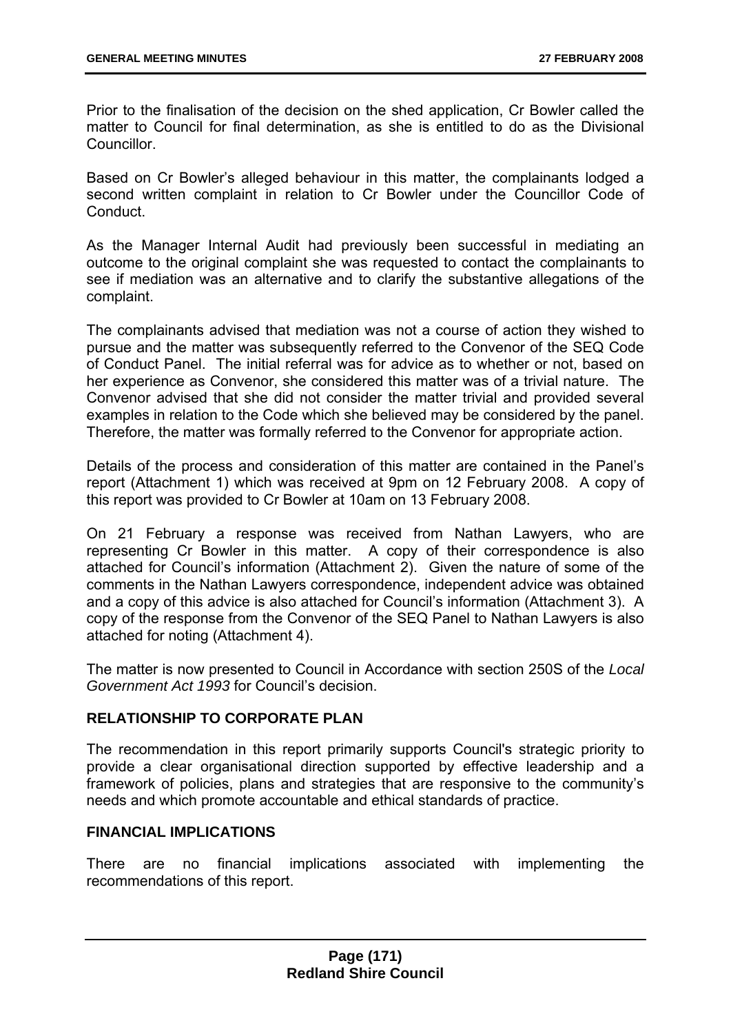Prior to the finalisation of the decision on the shed application, Cr Bowler called the matter to Council for final determination, as she is entitled to do as the Divisional Councillor.

Based on Cr Bowler's alleged behaviour in this matter, the complainants lodged a second written complaint in relation to Cr Bowler under the Councillor Code of Conduct.

As the Manager Internal Audit had previously been successful in mediating an outcome to the original complaint she was requested to contact the complainants to see if mediation was an alternative and to clarify the substantive allegations of the complaint.

The complainants advised that mediation was not a course of action they wished to pursue and the matter was subsequently referred to the Convenor of the SEQ Code of Conduct Panel. The initial referral was for advice as to whether or not, based on her experience as Convenor, she considered this matter was of a trivial nature. The Convenor advised that she did not consider the matter trivial and provided several examples in relation to the Code which she believed may be considered by the panel. Therefore, the matter was formally referred to the Convenor for appropriate action.

Details of the process and consideration of this matter are contained in the Panel's report (Attachment 1) which was received at 9pm on 12 February 2008. A copy of this report was provided to Cr Bowler at 10am on 13 February 2008.

On 21 February a response was received from Nathan Lawyers, who are representing Cr Bowler in this matter. A copy of their correspondence is also attached for Council's information (Attachment 2). Given the nature of some of the comments in the Nathan Lawyers correspondence, independent advice was obtained and a copy of this advice is also attached for Council's information (Attachment 3). A copy of the response from the Convenor of the SEQ Panel to Nathan Lawyers is also attached for noting (Attachment 4).

The matter is now presented to Council in Accordance with section 250S of the *Local Government Act 1993* for Council's decision.

## RELATIONSHIP TO CORPORATE PLAN

The recommendation in this report primarily supports Council's strategic priority to provide a clear organisational direction supported by effective leadership and a framework of policies, plans and strategies that are responsive to the community's needs and which promote accountable and ethical standards of practice.

## FINANCIAL IMPLICATIONS

There are no financial implications associated with implementing the recommendations of this report.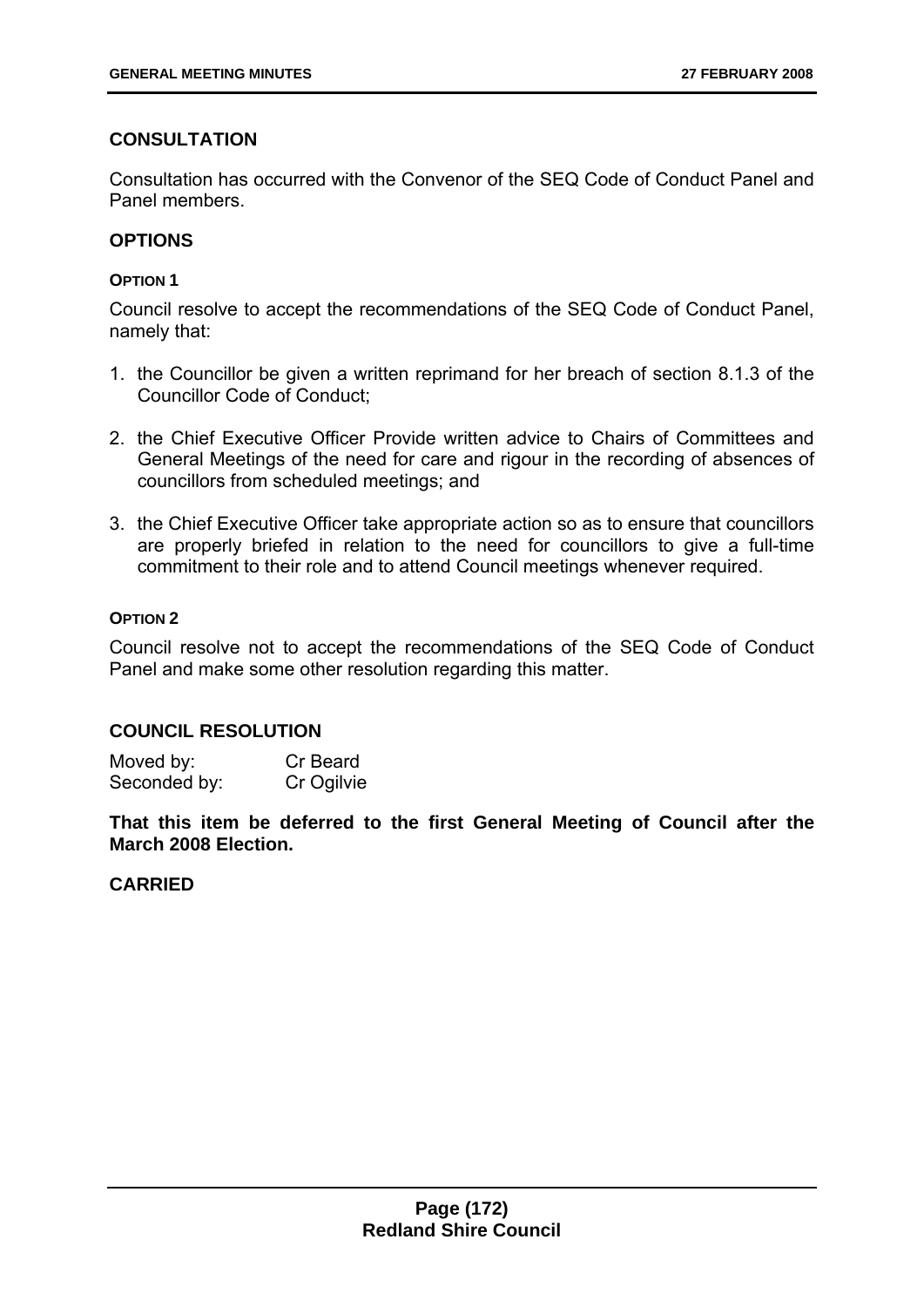### CONSULTATION

Consultation has occurred with the Convenor of the SEQ Code of Conduct Panel and Panel members.

### OPTIONS

#### OPTION 1

Council resolve to accept the recommendations of the SEQ Code of Conduct Panel, namely that:

1. the Councillor be given a written reprimand for her breach of section 8.1.3 of the Councillor Code of Conduct;

2. the Chief Executive Officer Provide written advice to Chairs of Committees and General Meetings of the need for care and rigour in the recording of absences of councillors from scheduled meetings; and

3. the Chief Executive Officer take appropriate action so as to ensure that councillors are properly briefed in relation to the need for councillors to give a full-time commitment to their role and to attend Council meetings whenever required.

#### OPTION 2

Council resolve not to accept the recommendations of the SEQ Code of Conduct Panel and make some other resolution regarding this matter.

### COUNCIL RESOLUTION

Moved by: Cr Beard
Seconded by: Cr Ogilvie

**That this item be deferred to the first General Meeting of Council after the March 2008 Election.**

**CARRIED**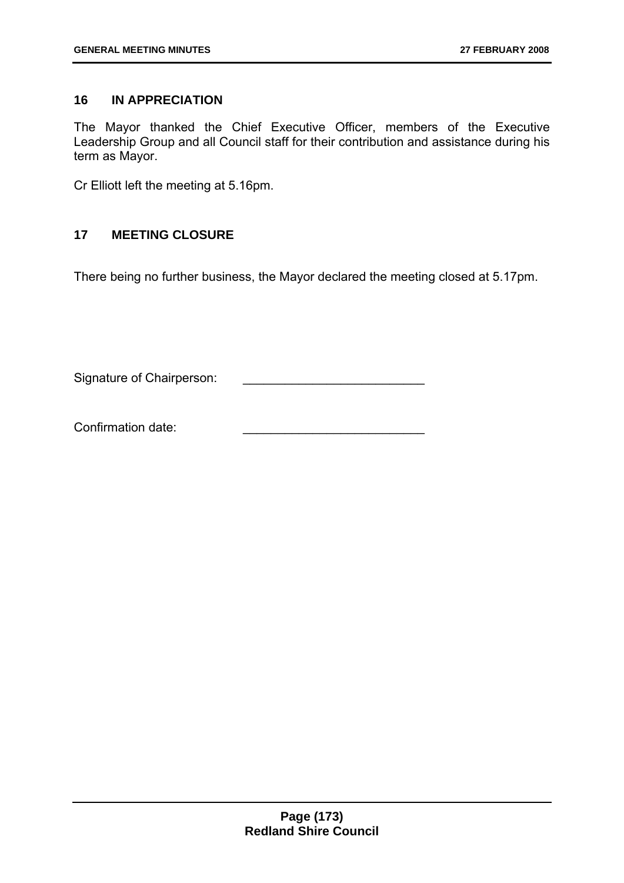## 16 IN APPRECIATION

The Mayor thanked the Chief Executive Officer, members of the Executive Leadership Group and all Council staff for their contribution and assistance during his term as Mayor.

Cr Elliott left the meeting at 5.16pm.

## 17 MEETING CLOSURE

There being no further business, the Mayor declared the meeting closed at 5.17pm.

Signature of Chairperson: \_\_\_\_\_\_\_\_\_\_\_\_\_\_\_\_\_\_\_\_\_\_\_\_\_\_

Confirmation date: \_\_\_\_\_\_\_\_\_\_\_\_\_\_\_\_\_\_\_\_\_\_\_\_\_\_